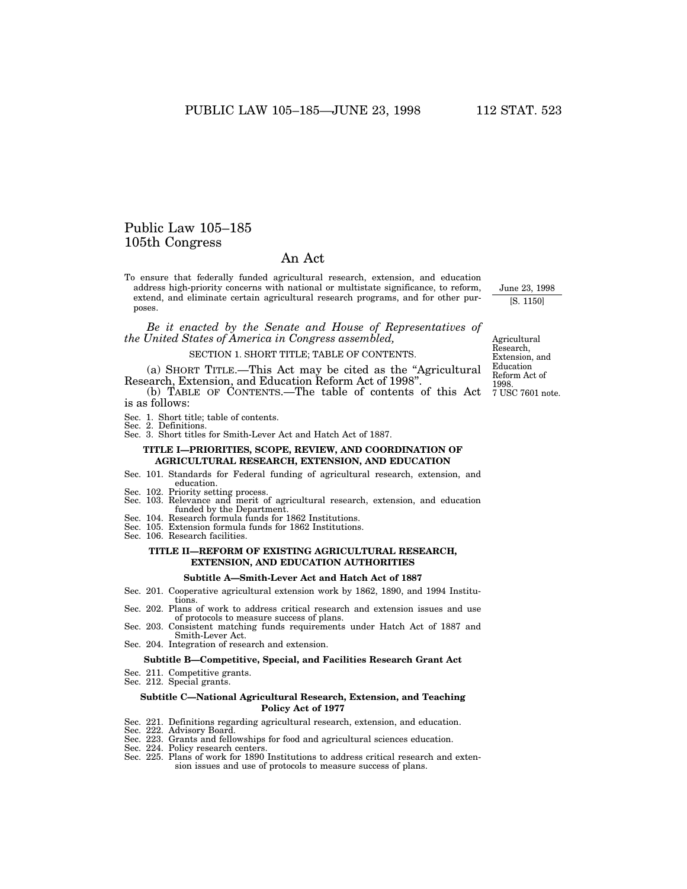# Public Law 105–185
## 105th Congress

## An Act

To ensure that federally funded agricultural research, extension, and education address high-priority concerns with national or multistate significance, to reform, extend, and eliminate certain agricultural research programs, and for other purposes.

June 23, 1998
[S. 1150]

*Be it enacted by the Senate and House of Representatives of the United States of America in Congress assembled,*

Agricultural Research, Extension, and Education Reform Act of 1998.
7 USC 7601 note.

SECTION 1. SHORT TITLE; TABLE OF CONTENTS.

(a) SHORT TITLE.—This Act may be cited as the "Agricultural Research, Extension, and Education Reform Act of 1998".

(b) TABLE OF CONTENTS.—The table of contents of this Act is as follows:

Sec. 1. Short title; table of contents.
Sec. 2. Definitions.
Sec. 3. Short titles for Smith-Lever Act and Hatch Act of 1887.

**TITLE I—PRIORITIES, SCOPE, REVIEW, AND COORDINATION OF AGRICULTURAL RESEARCH, EXTENSION, AND EDUCATION**

Sec. 101. Standards for Federal funding of agricultural research, extension, and education.
Sec. 102. Priority setting process.
Sec. 103. Relevance and merit of agricultural research, extension, and education funded by the Department.
Sec. 104. Research formula funds for 1862 Institutions.
Sec. 105. Extension formula funds for 1862 Institutions.
Sec. 106. Research facilities.

**TITLE II—REFORM OF EXISTING AGRICULTURAL RESEARCH, EXTENSION, AND EDUCATION AUTHORITIES**

**Subtitle A—Smith-Lever Act and Hatch Act of 1887**

Sec. 201. Cooperative agricultural extension work by 1862, 1890, and 1994 Institutions.
Sec. 202. Plans of work to address critical research and extension issues and use of protocols to measure success of plans.
Sec. 203. Consistent matching funds requirements under Hatch Act of 1887 and Smith-Lever Act.
Sec. 204. Integration of research and extension.

**Subtitle B—Competitive, Special, and Facilities Research Grant Act**

Sec. 211. Competitive grants.
Sec. 212. Special grants.

**Subtitle C—National Agricultural Research, Extension, and Teaching Policy Act of 1977**

Sec. 221. Definitions regarding agricultural research, extension, and education.
Sec. 222. Advisory Board.
Sec. 223. Grants and fellowships for food and agricultural sciences education.
Sec. 224. Policy research centers.
Sec. 225. Plans of work for 1890 Institutions to address critical research and extension issues and use of protocols to measure success of plans.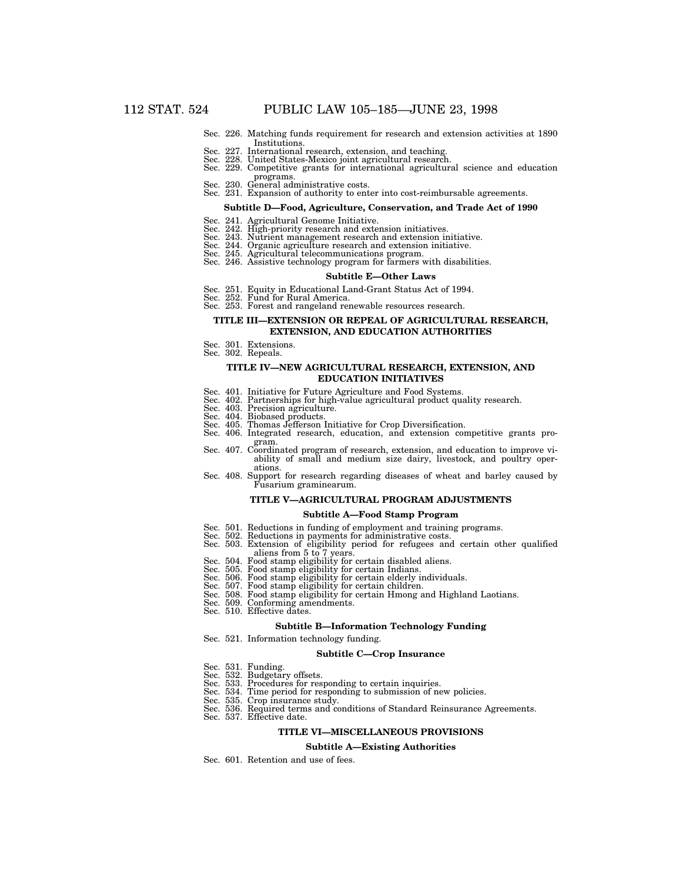Sec. 226. Matching funds requirement for research and extension activities at 1890 Institutions.
Sec. 227. International research, extension, and teaching.
Sec. 228. United States-Mexico joint agricultural research.
Sec. 229. Competitive grants for international agricultural science and education programs.
Sec. 230. General administrative costs.
Sec. 231. Expansion of authority to enter into cost-reimbursable agreements.

### Subtitle D—Food, Agriculture, Conservation, and Trade Act of 1990

Sec. 241. Agricultural Genome Initiative.
Sec. 242. High-priority research and extension initiatives.
Sec. 243. Nutrient management research and extension initiative.
Sec. 244. Organic agriculture research and extension initiative.
Sec. 245. Agricultural telecommunications program.
Sec. 246. Assistive technology program for farmers with disabilities.

### Subtitle E—Other Laws

Sec. 251. Equity in Educational Land-Grant Status Act of 1994.
Sec. 252. Fund for Rural America.
Sec. 253. Forest and rangeland renewable resources research.

## TITLE III—EXTENSION OR REPEAL OF AGRICULTURAL RESEARCH, EXTENSION, AND EDUCATION AUTHORITIES

Sec. 301. Extensions.
Sec. 302. Repeals.

## TITLE IV—NEW AGRICULTURAL RESEARCH, EXTENSION, AND EDUCATION INITIATIVES

Sec. 401. Initiative for Future Agriculture and Food Systems.
Sec. 402. Partnerships for high-value agricultural product quality research.
Sec. 403. Precision agriculture.
Sec. 404. Biobased products.
Sec. 405. Thomas Jefferson Initiative for Crop Diversification.
Sec. 406. Integrated research, education, and extension competitive grants program.
Sec. 407. Coordinated program of research, extension, and education to improve viability of small and medium size dairy, livestock, and poultry operations.
Sec. 408. Support for research regarding diseases of wheat and barley caused by Fusarium graminearum.

## TITLE V—AGRICULTURAL PROGRAM ADJUSTMENTS

### Subtitle A—Food Stamp Program

Sec. 501. Reductions in funding of employment and training programs.
Sec. 502. Reductions in payments for administrative costs.
Sec. 503. Extension of eligibility period for refugees and certain other qualified aliens from 5 to 7 years.
Sec. 504. Food stamp eligibility for certain disabled aliens.
Sec. 505. Food stamp eligibility for certain Indians.
Sec. 506. Food stamp eligibility for certain elderly individuals.
Sec. 507. Food stamp eligibility for certain children.
Sec. 508. Food stamp eligibility for certain Hmong and Highland Laotians.
Sec. 509. Conforming amendments.
Sec. 510. Effective dates.

### Subtitle B—Information Technology Funding

Sec. 521. Information technology funding.

### Subtitle C—Crop Insurance

Sec. 531. Funding.
Sec. 532. Budgetary offsets.
Sec. 533. Procedures for responding to certain inquiries.
Sec. 534. Time period for responding to submission of new policies.
Sec. 535. Crop insurance study.
Sec. 536. Required terms and conditions of Standard Reinsurance Agreements.
Sec. 537. Effective date.

## TITLE VI—MISCELLANEOUS PROVISIONS

### Subtitle A—Existing Authorities

Sec. 601. Retention and use of fees.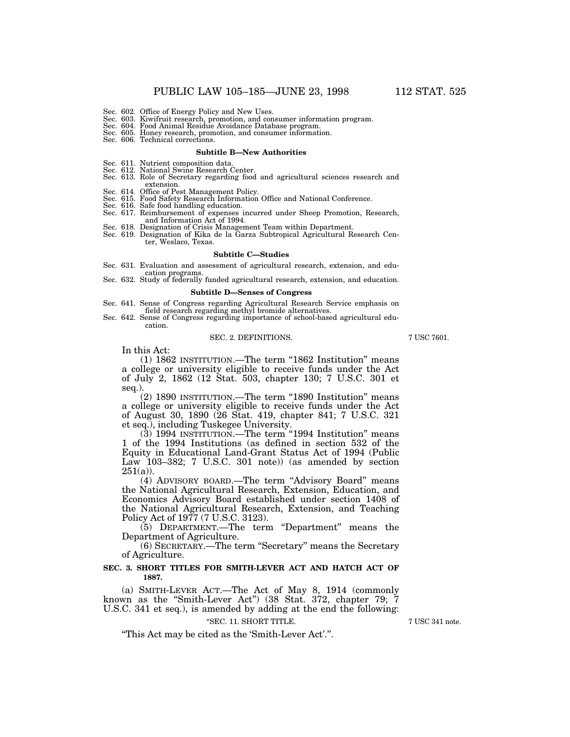Sec. 602. Office of Energy Policy and New Uses.
Sec. 603. Kiwifruit research, promotion, and consumer information program.
Sec. 604. Food Animal Residue Avoidance Database program.
Sec. 605. Honey research, promotion, and consumer information.
Sec. 606. Technical corrections.

**Subtitle B—New Authorities**

Sec. 611. Nutrient composition data.
Sec. 612. National Swine Research Center.
Sec. 613. Role of Secretary regarding food and agricultural sciences research and extension.
Sec. 614. Office of Pest Management Policy.
Sec. 615. Food Safety Research Information Office and National Conference.
Sec. 616. Safe food handling education.
Sec. 617. Reimbursement of expenses incurred under Sheep Promotion, Research, and Information Act of 1994.
Sec. 618. Designation of Crisis Management Team within Department.
Sec. 619. Designation of Kika de la Garza Subtropical Agricultural Research Center, Weslaco, Texas.

**Subtitle C—Studies**

Sec. 631. Evaluation and assessment of agricultural research, extension, and education programs.
Sec. 632. Study of federally funded agricultural research, extension, and education.

**Subtitle D—Senses of Congress**

Sec. 641. Sense of Congress regarding Agricultural Research Service emphasis on field research regarding methyl bromide alternatives.
Sec. 642. Sense of Congress regarding importance of school-based agricultural education.

SEC. 2. DEFINITIONS.

7 USC 7601.

In this Act:

(1) 1862 INSTITUTION.—The term "1862 Institution" means a college or university eligible to receive funds under the Act of July 2, 1862 (12 Stat. 503, chapter 130; 7 U.S.C. 301 et seq.).

(2) 1890 INSTITUTION.—The term "1890 Institution" means a college or university eligible to receive funds under the Act of August 30, 1890 (26 Stat. 419, chapter 841; 7 U.S.C. 321 et seq.), including Tuskegee University.

(3) 1994 INSTITUTION.—The term "1994 Institution" means 1 of the 1994 Institutions (as defined in section 532 of the Equity in Educational Land-Grant Status Act of 1994 (Public Law 103–382; 7 U.S.C. 301 note)) (as amended by section 251(a)).

(4) ADVISORY BOARD.—The term "Advisory Board" means the National Agricultural Research, Extension, Education, and Economics Advisory Board established under section 1408 of the National Agricultural Research, Extension, and Teaching Policy Act of 1977 (7 U.S.C. 3123).

(5) DEPARTMENT.—The term "Department" means the Department of Agriculture.

(6) SECRETARY.—The term "Secretary" means the Secretary of Agriculture.

**SEC. 3. SHORT TITLES FOR SMITH-LEVER ACT AND HATCH ACT OF 1887.**

(a) SMITH-LEVER ACT.—The Act of May 8, 1914 (commonly known as the "Smith-Lever Act") (38 Stat. 372, chapter 79; 7 U.S.C. 341 et seq.), is amended by adding at the end the following:

"SEC. 11. SHORT TITLE.

7 USC 341 note.

"This Act may be cited as the 'Smith-Lever Act'.".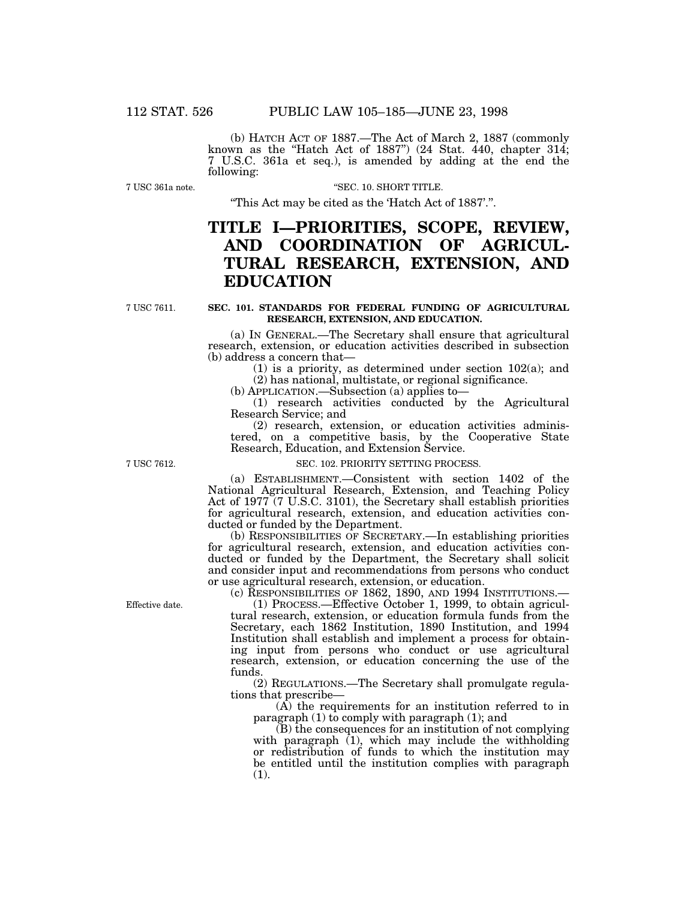(b) HATCH ACT OF 1887.—The Act of March 2, 1887 (commonly known as the "Hatch Act of 1887") (24 Stat. 440, chapter 314; 7 U.S.C. 361a et seq.), is amended by adding at the end the following:

7 USC 361a note.

"SEC. 10. SHORT TITLE.

"This Act may be cited as the 'Hatch Act of 1887'.".

# TITLE I—PRIORITIES, SCOPE, REVIEW, AND COORDINATION OF AGRICULTURAL RESEARCH, EXTENSION, AND EDUCATION

7 USC 7611.

**SEC. 101. STANDARDS FOR FEDERAL FUNDING OF AGRICULTURAL RESEARCH, EXTENSION, AND EDUCATION.**

(a) IN GENERAL.—The Secretary shall ensure that agricultural research, extension, or education activities described in subsection (b) address a concern that—

(1) is a priority, as determined under section 102(a); and

(2) has national, multistate, or regional significance.

(b) APPLICATION.—Subsection (a) applies to—

(1) research activities conducted by the Agricultural Research Service; and

(2) research, extension, or education activities administered, on a competitive basis, by the Cooperative State Research, Education, and Extension Service.

7 USC 7612.

SEC. 102. PRIORITY SETTING PROCESS.

(a) ESTABLISHMENT.—Consistent with section 1402 of the National Agricultural Research, Extension, and Teaching Policy Act of 1977 (7 U.S.C. 3101), the Secretary shall establish priorities for agricultural research, extension, and education activities conducted or funded by the Department.

(b) RESPONSIBILITIES OF SECRETARY.—In establishing priorities for agricultural research, extension, and education activities conducted or funded by the Department, the Secretary shall solicit and consider input and recommendations from persons who conduct or use agricultural research, extension, or education.

(c) RESPONSIBILITIES OF 1862, 1890, AND 1994 INSTITUTIONS.—

Effective date.

(1) PROCESS.—Effective October 1, 1999, to obtain agricultural research, extension, or education formula funds from the Secretary, each 1862 Institution, 1890 Institution, and 1994 Institution shall establish and implement a process for obtaining input from persons who conduct or use agricultural research, extension, or education concerning the use of the funds.

(2) REGULATIONS.—The Secretary shall promulgate regulations that prescribe—

(A) the requirements for an institution referred to in paragraph (1) to comply with paragraph (1); and

(B) the consequences for an institution of not complying with paragraph (1), which may include the withholding or redistribution of funds to which the institution may be entitled until the institution complies with paragraph (1).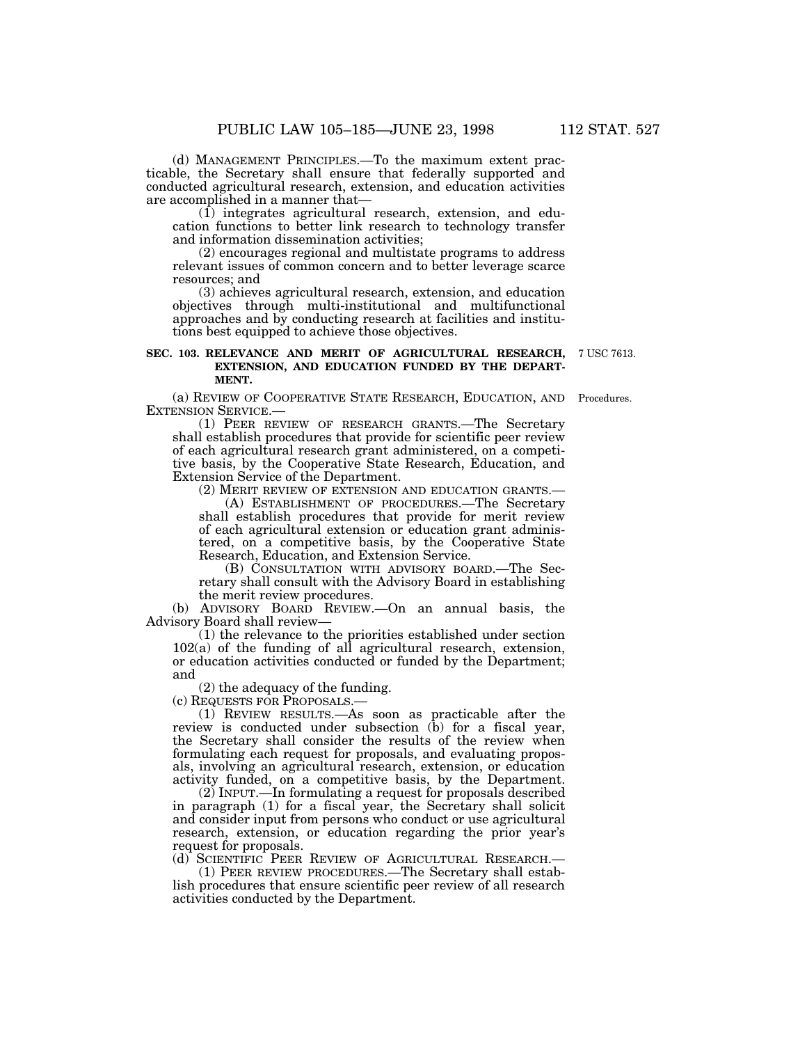(d) MANAGEMENT PRINCIPLES.—To the maximum extent practicable, the Secretary shall ensure that federally supported and conducted agricultural research, extension, and education activities are accomplished in a manner that—

(1) integrates agricultural research, extension, and education functions to better link research to technology transfer and information dissemination activities;

(2) encourages regional and multistate programs to address relevant issues of common concern and to better leverage scarce resources; and

(3) achieves agricultural research, extension, and education objectives through multi-institutional and multifunctional approaches and by conducting research at facilities and institutions best equipped to achieve those objectives.

**SEC. 103. RELEVANCE AND MERIT OF AGRICULTURAL RESEARCH, EXTENSION, AND EDUCATION FUNDED BY THE DEPARTMENT.**

7 USC 7613.

Procedures.

(a) REVIEW OF COOPERATIVE STATE RESEARCH, EDUCATION, AND EXTENSION SERVICE.—

(1) PEER REVIEW OF RESEARCH GRANTS.—The Secretary shall establish procedures that provide for scientific peer review of each agricultural research grant administered, on a competitive basis, by the Cooperative State Research, Education, and Extension Service of the Department.

(2) MERIT REVIEW OF EXTENSION AND EDUCATION GRANTS.—

(A) ESTABLISHMENT OF PROCEDURES.—The Secretary shall establish procedures that provide for merit review of each agricultural extension or education grant administered, on a competitive basis, by the Cooperative State Research, Education, and Extension Service.

(B) CONSULTATION WITH ADVISORY BOARD.—The Secretary shall consult with the Advisory Board in establishing the merit review procedures.

(b) ADVISORY BOARD REVIEW.—On an annual basis, the Advisory Board shall review—

(1) the relevance to the priorities established under section 102(a) of the funding of all agricultural research, extension, or education activities conducted or funded by the Department; and

(2) the adequacy of the funding.

(c) REQUESTS FOR PROPOSALS.—

(1) REVIEW RESULTS.—As soon as practicable after the review is conducted under subsection (b) for a fiscal year, the Secretary shall consider the results of the review when formulating each request for proposals, and evaluating proposals, involving an agricultural research, extension, or education activity funded, on a competitive basis, by the Department.

(2) INPUT.—In formulating a request for proposals described in paragraph (1) for a fiscal year, the Secretary shall solicit and consider input from persons who conduct or use agricultural research, extension, or education regarding the prior year's request for proposals.

(d) SCIENTIFIC PEER REVIEW OF AGRICULTURAL RESEARCH.—

(1) PEER REVIEW PROCEDURES.—The Secretary shall establish procedures that ensure scientific peer review of all research activities conducted by the Department.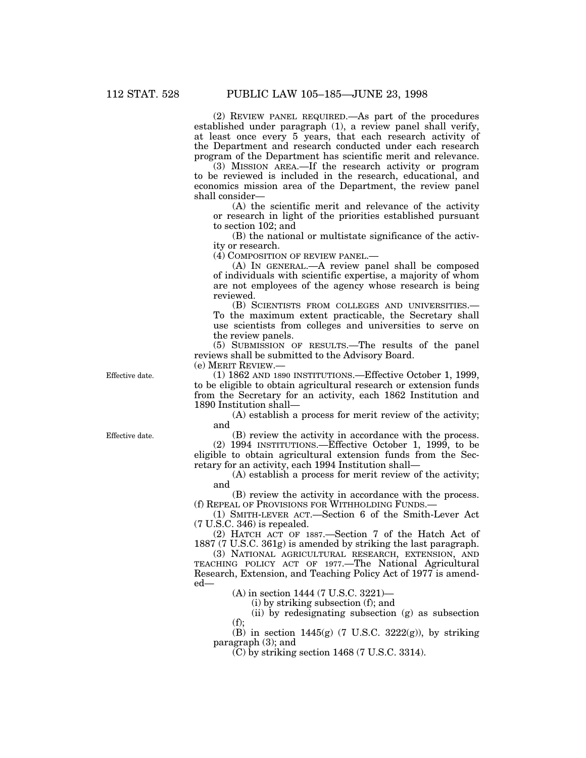(2) REVIEW PANEL REQUIRED.—As part of the procedures established under paragraph (1), a review panel shall verify, at least once every 5 years, that each research activity of the Department and research conducted under each research program of the Department has scientific merit and relevance.

(3) MISSION AREA.—If the research activity or program to be reviewed is included in the research, educational, and economics mission area of the Department, the review panel shall consider—

(A) the scientific merit and relevance of the activity or research in light of the priorities established pursuant to section 102; and

(B) the national or multistate significance of the activity or research.

(4) COMPOSITION OF REVIEW PANEL.—

(A) IN GENERAL.—A review panel shall be composed of individuals with scientific expertise, a majority of whom are not employees of the agency whose research is being reviewed.

(B) SCIENTISTS FROM COLLEGES AND UNIVERSITIES.—To the maximum extent practicable, the Secretary shall use scientists from colleges and universities to serve on the review panels.

(5) SUBMISSION OF RESULTS.—The results of the panel reviews shall be submitted to the Advisory Board.

(e) MERIT REVIEW.—

Effective date.

(1) 1862 AND 1890 INSTITUTIONS.—Effective October 1, 1999, to be eligible to obtain agricultural research or extension funds from the Secretary for an activity, each 1862 Institution and 1890 Institution shall—

(A) establish a process for merit review of the activity; and

(B) review the activity in accordance with the process.

Effective date.

(2) 1994 INSTITUTIONS.—Effective October 1, 1999, to be eligible to obtain agricultural extension funds from the Secretary for an activity, each 1994 Institution shall—

(A) establish a process for merit review of the activity; and

(B) review the activity in accordance with the process.

(f) REPEAL OF PROVISIONS FOR WITHHOLDING FUNDS.—

(1) SMITH-LEVER ACT.—Section 6 of the Smith-Lever Act (7 U.S.C. 346) is repealed.

(2) HATCH ACT OF 1887.—Section 7 of the Hatch Act of 1887 (7 U.S.C. 361g) is amended by striking the last paragraph.

(3) NATIONAL AGRICULTURAL RESEARCH, EXTENSION, AND TEACHING POLICY ACT OF 1977.—The National Agricultural Research, Extension, and Teaching Policy Act of 1977 is amended—

(A) in section 1444 (7 U.S.C. 3221)—

(i) by striking subsection (f); and

(ii) by redesignating subsection (g) as subsection (f);

(B) in section 1445(g) (7 U.S.C. 3222(g)), by striking paragraph (3); and

(C) by striking section 1468 (7 U.S.C. 3314).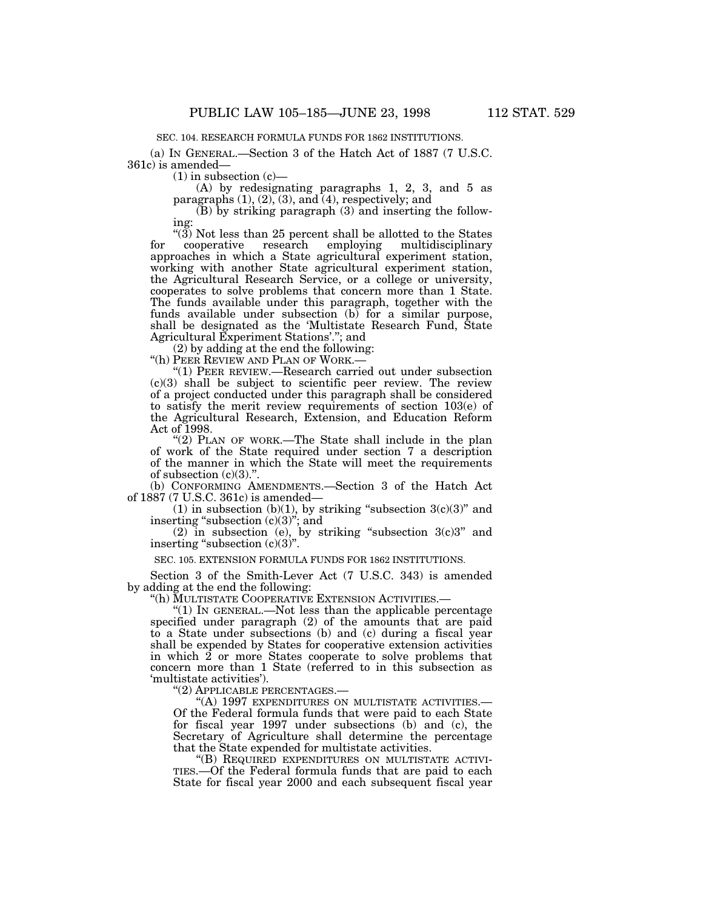SEC. 104. RESEARCH FORMULA FUNDS FOR 1862 INSTITUTIONS.

(a) IN GENERAL.—Section 3 of the Hatch Act of 1887 (7 U.S.C. 361c) is amended—

(1) in subsection (c)—

(A) by redesignating paragraphs 1, 2, 3, and 5 as paragraphs (1), (2), (3), and (4), respectively; and

(B) by striking paragraph (3) and inserting the following:

"(3) Not less than 25 percent shall be allotted to the States for cooperative research employing multidisciplinary approaches in which a State agricultural experiment station, working with another State agricultural experiment station, the Agricultural Research Service, or a college or university, cooperates to solve problems that concern more than 1 State. The funds available under this paragraph, together with the funds available under subsection (b) for a similar purpose, shall be designated as the 'Multistate Research Fund, State Agricultural Experiment Stations'."; and

(2) by adding at the end the following:

"(h) PEER REVIEW AND PLAN OF WORK.—

"(1) PEER REVIEW.—Research carried out under subsection (c)(3) shall be subject to scientific peer review. The review of a project conducted under this paragraph shall be considered to satisfy the merit review requirements of section 103(e) of the Agricultural Research, Extension, and Education Reform Act of 1998.

"(2) PLAN OF WORK.—The State shall include in the plan of work of the State required under section 7 a description of the manner in which the State will meet the requirements of subsection (c)(3).".

(b) CONFORMING AMENDMENTS.—Section 3 of the Hatch Act of 1887 (7 U.S.C. 361c) is amended—

(1) in subsection (b)(1), by striking "subsection 3(c)(3)" and inserting "subsection (c)(3)"; and

(2) in subsection (e), by striking "subsection 3(c)3" and inserting "subsection (c)(3)".

SEC. 105. EXTENSION FORMULA FUNDS FOR 1862 INSTITUTIONS.

Section 3 of the Smith-Lever Act (7 U.S.C. 343) is amended by adding at the end the following:

"(h) MULTISTATE COOPERATIVE EXTENSION ACTIVITIES.—

"(1) IN GENERAL.—Not less than the applicable percentage specified under paragraph (2) of the amounts that are paid to a State under subsections (b) and (c) during a fiscal year shall be expended by States for cooperative extension activities in which 2 or more States cooperate to solve problems that concern more than 1 State (referred to in this subsection as 'multistate activities').

"(2) APPLICABLE PERCENTAGES.—

"(A) 1997 EXPENDITURES ON MULTISTATE ACTIVITIES.—Of the Federal formula funds that were paid to each State for fiscal year 1997 under subsections (b) and (c), the Secretary of Agriculture shall determine the percentage that the State expended for multistate activities.

"(B) REQUIRED EXPENDITURES ON MULTISTATE ACTIVITIES.—Of the Federal formula funds that are paid to each State for fiscal year 2000 and each subsequent fiscal year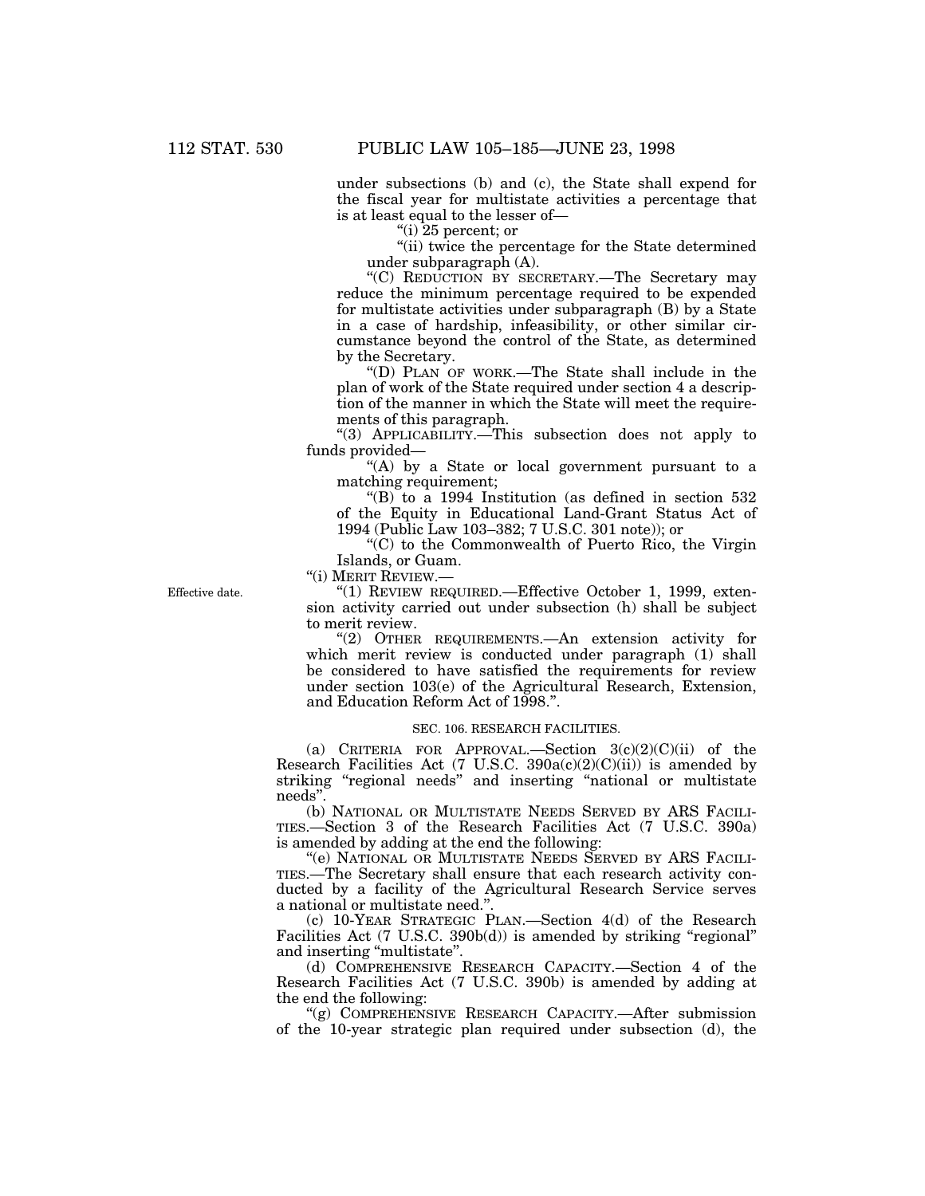under subsections (b) and (c), the State shall expend for the fiscal year for multistate activities a percentage that is at least equal to the lesser of—

"(i) 25 percent; or

"(ii) twice the percentage for the State determined under subparagraph (A).

"(C) REDUCTION BY SECRETARY.—The Secretary may reduce the minimum percentage required to be expended for multistate activities under subparagraph (B) by a State in a case of hardship, infeasibility, or other similar circumstance beyond the control of the State, as determined by the Secretary.

"(D) PLAN OF WORK.—The State shall include in the plan of work of the State required under section 4 a description of the manner in which the State will meet the requirements of this paragraph.

"(3) APPLICABILITY.—This subsection does not apply to funds provided—

"(A) by a State or local government pursuant to a matching requirement;

"(B) to a 1994 Institution (as defined in section 532 of the Equity in Educational Land-Grant Status Act of 1994 (Public Law 103–382; 7 U.S.C. 301 note)); or

"(C) to the Commonwealth of Puerto Rico, the Virgin Islands, or Guam.

"(i) MERIT REVIEW.—

Effective date.

"(1) REVIEW REQUIRED.—Effective October 1, 1999, extension activity carried out under subsection (h) shall be subject to merit review.

"(2) OTHER REQUIREMENTS.—An extension activity for which merit review is conducted under paragraph (1) shall be considered to have satisfied the requirements for review under section 103(e) of the Agricultural Research, Extension, and Education Reform Act of 1998.".

SEC. 106. RESEARCH FACILITIES.

(a) CRITERIA FOR APPROVAL.—Section 3(c)(2)(C)(ii) of the Research Facilities Act (7 U.S.C. 390a(c)(2)(C)(ii)) is amended by striking "regional needs" and inserting "national or multistate needs".

(b) NATIONAL OR MULTISTATE NEEDS SERVED BY ARS FACILITIES.—Section 3 of the Research Facilities Act (7 U.S.C. 390a) is amended by adding at the end the following:

"(e) NATIONAL OR MULTISTATE NEEDS SERVED BY ARS FACILITIES.—The Secretary shall ensure that each research activity conducted by a facility of the Agricultural Research Service serves a national or multistate need.".

(c) 10-YEAR STRATEGIC PLAN.—Section 4(d) of the Research Facilities Act (7 U.S.C. 390b(d)) is amended by striking "regional" and inserting "multistate".

(d) COMPREHENSIVE RESEARCH CAPACITY.—Section 4 of the Research Facilities Act (7 U.S.C. 390b) is amended by adding at the end the following:

"(g) COMPREHENSIVE RESEARCH CAPACITY.—After submission of the 10-year strategic plan required under subsection (d), the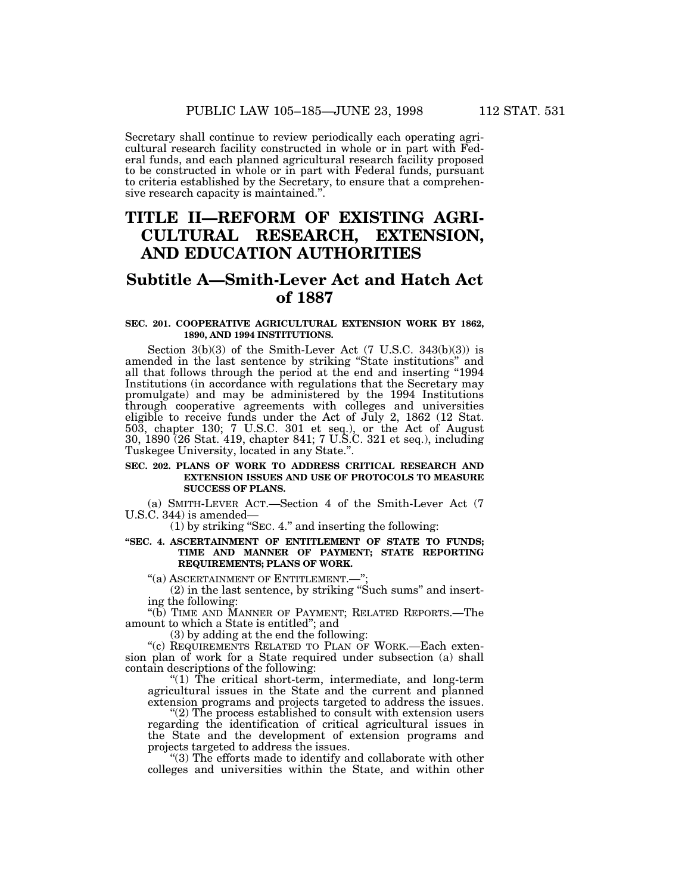Secretary shall continue to review periodically each operating agricultural research facility constructed in whole or in part with Federal funds, and each planned agricultural research facility proposed to be constructed in whole or in part with Federal funds, pursuant to criteria established by the Secretary, to ensure that a comprehensive research capacity is maintained.".

# TITLE II—REFORM OF EXISTING AGRICULTURAL RESEARCH, EXTENSION, AND EDUCATION AUTHORITIES

## Subtitle A—Smith-Lever Act and Hatch Act of 1887

**SEC. 201. COOPERATIVE AGRICULTURAL EXTENSION WORK BY 1862, 1890, AND 1994 INSTITUTIONS.**

Section 3(b)(3) of the Smith-Lever Act (7 U.S.C. 343(b)(3)) is amended in the last sentence by striking "State institutions" and all that follows through the period at the end and inserting "1994 Institutions (in accordance with regulations that the Secretary may promulgate) and may be administered by the 1994 Institutions through cooperative agreements with colleges and universities eligible to receive funds under the Act of July 2, 1862 (12 Stat. 503, chapter 130; 7 U.S.C. 301 et seq.), or the Act of August 30, 1890 (26 Stat. 419, chapter 841; 7 U.S.C. 321 et seq.), including Tuskegee University, located in any State.".

**SEC. 202. PLANS OF WORK TO ADDRESS CRITICAL RESEARCH AND EXTENSION ISSUES AND USE OF PROTOCOLS TO MEASURE SUCCESS OF PLANS.**

(a) SMITH-LEVER ACT.—Section 4 of the Smith-Lever Act (7 U.S.C. 344) is amended—

(1) by striking "SEC. 4." and inserting the following:

**"SEC. 4. ASCERTAINMENT OF ENTITLEMENT OF STATE TO FUNDS; TIME AND MANNER OF PAYMENT; STATE REPORTING REQUIREMENTS; PLANS OF WORK.**

"(a) ASCERTAINMENT OF ENTITLEMENT.—";

(2) in the last sentence, by striking "Such sums" and inserting the following:

"(b) TIME AND MANNER OF PAYMENT; RELATED REPORTS.—The amount to which a State is entitled"; and

(3) by adding at the end the following:

"(c) REQUIREMENTS RELATED TO PLAN OF WORK.—Each extension plan of work for a State required under subsection (a) shall contain descriptions of the following:

"(1) The critical short-term, intermediate, and long-term agricultural issues in the State and the current and planned extension programs and projects targeted to address the issues.

"(2) The process established to consult with extension users regarding the identification of critical agricultural issues in the State and the development of extension programs and projects targeted to address the issues.

"(3) The efforts made to identify and collaborate with other colleges and universities within the State, and within other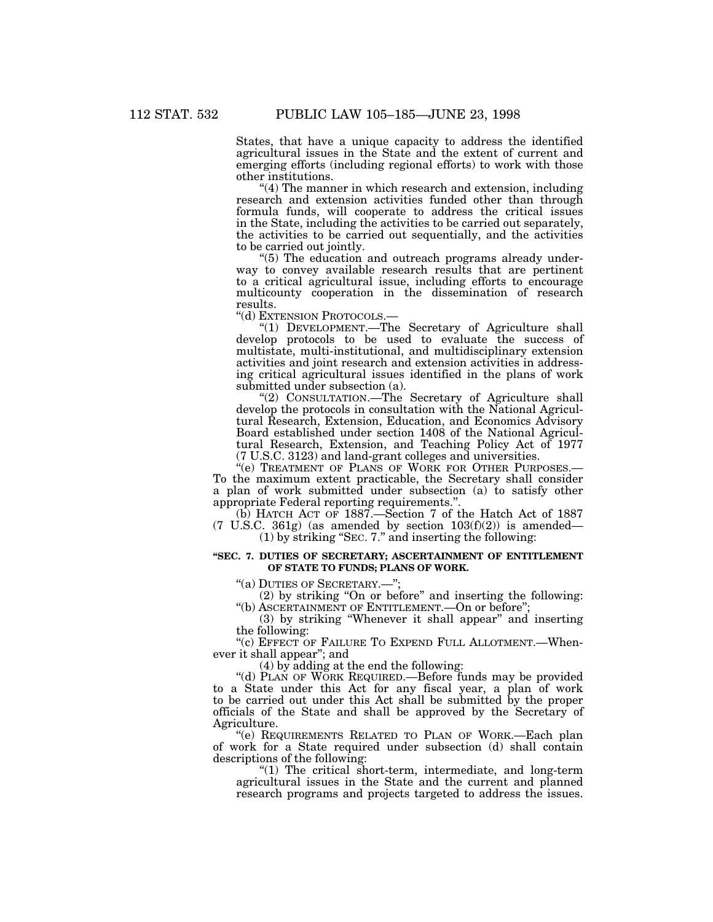States, that have a unique capacity to address the identified agricultural issues in the State and the extent of current and emerging efforts (including regional efforts) to work with those other institutions.

"(4) The manner in which research and extension, including research and extension activities funded other than through formula funds, will cooperate to address the critical issues in the State, including the activities to be carried out separately, the activities to be carried out sequentially, and the activities to be carried out jointly.

"(5) The education and outreach programs already underway to convey available research results that are pertinent to a critical agricultural issue, including efforts to encourage multicounty cooperation in the dissemination of research results.

"(d) EXTENSION PROTOCOLS.—

"(1) DEVELOPMENT.—The Secretary of Agriculture shall develop protocols to be used to evaluate the success of multistate, multi-institutional, and multidisciplinary extension activities and joint research and extension activities in addressing critical agricultural issues identified in the plans of work submitted under subsection (a).

"(2) CONSULTATION.—The Secretary of Agriculture shall develop the protocols in consultation with the National Agricultural Research, Extension, Education, and Economics Advisory Board established under section 1408 of the National Agricultural Research, Extension, and Teaching Policy Act of 1977 (7 U.S.C. 3123) and land-grant colleges and universities.

"(e) TREATMENT OF PLANS OF WORK FOR OTHER PURPOSES.—To the maximum extent practicable, the Secretary shall consider a plan of work submitted under subsection (a) to satisfy other appropriate Federal reporting requirements.".

(b) HATCH ACT OF 1887.—Section 7 of the Hatch Act of 1887 (7 U.S.C. 361g) (as amended by section 103(f)(2)) is amended—

(1) by striking "SEC. 7." and inserting the following:

**"SEC. 7. DUTIES OF SECRETARY; ASCERTAINMENT OF ENTITLEMENT OF STATE TO FUNDS; PLANS OF WORK.**

"(a) DUTIES OF SECRETARY.—";

(2) by striking "On or before" and inserting the following: "(b) ASCERTAINMENT OF ENTITLEMENT.—On or before";

(3) by striking "Whenever it shall appear" and inserting the following:

"(c) EFFECT OF FAILURE TO EXPEND FULL ALLOTMENT.—Whenever it shall appear"; and

(4) by adding at the end the following:

"(d) PLAN OF WORK REQUIRED.—Before funds may be provided to a State under this Act for any fiscal year, a plan of work to be carried out under this Act shall be submitted by the proper officials of the State and shall be approved by the Secretary of Agriculture.

"(e) REQUIREMENTS RELATED TO PLAN OF WORK.—Each plan of work for a State required under subsection (d) shall contain descriptions of the following:

"(1) The critical short-term, intermediate, and long-term agricultural issues in the State and the current and planned research programs and projects targeted to address the issues.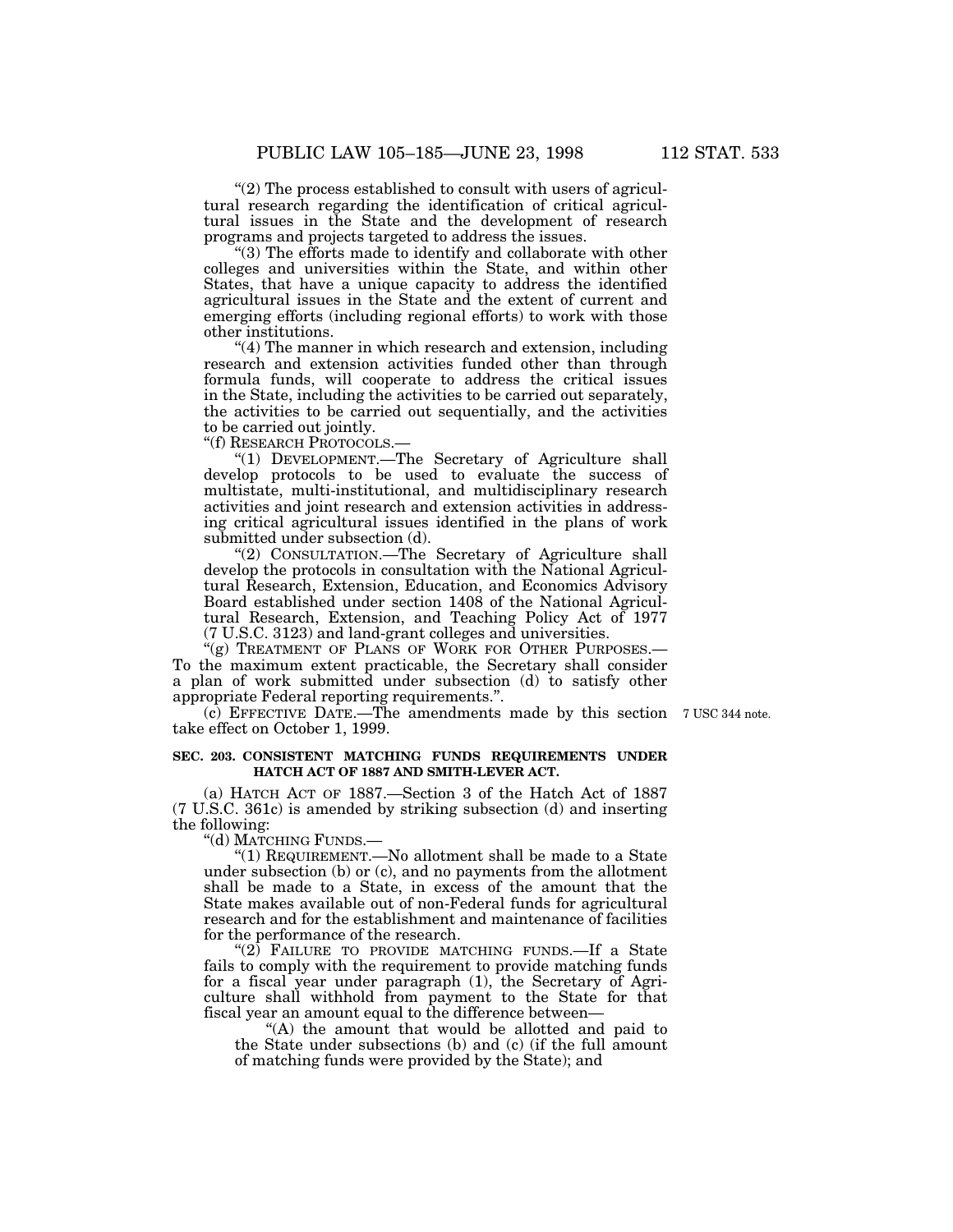"(2) The process established to consult with users of agricultural research regarding the identification of critical agricultural issues in the State and the development of research programs and projects targeted to address the issues.

"(3) The efforts made to identify and collaborate with other colleges and universities within the State, and within other States, that have a unique capacity to address the identified agricultural issues in the State and the extent of current and emerging efforts (including regional efforts) to work with those other institutions.

"(4) The manner in which research and extension, including research and extension activities funded other than through formula funds, will cooperate to address the critical issues in the State, including the activities to be carried out separately, the activities to be carried out sequentially, and the activities to be carried out jointly.

"(f) RESEARCH PROTOCOLS.—

"(1) DEVELOPMENT.—The Secretary of Agriculture shall develop protocols to be used to evaluate the success of multistate, multi-institutional, and multidisciplinary research activities and joint research and extension activities in addressing critical agricultural issues identified in the plans of work submitted under subsection (d).

"(2) CONSULTATION.—The Secretary of Agriculture shall develop the protocols in consultation with the National Agricultural Research, Extension, Education, and Economics Advisory Board established under section 1408 of the National Agricultural Research, Extension, and Teaching Policy Act of 1977 (7 U.S.C. 3123) and land-grant colleges and universities.

"(g) TREATMENT OF PLANS OF WORK FOR OTHER PURPOSES.—To the maximum extent practicable, the Secretary shall consider a plan of work submitted under subsection (d) to satisfy other appropriate Federal reporting requirements.".

(c) EFFECTIVE DATE.—The amendments made by this section take effect on October 1, 1999.

7 USC 344 note.

**SEC. 203. CONSISTENT MATCHING FUNDS REQUIREMENTS UNDER HATCH ACT OF 1887 AND SMITH-LEVER ACT.**

(a) HATCH ACT OF 1887.—Section 3 of the Hatch Act of 1887 (7 U.S.C. 361c) is amended by striking subsection (d) and inserting the following:

"(d) MATCHING FUNDS.—

"(1) REQUIREMENT.—No allotment shall be made to a State under subsection (b) or (c), and no payments from the allotment shall be made to a State, in excess of the amount that the State makes available out of non-Federal funds for agricultural research and for the establishment and maintenance of facilities for the performance of the research.

"(2) FAILURE TO PROVIDE MATCHING FUNDS.—If a State fails to comply with the requirement to provide matching funds for a fiscal year under paragraph (1), the Secretary of Agriculture shall withhold from payment to the State for that fiscal year an amount equal to the difference between—

"(A) the amount that would be allotted and paid to the State under subsections (b) and (c) (if the full amount of matching funds were provided by the State); and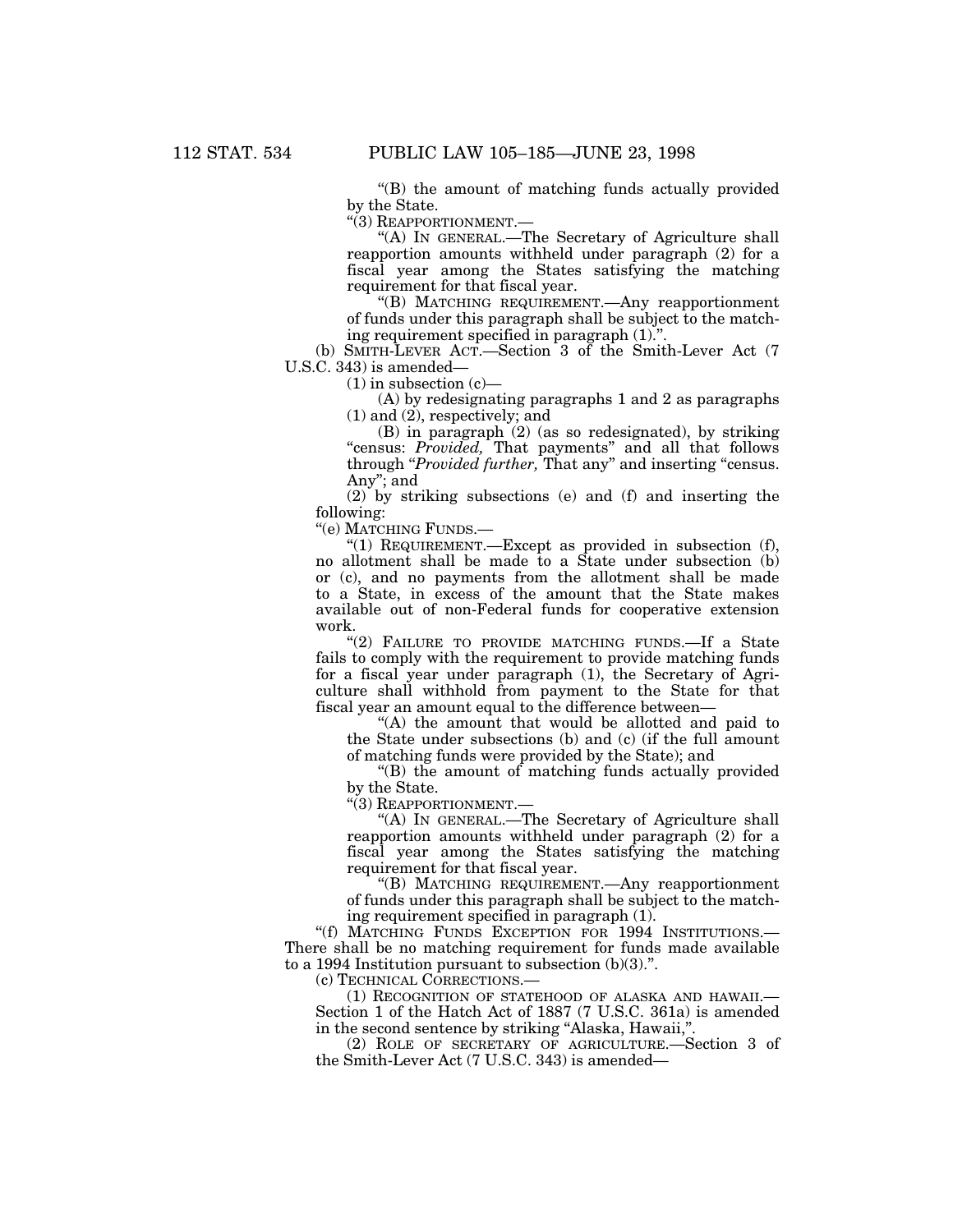"(B) the amount of matching funds actually provided by the State.

"(3) REAPPORTIONMENT.—

"(A) IN GENERAL.—The Secretary of Agriculture shall reapportion amounts withheld under paragraph (2) for a fiscal year among the States satisfying the matching requirement for that fiscal year.

"(B) MATCHING REQUIREMENT.—Any reapportionment of funds under this paragraph shall be subject to the matching requirement specified in paragraph (1).".

(b) SMITH-LEVER ACT.—Section 3 of the Smith-Lever Act (7 U.S.C. 343) is amended—

(1) in subsection (c)—

(A) by redesignating paragraphs 1 and 2 as paragraphs (1) and (2), respectively; and

(B) in paragraph (2) (as so redesignated), by striking "census: *Provided,* That payments" and all that follows through "*Provided further,* That any" and inserting "census. Any"; and

(2) by striking subsections (e) and (f) and inserting the following:

"(e) MATCHING FUNDS.—

"(1) REQUIREMENT.—Except as provided in subsection (f), no allotment shall be made to a State under subsection (b) or (c), and no payments from the allotment shall be made to a State, in excess of the amount that the State makes available out of non-Federal funds for cooperative extension work.

"(2) FAILURE TO PROVIDE MATCHING FUNDS.—If a State fails to comply with the requirement to provide matching funds for a fiscal year under paragraph (1), the Secretary of Agriculture shall withhold from payment to the State for that fiscal year an amount equal to the difference between—

"(A) the amount that would be allotted and paid to the State under subsections (b) and (c) (if the full amount of matching funds were provided by the State); and

"(B) the amount of matching funds actually provided by the State.

"(3) REAPPORTIONMENT.—

"(A) IN GENERAL.—The Secretary of Agriculture shall reapportion amounts withheld under paragraph (2) for a fiscal year among the States satisfying the matching requirement for that fiscal year.

"(B) MATCHING REQUIREMENT.—Any reapportionment of funds under this paragraph shall be subject to the matching requirement specified in paragraph (1).

"(f) MATCHING FUNDS EXCEPTION FOR 1994 INSTITUTIONS.— There shall be no matching requirement for funds made available to a 1994 Institution pursuant to subsection (b)(3).".

(c) TECHNICAL CORRECTIONS.—

(1) RECOGNITION OF STATEHOOD OF ALASKA AND HAWAII.— Section 1 of the Hatch Act of 1887 (7 U.S.C. 361a) is amended in the second sentence by striking "Alaska, Hawaii,".

(2) ROLE OF SECRETARY OF AGRICULTURE.—Section 3 of the Smith-Lever Act (7 U.S.C. 343) is amended—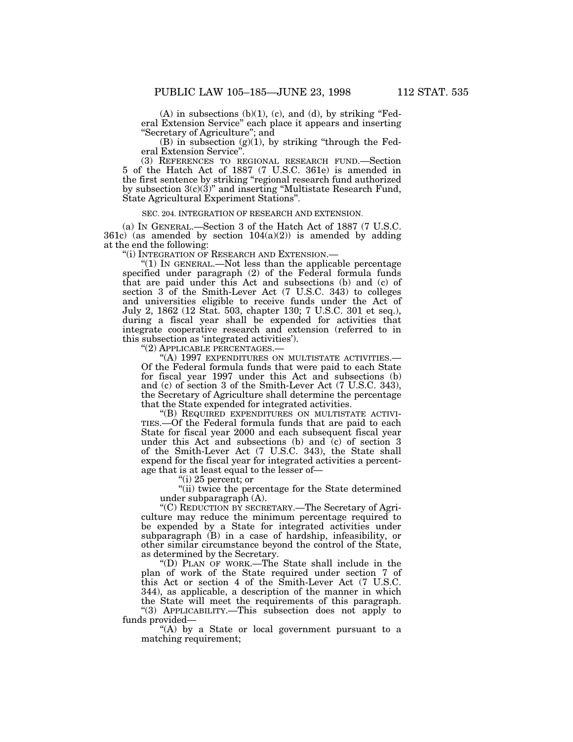(A) in subsections (b)(1), (c), and (d), by striking "Federal Extension Service" each place it appears and inserting "Secretary of Agriculture"; and

(B) in subsection (g)(1), by striking "through the Federal Extension Service".

(3) REFERENCES TO REGIONAL RESEARCH FUND.—Section 5 of the Hatch Act of 1887 (7 U.S.C. 361e) is amended in the first sentence by striking "regional research fund authorized by subsection 3(c)(3)" and inserting "Multistate Research Fund, State Agricultural Experiment Stations".

SEC. 204. INTEGRATION OF RESEARCH AND EXTENSION.

(a) IN GENERAL.—Section 3 of the Hatch Act of 1887 (7 U.S.C. 361c) (as amended by section 104(a)(2)) is amended by adding at the end the following:

"(i) INTEGRATION OF RESEARCH AND EXTENSION.—

"(1) IN GENERAL.—Not less than the applicable percentage specified under paragraph (2) of the Federal formula funds that are paid under this Act and subsections (b) and (c) of section 3 of the Smith-Lever Act (7 U.S.C. 343) to colleges and universities eligible to receive funds under the Act of July 2, 1862 (12 Stat. 503, chapter 130; 7 U.S.C. 301 et seq.), during a fiscal year shall be expended for activities that integrate cooperative research and extension (referred to in this subsection as 'integrated activities').

"(2) APPLICABLE PERCENTAGES.—

"(A) 1997 EXPENDITURES ON MULTISTATE ACTIVITIES.—Of the Federal formula funds that were paid to each State for fiscal year 1997 under this Act and subsections (b) and (c) of section 3 of the Smith-Lever Act (7 U.S.C. 343), the Secretary of Agriculture shall determine the percentage that the State expended for integrated activities.

"(B) REQUIRED EXPENDITURES ON MULTISTATE ACTIVITIES.—Of the Federal formula funds that are paid to each State for fiscal year 2000 and each subsequent fiscal year under this Act and subsections (b) and (c) of section 3 of the Smith-Lever Act (7 U.S.C. 343), the State shall expend for the fiscal year for integrated activities a percentage that is at least equal to the lesser of—

"(i) 25 percent; or

"(ii) twice the percentage for the State determined under subparagraph (A).

"(C) REDUCTION BY SECRETARY.—The Secretary of Agriculture may reduce the minimum percentage required to be expended by a State for integrated activities under subparagraph (B) in a case of hardship, infeasibility, or other similar circumstance beyond the control of the State, as determined by the Secretary.

"(D) PLAN OF WORK.—The State shall include in the plan of work of the State required under section 7 of this Act or section 4 of the Smith-Lever Act (7 U.S.C. 344), as applicable, a description of the manner in which the State will meet the requirements of this paragraph.

"(3) APPLICABILITY.—This subsection does not apply to funds provided—

"(A) by a State or local government pursuant to a matching requirement;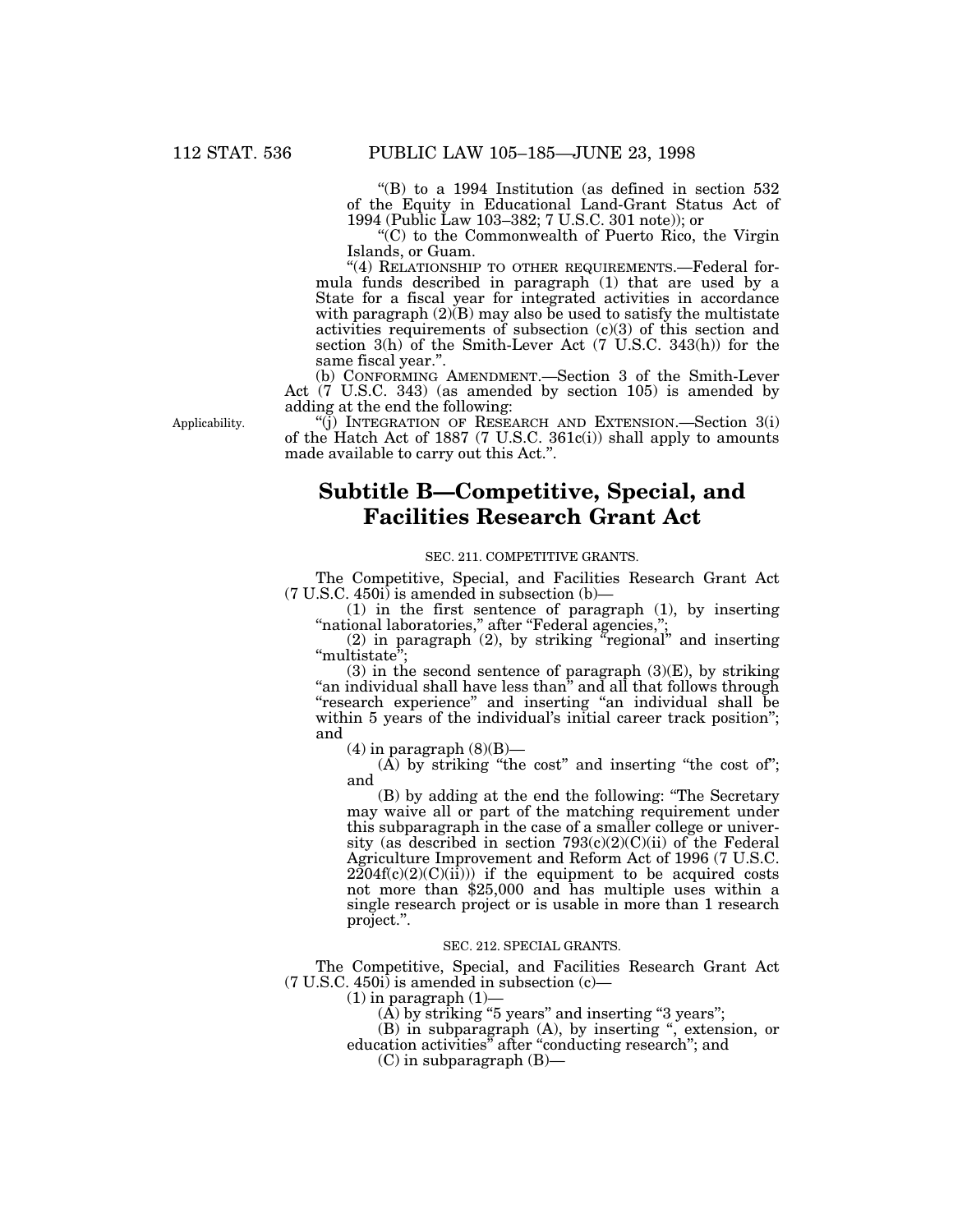"(B) to a 1994 Institution (as defined in section 532 of the Equity in Educational Land-Grant Status Act of 1994 (Public Law 103–382; 7 U.S.C. 301 note)); or

"(C) to the Commonwealth of Puerto Rico, the Virgin Islands, or Guam.

"(4) RELATIONSHIP TO OTHER REQUIREMENTS.—Federal formula funds described in paragraph (1) that are used by a State for a fiscal year for integrated activities in accordance with paragraph (2)(B) may also be used to satisfy the multistate activities requirements of subsection (c)(3) of this section and section 3(h) of the Smith-Lever Act (7 U.S.C. 343(h)) for the same fiscal year.".

(b) CONFORMING AMENDMENT.—Section 3 of the Smith-Lever Act (7 U.S.C. 343) (as amended by section 105) is amended by adding at the end the following:

Applicability.

"(j) INTEGRATION OF RESEARCH AND EXTENSION.—Section 3(i) of the Hatch Act of 1887 (7 U.S.C. 361c(i)) shall apply to amounts made available to carry out this Act.".

## Subtitle B—Competitive, Special, and Facilities Research Grant Act

SEC. 211. COMPETITIVE GRANTS.

The Competitive, Special, and Facilities Research Grant Act (7 U.S.C. 450i) is amended in subsection (b)—

(1) in the first sentence of paragraph (1), by inserting "national laboratories," after "Federal agencies,";

(2) in paragraph (2), by striking "regional" and inserting "multistate";

(3) in the second sentence of paragraph (3)(E), by striking "an individual shall have less than" and all that follows through "research experience" and inserting "an individual shall be within 5 years of the individual's initial career track position"; and

(4) in paragraph (8)(B)—

(A) by striking "the cost" and inserting "the cost of"; and

(B) by adding at the end the following: "The Secretary may waive all or part of the matching requirement under this subparagraph in the case of a smaller college or university (as described in section 793(c)(2)(C)(ii) of the Federal Agriculture Improvement and Reform Act of 1996 (7 U.S.C. 2204f(c)(2)(C)(ii))) if the equipment to be acquired costs not more than $25,000 and has multiple uses within a single research project or is usable in more than 1 research project.".

SEC. 212. SPECIAL GRANTS.

The Competitive, Special, and Facilities Research Grant Act (7 U.S.C. 450i) is amended in subsection (c)—

(1) in paragraph (1)—

(A) by striking "5 years" and inserting "3 years";

(B) in subparagraph (A), by inserting ", extension, or education activities" after "conducting research"; and

(C) in subparagraph (B)—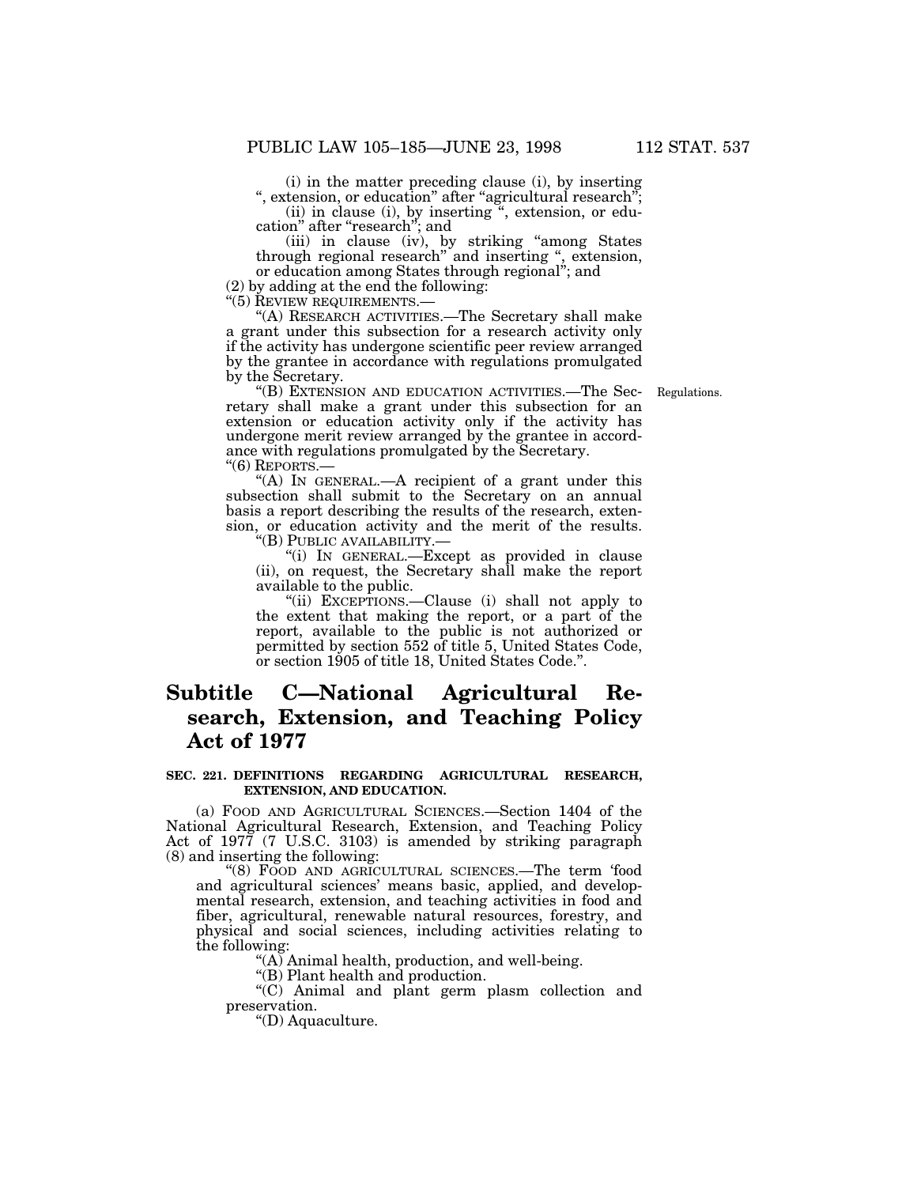(i) in the matter preceding clause (i), by inserting ", extension, or education" after "agricultural research";

(ii) in clause (i), by inserting ", extension, or education" after "research"; and

(iii) in clause (iv), by striking "among States through regional research" and inserting ", extension, or education among States through regional"; and

(2) by adding at the end the following:

"(5) REVIEW REQUIREMENTS.—

"(A) RESEARCH ACTIVITIES.—The Secretary shall make a grant under this subsection for a research activity only if the activity has undergone scientific peer review arranged by the grantee in accordance with regulations promulgated by the Secretary.

"(B) EXTENSION AND EDUCATION ACTIVITIES.—The Secretary shall make a grant under this subsection for an extension or education activity only if the activity has undergone merit review arranged by the grantee in accordance with regulations promulgated by the Secretary.

Regulations.

"(6) REPORTS.—

"(A) IN GENERAL.—A recipient of a grant under this subsection shall submit to the Secretary on an annual basis a report describing the results of the research, extension, or education activity and the merit of the results.

"(B) PUBLIC AVAILABILITY.—

"(i) IN GENERAL.—Except as provided in clause (ii), on request, the Secretary shall make the report available to the public.

"(ii) EXCEPTIONS.—Clause (i) shall not apply to the extent that making the report, or a part of the report, available to the public is not authorized or permitted by section 552 of title 5, United States Code, or section 1905 of title 18, United States Code.".

# Subtitle C—National Agricultural Research, Extension, and Teaching Policy Act of 1977

### SEC. 221. DEFINITIONS REGARDING AGRICULTURAL RESEARCH, EXTENSION, AND EDUCATION.

(a) FOOD AND AGRICULTURAL SCIENCES.—Section 1404 of the National Agricultural Research, Extension, and Teaching Policy Act of 1977 (7 U.S.C. 3103) is amended by striking paragraph (8) and inserting the following:

"(8) FOOD AND AGRICULTURAL SCIENCES.—The term 'food and agricultural sciences' means basic, applied, and developmental research, extension, and teaching activities in food and fiber, agricultural, renewable natural resources, forestry, and physical and social sciences, including activities relating to the following:

"(A) Animal health, production, and well-being.

"(B) Plant health and production.

"(C) Animal and plant germ plasm collection and preservation.

"(D) Aquaculture.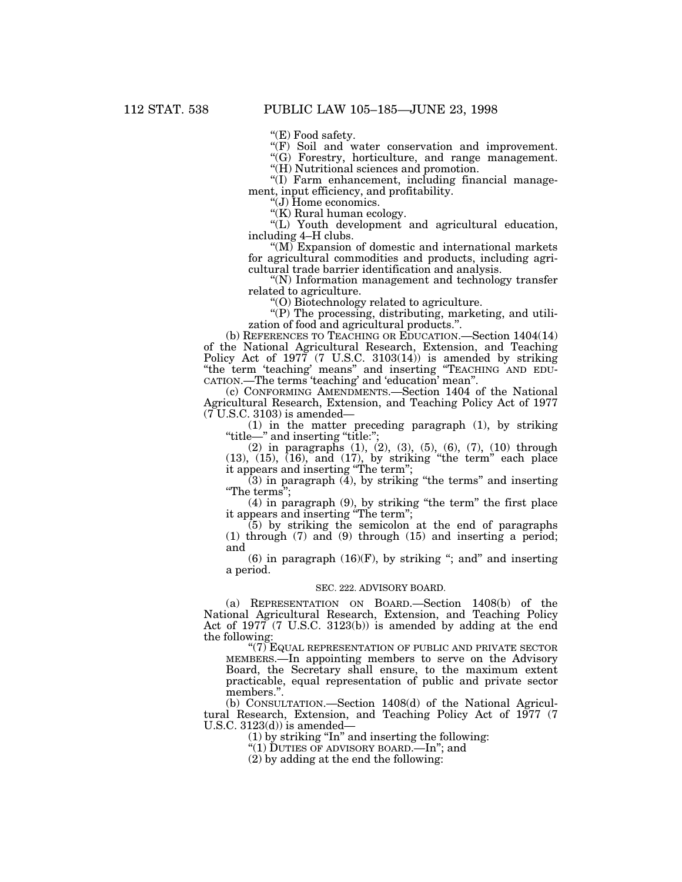"(E) Food safety.

"(F) Soil and water conservation and improvement.

"(G) Forestry, horticulture, and range management.

"(H) Nutritional sciences and promotion.

"(I) Farm enhancement, including financial management, input efficiency, and profitability.

"(J) Home economics.

"(K) Rural human ecology.

"(L) Youth development and agricultural education, including 4–H clubs.

"(M) Expansion of domestic and international markets for agricultural commodities and products, including agricultural trade barrier identification and analysis.

"(N) Information management and technology transfer related to agriculture.

"(O) Biotechnology related to agriculture.

"(P) The processing, distributing, marketing, and utilization of food and agricultural products.".

(b) REFERENCES TO TEACHING OR EDUCATION.—Section 1404(14) of the National Agricultural Research, Extension, and Teaching Policy Act of 1977 (7 U.S.C. 3103(14)) is amended by striking "the term 'teaching' means" and inserting "TEACHING AND EDUCATION.—The terms 'teaching' and 'education' mean".

(c) CONFORMING AMENDMENTS.—Section 1404 of the National Agricultural Research, Extension, and Teaching Policy Act of 1977 (7 U.S.C. 3103) is amended—

(1) in the matter preceding paragraph (1), by striking "title—" and inserting "title:";

(2) in paragraphs (1), (2), (3), (5), (6), (7), (10) through (13), (15), (16), and (17), by striking "the term" each place it appears and inserting "The term";

(3) in paragraph (4), by striking "the terms" and inserting "The terms";

(4) in paragraph (9), by striking "the term" the first place it appears and inserting "The term";

(5) by striking the semicolon at the end of paragraphs (1) through (7) and (9) through (15) and inserting a period; and

(6) in paragraph (16)(F), by striking "; and" and inserting a period.

### SEC. 222. ADVISORY BOARD.

(a) REPRESENTATION ON BOARD.—Section 1408(b) of the National Agricultural Research, Extension, and Teaching Policy Act of 1977 (7 U.S.C. 3123(b)) is amended by adding at the end the following:

"(7) EQUAL REPRESENTATION OF PUBLIC AND PRIVATE SECTOR MEMBERS.—In appointing members to serve on the Advisory Board, the Secretary shall ensure, to the maximum extent practicable, equal representation of public and private sector members.".

(b) CONSULTATION.—Section 1408(d) of the National Agricultural Research, Extension, and Teaching Policy Act of 1977 (7 U.S.C. 3123(d)) is amended—

(1) by striking "In" and inserting the following:

"(1) DUTIES OF ADVISORY BOARD.—In"; and

(2) by adding at the end the following: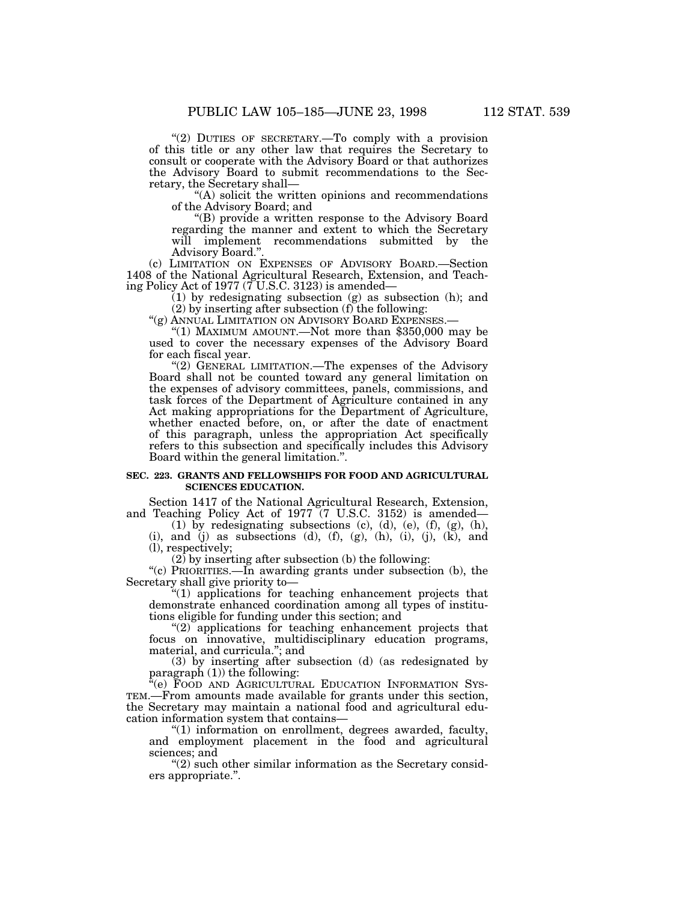"(2) DUTIES OF SECRETARY.—To comply with a provision of this title or any other law that requires the Secretary to consult or cooperate with the Advisory Board or that authorizes the Advisory Board to submit recommendations to the Secretary, the Secretary shall—

"(A) solicit the written opinions and recommendations of the Advisory Board; and

"(B) provide a written response to the Advisory Board regarding the manner and extent to which the Secretary will implement recommendations submitted by the Advisory Board.".

(c) LIMITATION ON EXPENSES OF ADVISORY BOARD.—Section 1408 of the National Agricultural Research, Extension, and Teaching Policy Act of 1977 (7 U.S.C. 3123) is amended—

(1) by redesignating subsection (g) as subsection (h); and

(2) by inserting after subsection (f) the following:

"(g) ANNUAL LIMITATION ON ADVISORY BOARD EXPENSES.—

"(1) MAXIMUM AMOUNT.—Not more than $350,000 may be used to cover the necessary expenses of the Advisory Board for each fiscal year.

"(2) GENERAL LIMITATION.—The expenses of the Advisory Board shall not be counted toward any general limitation on the expenses of advisory committees, panels, commissions, and task forces of the Department of Agriculture contained in any Act making appropriations for the Department of Agriculture, whether enacted before, on, or after the date of enactment of this paragraph, unless the appropriation Act specifically refers to this subsection and specifically includes this Advisory Board within the general limitation.".

**SEC. 223. GRANTS AND FELLOWSHIPS FOR FOOD AND AGRICULTURAL SCIENCES EDUCATION.**

Section 1417 of the National Agricultural Research, Extension, and Teaching Policy Act of 1977 (7 U.S.C. 3152) is amended—

(1) by redesignating subsections (c), (d), (e), (f), (g), (h), (i), and (j) as subsections (d), (f), (g), (h), (i), (j), (k), and (l), respectively;

(2) by inserting after subsection (b) the following:

"(c) PRIORITIES.—In awarding grants under subsection (b), the Secretary shall give priority to—

"(1) applications for teaching enhancement projects that demonstrate enhanced coordination among all types of institutions eligible for funding under this section; and

"(2) applications for teaching enhancement projects that focus on innovative, multidisciplinary education programs, material, and curricula."; and

(3) by inserting after subsection (d) (as redesignated by paragraph (1)) the following:

"(e) FOOD AND AGRICULTURAL EDUCATION INFORMATION SYSTEM.—From amounts made available for grants under this section, the Secretary may maintain a national food and agricultural education information system that contains—

"(1) information on enrollment, degrees awarded, faculty, and employment placement in the food and agricultural sciences; and

"(2) such other similar information as the Secretary considers appropriate.".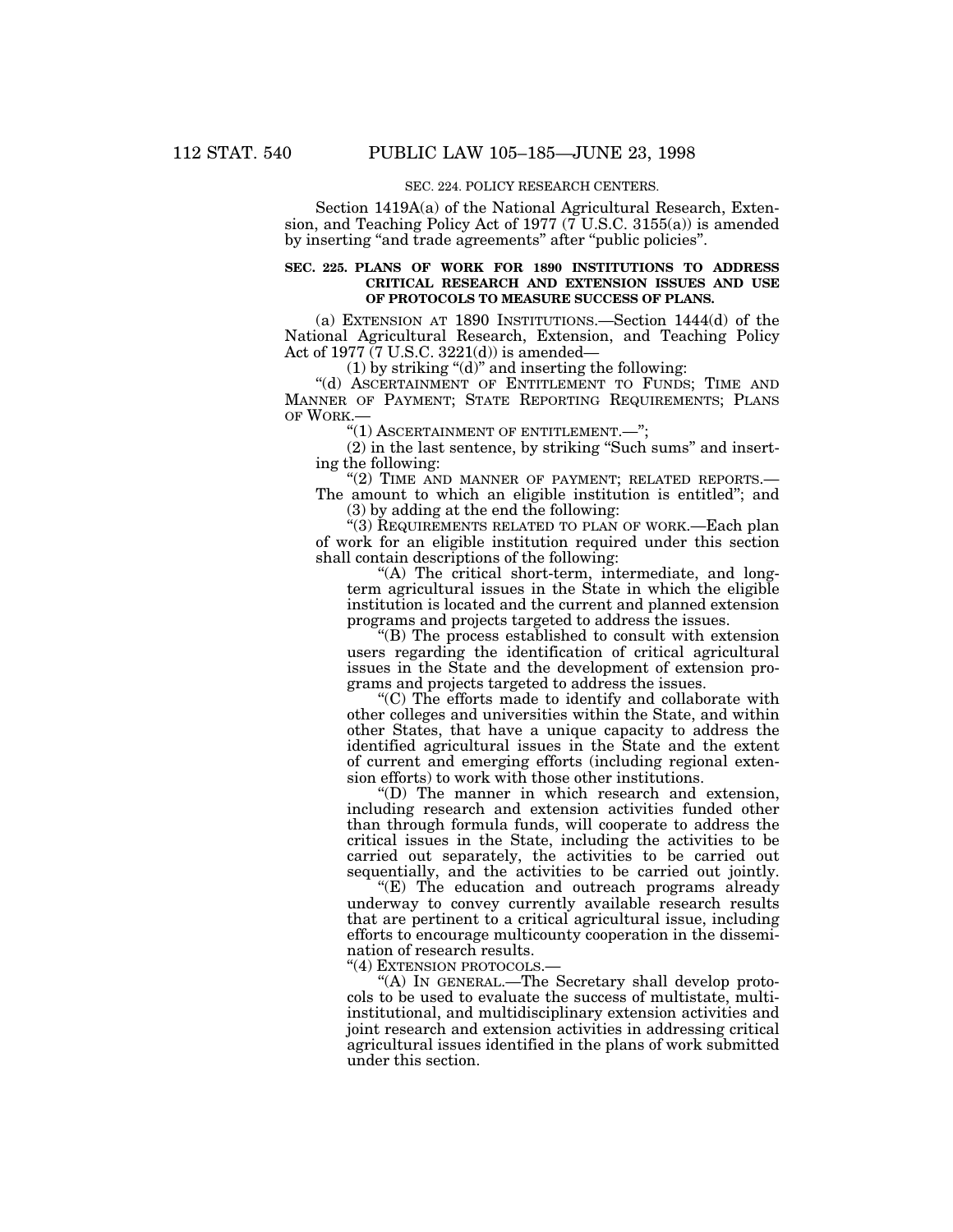SEC. 224. POLICY RESEARCH CENTERS.

Section 1419A(a) of the National Agricultural Research, Extension, and Teaching Policy Act of 1977 (7 U.S.C. 3155(a)) is amended by inserting "and trade agreements" after "public policies".

**SEC. 225. PLANS OF WORK FOR 1890 INSTITUTIONS TO ADDRESS CRITICAL RESEARCH AND EXTENSION ISSUES AND USE OF PROTOCOLS TO MEASURE SUCCESS OF PLANS.**

(a) EXTENSION AT 1890 INSTITUTIONS.—Section 1444(d) of the National Agricultural Research, Extension, and Teaching Policy Act of 1977 (7 U.S.C. 3221(d)) is amended—

(1) by striking "(d)" and inserting the following:

"(d) ASCERTAINMENT OF ENTITLEMENT TO FUNDS; TIME AND MANNER OF PAYMENT; STATE REPORTING REQUIREMENTS; PLANS OF WORK.—

"(1) ASCERTAINMENT OF ENTITLEMENT.—";

(2) in the last sentence, by striking "Such sums" and inserting the following:

"(2) TIME AND MANNER OF PAYMENT; RELATED REPORTS.— The amount to which an eligible institution is entitled"; and

(3) by adding at the end the following:

"(3) REQUIREMENTS RELATED TO PLAN OF WORK.—Each plan of work for an eligible institution required under this section shall contain descriptions of the following:

"(A) The critical short-term, intermediate, and long-term agricultural issues in the State in which the eligible institution is located and the current and planned extension programs and projects targeted to address the issues.

"(B) The process established to consult with extension users regarding the identification of critical agricultural issues in the State and the development of extension programs and projects targeted to address the issues.

"(C) The efforts made to identify and collaborate with other colleges and universities within the State, and within other States, that have a unique capacity to address the identified agricultural issues in the State and the extent of current and emerging efforts (including regional extension efforts) to work with those other institutions.

"(D) The manner in which research and extension, including research and extension activities funded other than through formula funds, will cooperate to address the critical issues in the State, including the activities to be carried out separately, the activities to be carried out sequentially, and the activities to be carried out jointly.

"(E) The education and outreach programs already underway to convey currently available research results that are pertinent to a critical agricultural issue, including efforts to encourage multicounty cooperation in the dissemination of research results.

"(4) EXTENSION PROTOCOLS.—

"(A) IN GENERAL.—The Secretary shall develop protocols to be used to evaluate the success of multistate, multi-institutional, and multidisciplinary extension activities and joint research and extension activities in addressing critical agricultural issues identified in the plans of work submitted under this section.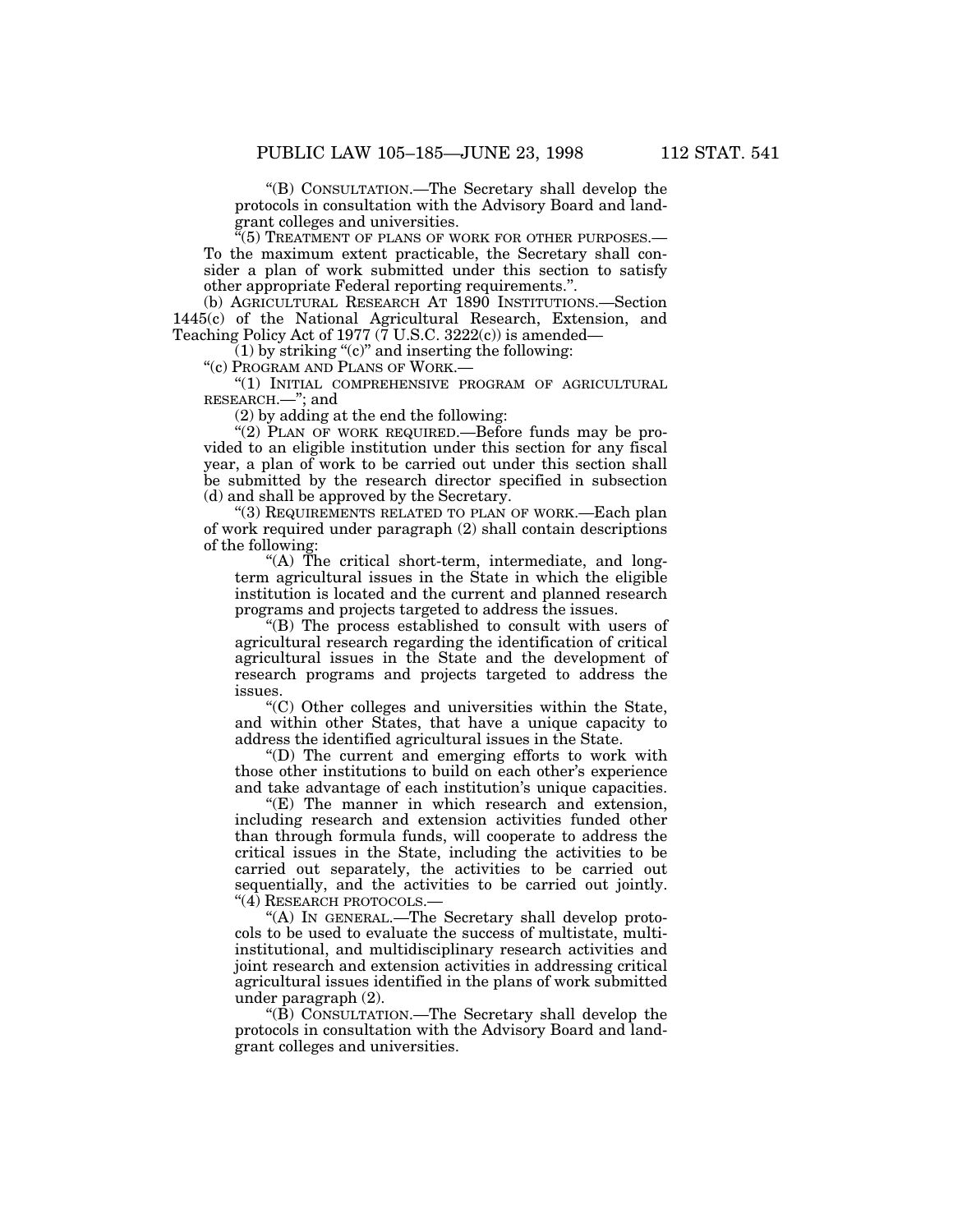"(B) CONSULTATION.—The Secretary shall develop the protocols in consultation with the Advisory Board and land-grant colleges and universities.

"(5) TREATMENT OF PLANS OF WORK FOR OTHER PURPOSES.—To the maximum extent practicable, the Secretary shall consider a plan of work submitted under this section to satisfy other appropriate Federal reporting requirements.".

(b) AGRICULTURAL RESEARCH AT 1890 INSTITUTIONS.—Section 1445(c) of the National Agricultural Research, Extension, and Teaching Policy Act of 1977 (7 U.S.C. 3222(c)) is amended—

(1) by striking "(c)" and inserting the following:

"(c) PROGRAM AND PLANS OF WORK.—

"(1) INITIAL COMPREHENSIVE PROGRAM OF AGRICULTURAL RESEARCH.—"; and

(2) by adding at the end the following:

"(2) PLAN OF WORK REQUIRED.—Before funds may be provided to an eligible institution under this section for any fiscal year, a plan of work to be carried out under this section shall be submitted by the research director specified in subsection (d) and shall be approved by the Secretary.

"(3) REQUIREMENTS RELATED TO PLAN OF WORK.—Each plan of work required under paragraph (2) shall contain descriptions of the following:

"(A) The critical short-term, intermediate, and long-term agricultural issues in the State in which the eligible institution is located and the current and planned research programs and projects targeted to address the issues.

"(B) The process established to consult with users of agricultural research regarding the identification of critical agricultural issues in the State and the development of research programs and projects targeted to address the issues.

"(C) Other colleges and universities within the State, and within other States, that have a unique capacity to address the identified agricultural issues in the State.

"(D) The current and emerging efforts to work with those other institutions to build on each other's experience and take advantage of each institution's unique capacities.

"(E) The manner in which research and extension, including research and extension activities funded other than through formula funds, will cooperate to address the critical issues in the State, including the activities to be carried out separately, the activities to be carried out sequentially, and the activities to be carried out jointly.

"(4) RESEARCH PROTOCOLS.—

"(A) IN GENERAL.—The Secretary shall develop protocols to be used to evaluate the success of multistate, multi-institutional, and multidisciplinary research activities and joint research and extension activities in addressing critical agricultural issues identified in the plans of work submitted under paragraph (2).

"(B) CONSULTATION.—The Secretary shall develop the protocols in consultation with the Advisory Board and land-grant colleges and universities.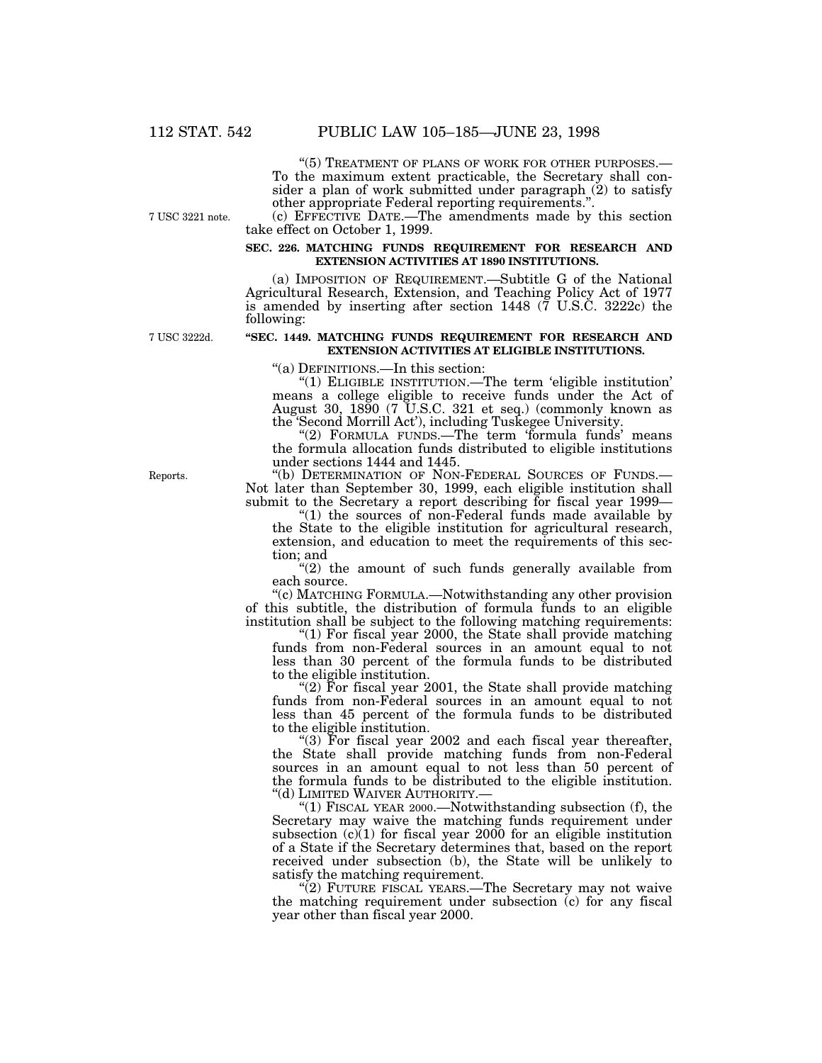"(5) TREATMENT OF PLANS OF WORK FOR OTHER PURPOSES.—To the maximum extent practicable, the Secretary shall consider a plan of work submitted under paragraph (2) to satisfy other appropriate Federal reporting requirements.".

7 USC 3221 note.

(c) EFFECTIVE DATE.—The amendments made by this section take effect on October 1, 1999.

**SEC. 226. MATCHING FUNDS REQUIREMENT FOR RESEARCH AND EXTENSION ACTIVITIES AT 1890 INSTITUTIONS.**

(a) IMPOSITION OF REQUIREMENT.—Subtitle G of the National Agricultural Research, Extension, and Teaching Policy Act of 1977 is amended by inserting after section 1448 (7 U.S.C. 3222c) the following:

7 USC 3222d.

**"SEC. 1449. MATCHING FUNDS REQUIREMENT FOR RESEARCH AND EXTENSION ACTIVITIES AT ELIGIBLE INSTITUTIONS.**

"(a) DEFINITIONS.—In this section:

"(1) ELIGIBLE INSTITUTION.—The term 'eligible institution' means a college eligible to receive funds under the Act of August 30, 1890 (7 U.S.C. 321 et seq.) (commonly known as the 'Second Morrill Act'), including Tuskegee University.

"(2) FORMULA FUNDS.—The term 'formula funds' means the formula allocation funds distributed to eligible institutions under sections 1444 and 1445.

Reports.

"(b) DETERMINATION OF NON-FEDERAL SOURCES OF FUNDS.—Not later than September 30, 1999, each eligible institution shall submit to the Secretary a report describing for fiscal year 1999—

"(1) the sources of non-Federal funds made available by the State to the eligible institution for agricultural research, extension, and education to meet the requirements of this section; and

"(2) the amount of such funds generally available from each source.

"(c) MATCHING FORMULA.—Notwithstanding any other provision of this subtitle, the distribution of formula funds to an eligible institution shall be subject to the following matching requirements:

"(1) For fiscal year 2000, the State shall provide matching funds from non-Federal sources in an amount equal to not less than 30 percent of the formula funds to be distributed to the eligible institution.

"(2) For fiscal year 2001, the State shall provide matching funds from non-Federal sources in an amount equal to not less than 45 percent of the formula funds to be distributed to the eligible institution.

"(3) For fiscal year 2002 and each fiscal year thereafter, the State shall provide matching funds from non-Federal sources in an amount equal to not less than 50 percent of the formula funds to be distributed to the eligible institution.

"(d) LIMITED WAIVER AUTHORITY.—

"(1) FISCAL YEAR 2000.—Notwithstanding subsection (f), the Secretary may waive the matching funds requirement under subsection (c)(1) for fiscal year 2000 for an eligible institution of a State if the Secretary determines that, based on the report received under subsection (b), the State will be unlikely to satisfy the matching requirement.

"(2) FUTURE FISCAL YEARS.—The Secretary may not waive the matching requirement under subsection (c) for any fiscal year other than fiscal year 2000.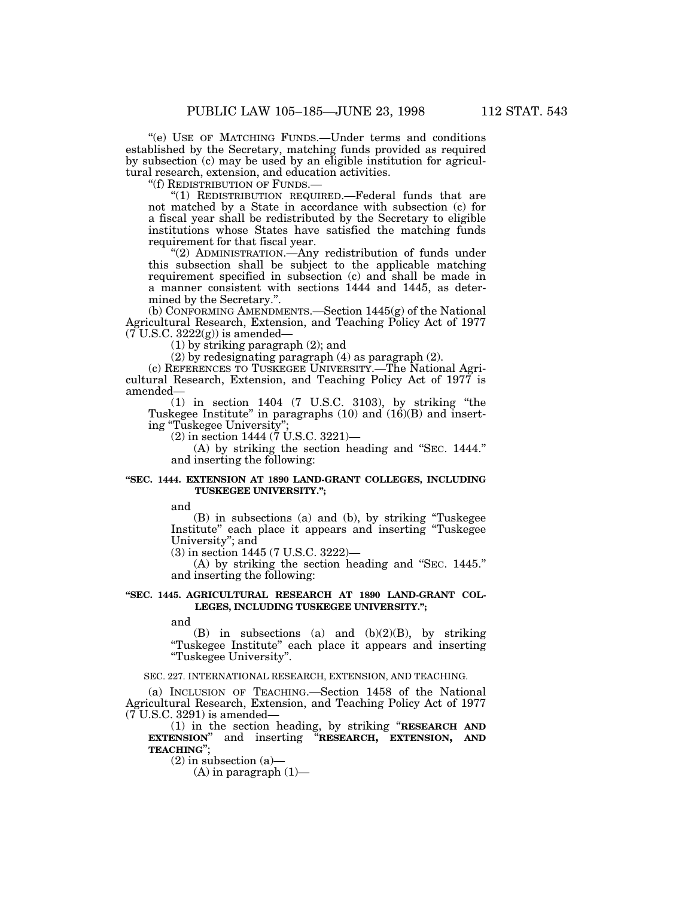"(e) USE OF MATCHING FUNDS.—Under terms and conditions established by the Secretary, matching funds provided as required by subsection (c) may be used by an eligible institution for agricultural research, extension, and education activities.

"(f) REDISTRIBUTION OF FUNDS.—

"(1) REDISTRIBUTION REQUIRED.—Federal funds that are not matched by a State in accordance with subsection (c) for a fiscal year shall be redistributed by the Secretary to eligible institutions whose States have satisfied the matching funds requirement for that fiscal year.

"(2) ADMINISTRATION.—Any redistribution of funds under this subsection shall be subject to the applicable matching requirement specified in subsection (c) and shall be made in a manner consistent with sections 1444 and 1445, as determined by the Secretary.".

(b) CONFORMING AMENDMENTS.—Section 1445(g) of the National Agricultural Research, Extension, and Teaching Policy Act of 1977 (7 U.S.C. 3222(g)) is amended—

(1) by striking paragraph (2); and

(2) by redesignating paragraph (4) as paragraph (2).

(c) REFERENCES TO TUSKEGEE UNIVERSITY.—The National Agricultural Research, Extension, and Teaching Policy Act of 1977 is amended—

(1) in section 1404 (7 U.S.C. 3103), by striking "the Tuskegee Institute" in paragraphs (10) and (16)(B) and inserting "Tuskegee University";

(2) in section 1444 (7 U.S.C. 3221)—

(A) by striking the section heading and "SEC. 1444." and inserting the following:

**"SEC. 1444. EXTENSION AT 1890 LAND-GRANT COLLEGES, INCLUDING TUSKEGEE UNIVERSITY.";**

and

(B) in subsections (a) and (b), by striking "Tuskegee Institute" each place it appears and inserting "Tuskegee University"; and

(3) in section 1445 (7 U.S.C. 3222)—

(A) by striking the section heading and "SEC. 1445." and inserting the following:

**"SEC. 1445. AGRICULTURAL RESEARCH AT 1890 LAND-GRANT COLLEGES, INCLUDING TUSKEGEE UNIVERSITY.";**

and

(B) in subsections (a) and (b)(2)(B), by striking "Tuskegee Institute" each place it appears and inserting "Tuskegee University".

SEC. 227. INTERNATIONAL RESEARCH, EXTENSION, AND TEACHING.

(a) INCLUSION OF TEACHING.—Section 1458 of the National Agricultural Research, Extension, and Teaching Policy Act of 1977 (7 U.S.C. 3291) is amended—

(1) in the section heading, by striking "**RESEARCH AND EXTENSION**" and inserting "**RESEARCH, EXTENSION, AND TEACHING**";

(2) in subsection (a)—

(A) in paragraph (1)—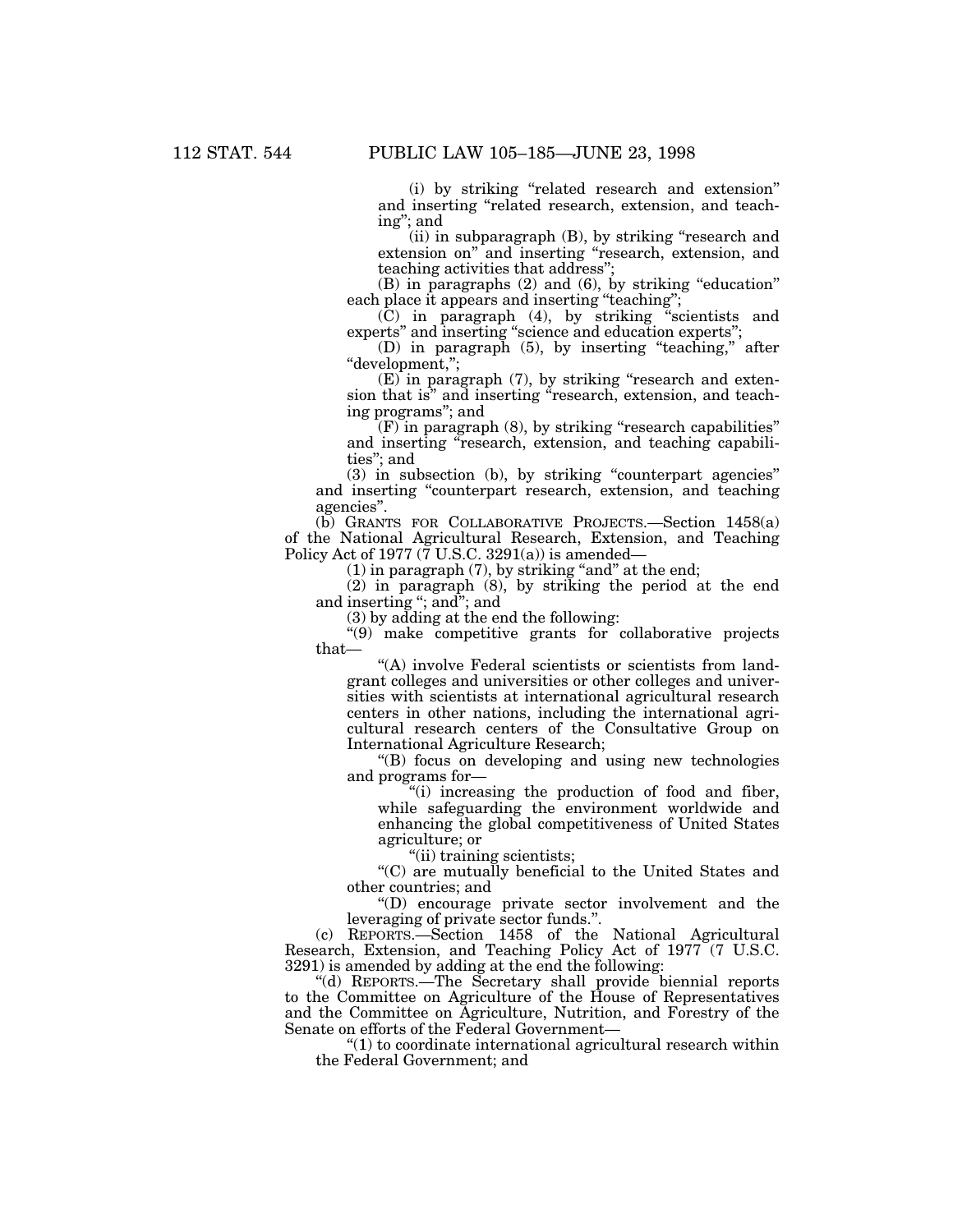(i) by striking "related research and extension" and inserting "related research, extension, and teaching"; and

(ii) in subparagraph (B), by striking "research and extension on" and inserting "research, extension, and teaching activities that address";

(B) in paragraphs (2) and (6), by striking "education" each place it appears and inserting "teaching";

(C) in paragraph (4), by striking "scientists and experts" and inserting "science and education experts";

(D) in paragraph (5), by inserting "teaching," after "development,";

(E) in paragraph (7), by striking "research and extension that is" and inserting "research, extension, and teaching programs"; and

(F) in paragraph (8), by striking "research capabilities" and inserting "research, extension, and teaching capabilities"; and

(3) in subsection (b), by striking "counterpart agencies" and inserting "counterpart research, extension, and teaching agencies".

(b) GRANTS FOR COLLABORATIVE PROJECTS.—Section 1458(a) of the National Agricultural Research, Extension, and Teaching Policy Act of 1977 (7 U.S.C. 3291(a)) is amended—

(1) in paragraph (7), by striking "and" at the end;

(2) in paragraph (8), by striking the period at the end and inserting "; and"; and

(3) by adding at the end the following:

"(9) make competitive grants for collaborative projects that—

"(A) involve Federal scientists or scientists from land-grant colleges and universities or other colleges and universities with scientists at international agricultural research centers in other nations, including the international agricultural research centers of the Consultative Group on International Agriculture Research;

"(B) focus on developing and using new technologies and programs for—

"(i) increasing the production of food and fiber, while safeguarding the environment worldwide and enhancing the global competitiveness of United States agriculture; or

"(ii) training scientists;

"(C) are mutually beneficial to the United States and other countries; and

"(D) encourage private sector involvement and the leveraging of private sector funds.".

(c) REPORTS.—Section 1458 of the National Agricultural Research, Extension, and Teaching Policy Act of 1977 (7 U.S.C. 3291) is amended by adding at the end the following:

"(d) REPORTS.—The Secretary shall provide biennial reports to the Committee on Agriculture of the House of Representatives and the Committee on Agriculture, Nutrition, and Forestry of the Senate on efforts of the Federal Government—

"(1) to coordinate international agricultural research within the Federal Government; and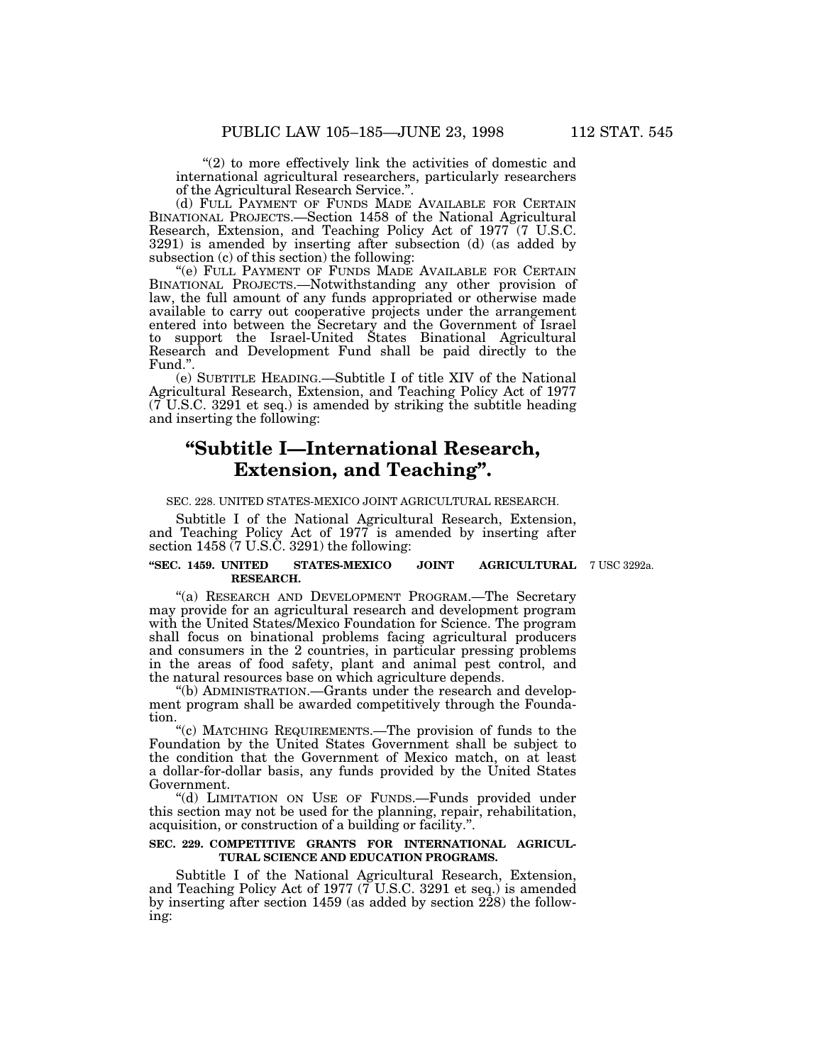"(2) to more effectively link the activities of domestic and international agricultural researchers, particularly researchers of the Agricultural Research Service.".

(d) FULL PAYMENT OF FUNDS MADE AVAILABLE FOR CERTAIN BINATIONAL PROJECTS.—Section 1458 of the National Agricultural Research, Extension, and Teaching Policy Act of 1977 (7 U.S.C. 3291) is amended by inserting after subsection (d) (as added by subsection (c) of this section) the following:

"(e) FULL PAYMENT OF FUNDS MADE AVAILABLE FOR CERTAIN BINATIONAL PROJECTS.—Notwithstanding any other provision of law, the full amount of any funds appropriated or otherwise made available to carry out cooperative projects under the arrangement entered into between the Secretary and the Government of Israel to support the Israel-United States Binational Agricultural Research and Development Fund shall be paid directly to the Fund.".

(e) SUBTITLE HEADING.—Subtitle I of title XIV of the National Agricultural Research, Extension, and Teaching Policy Act of 1977 (7 U.S.C. 3291 et seq.) is amended by striking the subtitle heading and inserting the following:

## "Subtitle I—International Research, Extension, and Teaching".

SEC. 228. UNITED STATES-MEXICO JOINT AGRICULTURAL RESEARCH.

Subtitle I of the National Agricultural Research, Extension, and Teaching Policy Act of 1977 is amended by inserting after section 1458 (7 U.S.C. 3291) the following:

**"SEC. 1459. UNITED STATES-MEXICO JOINT AGRICULTURAL RESEARCH.**

7 USC 3292a.

"(a) RESEARCH AND DEVELOPMENT PROGRAM.—The Secretary may provide for an agricultural research and development program with the United States/Mexico Foundation for Science. The program shall focus on binational problems facing agricultural producers and consumers in the 2 countries, in particular pressing problems in the areas of food safety, plant and animal pest control, and the natural resources base on which agriculture depends.

"(b) ADMINISTRATION.—Grants under the research and development program shall be awarded competitively through the Foundation.

"(c) MATCHING REQUIREMENTS.—The provision of funds to the Foundation by the United States Government shall be subject to the condition that the Government of Mexico match, on at least a dollar-for-dollar basis, any funds provided by the United States Government.

"(d) LIMITATION ON USE OF FUNDS.—Funds provided under this section may not be used for the planning, repair, rehabilitation, acquisition, or construction of a building or facility.".

**SEC. 229. COMPETITIVE GRANTS FOR INTERNATIONAL AGRICULTURAL SCIENCE AND EDUCATION PROGRAMS.**

Subtitle I of the National Agricultural Research, Extension, and Teaching Policy Act of 1977 (7 U.S.C. 3291 et seq.) is amended by inserting after section 1459 (as added by section 228) the following: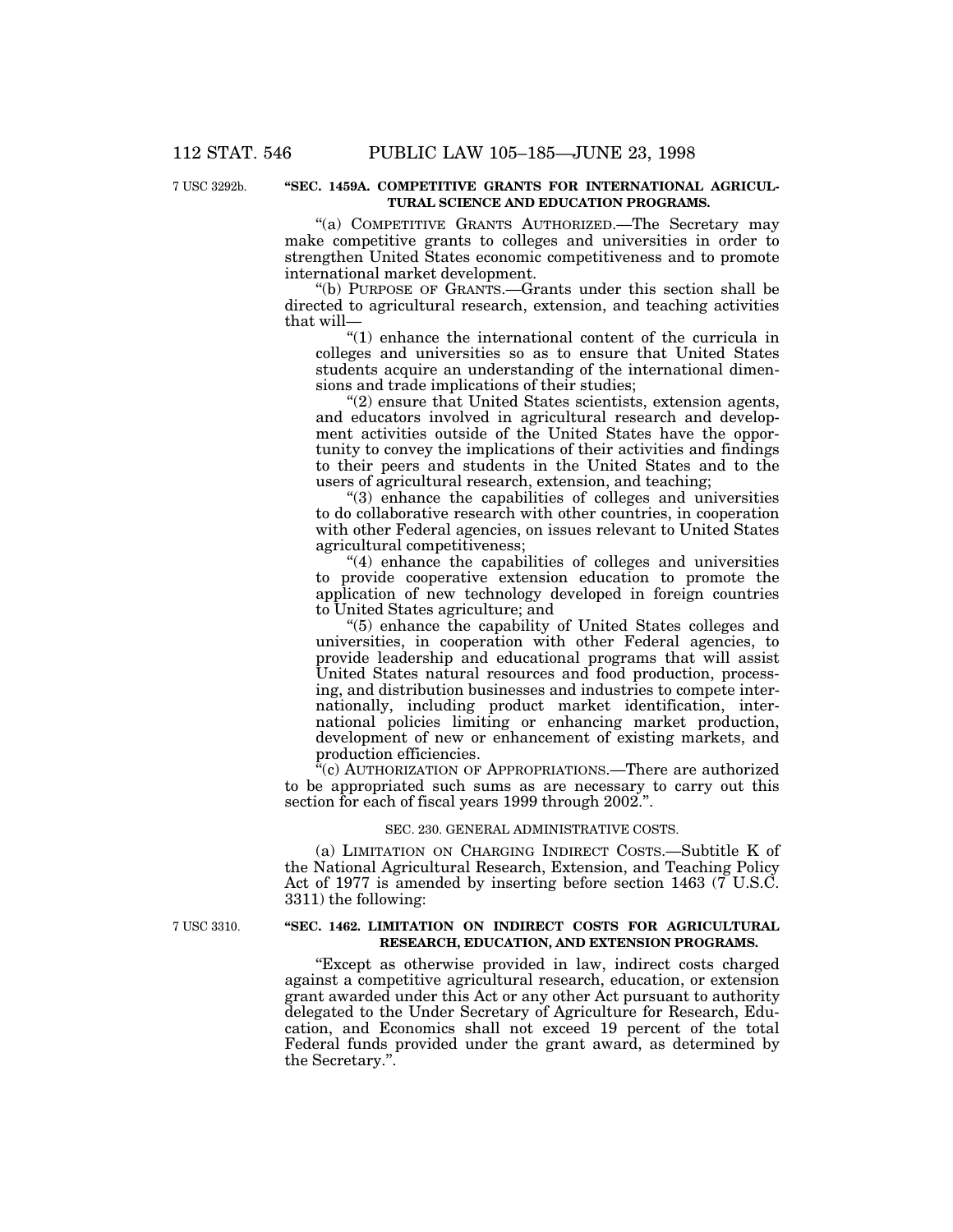7 USC 3292b.

**"SEC. 1459A. COMPETITIVE GRANTS FOR INTERNATIONAL AGRICULTURAL SCIENCE AND EDUCATION PROGRAMS.**

"(a) COMPETITIVE GRANTS AUTHORIZED.—The Secretary may make competitive grants to colleges and universities in order to strengthen United States economic competitiveness and to promote international market development.

"(b) PURPOSE OF GRANTS.—Grants under this section shall be directed to agricultural research, extension, and teaching activities that will—

"(1) enhance the international content of the curricula in colleges and universities so as to ensure that United States students acquire an understanding of the international dimensions and trade implications of their studies;

"(2) ensure that United States scientists, extension agents, and educators involved in agricultural research and development activities outside of the United States have the opportunity to convey the implications of their activities and findings to their peers and students in the United States and to the users of agricultural research, extension, and teaching;

"(3) enhance the capabilities of colleges and universities to do collaborative research with other countries, in cooperation with other Federal agencies, on issues relevant to United States agricultural competitiveness;

"(4) enhance the capabilities of colleges and universities to provide cooperative extension education to promote the application of new technology developed in foreign countries to United States agriculture; and

"(5) enhance the capability of United States colleges and universities, in cooperation with other Federal agencies, to provide leadership and educational programs that will assist United States natural resources and food production, processing, and distribution businesses and industries to compete internationally, including product market identification, international policies limiting or enhancing market production, development of new or enhancement of existing markets, and production efficiencies.

"(c) AUTHORIZATION OF APPROPRIATIONS.—There are authorized to be appropriated such sums as are necessary to carry out this section for each of fiscal years 1999 through 2002.".

SEC. 230. GENERAL ADMINISTRATIVE COSTS.

(a) LIMITATION ON CHARGING INDIRECT COSTS.—Subtitle K of the National Agricultural Research, Extension, and Teaching Policy Act of 1977 is amended by inserting before section 1463 (7 U.S.C. 3311) the following:

7 USC 3310.

**"SEC. 1462. LIMITATION ON INDIRECT COSTS FOR AGRICULTURAL RESEARCH, EDUCATION, AND EXTENSION PROGRAMS.**

"Except as otherwise provided in law, indirect costs charged against a competitive agricultural research, education, or extension grant awarded under this Act or any other Act pursuant to authority delegated to the Under Secretary of Agriculture for Research, Education, and Economics shall not exceed 19 percent of the total Federal funds provided under the grant award, as determined by the Secretary.".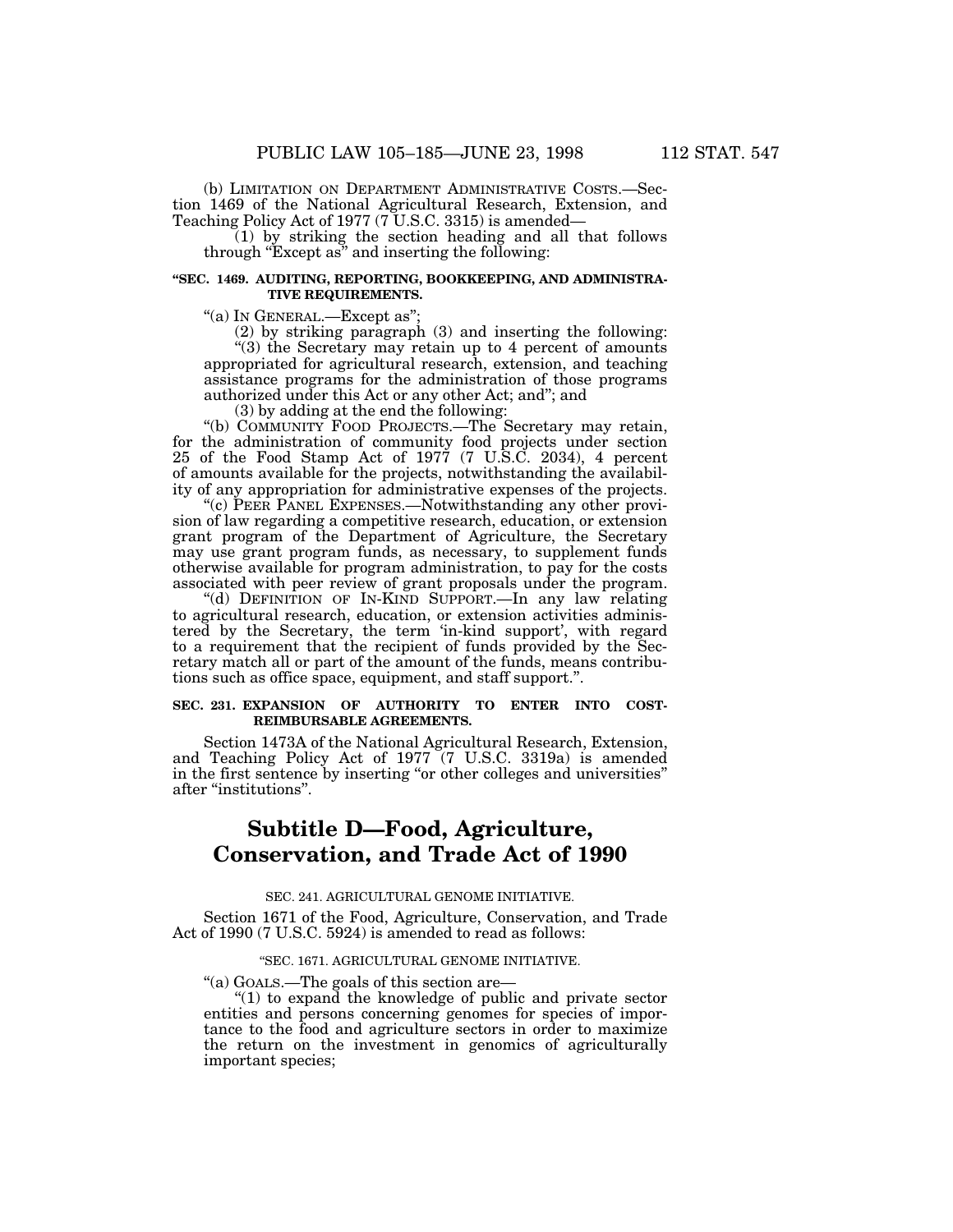(b) LIMITATION ON DEPARTMENT ADMINISTRATIVE COSTS.—Section 1469 of the National Agricultural Research, Extension, and Teaching Policy Act of 1977 (7 U.S.C. 3315) is amended—

(1) by striking the section heading and all that follows through "Except as" and inserting the following:

**"SEC. 1469. AUDITING, REPORTING, BOOKKEEPING, AND ADMINISTRATIVE REQUIREMENTS.**

"(a) IN GENERAL.—Except as";

(2) by striking paragraph (3) and inserting the following:

"(3) the Secretary may retain up to 4 percent of amounts appropriated for agricultural research, extension, and teaching assistance programs for the administration of those programs authorized under this Act or any other Act; and"; and

(3) by adding at the end the following:

"(b) COMMUNITY FOOD PROJECTS.—The Secretary may retain, for the administration of community food projects under section 25 of the Food Stamp Act of 1977 (7 U.S.C. 2034), 4 percent of amounts available for the projects, notwithstanding the availability of any appropriation for administrative expenses of the projects.

"(c) PEER PANEL EXPENSES.—Notwithstanding any other provision of law regarding a competitive research, education, or extension grant program of the Department of Agriculture, the Secretary may use grant program funds, as necessary, to supplement funds otherwise available for program administration, to pay for the costs associated with peer review of grant proposals under the program.

"(d) DEFINITION OF IN-KIND SUPPORT.—In any law relating to agricultural research, education, or extension activities administered by the Secretary, the term 'in-kind support', with regard to a requirement that the recipient of funds provided by the Secretary match all or part of the amount of the funds, means contributions such as office space, equipment, and staff support.".

**SEC. 231. EXPANSION OF AUTHORITY TO ENTER INTO COST-REIMBURSABLE AGREEMENTS.**

Section 1473A of the National Agricultural Research, Extension, and Teaching Policy Act of 1977 (7 U.S.C. 3319a) is amended in the first sentence by inserting "or other colleges and universities" after "institutions".

# Subtitle D—Food, Agriculture, Conservation, and Trade Act of 1990

SEC. 241. AGRICULTURAL GENOME INITIATIVE.

Section 1671 of the Food, Agriculture, Conservation, and Trade Act of 1990 (7 U.S.C. 5924) is amended to read as follows:

"SEC. 1671. AGRICULTURAL GENOME INITIATIVE.

"(a) GOALS.—The goals of this section are—

"(1) to expand the knowledge of public and private sector entities and persons concerning genomes for species of importance to the food and agriculture sectors in order to maximize the return on the investment in genomics of agriculturally important species;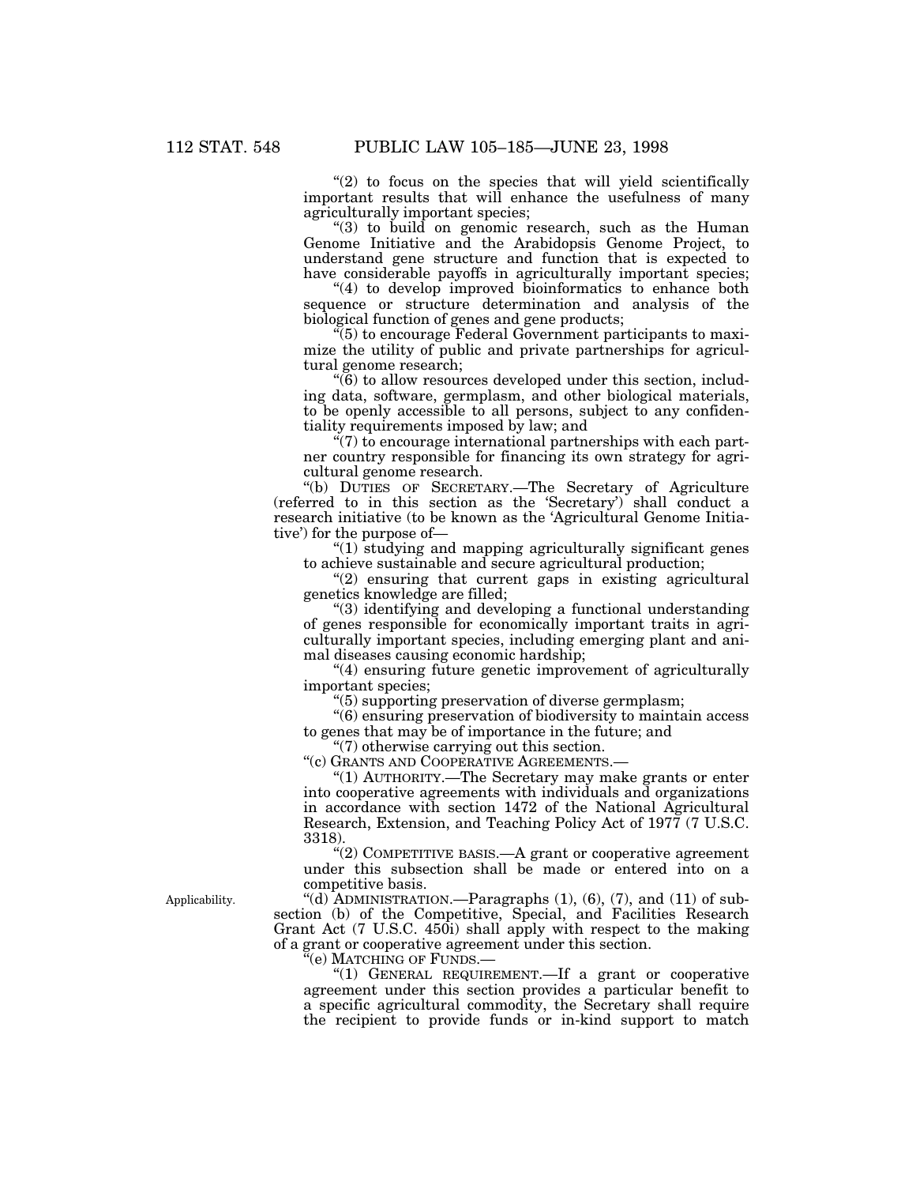"(2) to focus on the species that will yield scientifically important results that will enhance the usefulness of many agriculturally important species;

"(3) to build on genomic research, such as the Human Genome Initiative and the Arabidopsis Genome Project, to understand gene structure and function that is expected to have considerable payoffs in agriculturally important species;

"(4) to develop improved bioinformatics to enhance both sequence or structure determination and analysis of the biological function of genes and gene products;

"(5) to encourage Federal Government participants to maximize the utility of public and private partnerships for agricultural genome research;

"(6) to allow resources developed under this section, including data, software, germplasm, and other biological materials, to be openly accessible to all persons, subject to any confidentiality requirements imposed by law; and

"(7) to encourage international partnerships with each partner country responsible for financing its own strategy for agricultural genome research.

"(b) DUTIES OF SECRETARY.—The Secretary of Agriculture (referred to in this section as the 'Secretary') shall conduct a research initiative (to be known as the 'Agricultural Genome Initiative') for the purpose of—

"(1) studying and mapping agriculturally significant genes to achieve sustainable and secure agricultural production;

"(2) ensuring that current gaps in existing agricultural genetics knowledge are filled;

"(3) identifying and developing a functional understanding of genes responsible for economically important traits in agriculturally important species, including emerging plant and animal diseases causing economic hardship;

"(4) ensuring future genetic improvement of agriculturally important species;

"(5) supporting preservation of diverse germplasm;

"(6) ensuring preservation of biodiversity to maintain access to genes that may be of importance in the future; and

"(7) otherwise carrying out this section.

"(c) GRANTS AND COOPERATIVE AGREEMENTS.—

"(1) AUTHORITY.—The Secretary may make grants or enter into cooperative agreements with individuals and organizations in accordance with section 1472 of the National Agricultural Research, Extension, and Teaching Policy Act of 1977 (7 U.S.C. 3318).

"(2) COMPETITIVE BASIS.—A grant or cooperative agreement under this subsection shall be made or entered into on a competitive basis.

Applicability.

"(d) ADMINISTRATION.—Paragraphs (1), (6), (7), and (11) of subsection (b) of the Competitive, Special, and Facilities Research Grant Act (7 U.S.C. 450i) shall apply with respect to the making of a grant or cooperative agreement under this section.

"(e) MATCHING OF FUNDS.—

"(1) GENERAL REQUIREMENT.—If a grant or cooperative agreement under this section provides a particular benefit to a specific agricultural commodity, the Secretary shall require the recipient to provide funds or in-kind support to match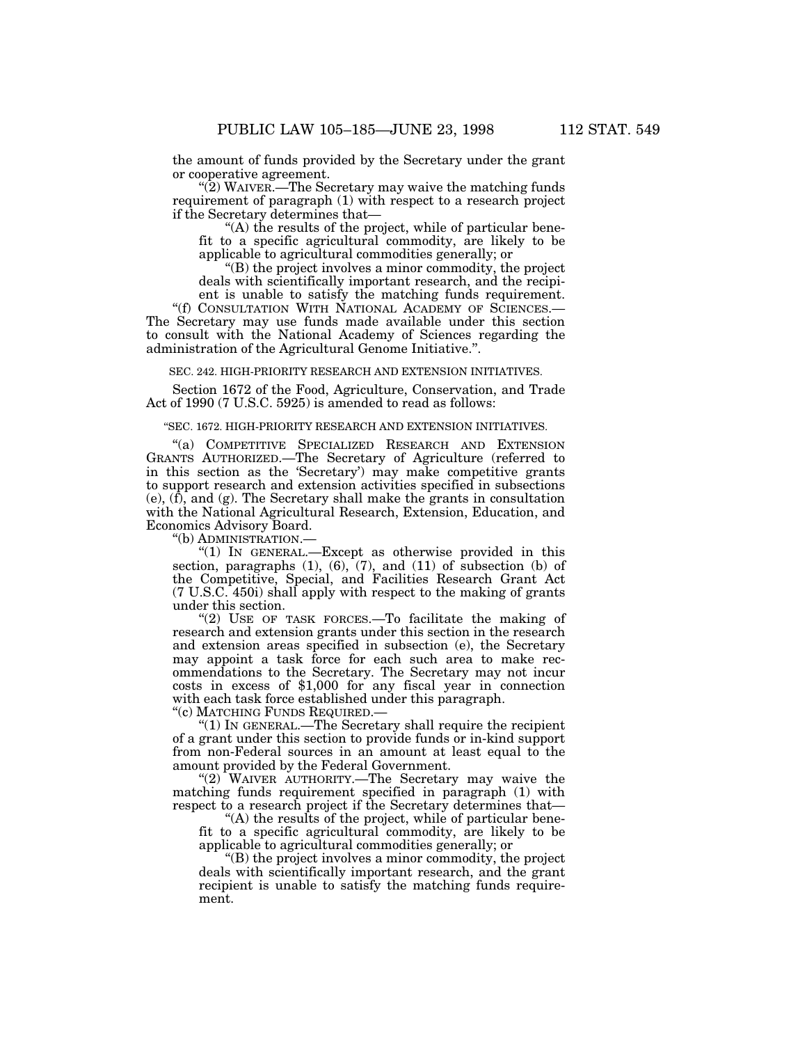the amount of funds provided by the Secretary under the grant or cooperative agreement.

"(2) WAIVER.—The Secretary may waive the matching funds requirement of paragraph (1) with respect to a research project if the Secretary determines that—

"(A) the results of the project, while of particular benefit to a specific agricultural commodity, are likely to be applicable to agricultural commodities generally; or

"(B) the project involves a minor commodity, the project deals with scientifically important research, and the recipient is unable to satisfy the matching funds requirement.

"(f) CONSULTATION WITH NATIONAL ACADEMY OF SCIENCES.—The Secretary may use funds made available under this section to consult with the National Academy of Sciences regarding the administration of the Agricultural Genome Initiative.".

SEC. 242. HIGH-PRIORITY RESEARCH AND EXTENSION INITIATIVES.

Section 1672 of the Food, Agriculture, Conservation, and Trade Act of 1990 (7 U.S.C. 5925) is amended to read as follows:

"SEC. 1672. HIGH-PRIORITY RESEARCH AND EXTENSION INITIATIVES.

"(a) COMPETITIVE SPECIALIZED RESEARCH AND EXTENSION GRANTS AUTHORIZED.—The Secretary of Agriculture (referred to in this section as the 'Secretary') may make competitive grants to support research and extension activities specified in subsections (e), (f), and (g). The Secretary shall make the grants in consultation with the National Agricultural Research, Extension, Education, and Economics Advisory Board.

"(b) ADMINISTRATION.—

"(1) IN GENERAL.—Except as otherwise provided in this section, paragraphs (1), (6), (7), and (11) of subsection (b) of the Competitive, Special, and Facilities Research Grant Act (7 U.S.C. 450i) shall apply with respect to the making of grants under this section.

"(2) USE OF TASK FORCES.—To facilitate the making of research and extension grants under this section in the research and extension areas specified in subsection (e), the Secretary may appoint a task force for each such area to make recommendations to the Secretary. The Secretary may not incur costs in excess of $1,000 for any fiscal year in connection with each task force established under this paragraph.

"(c) MATCHING FUNDS REQUIRED.—

"(1) IN GENERAL.—The Secretary shall require the recipient of a grant under this section to provide funds or in-kind support from non-Federal sources in an amount at least equal to the amount provided by the Federal Government.

"(2) WAIVER AUTHORITY.—The Secretary may waive the matching funds requirement specified in paragraph (1) with respect to a research project if the Secretary determines that—

"(A) the results of the project, while of particular benefit to a specific agricultural commodity, are likely to be applicable to agricultural commodities generally; or

"(B) the project involves a minor commodity, the project deals with scientifically important research, and the grant recipient is unable to satisfy the matching funds requirement.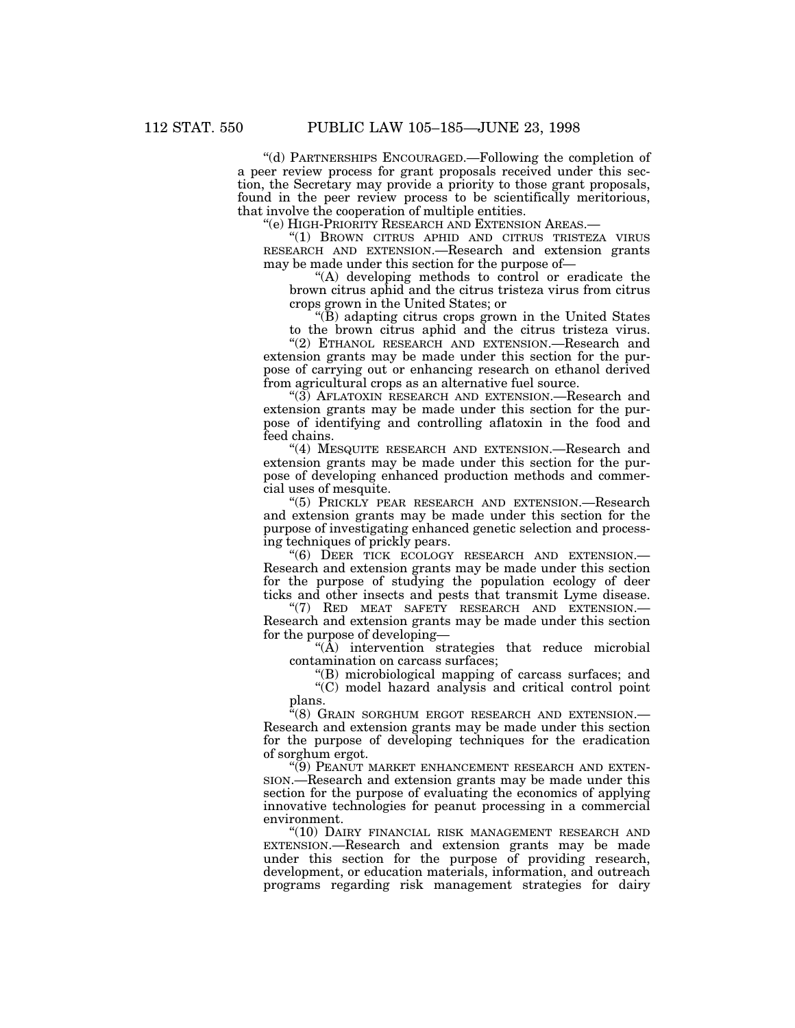"(d) PARTNERSHIPS ENCOURAGED.—Following the completion of a peer review process for grant proposals received under this section, the Secretary may provide a priority to those grant proposals, found in the peer review process to be scientifically meritorious, that involve the cooperation of multiple entities.

"(e) HIGH-PRIORITY RESEARCH AND EXTENSION AREAS.—

"(1) BROWN CITRUS APHID AND CITRUS TRISTEZA VIRUS RESEARCH AND EXTENSION.—Research and extension grants may be made under this section for the purpose of—

"(A) developing methods to control or eradicate the brown citrus aphid and the citrus tristeza virus from citrus crops grown in the United States; or

"(B) adapting citrus crops grown in the United States to the brown citrus aphid and the citrus tristeza virus.

"(2) ETHANOL RESEARCH AND EXTENSION.—Research and extension grants may be made under this section for the purpose of carrying out or enhancing research on ethanol derived from agricultural crops as an alternative fuel source.

"(3) AFLATOXIN RESEARCH AND EXTENSION.—Research and extension grants may be made under this section for the purpose of identifying and controlling aflatoxin in the food and feed chains.

"(4) MESQUITE RESEARCH AND EXTENSION.—Research and extension grants may be made under this section for the purpose of developing enhanced production methods and commercial uses of mesquite.

"(5) PRICKLY PEAR RESEARCH AND EXTENSION.—Research and extension grants may be made under this section for the purpose of investigating enhanced genetic selection and processing techniques of prickly pears.

"(6) DEER TICK ECOLOGY RESEARCH AND EXTENSION.—Research and extension grants may be made under this section for the purpose of studying the population ecology of deer ticks and other insects and pests that transmit Lyme disease.

"(7) RED MEAT SAFETY RESEARCH AND EXTENSION.—Research and extension grants may be made under this section for the purpose of developing—

"(A) intervention strategies that reduce microbial contamination on carcass surfaces;

"(B) microbiological mapping of carcass surfaces; and

"(C) model hazard analysis and critical control point plans.

"(8) GRAIN SORGHUM ERGOT RESEARCH AND EXTENSION.—Research and extension grants may be made under this section for the purpose of developing techniques for the eradication of sorghum ergot.

"(9) PEANUT MARKET ENHANCEMENT RESEARCH AND EXTENSION.—Research and extension grants may be made under this section for the purpose of evaluating the economics of applying innovative technologies for peanut processing in a commercial environment.

"(10) DAIRY FINANCIAL RISK MANAGEMENT RESEARCH AND EXTENSION.—Research and extension grants may be made under this section for the purpose of providing research, development, or education materials, information, and outreach programs regarding risk management strategies for dairy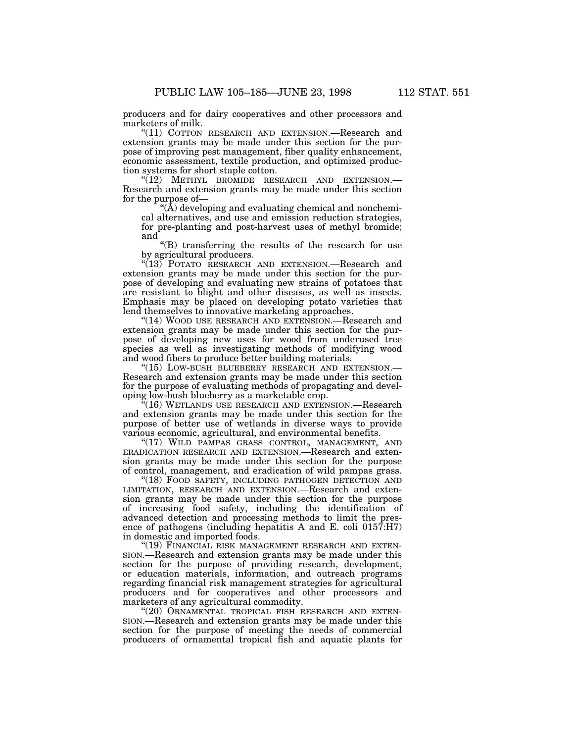producers and for dairy cooperatives and other processors and marketers of milk.

"(11) COTTON RESEARCH AND EXTENSION.—Research and extension grants may be made under this section for the purpose of improving pest management, fiber quality enhancement, economic assessment, textile production, and optimized production systems for short staple cotton.

"(12) METHYL BROMIDE RESEARCH AND EXTENSION.—Research and extension grants may be made under this section for the purpose of—

"(A) developing and evaluating chemical and nonchemical alternatives, and use and emission reduction strategies, for pre-planting and post-harvest uses of methyl bromide; and

"(B) transferring the results of the research for use by agricultural producers.

"(13) POTATO RESEARCH AND EXTENSION.—Research and extension grants may be made under this section for the purpose of developing and evaluating new strains of potatoes that are resistant to blight and other diseases, as well as insects. Emphasis may be placed on developing potato varieties that lend themselves to innovative marketing approaches.

"(14) WOOD USE RESEARCH AND EXTENSION.—Research and extension grants may be made under this section for the purpose of developing new uses for wood from underused tree species as well as investigating methods of modifying wood and wood fibers to produce better building materials.

"(15) LOW-BUSH BLUEBERRY RESEARCH AND EXTENSION.—Research and extension grants may be made under this section for the purpose of evaluating methods of propagating and developing low-bush blueberry as a marketable crop.

"(16) WETLANDS USE RESEARCH AND EXTENSION.—Research and extension grants may be made under this section for the purpose of better use of wetlands in diverse ways to provide various economic, agricultural, and environmental benefits.

"(17) WILD PAMPAS GRASS CONTROL, MANAGEMENT, AND ERADICATION RESEARCH AND EXTENSION.—Research and extension grants may be made under this section for the purpose of control, management, and eradication of wild pampas grass.

"(18) FOOD SAFETY, INCLUDING PATHOGEN DETECTION AND LIMITATION, RESEARCH AND EXTENSION.—Research and extension grants may be made under this section for the purpose of increasing food safety, including the identification of advanced detection and processing methods to limit the presence of pathogens (including hepatitis A and E. coli 0157:H7) in domestic and imported foods.

"(19) FINANCIAL RISK MANAGEMENT RESEARCH AND EXTENSION.—Research and extension grants may be made under this section for the purpose of providing research, development, or education materials, information, and outreach programs regarding financial risk management strategies for agricultural producers and for cooperatives and other processors and marketers of any agricultural commodity.

"(20) ORNAMENTAL TROPICAL FISH RESEARCH AND EXTENSION.—Research and extension grants may be made under this section for the purpose of meeting the needs of commercial producers of ornamental tropical fish and aquatic plants for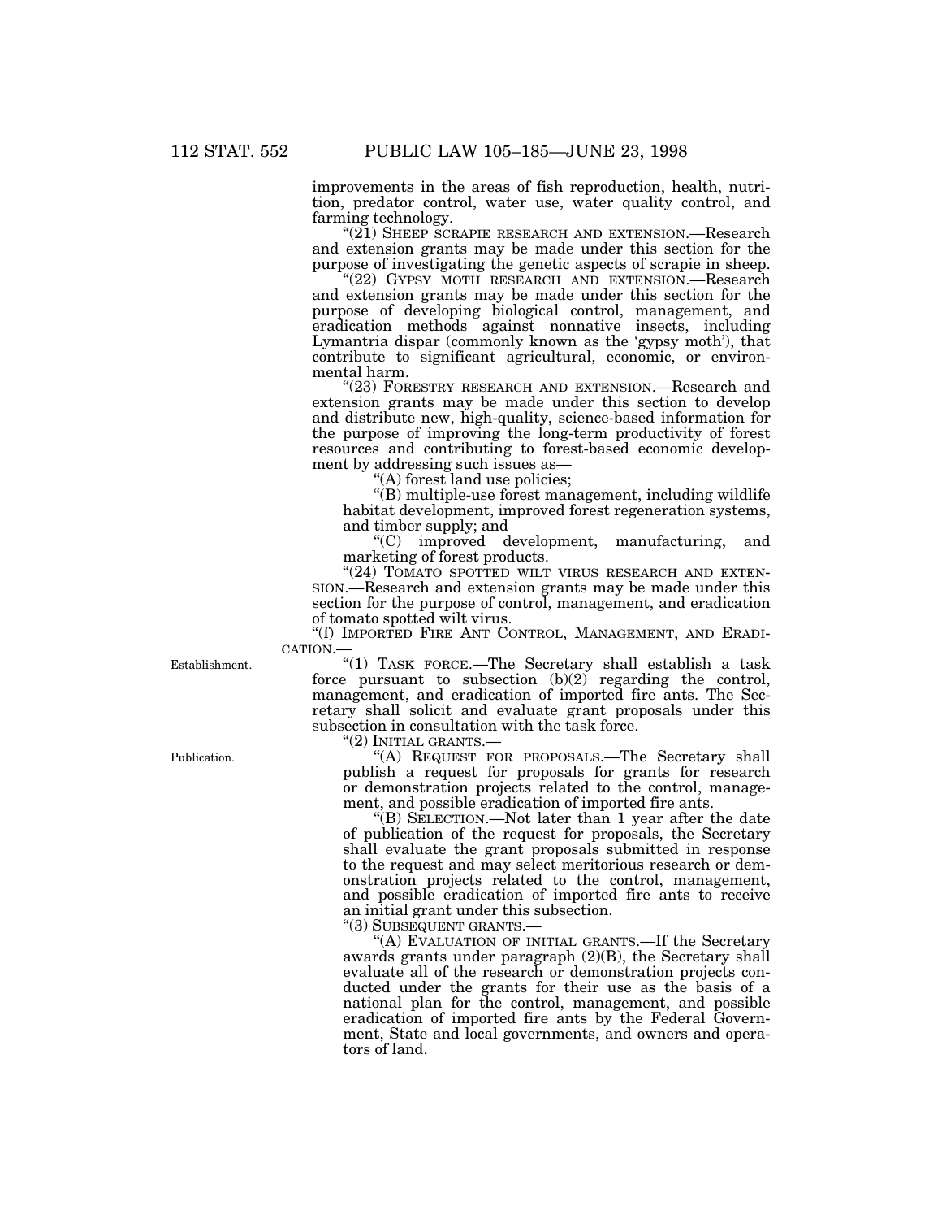improvements in the areas of fish reproduction, health, nutrition, predator control, water use, water quality control, and farming technology.

"(21) SHEEP SCRAPIE RESEARCH AND EXTENSION.—Research and extension grants may be made under this section for the purpose of investigating the genetic aspects of scrapie in sheep.

"(22) GYPSY MOTH RESEARCH AND EXTENSION.—Research and extension grants may be made under this section for the purpose of developing biological control, management, and eradication methods against nonnative insects, including Lymantria dispar (commonly known as the 'gypsy moth'), that contribute to significant agricultural, economic, or environmental harm.

"(23) FORESTRY RESEARCH AND EXTENSION.—Research and extension grants may be made under this section to develop and distribute new, high-quality, science-based information for the purpose of improving the long-term productivity of forest resources and contributing to forest-based economic development by addressing such issues as—

"(A) forest land use policies;

"(B) multiple-use forest management, including wildlife habitat development, improved forest regeneration systems, and timber supply; and

"(C) improved development, manufacturing, and marketing of forest products.

"(24) TOMATO SPOTTED WILT VIRUS RESEARCH AND EXTENSION.—Research and extension grants may be made under this section for the purpose of control, management, and eradication of tomato spotted wilt virus.

"(f) IMPORTED FIRE ANT CONTROL, MANAGEMENT, AND ERADICATION.—

Establishment.

"(1) TASK FORCE.—The Secretary shall establish a task force pursuant to subsection (b)(2) regarding the control, management, and eradication of imported fire ants. The Secretary shall solicit and evaluate grant proposals under this subsection in consultation with the task force.

"(2) INITIAL GRANTS.—

Publication.

"(A) REQUEST FOR PROPOSALS.—The Secretary shall publish a request for proposals for grants for research or demonstration projects related to the control, management, and possible eradication of imported fire ants.

"(B) SELECTION.—Not later than 1 year after the date of publication of the request for proposals, the Secretary shall evaluate the grant proposals submitted in response to the request and may select meritorious research or demonstration projects related to the control, management, and possible eradication of imported fire ants to receive an initial grant under this subsection.

"(3) SUBSEQUENT GRANTS.—

"(A) EVALUATION OF INITIAL GRANTS.—If the Secretary awards grants under paragraph (2)(B), the Secretary shall evaluate all of the research or demonstration projects conducted under the grants for their use as the basis of a national plan for the control, management, and possible eradication of imported fire ants by the Federal Government, State and local governments, and owners and operators of land.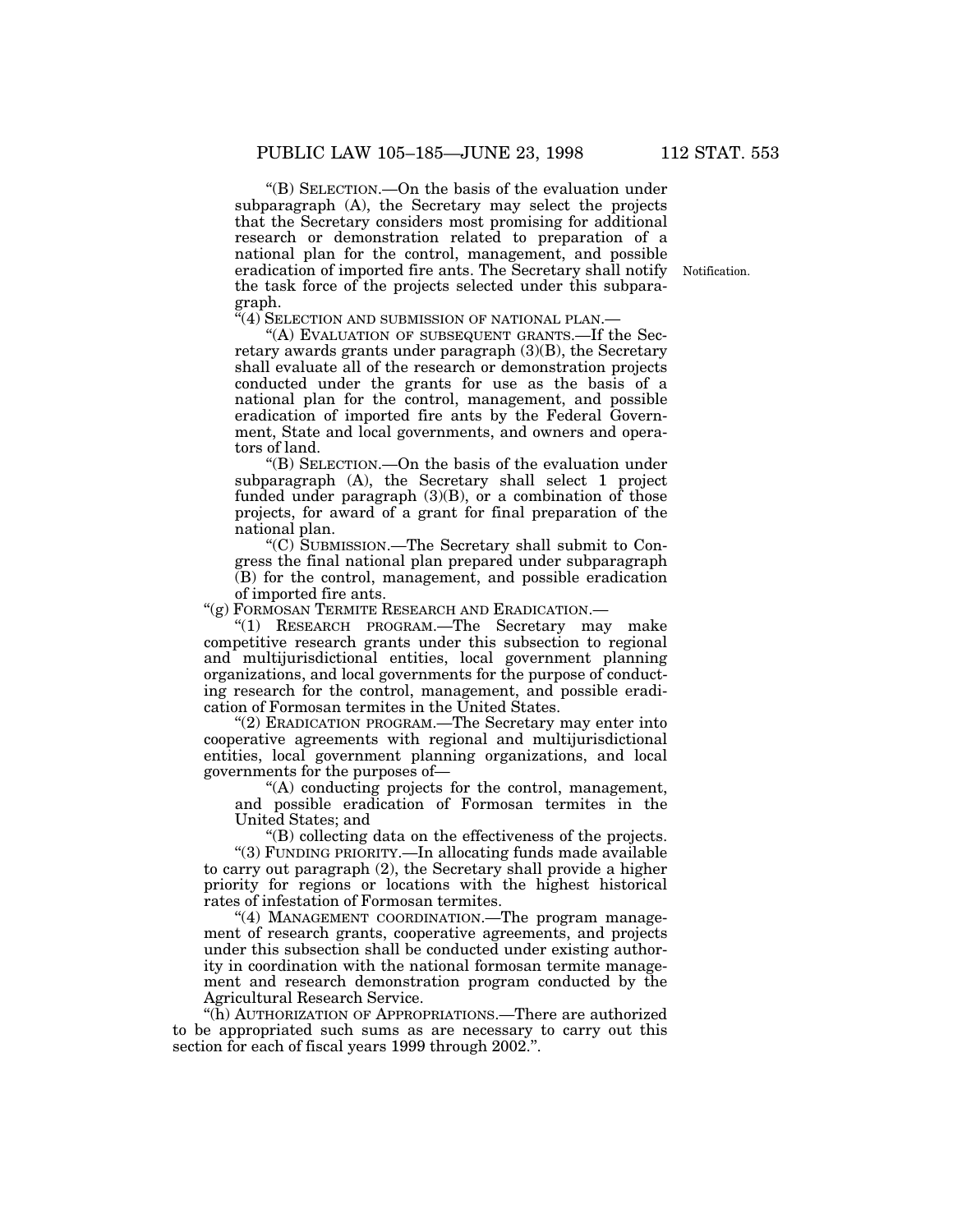"(B) SELECTION.—On the basis of the evaluation under subparagraph (A), the Secretary may select the projects that the Secretary considers most promising for additional research or demonstration related to preparation of a national plan for the control, management, and possible eradication of imported fire ants. The Secretary shall notify the task force of the projects selected under this subparagraph.

Notification.

"(4) SELECTION AND SUBMISSION OF NATIONAL PLAN.—

"(A) EVALUATION OF SUBSEQUENT GRANTS.—If the Secretary awards grants under paragraph (3)(B), the Secretary shall evaluate all of the research or demonstration projects conducted under the grants for use as the basis of a national plan for the control, management, and possible eradication of imported fire ants by the Federal Government, State and local governments, and owners and operators of land.

"(B) SELECTION.—On the basis of the evaluation under subparagraph (A), the Secretary shall select 1 project funded under paragraph (3)(B), or a combination of those projects, for award of a grant for final preparation of the national plan.

"(C) SUBMISSION.—The Secretary shall submit to Congress the final national plan prepared under subparagraph (B) for the control, management, and possible eradication of imported fire ants.

"(g) FORMOSAN TERMITE RESEARCH AND ERADICATION.—

"(1) RESEARCH PROGRAM.—The Secretary may make competitive research grants under this subsection to regional and multijurisdictional entities, local government planning organizations, and local governments for the purpose of conducting research for the control, management, and possible eradication of Formosan termites in the United States.

"(2) ERADICATION PROGRAM.—The Secretary may enter into cooperative agreements with regional and multijurisdictional entities, local government planning organizations, and local governments for the purposes of—

"(A) conducting projects for the control, management, and possible eradication of Formosan termites in the United States; and

"(B) collecting data on the effectiveness of the projects.

"(3) FUNDING PRIORITY.—In allocating funds made available to carry out paragraph (2), the Secretary shall provide a higher priority for regions or locations with the highest historical rates of infestation of Formosan termites.

"(4) MANAGEMENT COORDINATION.—The program management of research grants, cooperative agreements, and projects under this subsection shall be conducted under existing authority in coordination with the national formosan termite management and research demonstration program conducted by the Agricultural Research Service.

"(h) AUTHORIZATION OF APPROPRIATIONS.—There are authorized to be appropriated such sums as are necessary to carry out this section for each of fiscal years 1999 through 2002.".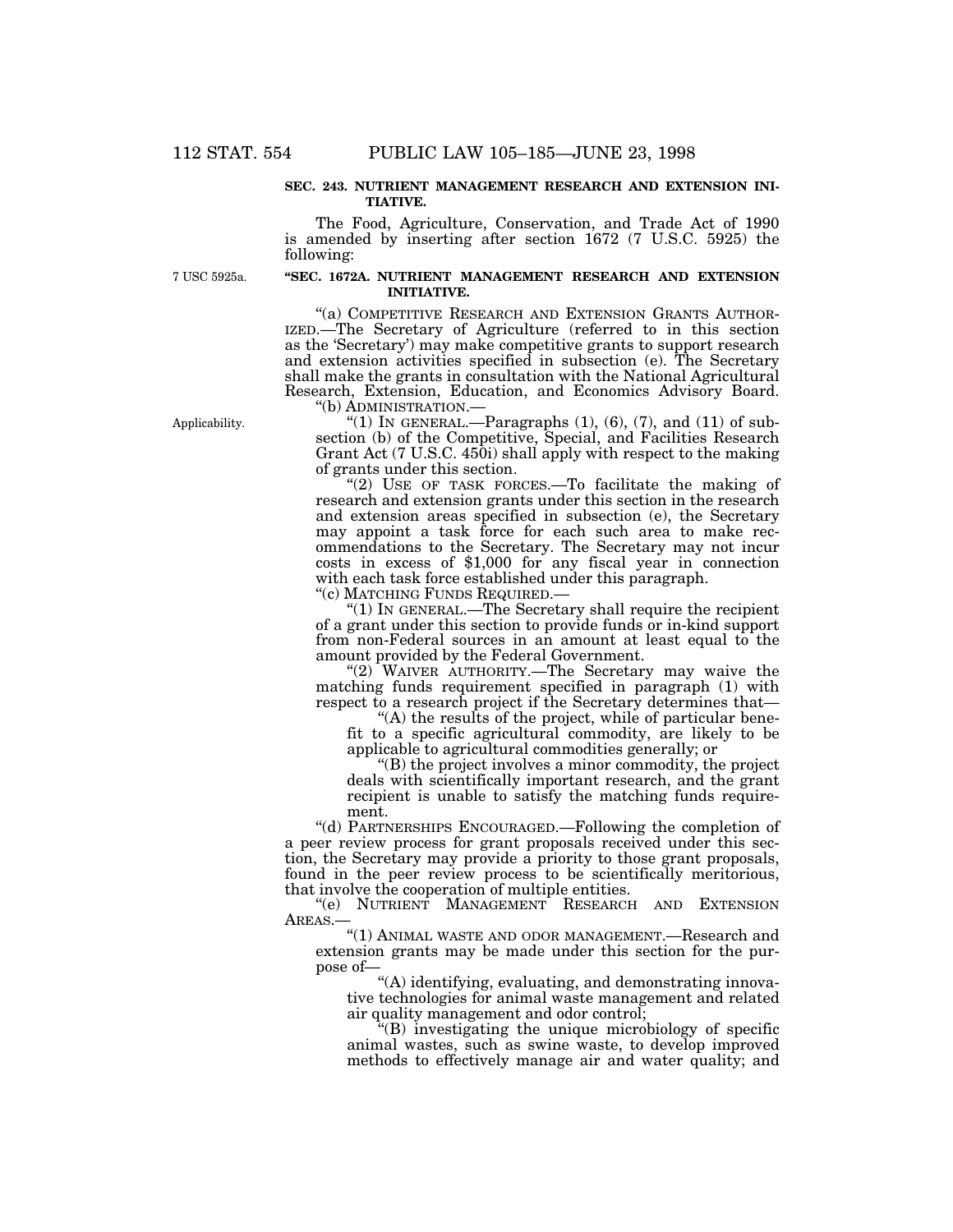**SEC. 243. NUTRIENT MANAGEMENT RESEARCH AND EXTENSION INITIATIVE.**

The Food, Agriculture, Conservation, and Trade Act of 1990 is amended by inserting after section 1672 (7 U.S.C. 5925) the following:

7 USC 5925a.

**"SEC. 1672A. NUTRIENT MANAGEMENT RESEARCH AND EXTENSION INITIATIVE.**

"(a) COMPETITIVE RESEARCH AND EXTENSION GRANTS AUTHORIZED.—The Secretary of Agriculture (referred to in this section as the 'Secretary') may make competitive grants to support research and extension activities specified in subsection (e). The Secretary shall make the grants in consultation with the National Agricultural Research, Extension, Education, and Economics Advisory Board.

"(b) ADMINISTRATION.—

Applicability.

"(1) IN GENERAL.—Paragraphs (1), (6), (7), and (11) of subsection (b) of the Competitive, Special, and Facilities Research Grant Act (7 U.S.C. 450i) shall apply with respect to the making of grants under this section.

"(2) USE OF TASK FORCES.—To facilitate the making of research and extension grants under this section in the research and extension areas specified in subsection (e), the Secretary may appoint a task force for each such area to make recommendations to the Secretary. The Secretary may not incur costs in excess of $1,000 for any fiscal year in connection with each task force established under this paragraph.

"(c) MATCHING FUNDS REQUIRED.—

"(1) IN GENERAL.—The Secretary shall require the recipient of a grant under this section to provide funds or in-kind support from non-Federal sources in an amount at least equal to the amount provided by the Federal Government.

"(2) WAIVER AUTHORITY.—The Secretary may waive the matching funds requirement specified in paragraph (1) with respect to a research project if the Secretary determines that—

"(A) the results of the project, while of particular benefit to a specific agricultural commodity, are likely to be applicable to agricultural commodities generally; or

"(B) the project involves a minor commodity, the project deals with scientifically important research, and the grant recipient is unable to satisfy the matching funds requirement.

"(d) PARTNERSHIPS ENCOURAGED.—Following the completion of a peer review process for grant proposals received under this section, the Secretary may provide a priority to those grant proposals, found in the peer review process to be scientifically meritorious, that involve the cooperation of multiple entities.

"(e) NUTRIENT MANAGEMENT RESEARCH AND EXTENSION AREAS.—

"(1) ANIMAL WASTE AND ODOR MANAGEMENT.—Research and extension grants may be made under this section for the purpose of—

"(A) identifying, evaluating, and demonstrating innovative technologies for animal waste management and related air quality management and odor control;

"(B) investigating the unique microbiology of specific animal wastes, such as swine waste, to develop improved methods to effectively manage air and water quality; and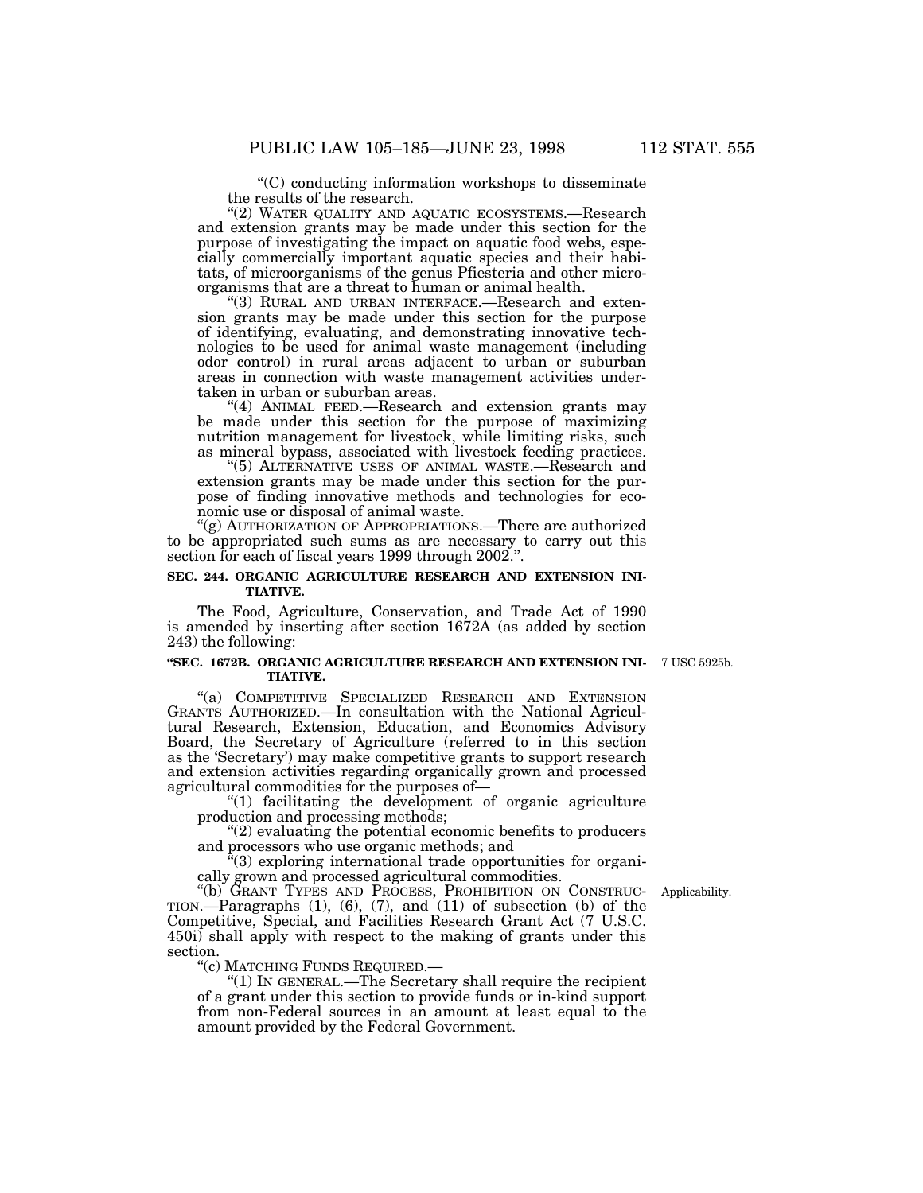"(C) conducting information workshops to disseminate the results of the research.

"(2) WATER QUALITY AND AQUATIC ECOSYSTEMS.—Research and extension grants may be made under this section for the purpose of investigating the impact on aquatic food webs, especially commercially important aquatic species and their habitats, of microorganisms of the genus Pfiesteria and other microorganisms that are a threat to human or animal health.

"(3) RURAL AND URBAN INTERFACE.—Research and extension grants may be made under this section for the purpose of identifying, evaluating, and demonstrating innovative technologies to be used for animal waste management (including odor control) in rural areas adjacent to urban or suburban areas in connection with waste management activities undertaken in urban or suburban areas.

"(4) ANIMAL FEED.—Research and extension grants may be made under this section for the purpose of maximizing nutrition management for livestock, while limiting risks, such as mineral bypass, associated with livestock feeding practices.

"(5) ALTERNATIVE USES OF ANIMAL WASTE.—Research and extension grants may be made under this section for the purpose of finding innovative methods and technologies for economic use or disposal of animal waste.

"(g) AUTHORIZATION OF APPROPRIATIONS.—There are authorized to be appropriated such sums as are necessary to carry out this section for each of fiscal years 1999 through 2002.".

**SEC. 244. ORGANIC AGRICULTURE RESEARCH AND EXTENSION INITIATIVE.**

The Food, Agriculture, Conservation, and Trade Act of 1990 is amended by inserting after section 1672A (as added by section 243) the following:

**"SEC. 1672B. ORGANIC AGRICULTURE RESEARCH AND EXTENSION INITIATIVE.**

7 USC 5925b.

"(a) COMPETITIVE SPECIALIZED RESEARCH AND EXTENSION GRANTS AUTHORIZED.—In consultation with the National Agricultural Research, Extension, Education, and Economics Advisory Board, the Secretary of Agriculture (referred to in this section as the 'Secretary') may make competitive grants to support research and extension activities regarding organically grown and processed agricultural commodities for the purposes of—

"(1) facilitating the development of organic agriculture production and processing methods;

"(2) evaluating the potential economic benefits to producers and processors who use organic methods; and

"(3) exploring international trade opportunities for organically grown and processed agricultural commodities.

Applicability.

"(b) GRANT TYPES AND PROCESS, PROHIBITION ON CONSTRUCTION.—Paragraphs (1), (6), (7), and (11) of subsection (b) of the Competitive, Special, and Facilities Research Grant Act (7 U.S.C. 450i) shall apply with respect to the making of grants under this section.

"(c) MATCHING FUNDS REQUIRED.—

"(1) IN GENERAL.—The Secretary shall require the recipient of a grant under this section to provide funds or in-kind support from non-Federal sources in an amount at least equal to the amount provided by the Federal Government.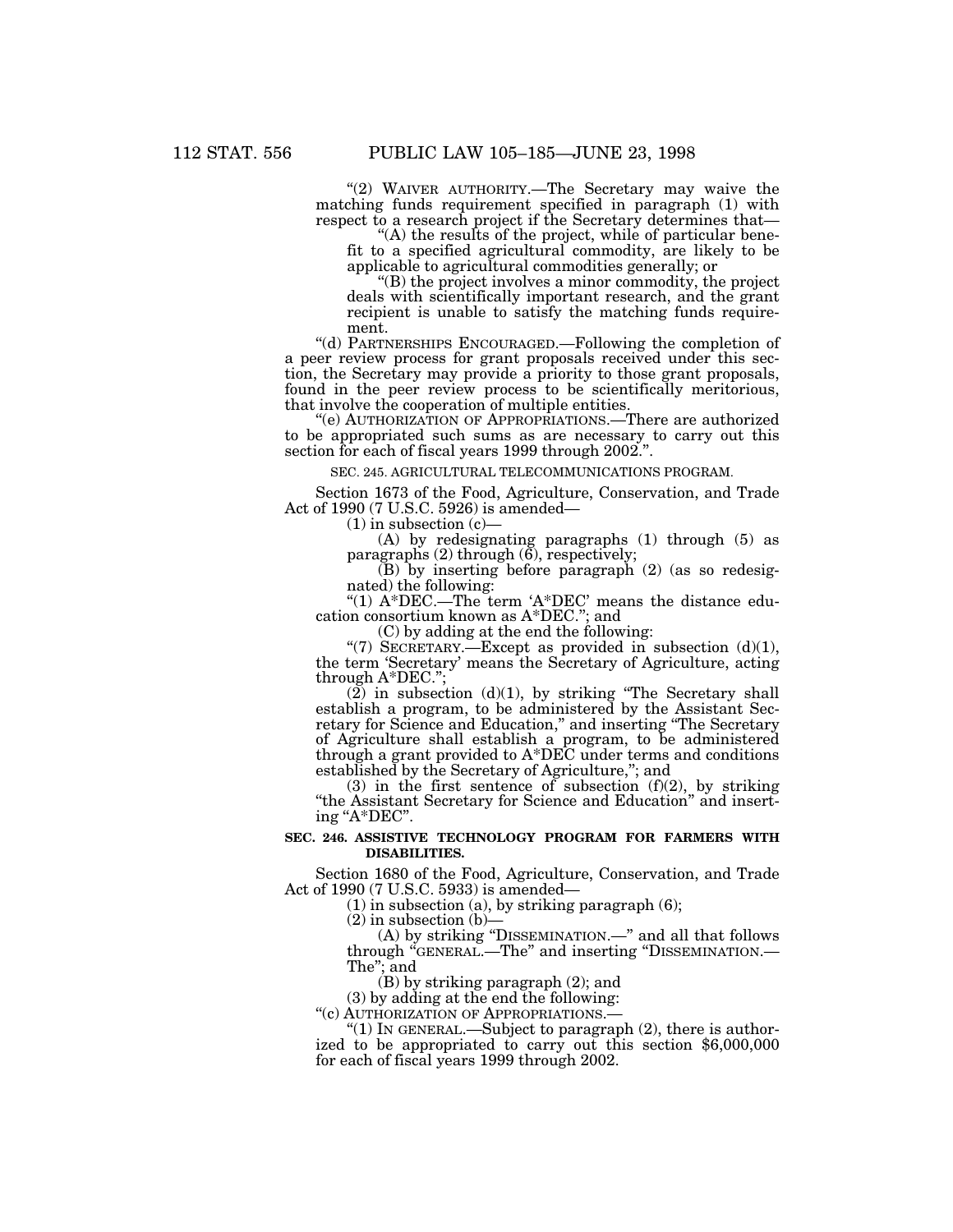"(2) WAIVER AUTHORITY.—The Secretary may waive the matching funds requirement specified in paragraph (1) with respect to a research project if the Secretary determines that—

"(A) the results of the project, while of particular benefit to a specified agricultural commodity, are likely to be applicable to agricultural commodities generally; or

"(B) the project involves a minor commodity, the project deals with scientifically important research, and the grant recipient is unable to satisfy the matching funds requirement.

"(d) PARTNERSHIPS ENCOURAGED.—Following the completion of a peer review process for grant proposals received under this section, the Secretary may provide a priority to those grant proposals, found in the peer review process to be scientifically meritorious, that involve the cooperation of multiple entities.

"(e) AUTHORIZATION OF APPROPRIATIONS.—There are authorized to be appropriated such sums as are necessary to carry out this section for each of fiscal years 1999 through 2002.".

SEC. 245. AGRICULTURAL TELECOMMUNICATIONS PROGRAM.

Section 1673 of the Food, Agriculture, Conservation, and Trade Act of 1990 (7 U.S.C. 5926) is amended—

(1) in subsection (c)—

(A) by redesignating paragraphs (1) through (5) as paragraphs (2) through (6), respectively;

(B) by inserting before paragraph (2) (as so redesignated) the following:

"(1) A*DEC.—The term 'A*DEC' means the distance education consortium known as A*DEC."; and

(C) by adding at the end the following:

"(7) SECRETARY.—Except as provided in subsection (d)(1), the term 'Secretary' means the Secretary of Agriculture, acting through A*DEC.";

(2) in subsection (d)(1), by striking "The Secretary shall establish a program, to be administered by the Assistant Secretary for Science and Education," and inserting "The Secretary of Agriculture shall establish a program, to be administered through a grant provided to A*DEC under terms and conditions established by the Secretary of Agriculture,"; and

(3) in the first sentence of subsection (f)(2), by striking "the Assistant Secretary for Science and Education" and inserting "A*DEC".

**SEC. 246. ASSISTIVE TECHNOLOGY PROGRAM FOR FARMERS WITH DISABILITIES.**

Section 1680 of the Food, Agriculture, Conservation, and Trade Act of 1990 (7 U.S.C. 5933) is amended—

(1) in subsection (a), by striking paragraph (6);

(2) in subsection (b)—

(A) by striking "DISSEMINATION.—" and all that follows through "GENERAL.—The" and inserting "DISSEMINATION.—The"; and

(B) by striking paragraph (2); and

(3) by adding at the end the following:

"(c) AUTHORIZATION OF APPROPRIATIONS.—

"(1) IN GENERAL.—Subject to paragraph (2), there is authorized to be appropriated to carry out this section $6,000,000 for each of fiscal years 1999 through 2002.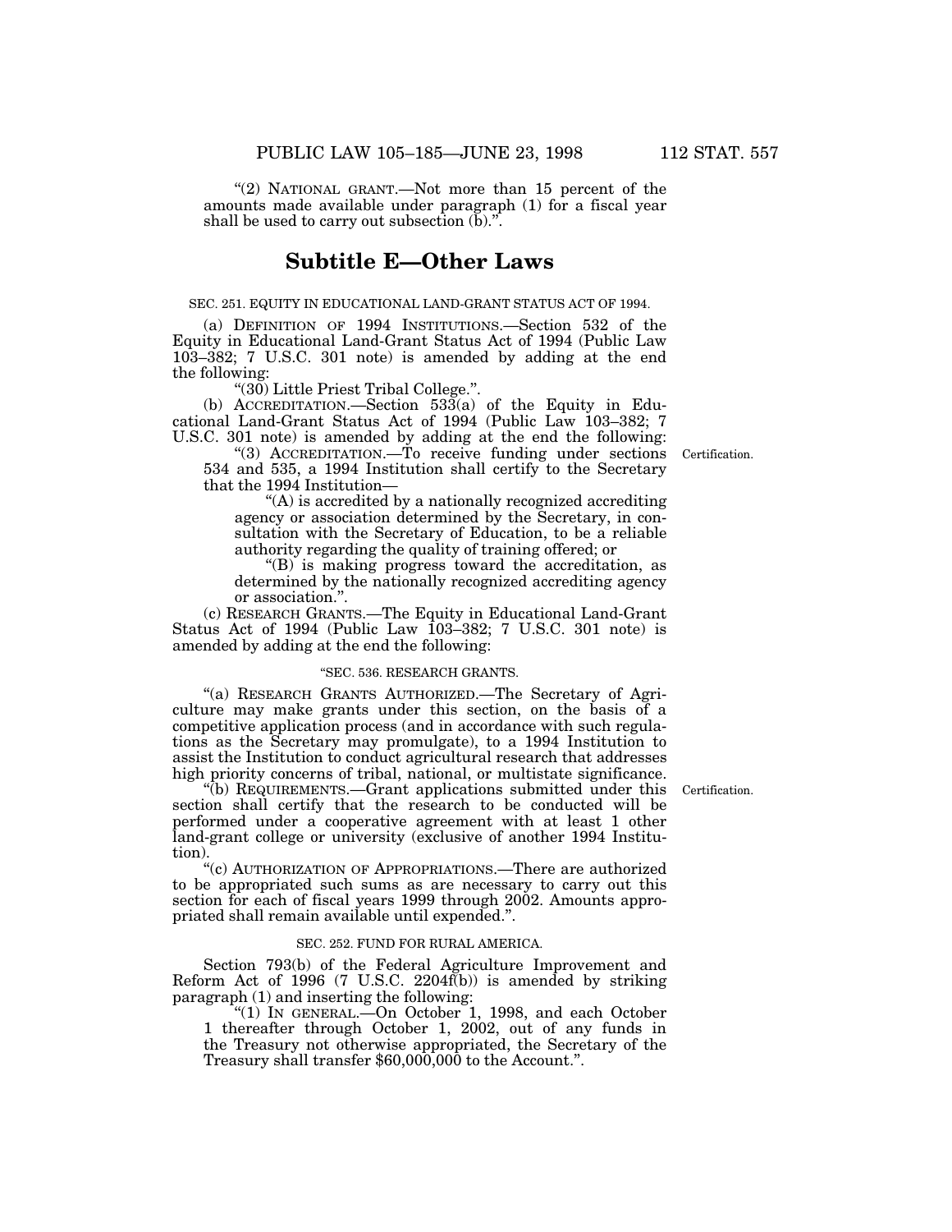"(2) NATIONAL GRANT.—Not more than 15 percent of the amounts made available under paragraph (1) for a fiscal year shall be used to carry out subsection (b).".

## Subtitle E—Other Laws

SEC. 251. EQUITY IN EDUCATIONAL LAND-GRANT STATUS ACT OF 1994.

(a) DEFINITION OF 1994 INSTITUTIONS.—Section 532 of the Equity in Educational Land-Grant Status Act of 1994 (Public Law 103–382; 7 U.S.C. 301 note) is amended by adding at the end the following:

"(30) Little Priest Tribal College.".

(b) ACCREDITATION.—Section 533(a) of the Equity in Educational Land-Grant Status Act of 1994 (Public Law 103–382; 7 U.S.C. 301 note) is amended by adding at the end the following:

Certification.

"(3) ACCREDITATION.—To receive funding under sections 534 and 535, a 1994 Institution shall certify to the Secretary that the 1994 Institution—

"(A) is accredited by a nationally recognized accrediting agency or association determined by the Secretary, in consultation with the Secretary of Education, to be a reliable authority regarding the quality of training offered; or

"(B) is making progress toward the accreditation, as determined by the nationally recognized accrediting agency or association.".

(c) RESEARCH GRANTS.—The Equity in Educational Land-Grant Status Act of 1994 (Public Law 103–382; 7 U.S.C. 301 note) is amended by adding at the end the following:

"SEC. 536. RESEARCH GRANTS.

"(a) RESEARCH GRANTS AUTHORIZED.—The Secretary of Agriculture may make grants under this section, on the basis of a competitive application process (and in accordance with such regulations as the Secretary may promulgate), to a 1994 Institution to assist the Institution to conduct agricultural research that addresses high priority concerns of tribal, national, or multistate significance.

Certification.

"(b) REQUIREMENTS.—Grant applications submitted under this section shall certify that the research to be conducted will be performed under a cooperative agreement with at least 1 other land-grant college or university (exclusive of another 1994 Institution).

"(c) AUTHORIZATION OF APPROPRIATIONS.—There are authorized to be appropriated such sums as are necessary to carry out this section for each of fiscal years 1999 through 2002. Amounts appropriated shall remain available until expended.".

SEC. 252. FUND FOR RURAL AMERICA.

Section 793(b) of the Federal Agriculture Improvement and Reform Act of 1996 (7 U.S.C. 2204f(b)) is amended by striking paragraph (1) and inserting the following:

"(1) IN GENERAL.—On October 1, 1998, and each October 1 thereafter through October 1, 2002, out of any funds in the Treasury not otherwise appropriated, the Secretary of the Treasury shall transfer $60,000,000 to the Account.".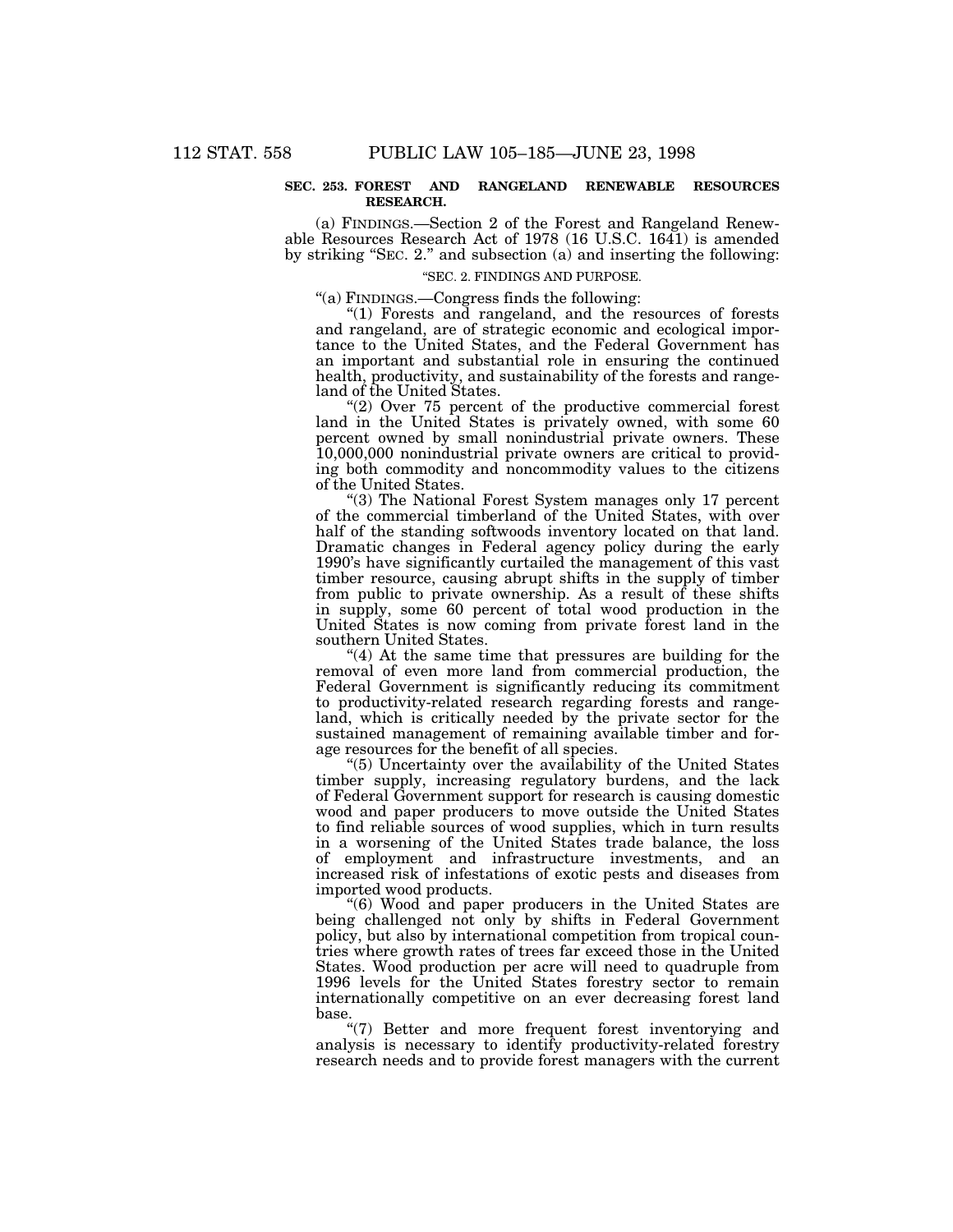**SEC. 253. FOREST AND RANGELAND RENEWABLE RESOURCES RESEARCH.**

(a) FINDINGS.—Section 2 of the Forest and Rangeland Renewable Resources Research Act of 1978 (16 U.S.C. 1641) is amended by striking "SEC. 2." and subsection (a) and inserting the following:

"SEC. 2. FINDINGS AND PURPOSE.

"(a) FINDINGS.—Congress finds the following:

"(1) Forests and rangeland, and the resources of forests and rangeland, are of strategic economic and ecological importance to the United States, and the Federal Government has an important and substantial role in ensuring the continued health, productivity, and sustainability of the forests and rangeland of the United States.

"(2) Over 75 percent of the productive commercial forest land in the United States is privately owned, with some 60 percent owned by small nonindustrial private owners. These 10,000,000 nonindustrial private owners are critical to providing both commodity and noncommodity values to the citizens of the United States.

"(3) The National Forest System manages only 17 percent of the commercial timberland of the United States, with over half of the standing softwoods inventory located on that land. Dramatic changes in Federal agency policy during the early 1990's have significantly curtailed the management of this vast timber resource, causing abrupt shifts in the supply of timber from public to private ownership. As a result of these shifts in supply, some 60 percent of total wood production in the United States is now coming from private forest land in the southern United States.

"(4) At the same time that pressures are building for the removal of even more land from commercial production, the Federal Government is significantly reducing its commitment to productivity-related research regarding forests and rangeland, which is critically needed by the private sector for the sustained management of remaining available timber and forage resources for the benefit of all species.

"(5) Uncertainty over the availability of the United States timber supply, increasing regulatory burdens, and the lack of Federal Government support for research is causing domestic wood and paper producers to move outside the United States to find reliable sources of wood supplies, which in turn results in a worsening of the United States trade balance, the loss of employment and infrastructure investments, and an increased risk of infestations of exotic pests and diseases from imported wood products.

"(6) Wood and paper producers in the United States are being challenged not only by shifts in Federal Government policy, but also by international competition from tropical countries where growth rates of trees far exceed those in the United States. Wood production per acre will need to quadruple from 1996 levels for the United States forestry sector to remain internationally competitive on an ever decreasing forest land base.

"(7) Better and more frequent forest inventorying and analysis is necessary to identify productivity-related forestry research needs and to provide forest managers with the current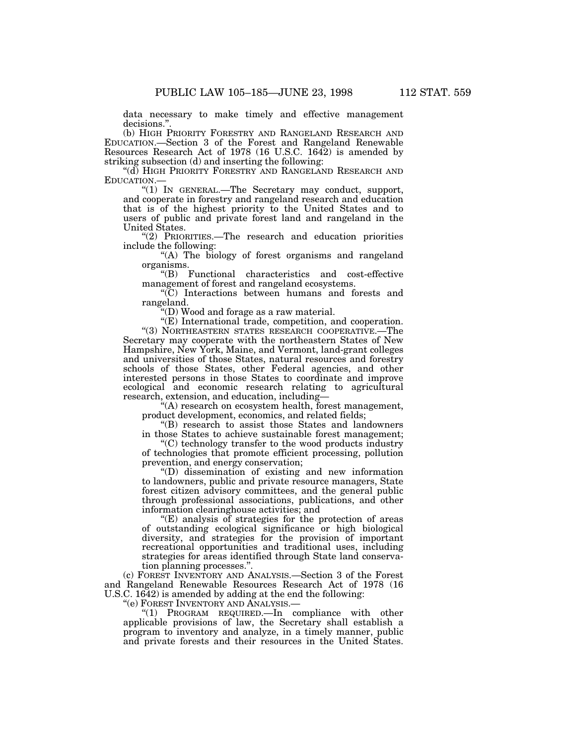data necessary to make timely and effective management decisions.''.

(b) HIGH PRIORITY FORESTRY AND RANGELAND RESEARCH AND EDUCATION.—Section 3 of the Forest and Rangeland Renewable Resources Research Act of 1978 (16 U.S.C. 1642) is amended by striking subsection (d) and inserting the following:

''(d) HIGH PRIORITY FORESTRY AND RANGELAND RESEARCH AND EDUCATION.—

''(1) IN GENERAL.—The Secretary may conduct, support, and cooperate in forestry and rangeland research and education that is of the highest priority to the United States and to users of public and private forest land and rangeland in the United States.

''(2) PRIORITIES.—The research and education priorities include the following:

''(A) The biology of forest organisms and rangeland organisms.

''(B) Functional characteristics and cost-effective management of forest and rangeland ecosystems.

''(C) Interactions between humans and forests and rangeland.

''(D) Wood and forage as a raw material.

''(E) International trade, competition, and cooperation.

''(3) NORTHEASTERN STATES RESEARCH COOPERATIVE.—The Secretary may cooperate with the northeastern States of New Hampshire, New York, Maine, and Vermont, land-grant colleges and universities of those States, natural resources and forestry schools of those States, other Federal agencies, and other interested persons in those States to coordinate and improve ecological and economic research relating to agricultural research, extension, and education, including—

''(A) research on ecosystem health, forest management, product development, economics, and related fields;

''(B) research to assist those States and landowners in those States to achieve sustainable forest management;

''(C) technology transfer to the wood products industry of technologies that promote efficient processing, pollution prevention, and energy conservation;

''(D) dissemination of existing and new information to landowners, public and private resource managers, State forest citizen advisory committees, and the general public through professional associations, publications, and other information clearinghouse activities; and

''(E) analysis of strategies for the protection of areas of outstanding ecological significance or high biological diversity, and strategies for the provision of important recreational opportunities and traditional uses, including strategies for areas identified through State land conservation planning processes.''.

(c) FOREST INVENTORY AND ANALYSIS.—Section 3 of the Forest and Rangeland Renewable Resources Research Act of 1978 (16 U.S.C. 1642) is amended by adding at the end the following:

''(e) FOREST INVENTORY AND ANALYSIS.—

''(1) PROGRAM REQUIRED.—In compliance with other applicable provisions of law, the Secretary shall establish a program to inventory and analyze, in a timely manner, public and private forests and their resources in the United States.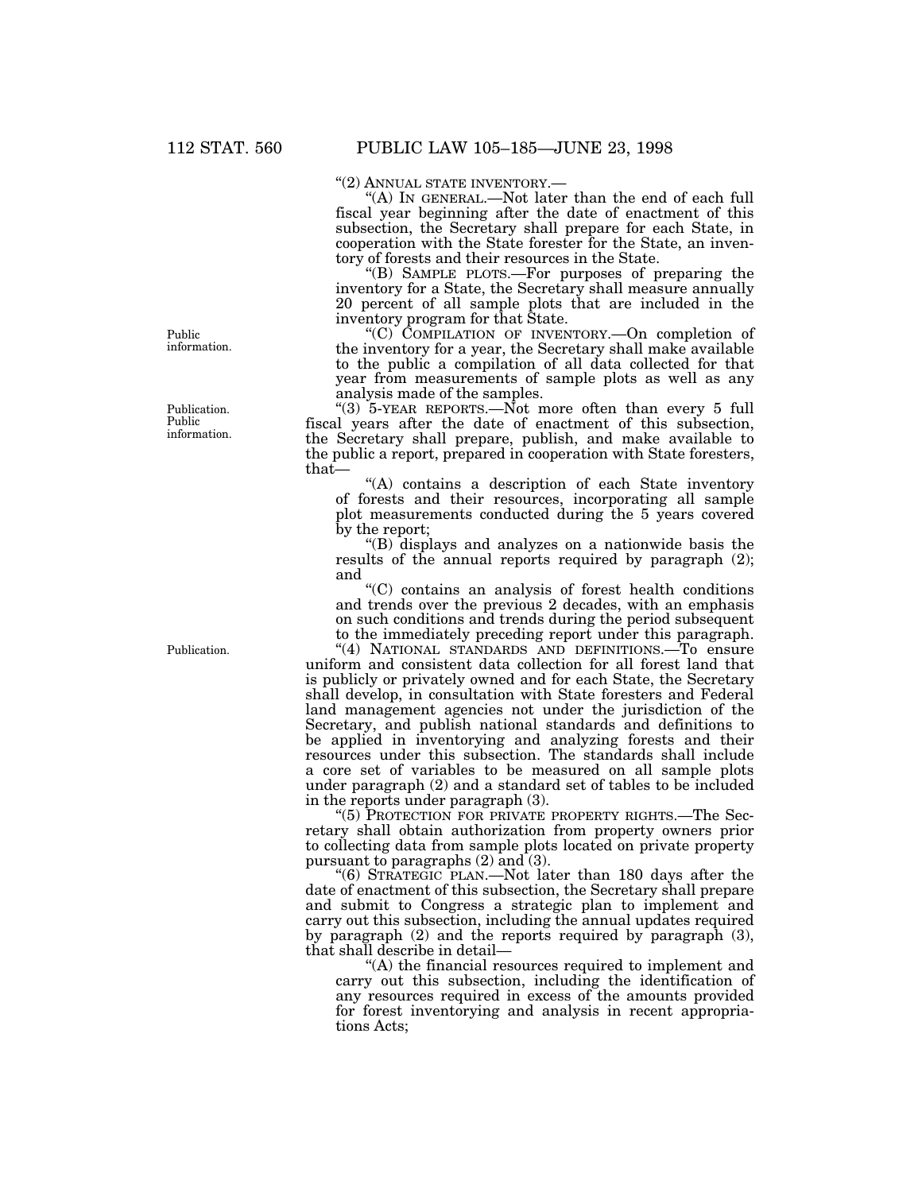"(2) ANNUAL STATE INVENTORY.—

"(A) IN GENERAL.—Not later than the end of each full fiscal year beginning after the date of enactment of this subsection, the Secretary shall prepare for each State, in cooperation with the State forester for the State, an inventory of forests and their resources in the State.

"(B) SAMPLE PLOTS.—For purposes of preparing the inventory for a State, the Secretary shall measure annually 20 percent of all sample plots that are included in the inventory program for that State.

Public information.

"(C) COMPILATION OF INVENTORY.—On completion of the inventory for a year, the Secretary shall make available to the public a compilation of all data collected for that year from measurements of sample plots as well as any analysis made of the samples.

Publication. Public information.

"(3) 5-YEAR REPORTS.—Not more often than every 5 full fiscal years after the date of enactment of this subsection, the Secretary shall prepare, publish, and make available to the public a report, prepared in cooperation with State foresters, that—

"(A) contains a description of each State inventory of forests and their resources, incorporating all sample plot measurements conducted during the 5 years covered by the report;

"(B) displays and analyzes on a nationwide basis the results of the annual reports required by paragraph (2); and

"(C) contains an analysis of forest health conditions and trends over the previous 2 decades, with an emphasis on such conditions and trends during the period subsequent to the immediately preceding report under this paragraph.

Publication.

"(4) NATIONAL STANDARDS AND DEFINITIONS.—To ensure uniform and consistent data collection for all forest land that is publicly or privately owned and for each State, the Secretary shall develop, in consultation with State foresters and Federal land management agencies not under the jurisdiction of the Secretary, and publish national standards and definitions to be applied in inventorying and analyzing forests and their resources under this subsection. The standards shall include a core set of variables to be measured on all sample plots under paragraph (2) and a standard set of tables to be included in the reports under paragraph (3).

"(5) PROTECTION FOR PRIVATE PROPERTY RIGHTS.—The Secretary shall obtain authorization from property owners prior to collecting data from sample plots located on private property pursuant to paragraphs (2) and (3).

"(6) STRATEGIC PLAN.—Not later than 180 days after the date of enactment of this subsection, the Secretary shall prepare and submit to Congress a strategic plan to implement and carry out this subsection, including the annual updates required by paragraph (2) and the reports required by paragraph (3), that shall describe in detail—

"(A) the financial resources required to implement and carry out this subsection, including the identification of any resources required in excess of the amounts provided for forest inventorying and analysis in recent appropriations Acts;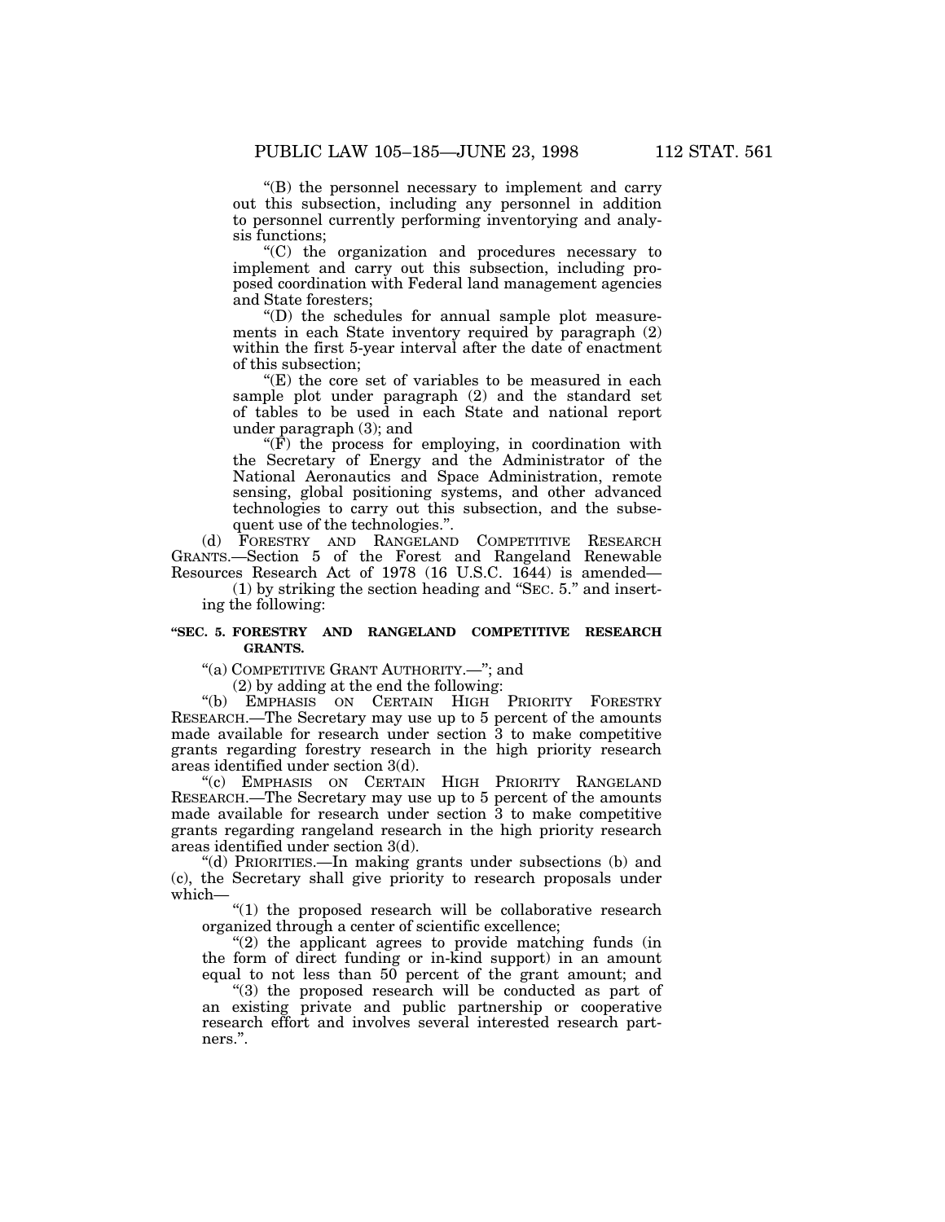"(B) the personnel necessary to implement and carry out this subsection, including any personnel in addition to personnel currently performing inventorying and analysis functions;

"(C) the organization and procedures necessary to implement and carry out this subsection, including proposed coordination with Federal land management agencies and State foresters;

"(D) the schedules for annual sample plot measurements in each State inventory required by paragraph (2) within the first 5-year interval after the date of enactment of this subsection;

"(E) the core set of variables to be measured in each sample plot under paragraph (2) and the standard set of tables to be used in each State and national report under paragraph (3); and

"(F) the process for employing, in coordination with the Secretary of Energy and the Administrator of the National Aeronautics and Space Administration, remote sensing, global positioning systems, and other advanced technologies to carry out this subsection, and the subsequent use of the technologies.".

(d) FORESTRY AND RANGELAND COMPETITIVE RESEARCH GRANTS.—Section 5 of the Forest and Rangeland Renewable Resources Research Act of 1978 (16 U.S.C. 1644) is amended—

(1) by striking the section heading and "SEC. 5." and inserting the following:

**"SEC. 5. FORESTRY AND RANGELAND COMPETITIVE RESEARCH GRANTS.**

"(a) COMPETITIVE GRANT AUTHORITY.—"; and

(2) by adding at the end the following:

"(b) EMPHASIS ON CERTAIN HIGH PRIORITY FORESTRY RESEARCH.—The Secretary may use up to 5 percent of the amounts made available for research under section 3 to make competitive grants regarding forestry research in the high priority research areas identified under section 3(d).

"(c) EMPHASIS ON CERTAIN HIGH PRIORITY RANGELAND RESEARCH.—The Secretary may use up to 5 percent of the amounts made available for research under section 3 to make competitive grants regarding rangeland research in the high priority research areas identified under section 3(d).

"(d) PRIORITIES.—In making grants under subsections (b) and (c), the Secretary shall give priority to research proposals under which—

"(1) the proposed research will be collaborative research organized through a center of scientific excellence;

"(2) the applicant agrees to provide matching funds (in the form of direct funding or in-kind support) in an amount equal to not less than 50 percent of the grant amount; and

"(3) the proposed research will be conducted as part of an existing private and public partnership or cooperative research effort and involves several interested research partners.".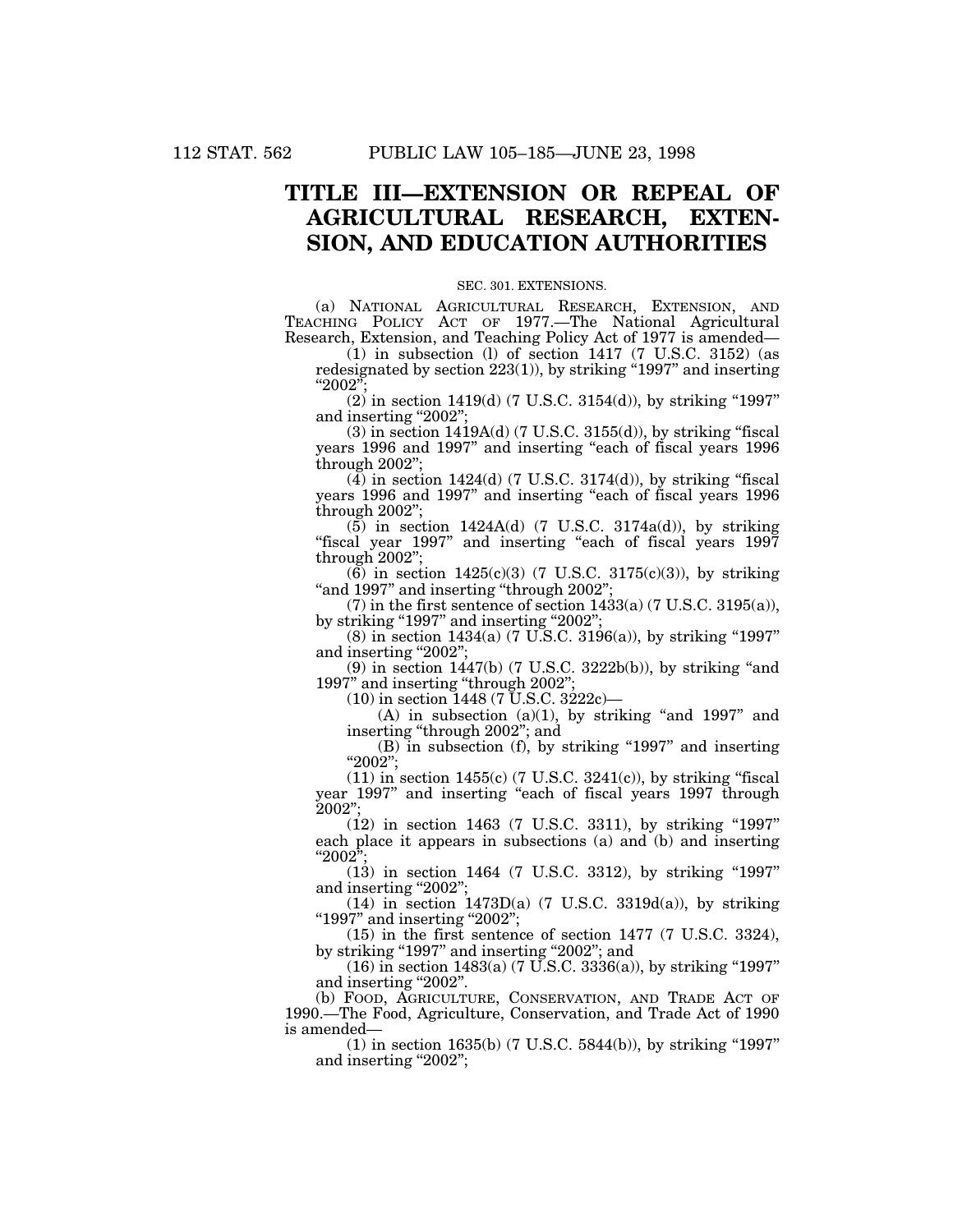# TITLE III—EXTENSION OR REPEAL OF AGRICULTURAL RESEARCH, EXTENSION, AND EDUCATION AUTHORITIES

SEC. 301. EXTENSIONS.

(a) NATIONAL AGRICULTURAL RESEARCH, EXTENSION, AND TEACHING POLICY ACT OF 1977.—The National Agricultural Research, Extension, and Teaching Policy Act of 1977 is amended—

(1) in subsection (l) of section 1417 (7 U.S.C. 3152) (as redesignated by section 223(1)), by striking "1997" and inserting "2002";

(2) in section 1419(d) (7 U.S.C. 3154(d)), by striking "1997" and inserting "2002";

(3) in section 1419A(d) (7 U.S.C. 3155(d)), by striking "fiscal years 1996 and 1997" and inserting "each of fiscal years 1996 through 2002";

(4) in section 1424(d) (7 U.S.C. 3174(d)), by striking "fiscal years 1996 and 1997" and inserting "each of fiscal years 1996 through 2002";

(5) in section 1424A(d) (7 U.S.C. 3174a(d)), by striking "fiscal year 1997" and inserting "each of fiscal years 1997 through 2002";

(6) in section 1425(c)(3) (7 U.S.C. 3175(c)(3)), by striking "and 1997" and inserting "through 2002";

(7) in the first sentence of section 1433(a) (7 U.S.C. 3195(a)), by striking "1997" and inserting "2002";

(8) in section 1434(a) (7 U.S.C. 3196(a)), by striking "1997" and inserting "2002";

(9) in section 1447(b) (7 U.S.C. 3222b(b)), by striking "and 1997" and inserting "through 2002";

(10) in section 1448 (7 U.S.C. 3222c)—

(A) in subsection (a)(1), by striking "and 1997" and inserting "through 2002"; and

(B) in subsection (f), by striking "1997" and inserting "2002";

(11) in section 1455(c) (7 U.S.C. 3241(c)), by striking "fiscal year 1997" and inserting "each of fiscal years 1997 through 2002";

(12) in section 1463 (7 U.S.C. 3311), by striking "1997" each place it appears in subsections (a) and (b) and inserting "2002";

(13) in section 1464 (7 U.S.C. 3312), by striking "1997" and inserting "2002";

(14) in section 1473D(a) (7 U.S.C. 3319d(a)), by striking "1997" and inserting "2002";

(15) in the first sentence of section 1477 (7 U.S.C. 3324), by striking "1997" and inserting "2002"; and

(16) in section 1483(a) (7 U.S.C. 3336(a)), by striking "1997" and inserting "2002".

(b) FOOD, AGRICULTURE, CONSERVATION, AND TRADE ACT OF 1990.—The Food, Agriculture, Conservation, and Trade Act of 1990 is amended—

(1) in section 1635(b) (7 U.S.C. 5844(b)), by striking "1997" and inserting "2002";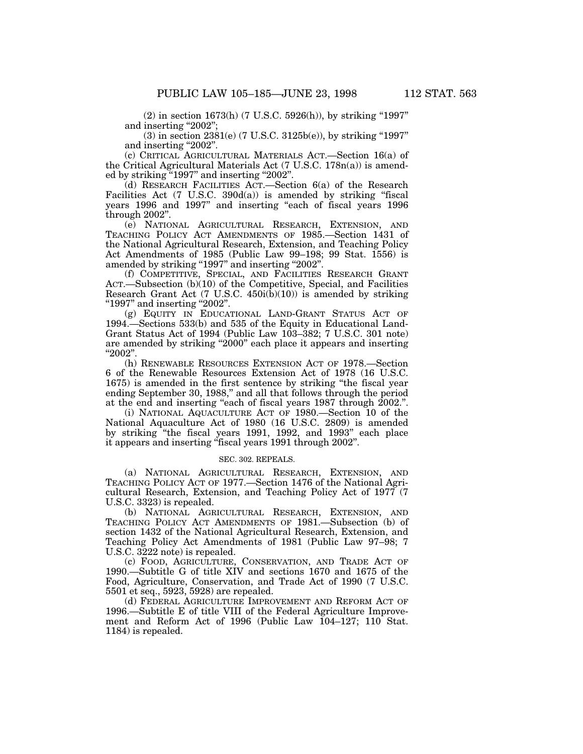(2) in section 1673(h) (7 U.S.C. 5926(h)), by striking "1997" and inserting "2002";

(3) in section 2381(e) (7 U.S.C. 3125b(e)), by striking "1997" and inserting "2002".

(c) CRITICAL AGRICULTURAL MATERIALS ACT.—Section 16(a) of the Critical Agricultural Materials Act (7 U.S.C. 178n(a)) is amended by striking "1997" and inserting "2002".

(d) RESEARCH FACILITIES ACT.—Section 6(a) of the Research Facilities Act (7 U.S.C. 390d(a)) is amended by striking "fiscal years 1996 and 1997" and inserting "each of fiscal years 1996 through 2002".

(e) NATIONAL AGRICULTURAL RESEARCH, EXTENSION, AND TEACHING POLICY ACT AMENDMENTS OF 1985.—Section 1431 of the National Agricultural Research, Extension, and Teaching Policy Act Amendments of 1985 (Public Law 99–198; 99 Stat. 1556) is amended by striking "1997" and inserting "2002".

(f) COMPETITIVE, SPECIAL, AND FACILITIES RESEARCH GRANT ACT.—Subsection (b)(10) of the Competitive, Special, and Facilities Research Grant Act (7 U.S.C. 450i(b)(10)) is amended by striking "1997" and inserting "2002".

(g) EQUITY IN EDUCATIONAL LAND-GRANT STATUS ACT OF 1994.—Sections 533(b) and 535 of the Equity in Educational Land-Grant Status Act of 1994 (Public Law 103–382; 7 U.S.C. 301 note) are amended by striking "2000" each place it appears and inserting "2002".

(h) RENEWABLE RESOURCES EXTENSION ACT OF 1978.—Section 6 of the Renewable Resources Extension Act of 1978 (16 U.S.C. 1675) is amended in the first sentence by striking "the fiscal year ending September 30, 1988," and all that follows through the period at the end and inserting "each of fiscal years 1987 through 2002.".

(i) NATIONAL AQUACULTURE ACT OF 1980.—Section 10 of the National Aquaculture Act of 1980 (16 U.S.C. 2809) is amended by striking "the fiscal years 1991, 1992, and 1993" each place it appears and inserting "fiscal years 1991 through 2002".

SEC. 302. REPEALS.

(a) NATIONAL AGRICULTURAL RESEARCH, EXTENSION, AND TEACHING POLICY ACT OF 1977.—Section 1476 of the National Agricultural Research, Extension, and Teaching Policy Act of 1977 (7 U.S.C. 3323) is repealed.

(b) NATIONAL AGRICULTURAL RESEARCH, EXTENSION, AND TEACHING POLICY ACT AMENDMENTS OF 1981.—Subsection (b) of section 1432 of the National Agricultural Research, Extension, and Teaching Policy Act Amendments of 1981 (Public Law 97–98; 7 U.S.C. 3222 note) is repealed.

(c) FOOD, AGRICULTURE, CONSERVATION, AND TRADE ACT OF 1990.—Subtitle G of title XIV and sections 1670 and 1675 of the Food, Agriculture, Conservation, and Trade Act of 1990 (7 U.S.C. 5501 et seq., 5923, 5928) are repealed.

(d) FEDERAL AGRICULTURE IMPROVEMENT AND REFORM ACT OF 1996.—Subtitle E of title VIII of the Federal Agriculture Improvement and Reform Act of 1996 (Public Law 104–127; 110 Stat. 1184) is repealed.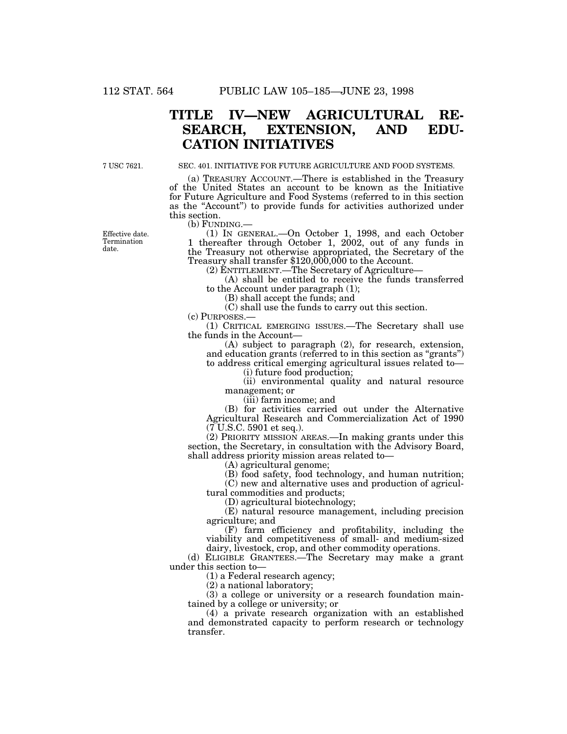# TITLE IV—NEW AGRICULTURAL RESEARCH, EXTENSION, AND EDUCATION INITIATIVES

7 USC 7621.

SEC. 401. INITIATIVE FOR FUTURE AGRICULTURE AND FOOD SYSTEMS.

(a) TREASURY ACCOUNT.—There is established in the Treasury of the United States an account to be known as the Initiative for Future Agriculture and Food Systems (referred to in this section as the "Account") to provide funds for activities authorized under this section.

(b) FUNDING.—

Effective date. Termination date.

(1) IN GENERAL.—On October 1, 1998, and each October 1 thereafter through October 1, 2002, out of any funds in the Treasury not otherwise appropriated, the Secretary of the Treasury shall transfer $120,000,000 to the Account.

(2) ENTITLEMENT.—The Secretary of Agriculture—

(A) shall be entitled to receive the funds transferred to the Account under paragraph (1);

(B) shall accept the funds; and

(C) shall use the funds to carry out this section.

(c) PURPOSES.—

(1) CRITICAL EMERGING ISSUES.—The Secretary shall use the funds in the Account—

(A) subject to paragraph (2), for research, extension, and education grants (referred to in this section as "grants") to address critical emerging agricultural issues related to—

(i) future food production;

(ii) environmental quality and natural resource management; or

(iii) farm income; and

(B) for activities carried out under the Alternative Agricultural Research and Commercialization Act of 1990 (7 U.S.C. 5901 et seq.).

(2) PRIORITY MISSION AREAS.—In making grants under this section, the Secretary, in consultation with the Advisory Board, shall address priority mission areas related to—

(A) agricultural genome;

(B) food safety, food technology, and human nutrition;

(C) new and alternative uses and production of agricultural commodities and products;

(D) agricultural biotechnology;

(E) natural resource management, including precision agriculture; and

(F) farm efficiency and profitability, including the viability and competitiveness of small- and medium-sized dairy, livestock, crop, and other commodity operations.

(d) ELIGIBLE GRANTEES.—The Secretary may make a grant under this section to—

(1) a Federal research agency;

(2) a national laboratory;

(3) a college or university or a research foundation maintained by a college or university; or

(4) a private research organization with an established and demonstrated capacity to perform research or technology transfer.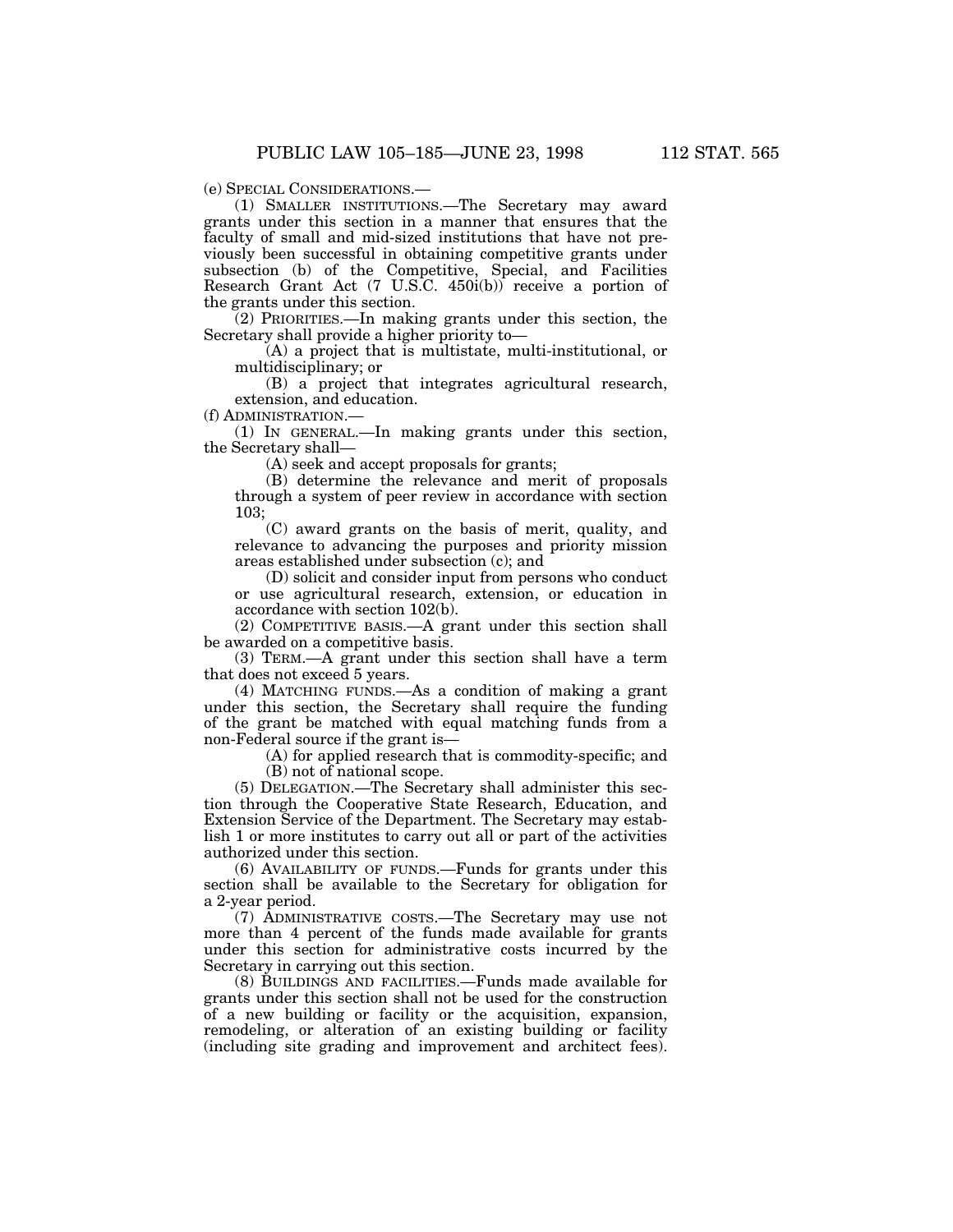(e) SPECIAL CONSIDERATIONS.—

(1) SMALLER INSTITUTIONS.—The Secretary may award grants under this section in a manner that ensures that the faculty of small and mid-sized institutions that have not previously been successful in obtaining competitive grants under subsection (b) of the Competitive, Special, and Facilities Research Grant Act (7 U.S.C. 450i(b)) receive a portion of the grants under this section.

(2) PRIORITIES.—In making grants under this section, the Secretary shall provide a higher priority to—

(A) a project that is multistate, multi-institutional, or multidisciplinary; or

(B) a project that integrates agricultural research, extension, and education.

(f) ADMINISTRATION.—

(1) IN GENERAL.—In making grants under this section, the Secretary shall—

(A) seek and accept proposals for grants;

(B) determine the relevance and merit of proposals through a system of peer review in accordance with section 103;

(C) award grants on the basis of merit, quality, and relevance to advancing the purposes and priority mission areas established under subsection (c); and

(D) solicit and consider input from persons who conduct or use agricultural research, extension, or education in accordance with section 102(b).

(2) COMPETITIVE BASIS.—A grant under this section shall be awarded on a competitive basis.

(3) TERM.—A grant under this section shall have a term that does not exceed 5 years.

(4) MATCHING FUNDS.—As a condition of making a grant under this section, the Secretary shall require the funding of the grant be matched with equal matching funds from a non-Federal source if the grant is—

(A) for applied research that is commodity-specific; and

(B) not of national scope.

(5) DELEGATION.—The Secretary shall administer this section through the Cooperative State Research, Education, and Extension Service of the Department. The Secretary may establish 1 or more institutes to carry out all or part of the activities authorized under this section.

(6) AVAILABILITY OF FUNDS.—Funds for grants under this section shall be available to the Secretary for obligation for a 2-year period.

(7) ADMINISTRATIVE COSTS.—The Secretary may use not more than 4 percent of the funds made available for grants under this section for administrative costs incurred by the Secretary in carrying out this section.

(8) BUILDINGS AND FACILITIES.—Funds made available for grants under this section shall not be used for the construction of a new building or facility or the acquisition, expansion, remodeling, or alteration of an existing building or facility (including site grading and improvement and architect fees).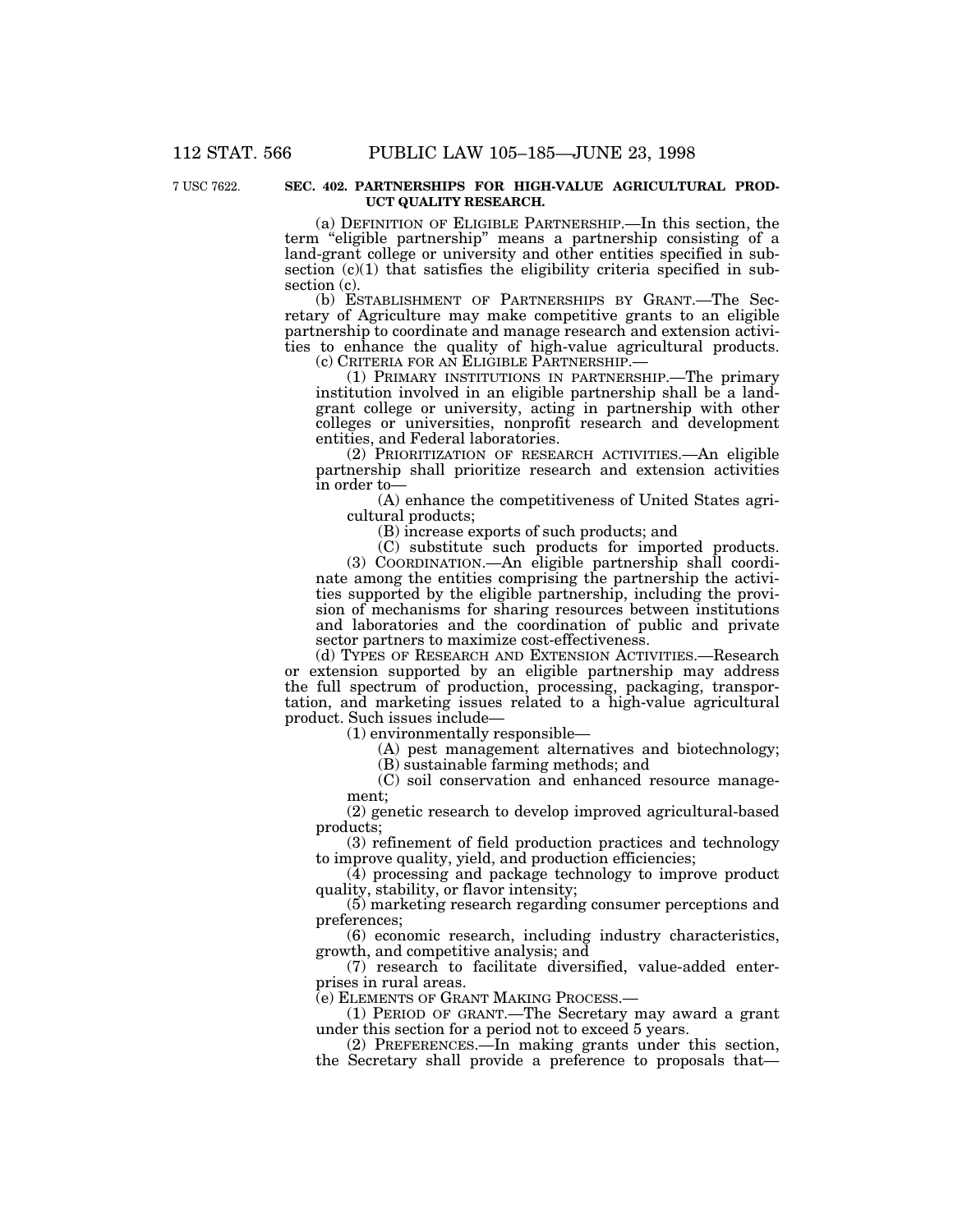7 USC 7622.

**SEC. 402. PARTNERSHIPS FOR HIGH-VALUE AGRICULTURAL PRODUCT QUALITY RESEARCH.**

(a) DEFINITION OF ELIGIBLE PARTNERSHIP.—In this section, the term "eligible partnership" means a partnership consisting of a land-grant college or university and other entities specified in subsection (c)(1) that satisfies the eligibility criteria specified in subsection (c).

(b) ESTABLISHMENT OF PARTNERSHIPS BY GRANT.—The Secretary of Agriculture may make competitive grants to an eligible partnership to coordinate and manage research and extension activities to enhance the quality of high-value agricultural products.

(c) CRITERIA FOR AN ELIGIBLE PARTNERSHIP.—

(1) PRIMARY INSTITUTIONS IN PARTNERSHIP.—The primary institution involved in an eligible partnership shall be a land-grant college or university, acting in partnership with other colleges or universities, nonprofit research and development entities, and Federal laboratories.

(2) PRIORITIZATION OF RESEARCH ACTIVITIES.—An eligible partnership shall prioritize research and extension activities in order to—

(A) enhance the competitiveness of United States agricultural products;

(B) increase exports of such products; and

(C) substitute such products for imported products.

(3) COORDINATION.—An eligible partnership shall coordinate among the entities comprising the partnership the activities supported by the eligible partnership, including the provision of mechanisms for sharing resources between institutions and laboratories and the coordination of public and private sector partners to maximize cost-effectiveness.

(d) TYPES OF RESEARCH AND EXTENSION ACTIVITIES.—Research or extension supported by an eligible partnership may address the full spectrum of production, processing, packaging, transportation, and marketing issues related to a high-value agricultural product. Such issues include—

(1) environmentally responsible—

(A) pest management alternatives and biotechnology;

(B) sustainable farming methods; and

(C) soil conservation and enhanced resource management;

(2) genetic research to develop improved agricultural-based products;

(3) refinement of field production practices and technology to improve quality, yield, and production efficiencies;

(4) processing and package technology to improve product quality, stability, or flavor intensity;

(5) marketing research regarding consumer perceptions and preferences;

(6) economic research, including industry characteristics, growth, and competitive analysis; and

(7) research to facilitate diversified, value-added enterprises in rural areas.

(e) ELEMENTS OF GRANT MAKING PROCESS.—

(1) PERIOD OF GRANT.—The Secretary may award a grant under this section for a period not to exceed 5 years.

(2) PREFERENCES.—In making grants under this section, the Secretary shall provide a preference to proposals that—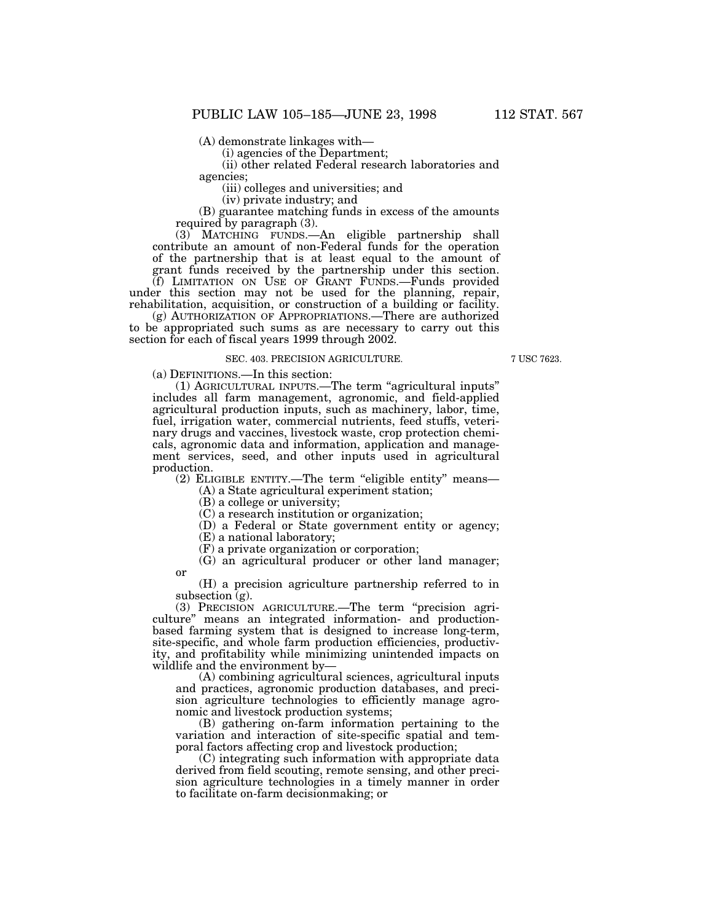(A) demonstrate linkages with—

(i) agencies of the Department;

(ii) other related Federal research laboratories and agencies;

(iii) colleges and universities; and

(iv) private industry; and

(B) guarantee matching funds in excess of the amounts required by paragraph (3).

(3) MATCHING FUNDS.—An eligible partnership shall contribute an amount of non-Federal funds for the operation of the partnership that is at least equal to the amount of grant funds received by the partnership under this section.

(f) LIMITATION ON USE OF GRANT FUNDS.—Funds provided under this section may not be used for the planning, repair, rehabilitation, acquisition, or construction of a building or facility.

(g) AUTHORIZATION OF APPROPRIATIONS.—There are authorized to be appropriated such sums as are necessary to carry out this section for each of fiscal years 1999 through 2002.

SEC. 403. PRECISION AGRICULTURE.

7 USC 7623.

(a) DEFINITIONS.—In this section:

(1) AGRICULTURAL INPUTS.—The term "agricultural inputs" includes all farm management, agronomic, and field-applied agricultural production inputs, such as machinery, labor, time, fuel, irrigation water, commercial nutrients, feed stuffs, veterinary drugs and vaccines, livestock waste, crop protection chemicals, agronomic data and information, application and management services, seed, and other inputs used in agricultural production.

(2) ELIGIBLE ENTITY.—The term "eligible entity" means—

(A) a State agricultural experiment station;

(B) a college or university;

(C) a research institution or organization;

(D) a Federal or State government entity or agency;

(E) a national laboratory;

(F) a private organization or corporation;

(G) an agricultural producer or other land manager; or

(H) a precision agriculture partnership referred to in subsection (g).

(3) PRECISION AGRICULTURE.—The term "precision agriculture" means an integrated information- and production-based farming system that is designed to increase long-term, site-specific, and whole farm production efficiencies, productivity, and profitability while minimizing unintended impacts on wildlife and the environment by—

(A) combining agricultural sciences, agricultural inputs and practices, agronomic production databases, and precision agriculture technologies to efficiently manage agronomic and livestock production systems;

(B) gathering on-farm information pertaining to the variation and interaction of site-specific spatial and temporal factors affecting crop and livestock production;

(C) integrating such information with appropriate data derived from field scouting, remote sensing, and other precision agriculture technologies in a timely manner in order to facilitate on-farm decisionmaking; or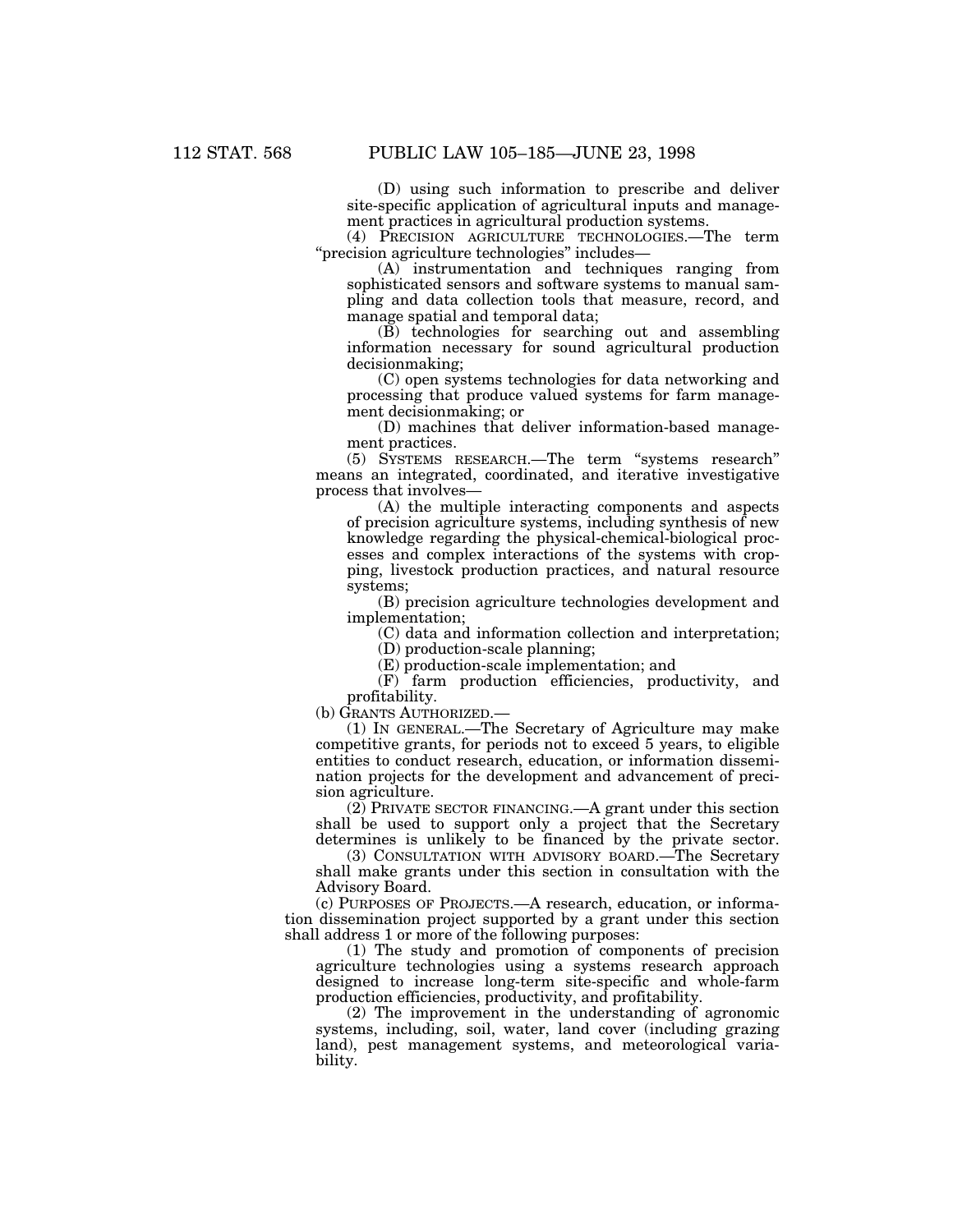(D) using such information to prescribe and deliver site-specific application of agricultural inputs and management practices in agricultural production systems.

(4) PRECISION AGRICULTURE TECHNOLOGIES.—The term "precision agriculture technologies" includes—

(A) instrumentation and techniques ranging from sophisticated sensors and software systems to manual sampling and data collection tools that measure, record, and manage spatial and temporal data;

(B) technologies for searching out and assembling information necessary for sound agricultural production decisionmaking;

(C) open systems technologies for data networking and processing that produce valued systems for farm management decisionmaking; or

(D) machines that deliver information-based management practices.

(5) SYSTEMS RESEARCH.—The term "systems research" means an integrated, coordinated, and iterative investigative process that involves—

(A) the multiple interacting components and aspects of precision agriculture systems, including synthesis of new knowledge regarding the physical-chemical-biological processes and complex interactions of the systems with cropping, livestock production practices, and natural resource systems;

(B) precision agriculture technologies development and implementation;

(C) data and information collection and interpretation;

(D) production-scale planning;

(E) production-scale implementation; and

(F) farm production efficiencies, productivity, and profitability.

(b) GRANTS AUTHORIZED.—

(1) IN GENERAL.—The Secretary of Agriculture may make competitive grants, for periods not to exceed 5 years, to eligible entities to conduct research, education, or information dissemination projects for the development and advancement of precision agriculture.

(2) PRIVATE SECTOR FINANCING.—A grant under this section shall be used to support only a project that the Secretary determines is unlikely to be financed by the private sector.

(3) CONSULTATION WITH ADVISORY BOARD.—The Secretary shall make grants under this section in consultation with the Advisory Board.

(c) PURPOSES OF PROJECTS.—A research, education, or information dissemination project supported by a grant under this section shall address 1 or more of the following purposes:

(1) The study and promotion of components of precision agriculture technologies using a systems research approach designed to increase long-term site-specific and whole-farm production efficiencies, productivity, and profitability.

(2) The improvement in the understanding of agronomic systems, including, soil, water, land cover (including grazing land), pest management systems, and meteorological variability.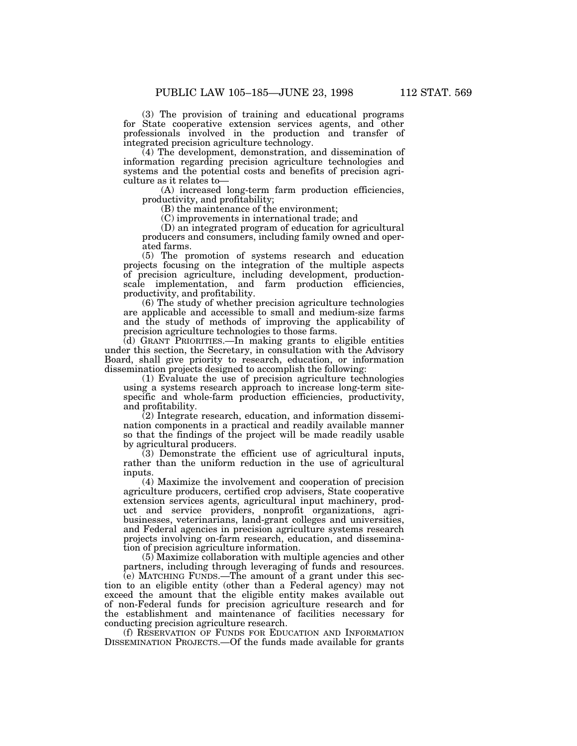(3) The provision of training and educational programs for State cooperative extension services agents, and other professionals involved in the production and transfer of integrated precision agriculture technology.

(4) The development, demonstration, and dissemination of information regarding precision agriculture technologies and systems and the potential costs and benefits of precision agriculture as it relates to—

(A) increased long-term farm production efficiencies, productivity, and profitability;

(B) the maintenance of the environment;

(C) improvements in international trade; and

(D) an integrated program of education for agricultural producers and consumers, including family owned and operated farms.

(5) The promotion of systems research and education projects focusing on the integration of the multiple aspects of precision agriculture, including development, production-scale implementation, and farm production efficiencies, productivity, and profitability.

(6) The study of whether precision agriculture technologies are applicable and accessible to small and medium-size farms and the study of methods of improving the applicability of precision agriculture technologies to those farms.

(d) GRANT PRIORITIES.—In making grants to eligible entities under this section, the Secretary, in consultation with the Advisory Board, shall give priority to research, education, or information dissemination projects designed to accomplish the following:

(1) Evaluate the use of precision agriculture technologies using a systems research approach to increase long-term site-specific and whole-farm production efficiencies, productivity, and profitability.

(2) Integrate research, education, and information dissemination components in a practical and readily available manner so that the findings of the project will be made readily usable by agricultural producers.

(3) Demonstrate the efficient use of agricultural inputs, rather than the uniform reduction in the use of agricultural inputs.

(4) Maximize the involvement and cooperation of precision agriculture producers, certified crop advisers, State cooperative extension services agents, agricultural input machinery, product and service providers, nonprofit organizations, agribusinesses, veterinarians, land-grant colleges and universities, and Federal agencies in precision agriculture systems research projects involving on-farm research, education, and dissemination of precision agriculture information.

(5) Maximize collaboration with multiple agencies and other partners, including through leveraging of funds and resources.

(e) MATCHING FUNDS.—The amount of a grant under this section to an eligible entity (other than a Federal agency) may not exceed the amount that the eligible entity makes available out of non-Federal funds for precision agriculture research and for the establishment and maintenance of facilities necessary for conducting precision agriculture research.

(f) RESERVATION OF FUNDS FOR EDUCATION AND INFORMATION DISSEMINATION PROJECTS.—Of the funds made available for grants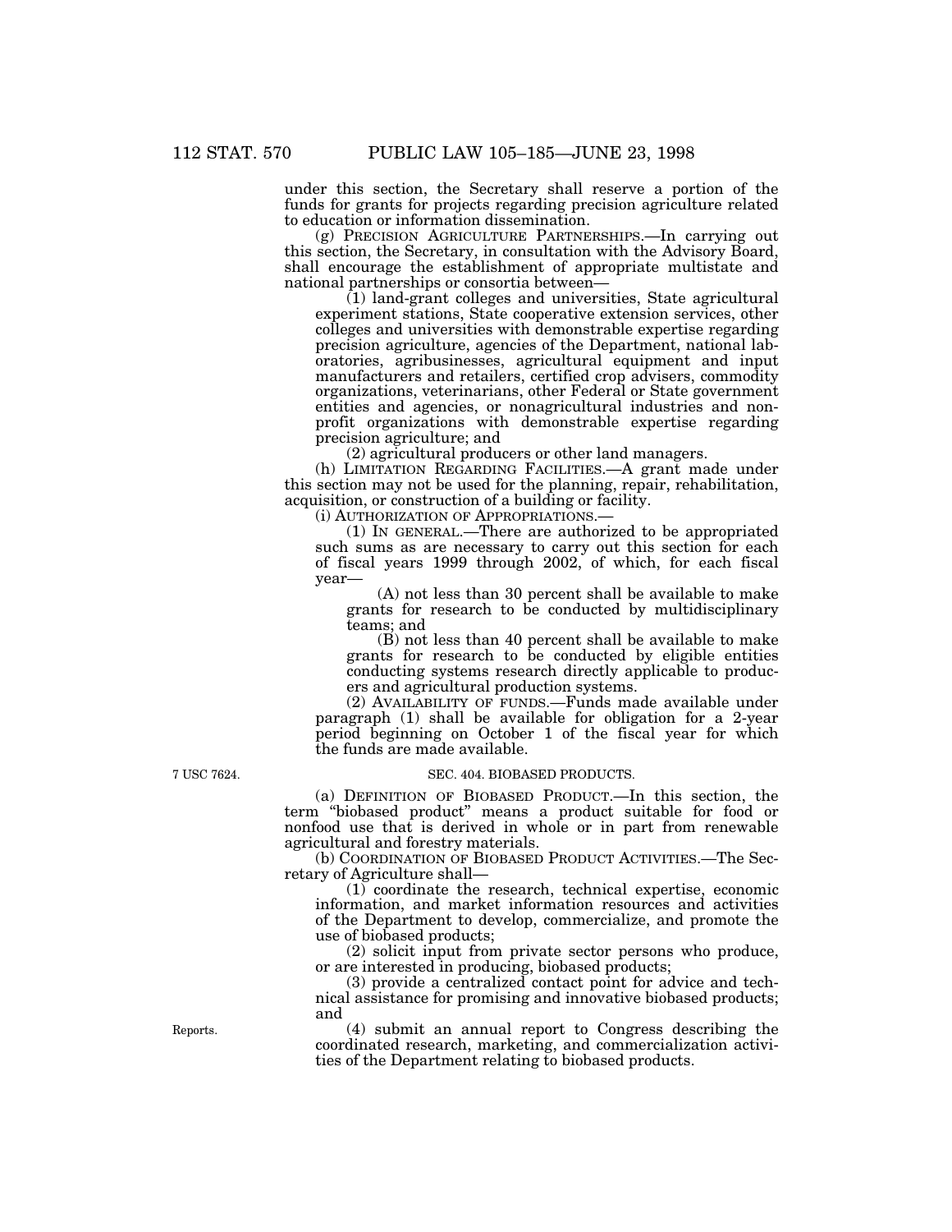under this section, the Secretary shall reserve a portion of the funds for grants for projects regarding precision agriculture related to education or information dissemination.

(g) PRECISION AGRICULTURE PARTNERSHIPS.—In carrying out this section, the Secretary, in consultation with the Advisory Board, shall encourage the establishment of appropriate multistate and national partnerships or consortia between—

(1) land-grant colleges and universities, State agricultural experiment stations, State cooperative extension services, other colleges and universities with demonstrable expertise regarding precision agriculture, agencies of the Department, national laboratories, agribusinesses, agricultural equipment and input manufacturers and retailers, certified crop advisers, commodity organizations, veterinarians, other Federal or State government entities and agencies, or nonagricultural industries and nonprofit organizations with demonstrable expertise regarding precision agriculture; and

(2) agricultural producers or other land managers.

(h) LIMITATION REGARDING FACILITIES.—A grant made under this section may not be used for the planning, repair, rehabilitation, acquisition, or construction of a building or facility.

(i) AUTHORIZATION OF APPROPRIATIONS.—

(1) IN GENERAL.—There are authorized to be appropriated such sums as are necessary to carry out this section for each of fiscal years 1999 through 2002, of which, for each fiscal year—

(A) not less than 30 percent shall be available to make grants for research to be conducted by multidisciplinary teams; and

(B) not less than 40 percent shall be available to make grants for research to be conducted by eligible entities conducting systems research directly applicable to producers and agricultural production systems.

(2) AVAILABILITY OF FUNDS.—Funds made available under paragraph (1) shall be available for obligation for a 2-year period beginning on October 1 of the fiscal year for which the funds are made available.

7 USC 7624.

## SEC. 404. BIOBASED PRODUCTS.

(a) DEFINITION OF BIOBASED PRODUCT.—In this section, the term "biobased product" means a product suitable for food or nonfood use that is derived in whole or in part from renewable agricultural and forestry materials.

(b) COORDINATION OF BIOBASED PRODUCT ACTIVITIES.—The Secretary of Agriculture shall—

(1) coordinate the research, technical expertise, economic information, and market information resources and activities of the Department to develop, commercialize, and promote the use of biobased products;

(2) solicit input from private sector persons who produce, or are interested in producing, biobased products;

(3) provide a centralized contact point for advice and technical assistance for promising and innovative biobased products; and

Reports.

(4) submit an annual report to Congress describing the coordinated research, marketing, and commercialization activities of the Department relating to biobased products.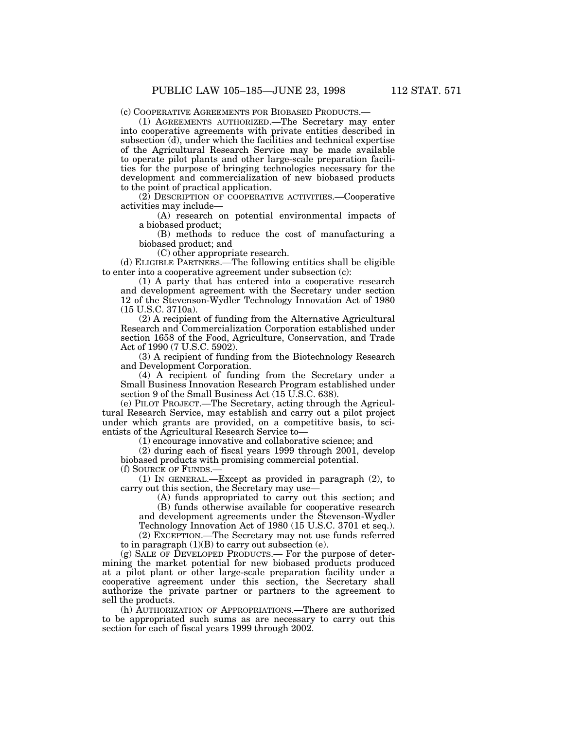(c) COOPERATIVE AGREEMENTS FOR BIOBASED PRODUCTS.—

(1) AGREEMENTS AUTHORIZED.—The Secretary may enter into cooperative agreements with private entities described in subsection (d), under which the facilities and technical expertise of the Agricultural Research Service may be made available to operate pilot plants and other large-scale preparation facilities for the purpose of bringing technologies necessary for the development and commercialization of new biobased products to the point of practical application.

(2) DESCRIPTION OF COOPERATIVE ACTIVITIES.—Cooperative activities may include—

(A) research on potential environmental impacts of a biobased product;

(B) methods to reduce the cost of manufacturing a biobased product; and

(C) other appropriate research.

(d) ELIGIBLE PARTNERS.—The following entities shall be eligible to enter into a cooperative agreement under subsection (c):

(1) A party that has entered into a cooperative research and development agreement with the Secretary under section 12 of the Stevenson-Wydler Technology Innovation Act of 1980 (15 U.S.C. 3710a).

(2) A recipient of funding from the Alternative Agricultural Research and Commercialization Corporation established under section 1658 of the Food, Agriculture, Conservation, and Trade Act of 1990 (7 U.S.C. 5902).

(3) A recipient of funding from the Biotechnology Research and Development Corporation.

(4) A recipient of funding from the Secretary under a Small Business Innovation Research Program established under section 9 of the Small Business Act (15 U.S.C. 638).

(e) PILOT PROJECT.—The Secretary, acting through the Agricultural Research Service, may establish and carry out a pilot project under which grants are provided, on a competitive basis, to scientists of the Agricultural Research Service to—

(1) encourage innovative and collaborative science; and

(2) during each of fiscal years 1999 through 2001, develop biobased products with promising commercial potential.

(f) SOURCE OF FUNDS.—

(1) IN GENERAL.—Except as provided in paragraph (2), to carry out this section, the Secretary may use—

(A) funds appropriated to carry out this section; and

(B) funds otherwise available for cooperative research and development agreements under the Stevenson-Wydler Technology Innovation Act of 1980 (15 U.S.C. 3701 et seq.).

(2) EXCEPTION.—The Secretary may not use funds referred to in paragraph (1)(B) to carry out subsection (e).

(g) SALE OF DEVELOPED PRODUCTS.— For the purpose of determining the market potential for new biobased products produced at a pilot plant or other large-scale preparation facility under a cooperative agreement under this section, the Secretary shall authorize the private partner or partners to the agreement to sell the products.

(h) AUTHORIZATION OF APPROPRIATIONS.—There are authorized to be appropriated such sums as are necessary to carry out this section for each of fiscal years 1999 through 2002.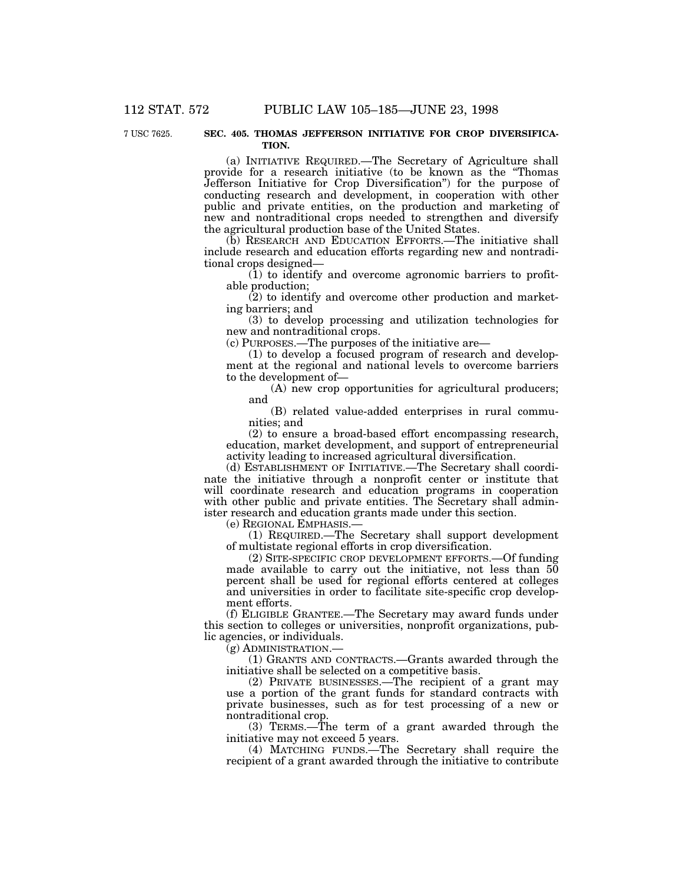7 USC 7625.

**SEC. 405. THOMAS JEFFERSON INITIATIVE FOR CROP DIVERSIFICATION.**

(a) INITIATIVE REQUIRED.—The Secretary of Agriculture shall provide for a research initiative (to be known as the "Thomas Jefferson Initiative for Crop Diversification") for the purpose of conducting research and development, in cooperation with other public and private entities, on the production and marketing of new and nontraditional crops needed to strengthen and diversify the agricultural production base of the United States.

(b) RESEARCH AND EDUCATION EFFORTS.—The initiative shall include research and education efforts regarding new and nontraditional crops designed—

(1) to identify and overcome agronomic barriers to profitable production;

(2) to identify and overcome other production and marketing barriers; and

(3) to develop processing and utilization technologies for new and nontraditional crops.

(c) PURPOSES.—The purposes of the initiative are—

(1) to develop a focused program of research and development at the regional and national levels to overcome barriers to the development of—

(A) new crop opportunities for agricultural producers; and

(B) related value-added enterprises in rural communities; and

(2) to ensure a broad-based effort encompassing research, education, market development, and support of entrepreneurial activity leading to increased agricultural diversification.

(d) ESTABLISHMENT OF INITIATIVE.—The Secretary shall coordinate the initiative through a nonprofit center or institute that will coordinate research and education programs in cooperation with other public and private entities. The Secretary shall administer research and education grants made under this section.

(e) REGIONAL EMPHASIS.—

(1) REQUIRED.—The Secretary shall support development of multistate regional efforts in crop diversification.

(2) SITE-SPECIFIC CROP DEVELOPMENT EFFORTS.—Of funding made available to carry out the initiative, not less than 50 percent shall be used for regional efforts centered at colleges and universities in order to facilitate site-specific crop development efforts.

(f) ELIGIBLE GRANTEE.—The Secretary may award funds under this section to colleges or universities, nonprofit organizations, public agencies, or individuals.

(g) ADMINISTRATION.—

(1) GRANTS AND CONTRACTS.—Grants awarded through the initiative shall be selected on a competitive basis.

(2) PRIVATE BUSINESSES.—The recipient of a grant may use a portion of the grant funds for standard contracts with private businesses, such as for test processing of a new or nontraditional crop.

(3) TERMS.—The term of a grant awarded through the initiative may not exceed 5 years.

(4) MATCHING FUNDS.—The Secretary shall require the recipient of a grant awarded through the initiative to contribute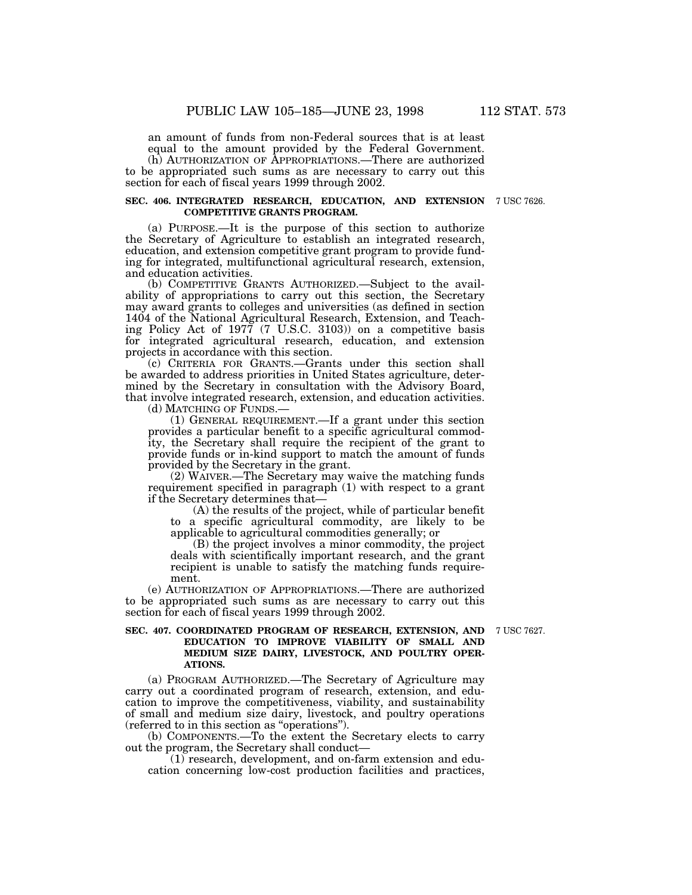an amount of funds from non-Federal sources that is at least equal to the amount provided by the Federal Government.

(h) AUTHORIZATION OF APPROPRIATIONS.—There are authorized to be appropriated such sums as are necessary to carry out this section for each of fiscal years 1999 through 2002.

**SEC. 406. INTEGRATED RESEARCH, EDUCATION, AND EXTENSION COMPETITIVE GRANTS PROGRAM.**

7 USC 7626.

(a) PURPOSE.—It is the purpose of this section to authorize the Secretary of Agriculture to establish an integrated research, education, and extension competitive grant program to provide funding for integrated, multifunctional agricultural research, extension, and education activities.

(b) COMPETITIVE GRANTS AUTHORIZED.—Subject to the availability of appropriations to carry out this section, the Secretary may award grants to colleges and universities (as defined in section 1404 of the National Agricultural Research, Extension, and Teaching Policy Act of 1977 (7 U.S.C. 3103)) on a competitive basis for integrated agricultural research, education, and extension projects in accordance with this section.

(c) CRITERIA FOR GRANTS.—Grants under this section shall be awarded to address priorities in United States agriculture, determined by the Secretary in consultation with the Advisory Board, that involve integrated research, extension, and education activities.

(d) MATCHING OF FUNDS.—

(1) GENERAL REQUIREMENT.—If a grant under this section provides a particular benefit to a specific agricultural commodity, the Secretary shall require the recipient of the grant to provide funds or in-kind support to match the amount of funds provided by the Secretary in the grant.

(2) WAIVER.—The Secretary may waive the matching funds requirement specified in paragraph (1) with respect to a grant if the Secretary determines that—

(A) the results of the project, while of particular benefit to a specific agricultural commodity, are likely to be applicable to agricultural commodities generally; or

(B) the project involves a minor commodity, the project deals with scientifically important research, and the grant recipient is unable to satisfy the matching funds requirement.

(e) AUTHORIZATION OF APPROPRIATIONS.—There are authorized to be appropriated such sums as are necessary to carry out this section for each of fiscal years 1999 through 2002.

**SEC. 407. COORDINATED PROGRAM OF RESEARCH, EXTENSION, AND EDUCATION TO IMPROVE VIABILITY OF SMALL AND MEDIUM SIZE DAIRY, LIVESTOCK, AND POULTRY OPERATIONS.**

7 USC 7627.

(a) PROGRAM AUTHORIZED.—The Secretary of Agriculture may carry out a coordinated program of research, extension, and education to improve the competitiveness, viability, and sustainability of small and medium size dairy, livestock, and poultry operations (referred to in this section as "operations").

(b) COMPONENTS.—To the extent the Secretary elects to carry out the program, the Secretary shall conduct—

(1) research, development, and on-farm extension and education concerning low-cost production facilities and practices,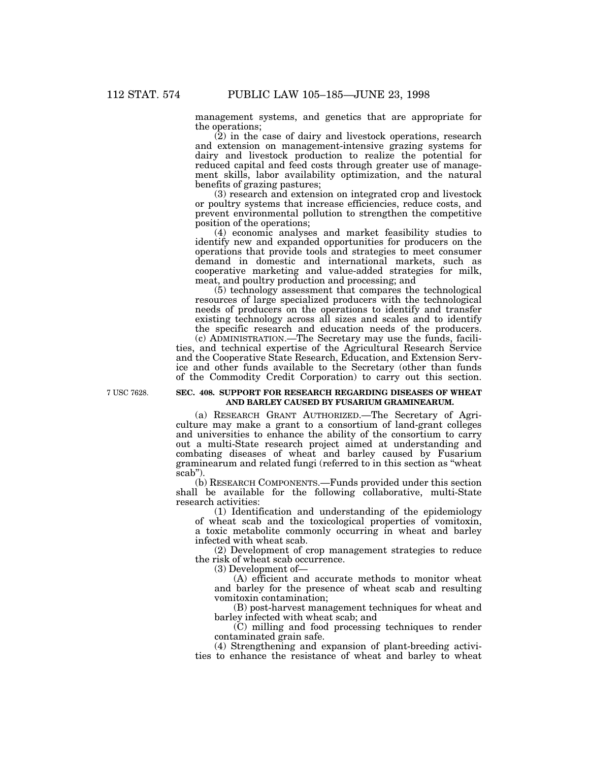management systems, and genetics that are appropriate for the operations;

(2) in the case of dairy and livestock operations, research and extension on management-intensive grazing systems for dairy and livestock production to realize the potential for reduced capital and feed costs through greater use of management skills, labor availability optimization, and the natural benefits of grazing pastures;

(3) research and extension on integrated crop and livestock or poultry systems that increase efficiencies, reduce costs, and prevent environmental pollution to strengthen the competitive position of the operations;

(4) economic analyses and market feasibility studies to identify new and expanded opportunities for producers on the operations that provide tools and strategies to meet consumer demand in domestic and international markets, such as cooperative marketing and value-added strategies for milk, meat, and poultry production and processing; and

(5) technology assessment that compares the technological resources of large specialized producers with the technological needs of producers on the operations to identify and transfer existing technology across all sizes and scales and to identify the specific research and education needs of the producers.

(c) ADMINISTRATION.—The Secretary may use the funds, facilities, and technical expertise of the Agricultural Research Service and the Cooperative State Research, Education, and Extension Service and other funds available to the Secretary (other than funds of the Commodity Credit Corporation) to carry out this section.

7 USC 7628.

**SEC. 408. SUPPORT FOR RESEARCH REGARDING DISEASES OF WHEAT AND BARLEY CAUSED BY FUSARIUM GRAMINEARUM.**

(a) RESEARCH GRANT AUTHORIZED.—The Secretary of Agriculture may make a grant to a consortium of land-grant colleges and universities to enhance the ability of the consortium to carry out a multi-State research project aimed at understanding and combating diseases of wheat and barley caused by Fusarium graminearum and related fungi (referred to in this section as "wheat scab").

(b) RESEARCH COMPONENTS.—Funds provided under this section shall be available for the following collaborative, multi-State research activities:

(1) Identification and understanding of the epidemiology of wheat scab and the toxicological properties of vomitoxin, a toxic metabolite commonly occurring in wheat and barley infected with wheat scab.

(2) Development of crop management strategies to reduce the risk of wheat scab occurrence.

(3) Development of—

(A) efficient and accurate methods to monitor wheat and barley for the presence of wheat scab and resulting vomitoxin contamination;

(B) post-harvest management techniques for wheat and barley infected with wheat scab; and

(C) milling and food processing techniques to render contaminated grain safe.

(4) Strengthening and expansion of plant-breeding activities to enhance the resistance of wheat and barley to wheat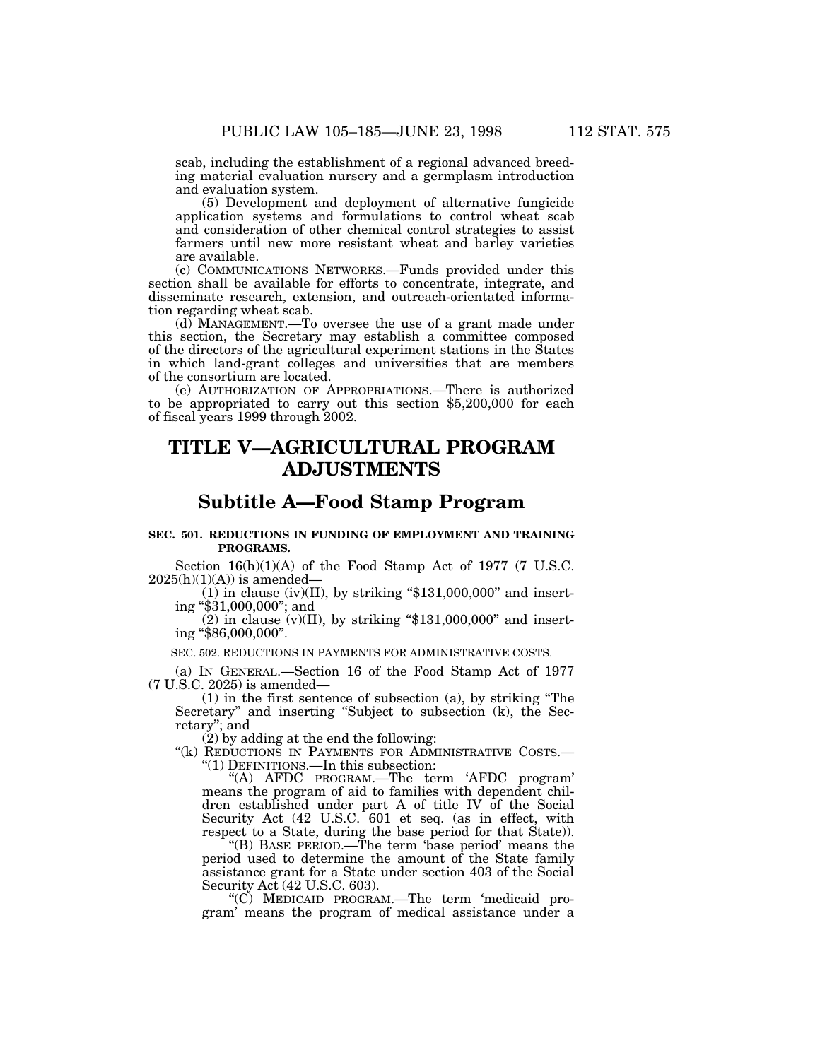scab, including the establishment of a regional advanced breeding material evaluation nursery and a germplasm introduction and evaluation system.

(5) Development and deployment of alternative fungicide application systems and formulations to control wheat scab and consideration of other chemical control strategies to assist farmers until new more resistant wheat and barley varieties are available.

(c) COMMUNICATIONS NETWORKS.—Funds provided under this section shall be available for efforts to concentrate, integrate, and disseminate research, extension, and outreach-orientated information regarding wheat scab.

(d) MANAGEMENT.—To oversee the use of a grant made under this section, the Secretary may establish a committee composed of the directors of the agricultural experiment stations in the States in which land-grant colleges and universities that are members of the consortium are located.

(e) AUTHORIZATION OF APPROPRIATIONS.—There is authorized to be appropriated to carry out this section $5,200,000 for each of fiscal years 1999 through 2002.

# TITLE V—AGRICULTURAL PROGRAM ADJUSTMENTS

## Subtitle A—Food Stamp Program

**SEC. 501. REDUCTIONS IN FUNDING OF EMPLOYMENT AND TRAINING PROGRAMS.**

Section 16(h)(1)(A) of the Food Stamp Act of 1977 (7 U.S.C. 2025(h)(1)(A)) is amended—

(1) in clause (iv)(II), by striking "$131,000,000" and inserting "$31,000,000"; and

(2) in clause (v)(II), by striking "$131,000,000" and inserting "$86,000,000".

SEC. 502. REDUCTIONS IN PAYMENTS FOR ADMINISTRATIVE COSTS.

(a) IN GENERAL.—Section 16 of the Food Stamp Act of 1977 (7 U.S.C. 2025) is amended—

(1) in the first sentence of subsection (a), by striking "The Secretary" and inserting "Subject to subsection (k), the Secretary"; and

(2) by adding at the end the following:

"(k) REDUCTIONS IN PAYMENTS FOR ADMINISTRATIVE COSTS.—

"(1) DEFINITIONS.—In this subsection:

"(A) AFDC PROGRAM.—The term 'AFDC program' means the program of aid to families with dependent children established under part A of title IV of the Social Security Act (42 U.S.C. 601 et seq. (as in effect, with respect to a State, during the base period for that State)).

"(B) BASE PERIOD.—The term 'base period' means the period used to determine the amount of the State family assistance grant for a State under section 403 of the Social Security Act (42 U.S.C. 603).

"(C) MEDICAID PROGRAM.—The term 'medicaid program' means the program of medical assistance under a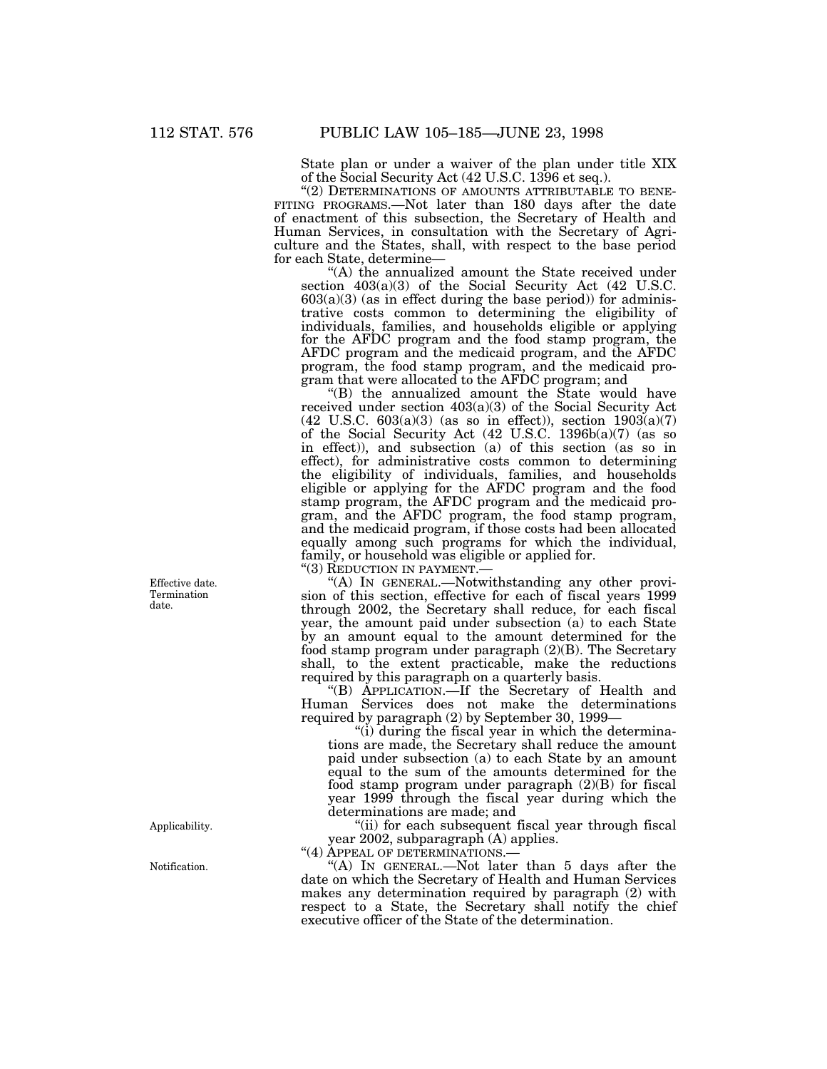State plan or under a waiver of the plan under title XIX of the Social Security Act (42 U.S.C. 1396 et seq.).

"(2) DETERMINATIONS OF AMOUNTS ATTRIBUTABLE TO BENEFITING PROGRAMS.—Not later than 180 days after the date of enactment of this subsection, the Secretary of Health and Human Services, in consultation with the Secretary of Agriculture and the States, shall, with respect to the base period for each State, determine—

"(A) the annualized amount the State received under section 403(a)(3) of the Social Security Act (42 U.S.C. 603(a)(3) (as in effect during the base period)) for administrative costs common to determining the eligibility of individuals, families, and households eligible or applying for the AFDC program and the food stamp program, the AFDC program and the medicaid program, and the AFDC program, the food stamp program, and the medicaid program that were allocated to the AFDC program; and

"(B) the annualized amount the State would have received under section 403(a)(3) of the Social Security Act (42 U.S.C. 603(a)(3) (as so in effect)), section 1903(a)(7) of the Social Security Act (42 U.S.C. 1396b(a)(7) (as so in effect)), and subsection (a) of this section (as so in effect), for administrative costs common to determining the eligibility of individuals, families, and households eligible or applying for the AFDC program and the food stamp program, the AFDC program and the medicaid program, and the AFDC program, the food stamp program, and the medicaid program, if those costs had been allocated equally among such programs for which the individual, family, or household was eligible or applied for.

"(3) REDUCTION IN PAYMENT.—

Effective date. Termination date.

"(A) IN GENERAL.—Notwithstanding any other provision of this section, effective for each of fiscal years 1999 through 2002, the Secretary shall reduce, for each fiscal year, the amount paid under subsection (a) to each State by an amount equal to the amount determined for the food stamp program under paragraph (2)(B). The Secretary shall, to the extent practicable, make the reductions required by this paragraph on a quarterly basis.

"(B) APPLICATION.—If the Secretary of Health and Human Services does not make the determinations required by paragraph (2) by September 30, 1999—

"(i) during the fiscal year in which the determinations are made, the Secretary shall reduce the amount paid under subsection (a) to each State by an amount equal to the sum of the amounts determined for the food stamp program under paragraph (2)(B) for fiscal year 1999 through the fiscal year during which the determinations are made; and

Applicability.

"(ii) for each subsequent fiscal year through fiscal year 2002, subparagraph (A) applies.

"(4) APPEAL OF DETERMINATIONS.—

Notification.

"(A) IN GENERAL.—Not later than 5 days after the date on which the Secretary of Health and Human Services makes any determination required by paragraph (2) with respect to a State, the Secretary shall notify the chief executive officer of the State of the determination.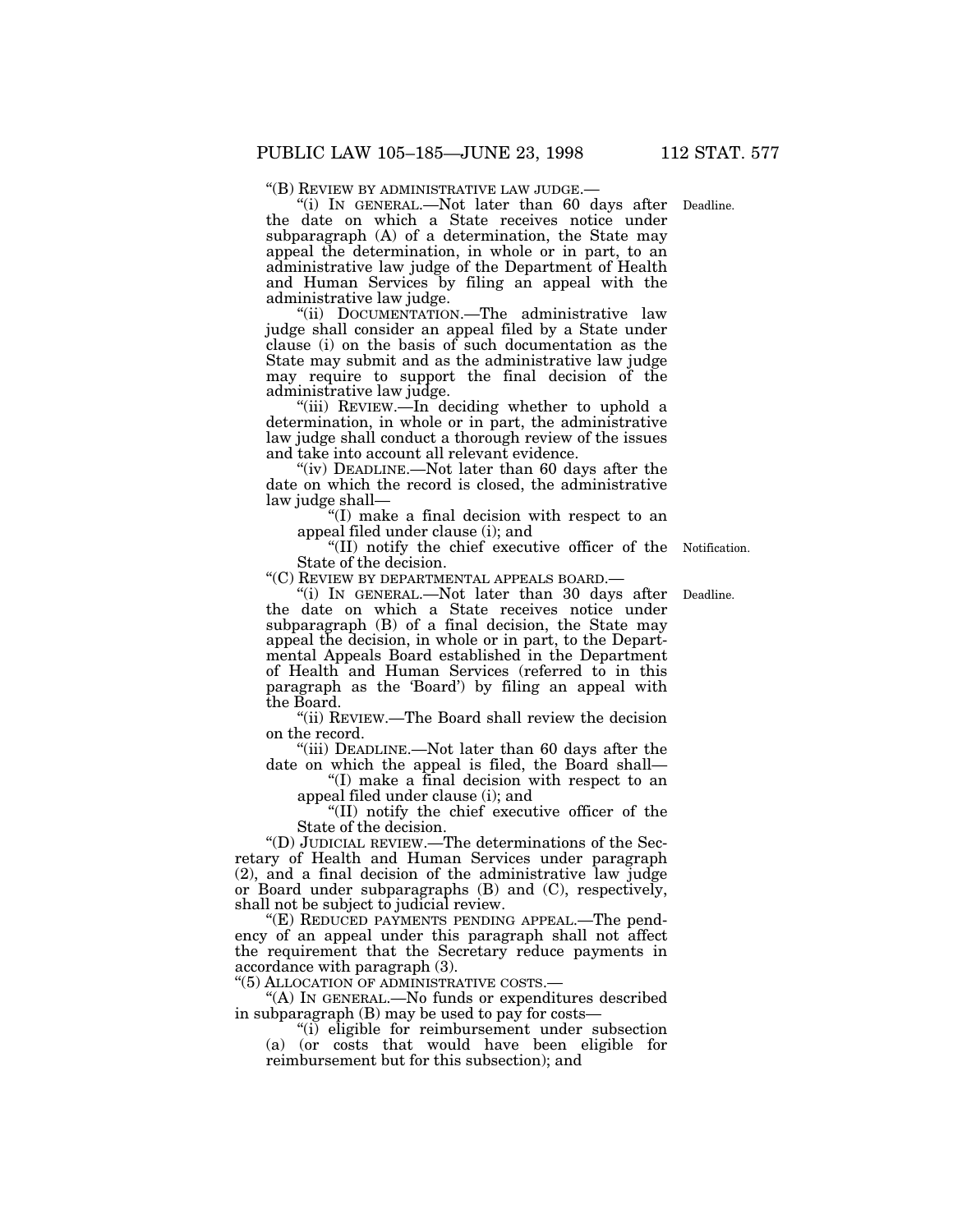"(B) REVIEW BY ADMINISTRATIVE LAW JUDGE.—

"(i) IN GENERAL.—Not later than 60 days after the date on which a State receives notice under subparagraph (A) of a determination, the State may appeal the determination, in whole or in part, to an administrative law judge of the Department of Health and Human Services by filing an appeal with the administrative law judge.

Deadline.

"(ii) DOCUMENTATION.—The administrative law judge shall consider an appeal filed by a State under clause (i) on the basis of such documentation as the State may submit and as the administrative law judge may require to support the final decision of the administrative law judge.

"(iii) REVIEW.—In deciding whether to uphold a determination, in whole or in part, the administrative law judge shall conduct a thorough review of the issues and take into account all relevant evidence.

"(iv) DEADLINE.—Not later than 60 days after the date on which the record is closed, the administrative law judge shall—

"(I) make a final decision with respect to an appeal filed under clause (i); and

"(II) notify the chief executive officer of the State of the decision.

Notification.

"(C) REVIEW BY DEPARTMENTAL APPEALS BOARD.—

"(i) IN GENERAL.—Not later than 30 days after the date on which a State receives notice under subparagraph (B) of a final decision, the State may appeal the decision, in whole or in part, to the Departmental Appeals Board established in the Department of Health and Human Services (referred to in this paragraph as the 'Board') by filing an appeal with the Board.

Deadline.

"(ii) REVIEW.—The Board shall review the decision on the record.

"(iii) DEADLINE.—Not later than 60 days after the date on which the appeal is filed, the Board shall—

"(I) make a final decision with respect to an appeal filed under clause (i); and

"(II) notify the chief executive officer of the State of the decision.

"(D) JUDICIAL REVIEW.—The determinations of the Secretary of Health and Human Services under paragraph (2), and a final decision of the administrative law judge or Board under subparagraphs (B) and (C), respectively, shall not be subject to judicial review.

"(E) REDUCED PAYMENTS PENDING APPEAL.—The pendency of an appeal under this paragraph shall not affect the requirement that the Secretary reduce payments in accordance with paragraph (3).

"(5) ALLOCATION OF ADMINISTRATIVE COSTS.—

"(A) IN GENERAL.—No funds or expenditures described in subparagraph (B) may be used to pay for costs—

"(i) eligible for reimbursement under subsection (a) (or costs that would have been eligible for reimbursement but for this subsection); and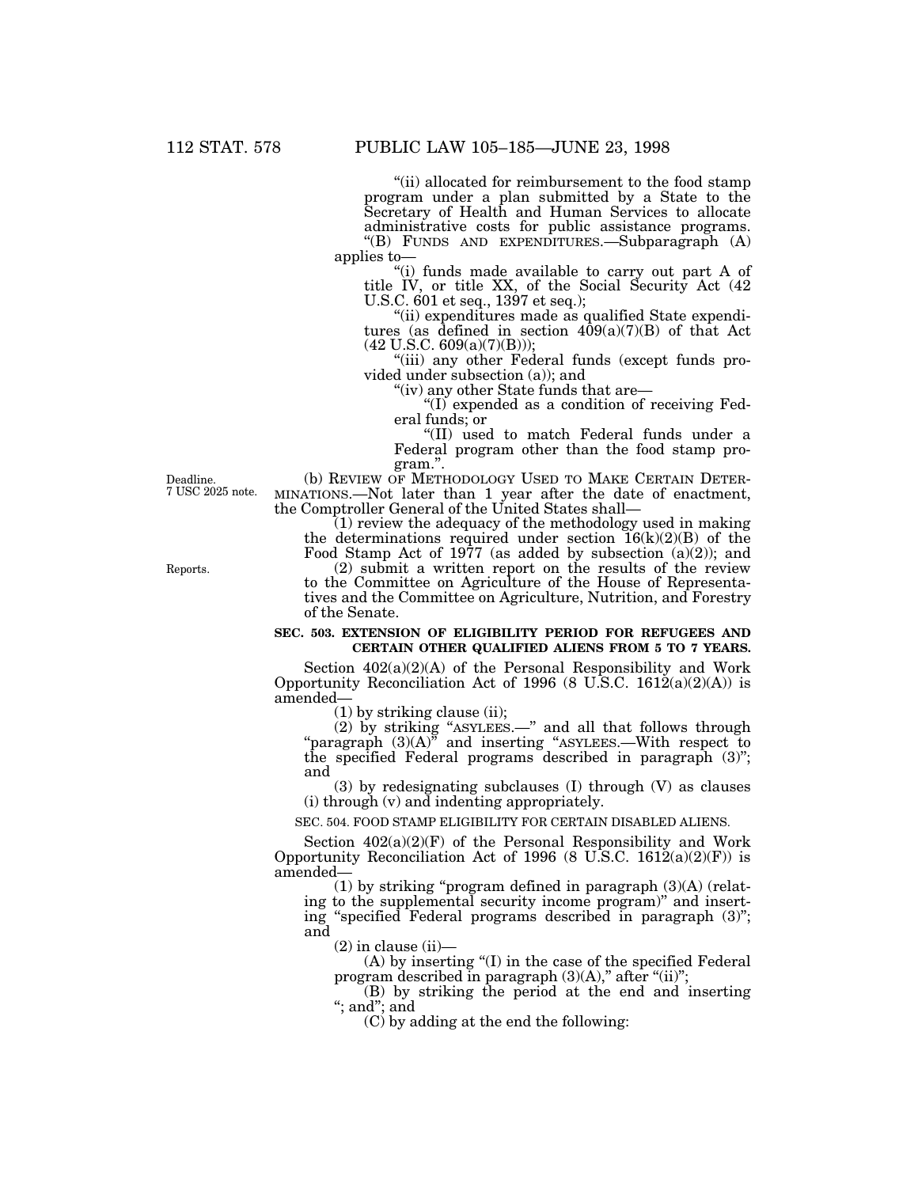"(ii) allocated for reimbursement to the food stamp program under a plan submitted by a State to the Secretary of Health and Human Services to allocate administrative costs for public assistance programs.

"(B) FUNDS AND EXPENDITURES.—Subparagraph (A) applies to—

"(i) funds made available to carry out part A of title IV, or title XX, of the Social Security Act (42 U.S.C. 601 et seq., 1397 et seq.);

"(ii) expenditures made as qualified State expenditures (as defined in section 409(a)(7)(B) of that Act (42 U.S.C. 609(a)(7)(B)));

"(iii) any other Federal funds (except funds provided under subsection (a)); and

"(iv) any other State funds that are—

"(I) expended as a condition of receiving Federal funds; or

"(II) used to match Federal funds under a Federal program other than the food stamp program.".

Deadline.
7 USC 2025 note.

(b) REVIEW OF METHODOLOGY USED TO MAKE CERTAIN DETERMINATIONS.—Not later than 1 year after the date of enactment, the Comptroller General of the United States shall—

(1) review the adequacy of the methodology used in making the determinations required under section 16(k)(2)(B) of the Food Stamp Act of 1977 (as added by subsection (a)(2)); and

Reports.

(2) submit a written report on the results of the review to the Committee on Agriculture of the House of Representatives and the Committee on Agriculture, Nutrition, and Forestry of the Senate.

**SEC. 503. EXTENSION OF ELIGIBILITY PERIOD FOR REFUGEES AND CERTAIN OTHER QUALIFIED ALIENS FROM 5 TO 7 YEARS.**

Section 402(a)(2)(A) of the Personal Responsibility and Work Opportunity Reconciliation Act of 1996 (8 U.S.C. 1612(a)(2)(A)) is amended—

(1) by striking clause (ii);

(2) by striking "ASYLEES.—" and all that follows through "paragraph (3)(A)" and inserting "ASYLEES.—With respect to the specified Federal programs described in paragraph (3)"; and

(3) by redesignating subclauses (I) through (V) as clauses (i) through (v) and indenting appropriately.

SEC. 504. FOOD STAMP ELIGIBILITY FOR CERTAIN DISABLED ALIENS.

Section 402(a)(2)(F) of the Personal Responsibility and Work Opportunity Reconciliation Act of 1996 (8 U.S.C. 1612(a)(2)(F)) is amended—

(1) by striking "program defined in paragraph (3)(A) (relating to the supplemental security income program)" and inserting "specified Federal programs described in paragraph (3)"; and

(2) in clause (ii)—

(A) by inserting "(I) in the case of the specified Federal program described in paragraph (3)(A)," after "(ii)";

(B) by striking the period at the end and inserting "; and"; and

(C) by adding at the end the following: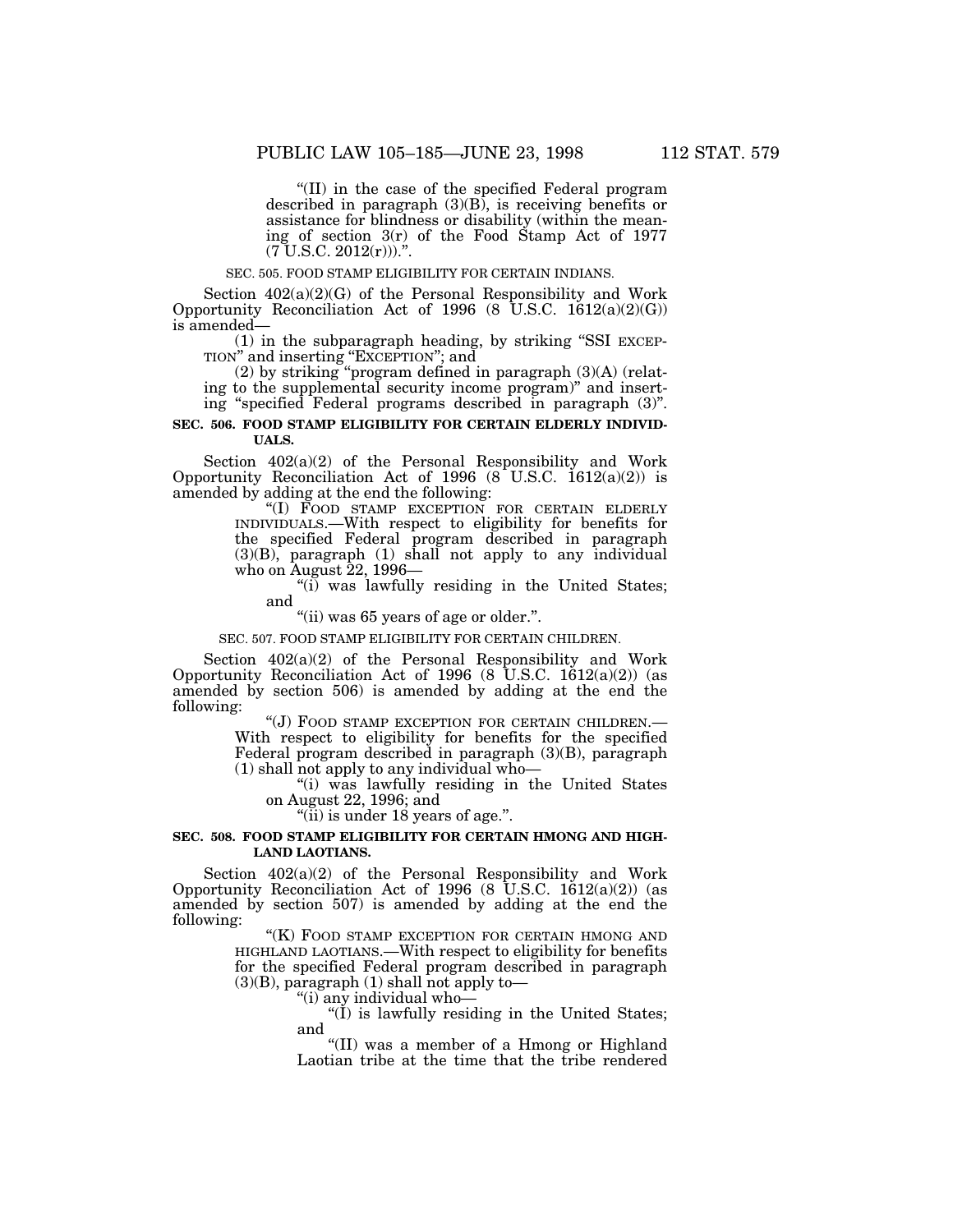"(II) in the case of the specified Federal program described in paragraph (3)(B), is receiving benefits or assistance for blindness or disability (within the meaning of section 3(r) of the Food Stamp Act of 1977 (7 U.S.C. 2012(r)))."

SEC. 505. FOOD STAMP ELIGIBILITY FOR CERTAIN INDIANS.

Section 402(a)(2)(G) of the Personal Responsibility and Work Opportunity Reconciliation Act of 1996 (8 U.S.C. 1612(a)(2)(G)) is amended—

(1) in the subparagraph heading, by striking "SSI EXCEPTION" and inserting "EXCEPTION"; and

(2) by striking "program defined in paragraph (3)(A) (relating to the supplemental security income program)" and inserting "specified Federal programs described in paragraph (3)".

**SEC. 506. FOOD STAMP ELIGIBILITY FOR CERTAIN ELDERLY INDIVIDUALS.**

Section 402(a)(2) of the Personal Responsibility and Work Opportunity Reconciliation Act of 1996 (8 U.S.C. 1612(a)(2)) is amended by adding at the end the following:

"(I) FOOD STAMP EXCEPTION FOR CERTAIN ELDERLY INDIVIDUALS.—With respect to eligibility for benefits for the specified Federal program described in paragraph (3)(B), paragraph (1) shall not apply to any individual who on August 22, 1996—

"(i) was lawfully residing in the United States; and

"(ii) was 65 years of age or older.".

SEC. 507. FOOD STAMP ELIGIBILITY FOR CERTAIN CHILDREN.

Section 402(a)(2) of the Personal Responsibility and Work Opportunity Reconciliation Act of 1996 (8 U.S.C. 1612(a)(2)) (as amended by section 506) is amended by adding at the end the following:

"(J) FOOD STAMP EXCEPTION FOR CERTAIN CHILDREN.—With respect to eligibility for benefits for the specified Federal program described in paragraph (3)(B), paragraph (1) shall not apply to any individual who—

"(i) was lawfully residing in the United States on August 22, 1996; and

"(ii) is under 18 years of age.".

**SEC. 508. FOOD STAMP ELIGIBILITY FOR CERTAIN HMONG AND HIGHLAND LAOTIANS.**

Section 402(a)(2) of the Personal Responsibility and Work Opportunity Reconciliation Act of 1996 (8 U.S.C. 1612(a)(2)) (as amended by section 507) is amended by adding at the end the following:

"(K) FOOD STAMP EXCEPTION FOR CERTAIN HMONG AND HIGHLAND LAOTIANS.—With respect to eligibility for benefits for the specified Federal program described in paragraph (3)(B), paragraph (1) shall not apply to—

"(i) any individual who—

"(I) is lawfully residing in the United States; and

"(II) was a member of a Hmong or Highland Laotian tribe at the time that the tribe rendered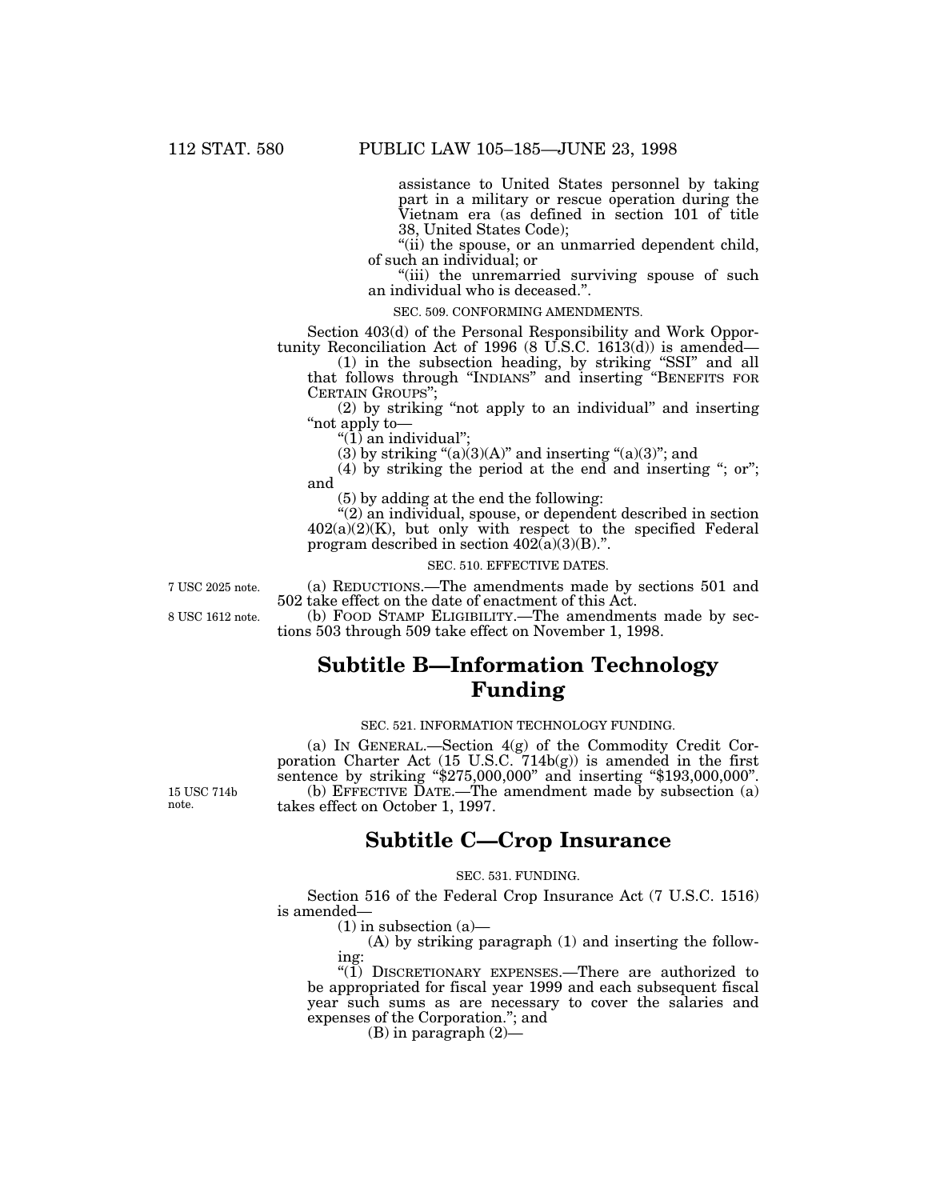assistance to United States personnel by taking part in a military or rescue operation during the Vietnam era (as defined in section 101 of title 38, United States Code);

"(ii) the spouse, or an unmarried dependent child, of such an individual; or

"(iii) the unremarried surviving spouse of such an individual who is deceased.".

SEC. 509. CONFORMING AMENDMENTS.

Section 403(d) of the Personal Responsibility and Work Opportunity Reconciliation Act of 1996 (8 U.S.C. 1613(d)) is amended—

(1) in the subsection heading, by striking "SSI" and all that follows through "INDIANS" and inserting "BENEFITS FOR CERTAIN GROUPS";

(2) by striking "not apply to an individual" and inserting "not apply to—

"(1) an individual";

(3) by striking "(a)(3)(A)" and inserting "(a)(3)"; and

(4) by striking the period at the end and inserting "; or"; and

(5) by adding at the end the following:

"(2) an individual, spouse, or dependent described in section 402(a)(2)(K), but only with respect to the specified Federal program described in section 402(a)(3)(B).".

SEC. 510. EFFECTIVE DATES.

7 USC 2025 note.

(a) REDUCTIONS.—The amendments made by sections 501 and 502 take effect on the date of enactment of this Act.

8 USC 1612 note.

(b) FOOD STAMP ELIGIBILITY.—The amendments made by sections 503 through 509 take effect on November 1, 1998.

## Subtitle B—Information Technology Funding

SEC. 521. INFORMATION TECHNOLOGY FUNDING.

(a) IN GENERAL.—Section 4(g) of the Commodity Credit Corporation Charter Act (15 U.S.C. 714b(g)) is amended in the first sentence by striking "$275,000,000" and inserting "$193,000,000".

15 USC 714b note.

(b) EFFECTIVE DATE.—The amendment made by subsection (a) takes effect on October 1, 1997.

## Subtitle C—Crop Insurance

SEC. 531. FUNDING.

Section 516 of the Federal Crop Insurance Act (7 U.S.C. 1516) is amended—

(1) in subsection (a)—

(A) by striking paragraph (1) and inserting the following:

"(1) DISCRETIONARY EXPENSES.—There are authorized to be appropriated for fiscal year 1999 and each subsequent fiscal year such sums as are necessary to cover the salaries and expenses of the Corporation."; and

(B) in paragraph (2)—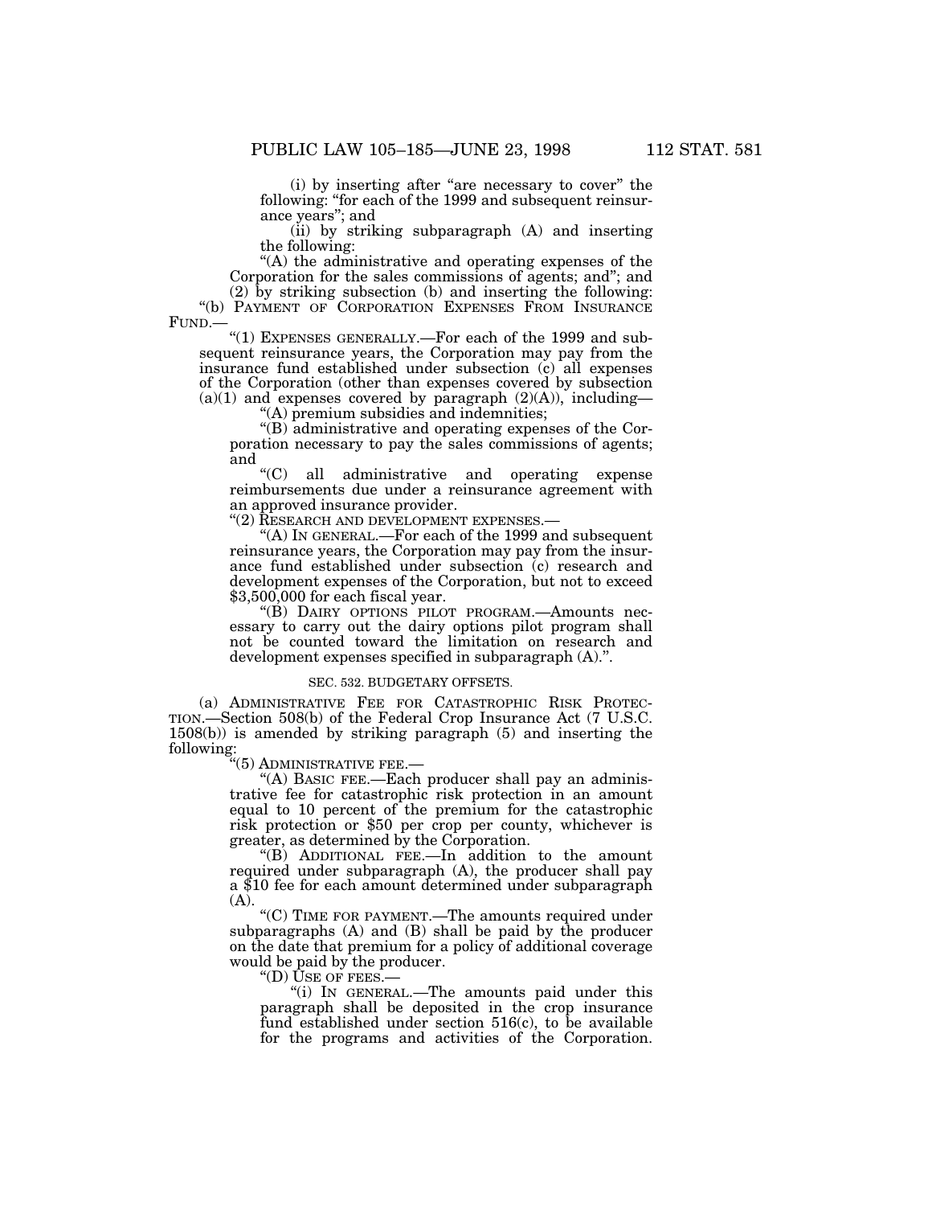(i) by inserting after "are necessary to cover" the following: "for each of the 1999 and subsequent reinsurance years"; and

(ii) by striking subparagraph (A) and inserting the following:

"(A) the administrative and operating expenses of the Corporation for the sales commissions of agents; and"; and

(2) by striking subsection (b) and inserting the following:

"(b) PAYMENT OF CORPORATION EXPENSES FROM INSURANCE FUND.—

"(1) EXPENSES GENERALLY.—For each of the 1999 and subsequent reinsurance years, the Corporation may pay from the insurance fund established under subsection (c) all expenses of the Corporation (other than expenses covered by subsection (a)(1) and expenses covered by paragraph (2)(A)), including—

"(A) premium subsidies and indemnities;

"(B) administrative and operating expenses of the Corporation necessary to pay the sales commissions of agents; and

"(C) all administrative and operating expense reimbursements due under a reinsurance agreement with an approved insurance provider.

"(2) RESEARCH AND DEVELOPMENT EXPENSES.—

"(A) IN GENERAL.—For each of the 1999 and subsequent reinsurance years, the Corporation may pay from the insurance fund established under subsection (c) research and development expenses of the Corporation, but not to exceed $3,500,000 for each fiscal year.

"(B) DAIRY OPTIONS PILOT PROGRAM.—Amounts necessary to carry out the dairy options pilot program shall not be counted toward the limitation on research and development expenses specified in subparagraph (A).".

SEC. 532. BUDGETARY OFFSETS.

(a) ADMINISTRATIVE FEE FOR CATASTROPHIC RISK PROTECTION.—Section 508(b) of the Federal Crop Insurance Act (7 U.S.C. 1508(b)) is amended by striking paragraph (5) and inserting the following:

"(5) ADMINISTRATIVE FEE.—

"(A) BASIC FEE.—Each producer shall pay an administrative fee for catastrophic risk protection in an amount equal to 10 percent of the premium for the catastrophic risk protection or $50 per crop per county, whichever is greater, as determined by the Corporation.

"(B) ADDITIONAL FEE.—In addition to the amount required under subparagraph (A), the producer shall pay a $10 fee for each amount determined under subparagraph (A).

"(C) TIME FOR PAYMENT.—The amounts required under subparagraphs (A) and (B) shall be paid by the producer on the date that premium for a policy of additional coverage would be paid by the producer.

"(D) USE OF FEES.—

"(i) IN GENERAL.—The amounts paid under this paragraph shall be deposited in the crop insurance fund established under section 516(c), to be available for the programs and activities of the Corporation.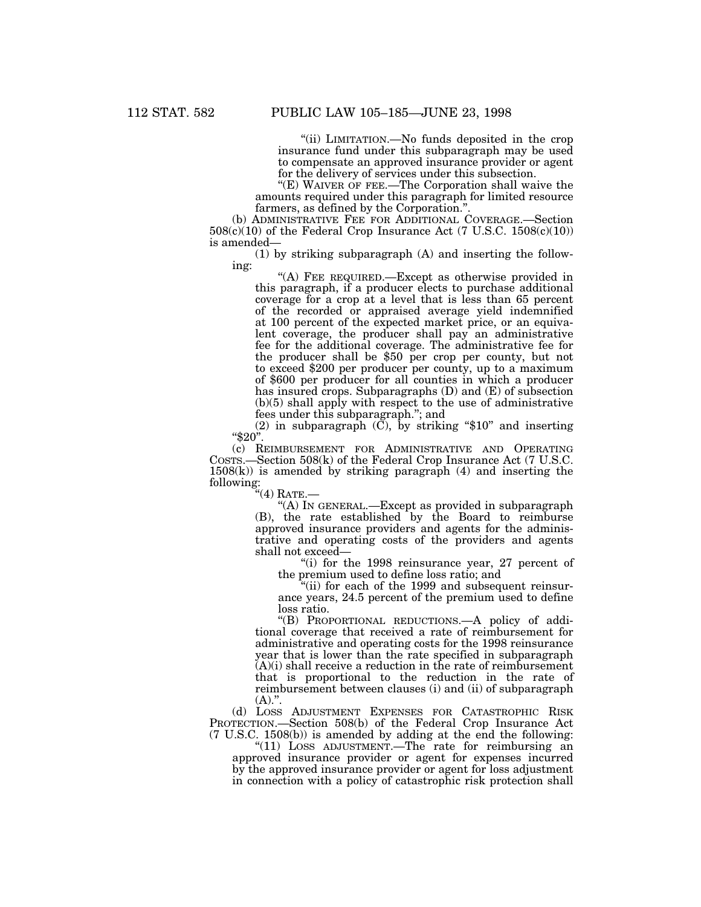"(ii) LIMITATION.—No funds deposited in the crop insurance fund under this subparagraph may be used to compensate an approved insurance provider or agent for the delivery of services under this subsection.

"(E) WAIVER OF FEE.—The Corporation shall waive the amounts required under this paragraph for limited resource farmers, as defined by the Corporation.".

(b) ADMINISTRATIVE FEE FOR ADDITIONAL COVERAGE.—Section 508(c)(10) of the Federal Crop Insurance Act (7 U.S.C. 1508(c)(10)) is amended—

(1) by striking subparagraph (A) and inserting the following:

"(A) FEE REQUIRED.—Except as otherwise provided in this paragraph, if a producer elects to purchase additional coverage for a crop at a level that is less than 65 percent of the recorded or appraised average yield indemnified at 100 percent of the expected market price, or an equivalent coverage, the producer shall pay an administrative fee for the additional coverage. The administrative fee for the producer shall be $50 per crop per county, but not to exceed $200 per producer per county, up to a maximum of $600 per producer for all counties in which a producer has insured crops. Subparagraphs (D) and (E) of subsection (b)(5) shall apply with respect to the use of administrative fees under this subparagraph."; and

(2) in subparagraph (C), by striking "$10" and inserting "$20".

(c) REIMBURSEMENT FOR ADMINISTRATIVE AND OPERATING COSTS.—Section 508(k) of the Federal Crop Insurance Act (7 U.S.C. 1508(k)) is amended by striking paragraph (4) and inserting the following:

"(4) RATE.—

"(A) IN GENERAL.—Except as provided in subparagraph (B), the rate established by the Board to reimburse approved insurance providers and agents for the administrative and operating costs of the providers and agents shall not exceed—

"(i) for the 1998 reinsurance year, 27 percent of the premium used to define loss ratio; and

"(ii) for each of the 1999 and subsequent reinsurance years, 24.5 percent of the premium used to define loss ratio.

"(B) PROPORTIONAL REDUCTIONS.—A policy of additional coverage that received a rate of reimbursement for administrative and operating costs for the 1998 reinsurance year that is lower than the rate specified in subparagraph (A)(i) shall receive a reduction in the rate of reimbursement that is proportional to the reduction in the rate of reimbursement between clauses (i) and (ii) of subparagraph (A).".

(d) LOSS ADJUSTMENT EXPENSES FOR CATASTROPHIC RISK PROTECTION.—Section 508(b) of the Federal Crop Insurance Act (7 U.S.C. 1508(b)) is amended by adding at the end the following:

"(11) LOSS ADJUSTMENT.—The rate for reimbursing an approved insurance provider or agent for expenses incurred by the approved insurance provider or agent for loss adjustment in connection with a policy of catastrophic risk protection shall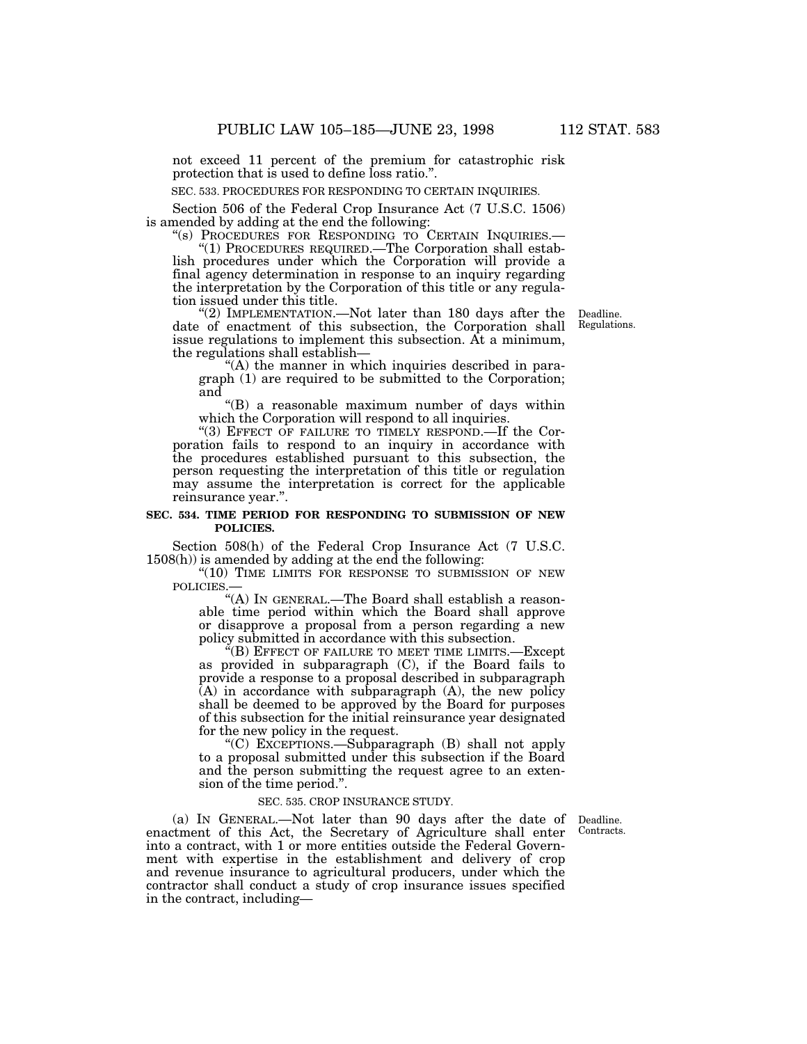not exceed 11 percent of the premium for catastrophic risk protection that is used to define loss ratio.".

SEC. 533. PROCEDURES FOR RESPONDING TO CERTAIN INQUIRIES.

Section 506 of the Federal Crop Insurance Act (7 U.S.C. 1506) is amended by adding at the end the following:

"(s) PROCEDURES FOR RESPONDING TO CERTAIN INQUIRIES.—

"(1) PROCEDURES REQUIRED.—The Corporation shall establish procedures under which the Corporation will provide a final agency determination in response to an inquiry regarding the interpretation by the Corporation of this title or any regulation issued under this title.

"(2) IMPLEMENTATION.—Not later than 180 days after the date of enactment of this subsection, the Corporation shall issue regulations to implement this subsection. At a minimum, the regulations shall establish—

Deadline. Regulations.

"(A) the manner in which inquiries described in paragraph (1) are required to be submitted to the Corporation; and

"(B) a reasonable maximum number of days within which the Corporation will respond to all inquiries.

"(3) EFFECT OF FAILURE TO TIMELY RESPOND.—If the Corporation fails to respond to an inquiry in accordance with the procedures established pursuant to this subsection, the person requesting the interpretation of this title or regulation may assume the interpretation is correct for the applicable reinsurance year.".

**SEC. 534. TIME PERIOD FOR RESPONDING TO SUBMISSION OF NEW POLICIES.**

Section 508(h) of the Federal Crop Insurance Act (7 U.S.C. 1508(h)) is amended by adding at the end the following:

"(10) TIME LIMITS FOR RESPONSE TO SUBMISSION OF NEW POLICIES.—

"(A) IN GENERAL.—The Board shall establish a reasonable time period within which the Board shall approve or disapprove a proposal from a person regarding a new policy submitted in accordance with this subsection.

"(B) EFFECT OF FAILURE TO MEET TIME LIMITS.—Except as provided in subparagraph (C), if the Board fails to provide a response to a proposal described in subparagraph (A) in accordance with subparagraph (A), the new policy shall be deemed to be approved by the Board for purposes of this subsection for the initial reinsurance year designated for the new policy in the request.

"(C) EXCEPTIONS.—Subparagraph (B) shall not apply to a proposal submitted under this subsection if the Board and the person submitting the request agree to an extension of the time period.".

SEC. 535. CROP INSURANCE STUDY.

Deadline. Contracts.

(a) IN GENERAL.—Not later than 90 days after the date of enactment of this Act, the Secretary of Agriculture shall enter into a contract, with 1 or more entities outside the Federal Government with expertise in the establishment and delivery of crop and revenue insurance to agricultural producers, under which the contractor shall conduct a study of crop insurance issues specified in the contract, including—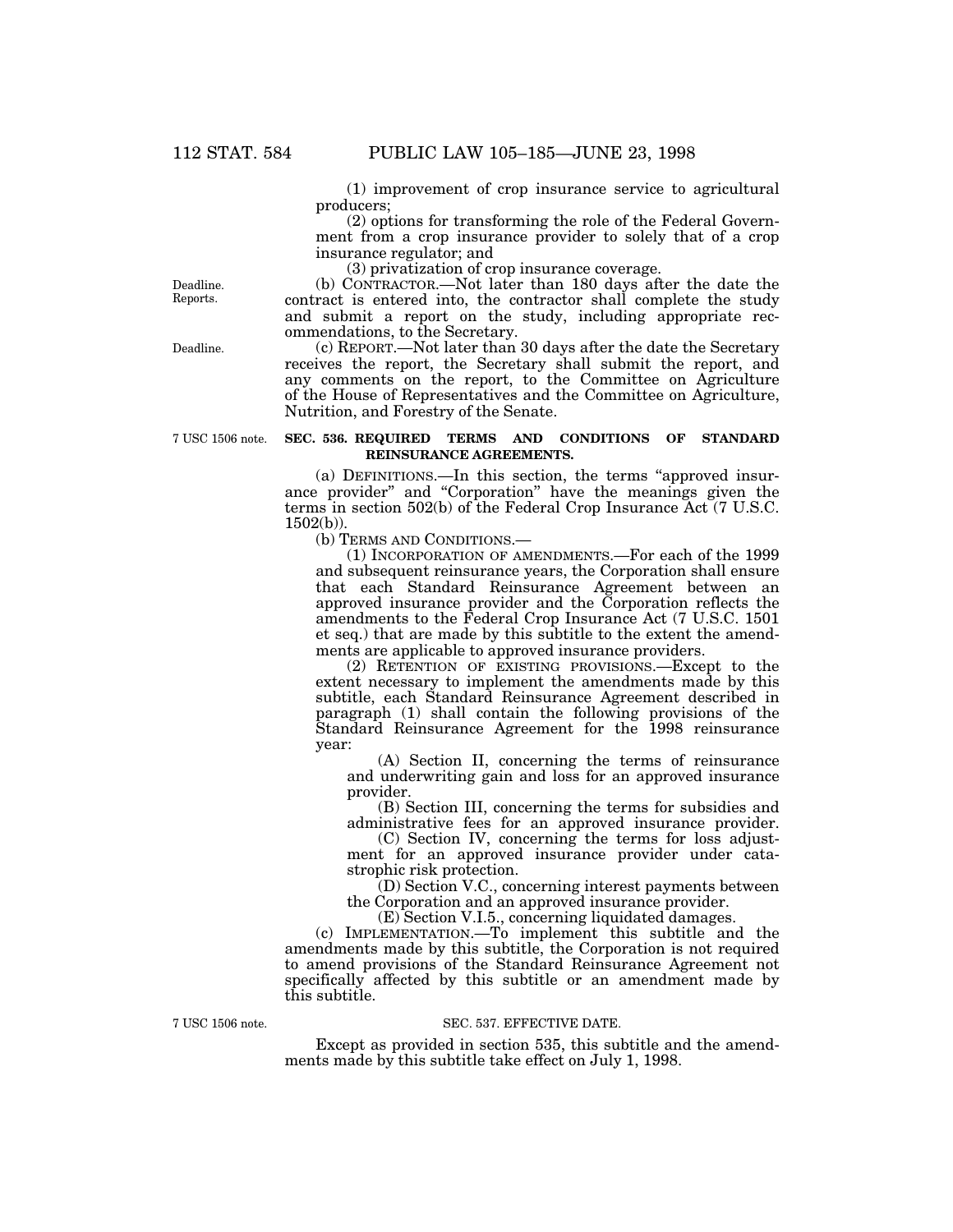(1) improvement of crop insurance service to agricultural producers;

(2) options for transforming the role of the Federal Government from a crop insurance provider to solely that of a crop insurance regulator; and

(3) privatization of crop insurance coverage.

Deadline. Reports.

(b) CONTRACTOR.—Not later than 180 days after the date the contract is entered into, the contractor shall complete the study and submit a report on the study, including appropriate recommendations, to the Secretary.

Deadline.

(c) REPORT.—Not later than 30 days after the date the Secretary receives the report, the Secretary shall submit the report, and any comments on the report, to the Committee on Agriculture of the House of Representatives and the Committee on Agriculture, Nutrition, and Forestry of the Senate.

7 USC 1506 note.

**SEC. 536. REQUIRED TERMS AND CONDITIONS OF STANDARD REINSURANCE AGREEMENTS.**

(a) DEFINITIONS.—In this section, the terms "approved insurance provider" and "Corporation" have the meanings given the terms in section 502(b) of the Federal Crop Insurance Act (7 U.S.C. 1502(b)).

(b) TERMS AND CONDITIONS.—

(1) INCORPORATION OF AMENDMENTS.—For each of the 1999 and subsequent reinsurance years, the Corporation shall ensure that each Standard Reinsurance Agreement between an approved insurance provider and the Corporation reflects the amendments to the Federal Crop Insurance Act (7 U.S.C. 1501 et seq.) that are made by this subtitle to the extent the amendments are applicable to approved insurance providers.

(2) RETENTION OF EXISTING PROVISIONS.—Except to the extent necessary to implement the amendments made by this subtitle, each Standard Reinsurance Agreement described in paragraph (1) shall contain the following provisions of the Standard Reinsurance Agreement for the 1998 reinsurance year:

(A) Section II, concerning the terms of reinsurance and underwriting gain and loss for an approved insurance provider.

(B) Section III, concerning the terms for subsidies and administrative fees for an approved insurance provider.

(C) Section IV, concerning the terms for loss adjustment for an approved insurance provider under catastrophic risk protection.

(D) Section V.C., concerning interest payments between the Corporation and an approved insurance provider.

(E) Section V.I.5., concerning liquidated damages.

(c) IMPLEMENTATION.—To implement this subtitle and the amendments made by this subtitle, the Corporation is not required to amend provisions of the Standard Reinsurance Agreement not specifically affected by this subtitle or an amendment made by this subtitle.

7 USC 1506 note.

SEC. 537. EFFECTIVE DATE.

Except as provided in section 535, this subtitle and the amendments made by this subtitle take effect on July 1, 1998.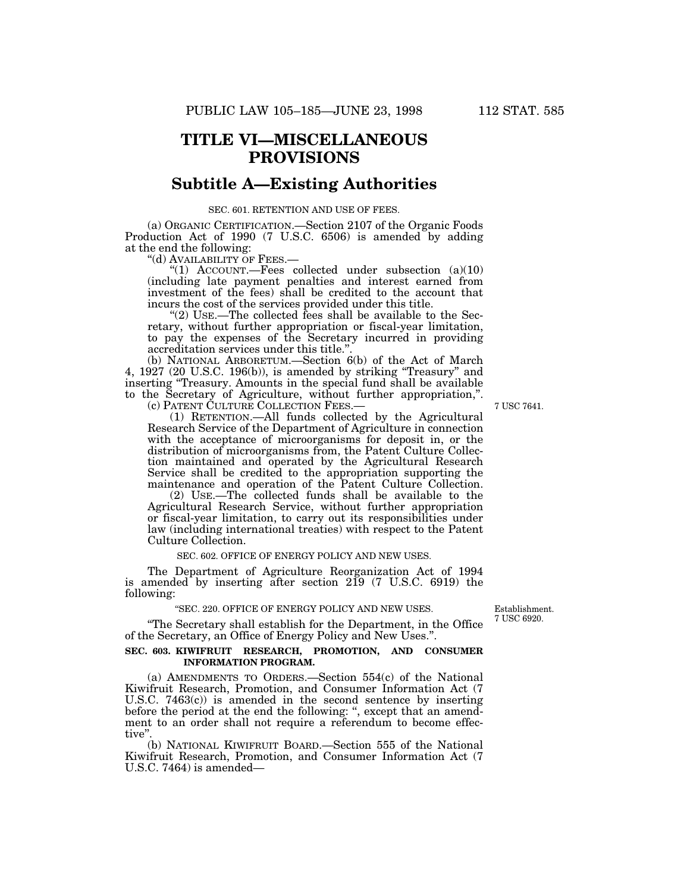# TITLE VI—MISCELLANEOUS PROVISIONS

## Subtitle A—Existing Authorities

SEC. 601. RETENTION AND USE OF FEES.

(a) ORGANIC CERTIFICATION.—Section 2107 of the Organic Foods Production Act of 1990 (7 U.S.C. 6506) is amended by adding at the end the following:

"(d) AVAILABILITY OF FEES.—

"(1) ACCOUNT.—Fees collected under subsection (a)(10) (including late payment penalties and interest earned from investment of the fees) shall be credited to the account that incurs the cost of the services provided under this title.

"(2) USE.—The collected fees shall be available to the Secretary, without further appropriation or fiscal-year limitation, to pay the expenses of the Secretary incurred in providing accreditation services under this title.".

(b) NATIONAL ARBORETUM.—Section 6(b) of the Act of March 4, 1927 (20 U.S.C. 196(b)), is amended by striking "Treasury" and inserting "Treasury. Amounts in the special fund shall be available to the Secretary of Agriculture, without further appropriation,".

(c) PATENT CULTURE COLLECTION FEES.—

7 USC 7641.

(1) RETENTION.—All funds collected by the Agricultural Research Service of the Department of Agriculture in connection with the acceptance of microorganisms for deposit in, or the distribution of microorganisms from, the Patent Culture Collection maintained and operated by the Agricultural Research Service shall be credited to the appropriation supporting the maintenance and operation of the Patent Culture Collection.

(2) USE.—The collected funds shall be available to the Agricultural Research Service, without further appropriation or fiscal-year limitation, to carry out its responsibilities under law (including international treaties) with respect to the Patent Culture Collection.

SEC. 602. OFFICE OF ENERGY POLICY AND NEW USES.

The Department of Agriculture Reorganization Act of 1994 is amended by inserting after section 219 (7 U.S.C. 6919) the following:

"SEC. 220. OFFICE OF ENERGY POLICY AND NEW USES.

Establishment. 7 USC 6920.

"The Secretary shall establish for the Department, in the Office of the Secretary, an Office of Energy Policy and New Uses.".

**SEC. 603. KIWIFRUIT RESEARCH, PROMOTION, AND CONSUMER INFORMATION PROGRAM.**

(a) AMENDMENTS TO ORDERS.—Section 554(c) of the National Kiwifruit Research, Promotion, and Consumer Information Act (7 U.S.C. 7463(c)) is amended in the second sentence by inserting before the period at the end the following: ", except that an amendment to an order shall not require a referendum to become effective".

(b) NATIONAL KIWIFRUIT BOARD.—Section 555 of the National Kiwifruit Research, Promotion, and Consumer Information Act (7 U.S.C. 7464) is amended—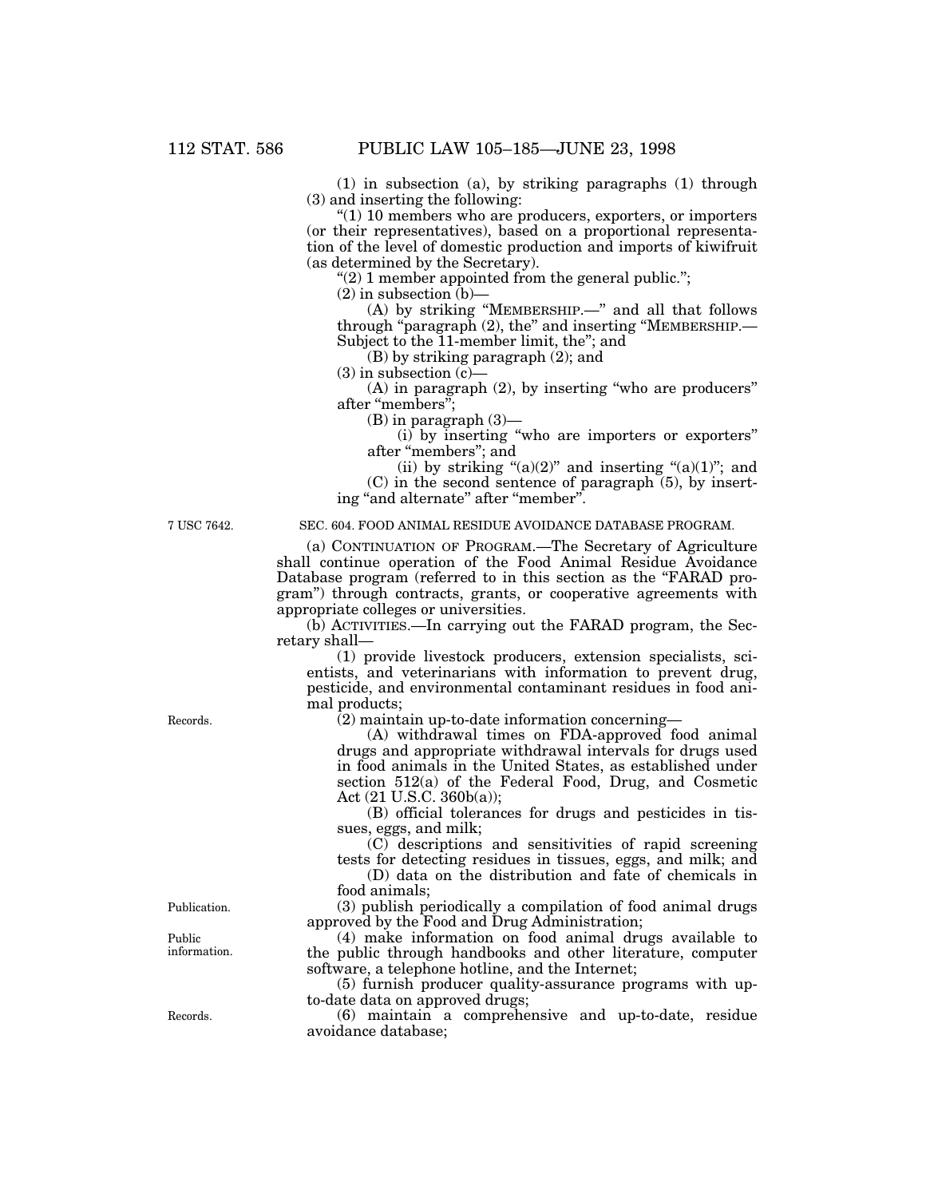(1) in subsection (a), by striking paragraphs (1) through (3) and inserting the following:

"(1) 10 members who are producers, exporters, or importers (or their representatives), based on a proportional representation of the level of domestic production and imports of kiwifruit (as determined by the Secretary).

"(2) 1 member appointed from the general public.";

(2) in subsection (b)—

(A) by striking "MEMBERSHIP.—" and all that follows through "paragraph (2), the" and inserting "MEMBERSHIP.—Subject to the 11-member limit, the"; and

(B) by striking paragraph (2); and

(3) in subsection (c)—

(A) in paragraph (2), by inserting "who are producers" after "members";

(B) in paragraph (3)—

(i) by inserting "who are importers or exporters" after "members"; and

(ii) by striking "(a)(2)" and inserting "(a)(1)"; and

(C) in the second sentence of paragraph (5), by inserting "and alternate" after "member".

7 USC 7642.

SEC. 604. FOOD ANIMAL RESIDUE AVOIDANCE DATABASE PROGRAM.

(a) CONTINUATION OF PROGRAM.—The Secretary of Agriculture shall continue operation of the Food Animal Residue Avoidance Database program (referred to in this section as the "FARAD program") through contracts, grants, or cooperative agreements with appropriate colleges or universities.

(b) ACTIVITIES.—In carrying out the FARAD program, the Secretary shall—

(1) provide livestock producers, extension specialists, scientists, and veterinarians with information to prevent drug, pesticide, and environmental contaminant residues in food animal products;

Records.

(2) maintain up-to-date information concerning—

(A) withdrawal times on FDA-approved food animal drugs and appropriate withdrawal intervals for drugs used in food animals in the United States, as established under section 512(a) of the Federal Food, Drug, and Cosmetic Act (21 U.S.C. 360b(a));

(B) official tolerances for drugs and pesticides in tissues, eggs, and milk;

(C) descriptions and sensitivities of rapid screening tests for detecting residues in tissues, eggs, and milk; and

(D) data on the distribution and fate of chemicals in food animals;

Publication.

(3) publish periodically a compilation of food animal drugs approved by the Food and Drug Administration;

Public information.

(4) make information on food animal drugs available to the public through handbooks and other literature, computer software, a telephone hotline, and the Internet;

(5) furnish producer quality-assurance programs with up-to-date data on approved drugs;

Records.

(6) maintain a comprehensive and up-to-date, residue avoidance database;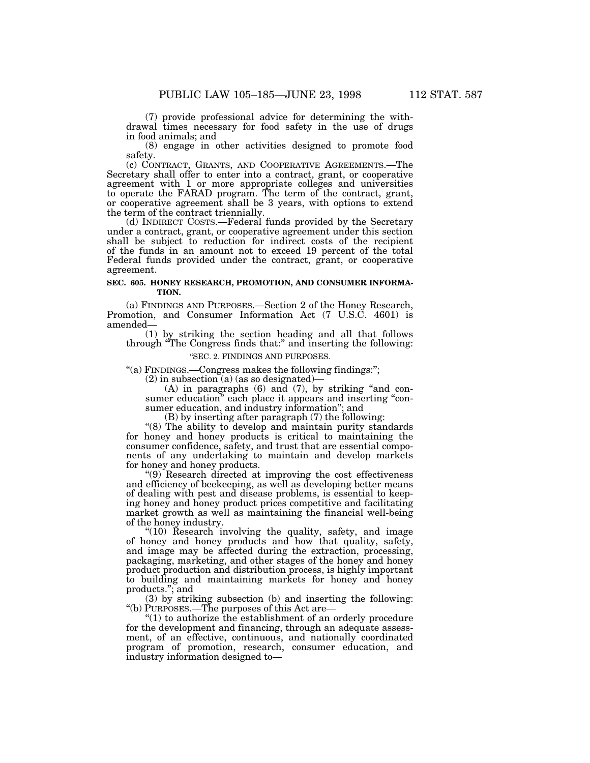(7) provide professional advice for determining the withdrawal times necessary for food safety in the use of drugs in food animals; and

(8) engage in other activities designed to promote food safety.

(c) CONTRACT, GRANTS, AND COOPERATIVE AGREEMENTS.—The Secretary shall offer to enter into a contract, grant, or cooperative agreement with 1 or more appropriate colleges and universities to operate the FARAD program. The term of the contract, grant, or cooperative agreement shall be 3 years, with options to extend the term of the contract triennially.

(d) INDIRECT COSTS.—Federal funds provided by the Secretary under a contract, grant, or cooperative agreement under this section shall be subject to reduction for indirect costs of the recipient of the funds in an amount not to exceed 19 percent of the total Federal funds provided under the contract, grant, or cooperative agreement.

**SEC. 605. HONEY RESEARCH, PROMOTION, AND CONSUMER INFORMATION.**

(a) FINDINGS AND PURPOSES.—Section 2 of the Honey Research, Promotion, and Consumer Information Act (7 U.S.C. 4601) is amended—

(1) by striking the section heading and all that follows through "The Congress finds that:" and inserting the following:

"SEC. 2. FINDINGS AND PURPOSES.

"(a) FINDINGS.—Congress makes the following findings:";

(2) in subsection (a) (as so designated)—

(A) in paragraphs (6) and (7), by striking "and consumer education" each place it appears and inserting "consumer education, and industry information"; and

(B) by inserting after paragraph (7) the following:

"(8) The ability to develop and maintain purity standards for honey and honey products is critical to maintaining the consumer confidence, safety, and trust that are essential components of any undertaking to maintain and develop markets for honey and honey products.

"(9) Research directed at improving the cost effectiveness and efficiency of beekeeping, as well as developing better means of dealing with pest and disease problems, is essential to keeping honey and honey product prices competitive and facilitating market growth as well as maintaining the financial well-being of the honey industry.

"(10) Research involving the quality, safety, and image of honey and honey products and how that quality, safety, and image may be affected during the extraction, processing, packaging, marketing, and other stages of the honey and honey product production and distribution process, is highly important to building and maintaining markets for honey and honey products."; and

(3) by striking subsection (b) and inserting the following:

"(b) PURPOSES.—The purposes of this Act are—

"(1) to authorize the establishment of an orderly procedure for the development and financing, through an adequate assessment, of an effective, continuous, and nationally coordinated program of promotion, research, consumer education, and industry information designed to—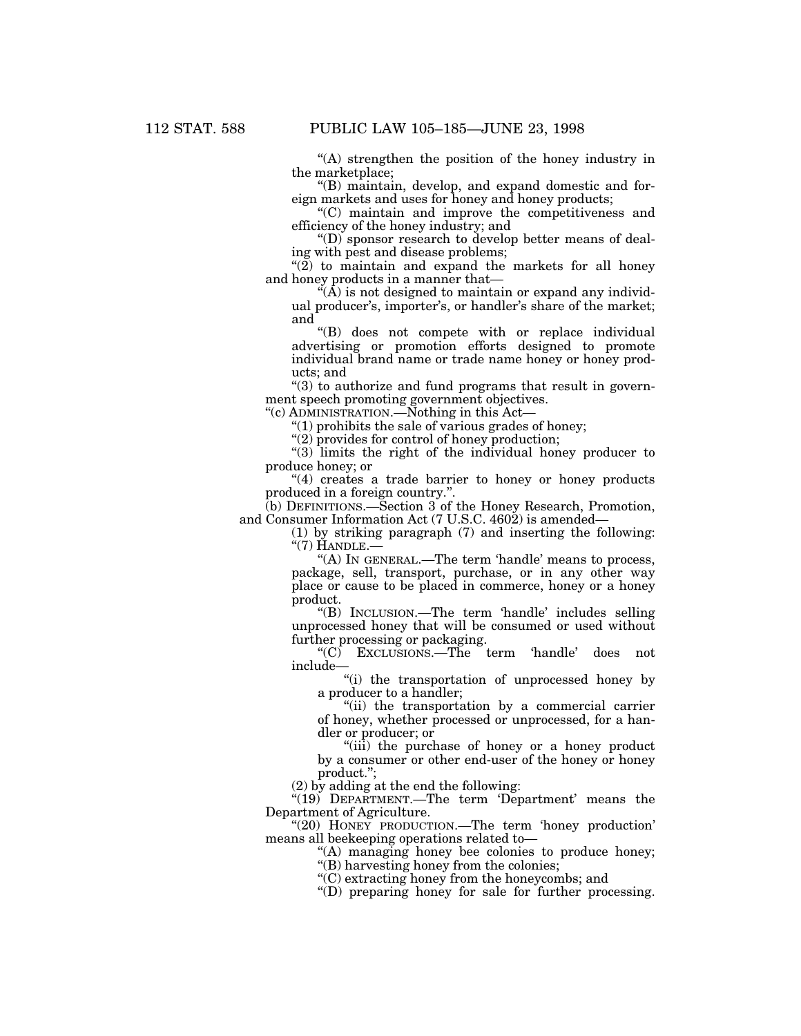"(A) strengthen the position of the honey industry in the marketplace;

"(B) maintain, develop, and expand domestic and foreign markets and uses for honey and honey products;

"(C) maintain and improve the competitiveness and efficiency of the honey industry; and

"(D) sponsor research to develop better means of dealing with pest and disease problems;

"(2) to maintain and expand the markets for all honey and honey products in a manner that—

"(A) is not designed to maintain or expand any individual producer's, importer's, or handler's share of the market; and

"(B) does not compete with or replace individual advertising or promotion efforts designed to promote individual brand name or trade name honey or honey products; and

"(3) to authorize and fund programs that result in government speech promoting government objectives.

"(c) ADMINISTRATION.—Nothing in this Act—

"(1) prohibits the sale of various grades of honey;

"(2) provides for control of honey production;

"(3) limits the right of the individual honey producer to produce honey; or

"(4) creates a trade barrier to honey or honey products produced in a foreign country.".

(b) DEFINITIONS.—Section 3 of the Honey Research, Promotion, and Consumer Information Act (7 U.S.C. 4602) is amended—

(1) by striking paragraph (7) and inserting the following:

"(7) HANDLE.—

"(A) IN GENERAL.—The term 'handle' means to process, package, sell, transport, purchase, or in any other way place or cause to be placed in commerce, honey or a honey product.

"(B) INCLUSION.—The term 'handle' includes selling unprocessed honey that will be consumed or used without further processing or packaging.

"(C) EXCLUSIONS.—The term 'handle' does not include—

"(i) the transportation of unprocessed honey by a producer to a handler;

"(ii) the transportation by a commercial carrier of honey, whether processed or unprocessed, for a handler or producer; or

"(iii) the purchase of honey or a honey product by a consumer or other end-user of the honey or honey product.";

(2) by adding at the end the following:

"(19) DEPARTMENT.—The term 'Department' means the Department of Agriculture.

"(20) HONEY PRODUCTION.—The term 'honey production' means all beekeeping operations related to—

"(A) managing honey bee colonies to produce honey;

"(B) harvesting honey from the colonies;

"(C) extracting honey from the honeycombs; and

"(D) preparing honey for sale for further processing.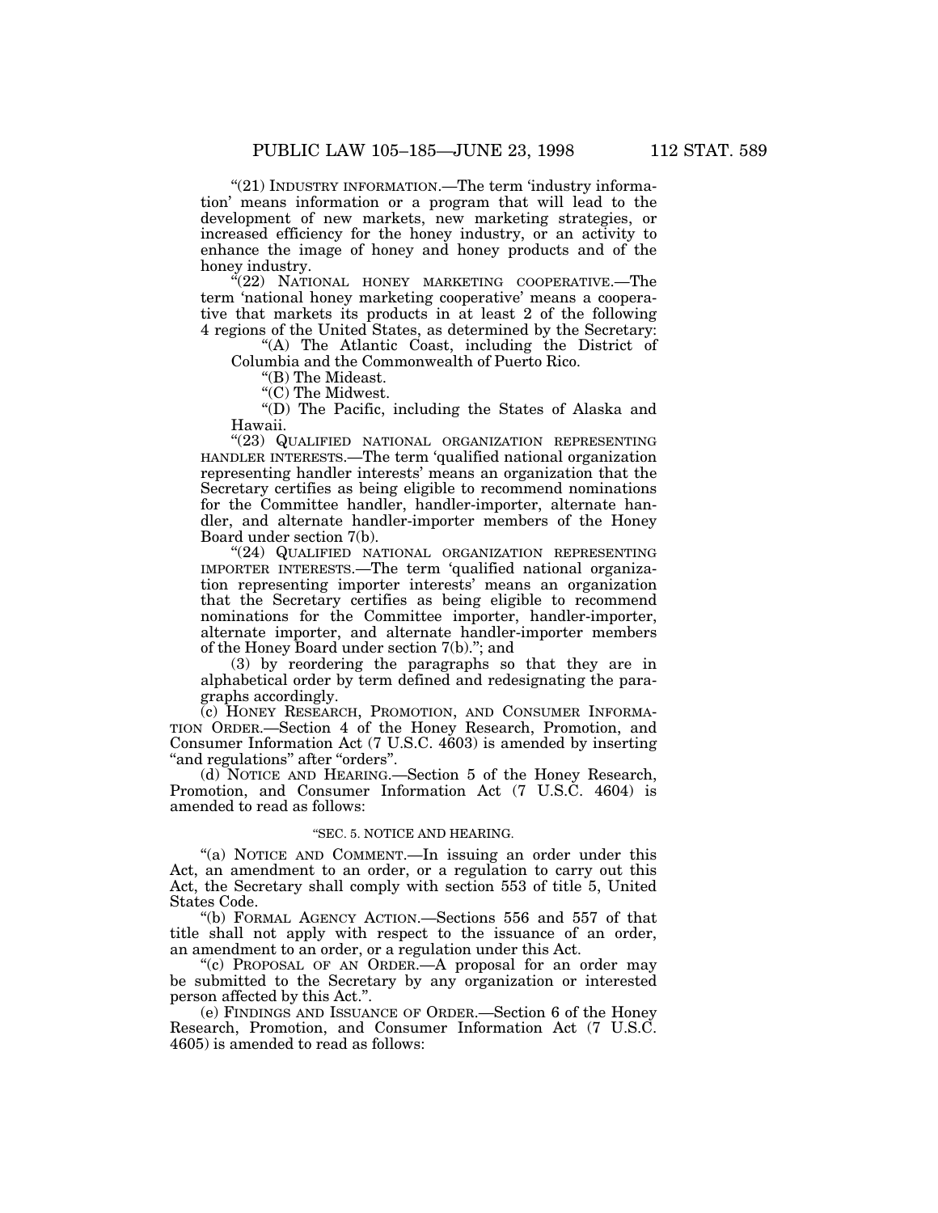"(21) INDUSTRY INFORMATION.—The term 'industry information' means information or a program that will lead to the development of new markets, new marketing strategies, or increased efficiency for the honey industry, or an activity to enhance the image of honey and honey products and of the honey industry.

"(22) NATIONAL HONEY MARKETING COOPERATIVE.—The term 'national honey marketing cooperative' means a cooperative that markets its products in at least 2 of the following 4 regions of the United States, as determined by the Secretary:

"(A) The Atlantic Coast, including the District of Columbia and the Commonwealth of Puerto Rico.

"(B) The Mideast.

"(C) The Midwest.

"(D) The Pacific, including the States of Alaska and Hawaii.

"(23) QUALIFIED NATIONAL ORGANIZATION REPRESENTING HANDLER INTERESTS.—The term 'qualified national organization representing handler interests' means an organization that the Secretary certifies as being eligible to recommend nominations for the Committee handler, handler-importer, alternate handler, and alternate handler-importer members of the Honey Board under section 7(b).

"(24) QUALIFIED NATIONAL ORGANIZATION REPRESENTING IMPORTER INTERESTS.—The term 'qualified national organization representing importer interests' means an organization that the Secretary certifies as being eligible to recommend nominations for the Committee importer, handler-importer, alternate importer, and alternate handler-importer members of the Honey Board under section 7(b)."; and

(3) by reordering the paragraphs so that they are in alphabetical order by term defined and redesignating the paragraphs accordingly.

(c) HONEY RESEARCH, PROMOTION, AND CONSUMER INFORMATION ORDER.—Section 4 of the Honey Research, Promotion, and Consumer Information Act (7 U.S.C. 4603) is amended by inserting "and regulations" after "orders".

(d) NOTICE AND HEARING.—Section 5 of the Honey Research, Promotion, and Consumer Information Act (7 U.S.C. 4604) is amended to read as follows:

"SEC. 5. NOTICE AND HEARING.

"(a) NOTICE AND COMMENT.—In issuing an order under this Act, an amendment to an order, or a regulation to carry out this Act, the Secretary shall comply with section 553 of title 5, United States Code.

"(b) FORMAL AGENCY ACTION.—Sections 556 and 557 of that title shall not apply with respect to the issuance of an order, an amendment to an order, or a regulation under this Act.

"(c) PROPOSAL OF AN ORDER.—A proposal for an order may be submitted to the Secretary by any organization or interested person affected by this Act.".

(e) FINDINGS AND ISSUANCE OF ORDER.—Section 6 of the Honey Research, Promotion, and Consumer Information Act (7 U.S.C. 4605) is amended to read as follows: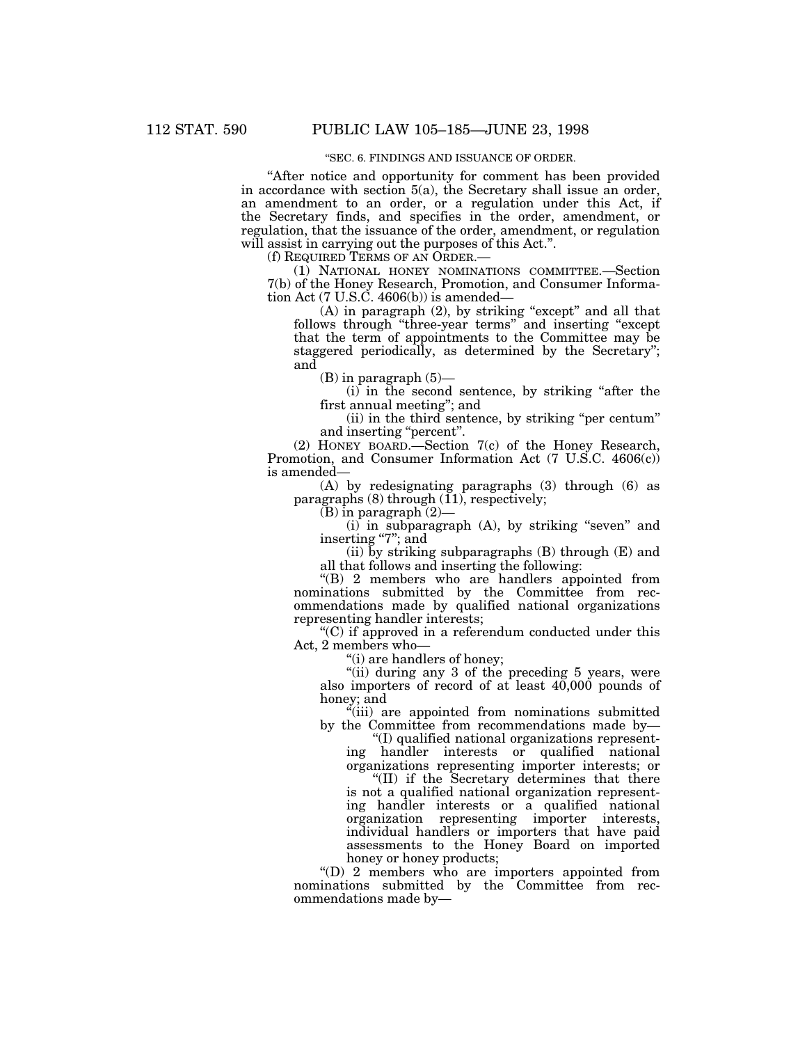"SEC. 6. FINDINGS AND ISSUANCE OF ORDER.

"After notice and opportunity for comment has been provided in accordance with section 5(a), the Secretary shall issue an order, an amendment to an order, or a regulation under this Act, if the Secretary finds, and specifies in the order, amendment, or regulation, that the issuance of the order, amendment, or regulation will assist in carrying out the purposes of this Act.".

(f) REQUIRED TERMS OF AN ORDER.—

(1) NATIONAL HONEY NOMINATIONS COMMITTEE.—Section 7(b) of the Honey Research, Promotion, and Consumer Information Act (7 U.S.C. 4606(b)) is amended—

(A) in paragraph (2), by striking "except" and all that follows through "three-year terms" and inserting "except that the term of appointments to the Committee may be staggered periodically, as determined by the Secretary"; and

(B) in paragraph (5)—

(i) in the second sentence, by striking "after the first annual meeting"; and

(ii) in the third sentence, by striking "per centum" and inserting "percent".

(2) HONEY BOARD.—Section 7(c) of the Honey Research, Promotion, and Consumer Information Act (7 U.S.C. 4606(c)) is amended—

(A) by redesignating paragraphs (3) through (6) as paragraphs (8) through (11), respectively;

(B) in paragraph (2)—

(i) in subparagraph (A), by striking "seven" and inserting "7"; and

(ii) by striking subparagraphs (B) through (E) and all that follows and inserting the following:

"(B) 2 members who are handlers appointed from nominations submitted by the Committee from recommendations made by qualified national organizations representing handler interests;

"(C) if approved in a referendum conducted under this Act, 2 members who—

"(i) are handlers of honey;

"(ii) during any 3 of the preceding 5 years, were also importers of record of at least 40,000 pounds of honey; and

"(iii) are appointed from nominations submitted by the Committee from recommendations made by—

"(I) qualified national organizations representing handler interests or qualified national organizations representing importer interests; or

"(II) if the Secretary determines that there is not a qualified national organization representing handler interests or a qualified national organization representing importer interests, individual handlers or importers that have paid assessments to the Honey Board on imported honey or honey products;

"(D) 2 members who are importers appointed from nominations submitted by the Committee from recommendations made by—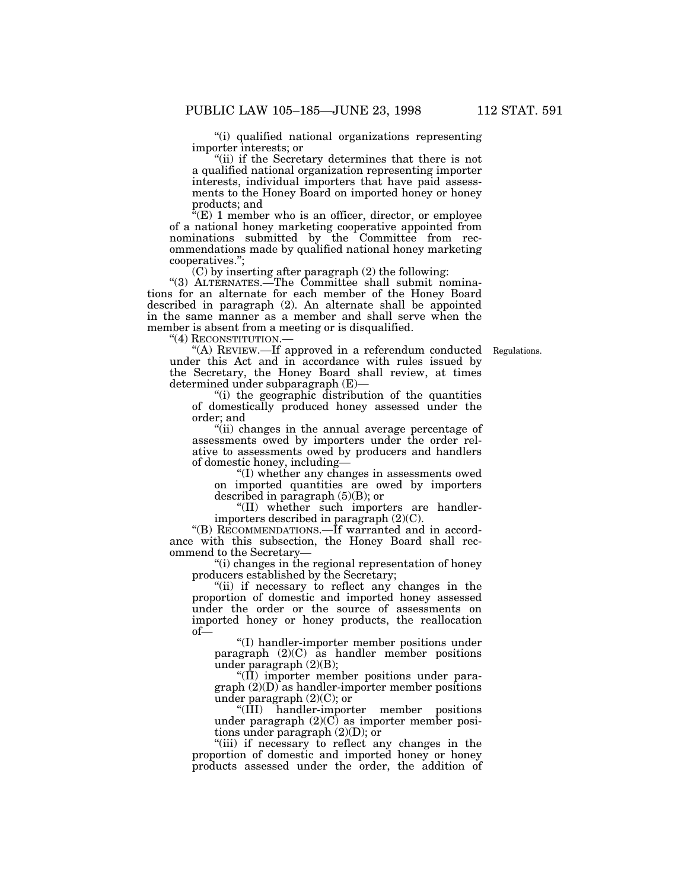"(i) qualified national organizations representing importer interests; or

"(ii) if the Secretary determines that there is not a qualified national organization representing importer interests, individual importers that have paid assessments to the Honey Board on imported honey or honey products; and

"(E) 1 member who is an officer, director, or employee of a national honey marketing cooperative appointed from nominations submitted by the Committee from recommendations made by qualified national honey marketing cooperatives.";

(C) by inserting after paragraph (2) the following:

"(3) ALTERNATES.—The Committee shall submit nominations for an alternate for each member of the Honey Board described in paragraph (2). An alternate shall be appointed in the same manner as a member and shall serve when the member is absent from a meeting or is disqualified.

"(4) RECONSTITUTION.—

"(A) REVIEW.—If approved in a referendum conducted under this Act and in accordance with rules issued by the Secretary, the Honey Board shall review, at times determined under subparagraph (E)—

Regulations.

"(i) the geographic distribution of the quantities of domestically produced honey assessed under the order; and

"(ii) changes in the annual average percentage of assessments owed by importers under the order relative to assessments owed by producers and handlers of domestic honey, including—

"(I) whether any changes in assessments owed on imported quantities are owed by importers described in paragraph (5)(B); or

"(II) whether such importers are handler-importers described in paragraph (2)(C).

"(B) RECOMMENDATIONS.—If warranted and in accordance with this subsection, the Honey Board shall recommend to the Secretary—

"(i) changes in the regional representation of honey producers established by the Secretary;

"(ii) if necessary to reflect any changes in the proportion of domestic and imported honey assessed under the order or the source of assessments on imported honey or honey products, the reallocation of—

"(I) handler-importer member positions under paragraph (2)(C) as handler member positions under paragraph (2)(B);

"(II) importer member positions under paragraph (2)(D) as handler-importer member positions under paragraph (2)(C); or

"(III) handler-importer member positions under paragraph (2)(C) as importer member positions under paragraph (2)(D); or

"(iii) if necessary to reflect any changes in the proportion of domestic and imported honey or honey products assessed under the order, the addition of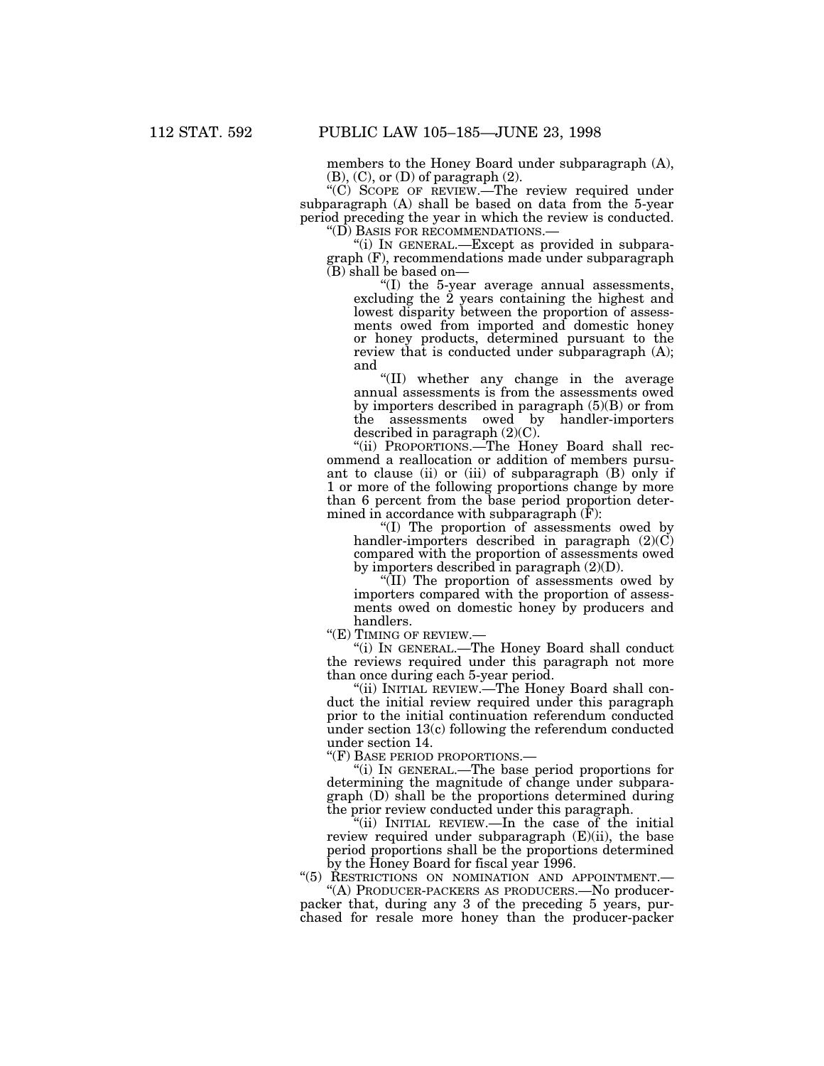members to the Honey Board under subparagraph (A), (B), (C), or (D) of paragraph (2).

"(C) SCOPE OF REVIEW.—The review required under subparagraph (A) shall be based on data from the 5-year period preceding the year in which the review is conducted.

"(D) BASIS FOR RECOMMENDATIONS.—

"(i) IN GENERAL.—Except as provided in subparagraph (F), recommendations made under subparagraph (B) shall be based on—

"(I) the 5-year average annual assessments, excluding the 2 years containing the highest and lowest disparity between the proportion of assessments owed from imported and domestic honey or honey products, determined pursuant to the review that is conducted under subparagraph (A); and

"(II) whether any change in the average annual assessments is from the assessments owed by importers described in paragraph (5)(B) or from the assessments owed by handler-importers described in paragraph (2)(C).

"(ii) PROPORTIONS.—The Honey Board shall recommend a reallocation or addition of members pursuant to clause (ii) or (iii) of subparagraph (B) only if 1 or more of the following proportions change by more than 6 percent from the base period proportion determined in accordance with subparagraph (F):

"(I) The proportion of assessments owed by handler-importers described in paragraph (2)(C) compared with the proportion of assessments owed by importers described in paragraph (2)(D).

"(II) The proportion of assessments owed by importers compared with the proportion of assessments owed on domestic honey by producers and handlers.

"(E) TIMING OF REVIEW.—

"(i) IN GENERAL.—The Honey Board shall conduct the reviews required under this paragraph not more than once during each 5-year period.

"(ii) INITIAL REVIEW.—The Honey Board shall conduct the initial review required under this paragraph prior to the initial continuation referendum conducted under section 13(c) following the referendum conducted under section 14.

"(F) BASE PERIOD PROPORTIONS.—

"(i) IN GENERAL.—The base period proportions for determining the magnitude of change under subparagraph (D) shall be the proportions determined during the prior review conducted under this paragraph.

"(ii) INITIAL REVIEW.—In the case of the initial review required under subparagraph (E)(ii), the base period proportions shall be the proportions determined by the Honey Board for fiscal year 1996.

"(5) RESTRICTIONS ON NOMINATION AND APPOINTMENT.—

"(A) PRODUCER-PACKERS AS PRODUCERS.—No producer-packer that, during any 3 of the preceding 5 years, purchased for resale more honey than the producer-packer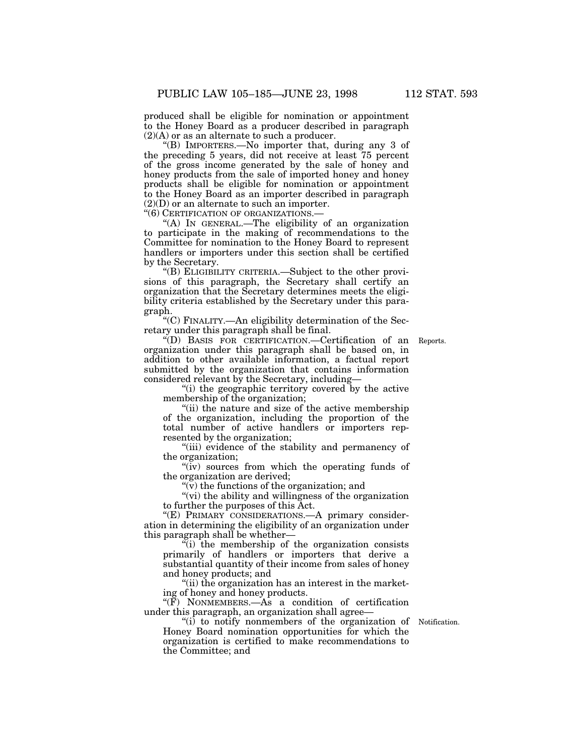produced shall be eligible for nomination or appointment to the Honey Board as a producer described in paragraph (2)(A) or as an alternate to such a producer.

"(B) IMPORTERS.—No importer that, during any 3 of the preceding 5 years, did not receive at least 75 percent of the gross income generated by the sale of honey and honey products from the sale of imported honey and honey products shall be eligible for nomination or appointment to the Honey Board as an importer described in paragraph (2)(D) or an alternate to such an importer.

"(6) CERTIFICATION OF ORGANIZATIONS.—

"(A) IN GENERAL.—The eligibility of an organization to participate in the making of recommendations to the Committee for nomination to the Honey Board to represent handlers or importers under this section shall be certified by the Secretary.

"(B) ELIGIBILITY CRITERIA.—Subject to the other provisions of this paragraph, the Secretary shall certify an organization that the Secretary determines meets the eligibility criteria established by the Secretary under this paragraph.

"(C) FINALITY.—An eligibility determination of the Secretary under this paragraph shall be final.

Reports.

"(D) BASIS FOR CERTIFICATION.—Certification of an organization under this paragraph shall be based on, in addition to other available information, a factual report submitted by the organization that contains information considered relevant by the Secretary, including—

"(i) the geographic territory covered by the active membership of the organization;

"(ii) the nature and size of the active membership of the organization, including the proportion of the total number of active handlers or importers represented by the organization;

"(iii) evidence of the stability and permanency of the organization;

"(iv) sources from which the operating funds of the organization are derived;

"(v) the functions of the organization; and

"(vi) the ability and willingness of the organization to further the purposes of this Act.

"(E) PRIMARY CONSIDERATIONS.—A primary consideration in determining the eligibility of an organization under this paragraph shall be whether—

"(i) the membership of the organization consists primarily of handlers or importers that derive a substantial quantity of their income from sales of honey and honey products; and

"(ii) the organization has an interest in the marketing of honey and honey products.

"(F) NONMEMBERS.—As a condition of certification under this paragraph, an organization shall agree—

Notification.

"(i) to notify nonmembers of the organization of Honey Board nomination opportunities for which the organization is certified to make recommendations to the Committee; and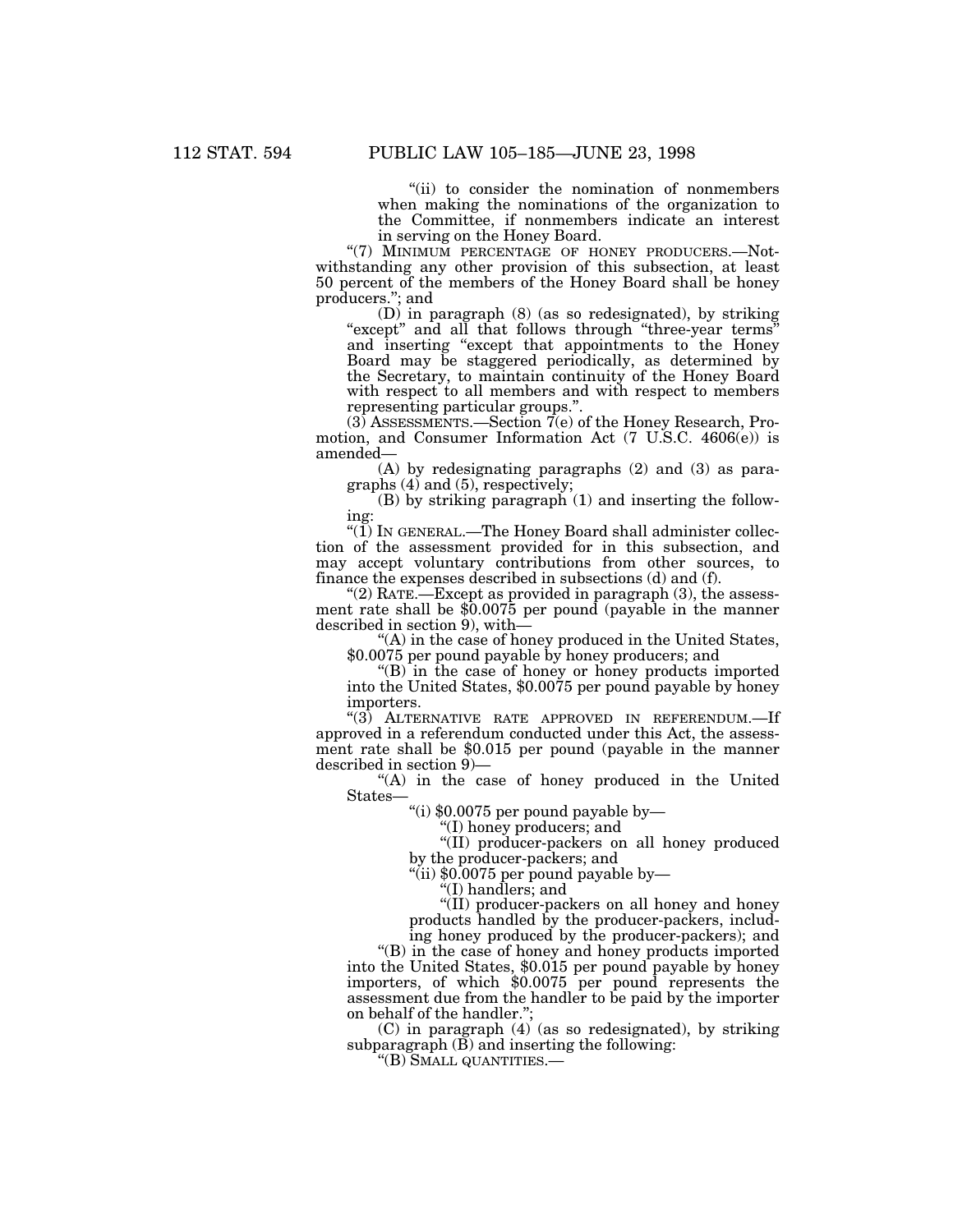"(ii) to consider the nomination of nonmembers when making the nominations of the organization to the Committee, if nonmembers indicate an interest in serving on the Honey Board.

"(7) MINIMUM PERCENTAGE OF HONEY PRODUCERS.—Notwithstanding any other provision of this subsection, at least 50 percent of the members of the Honey Board shall be honey producers."; and

(D) in paragraph (8) (as so redesignated), by striking "except" and all that follows through "three-year terms" and inserting "except that appointments to the Honey Board may be staggered periodically, as determined by the Secretary, to maintain continuity of the Honey Board with respect to all members and with respect to members representing particular groups.".

(3) ASSESSMENTS.—Section 7(e) of the Honey Research, Promotion, and Consumer Information Act (7 U.S.C. 4606(e)) is amended—

(A) by redesignating paragraphs (2) and (3) as paragraphs (4) and (5), respectively;

(B) by striking paragraph (1) and inserting the following:

"(1) IN GENERAL.—The Honey Board shall administer collection of the assessment provided for in this subsection, and may accept voluntary contributions from other sources, to finance the expenses described in subsections (d) and (f).

"(2) RATE.—Except as provided in paragraph (3), the assessment rate shall be $0.0075 per pound (payable in the manner described in section 9), with—

"(A) in the case of honey produced in the United States, $0.0075 per pound payable by honey producers; and

"(B) in the case of honey or honey products imported into the United States, $0.0075 per pound payable by honey importers.

"(3) ALTERNATIVE RATE APPROVED IN REFERENDUM.—If approved in a referendum conducted under this Act, the assessment rate shall be $0.015 per pound (payable in the manner described in section 9)—

"(A) in the case of honey produced in the United States—

"(i) $0.0075 per pound payable by—

"(I) honey producers; and

"(II) producer-packers on all honey produced by the producer-packers; and

"(ii) $0.0075 per pound payable by—

"(I) handlers; and

"(II) producer-packers on all honey and honey products handled by the producer-packers, including honey produced by the producer-packers); and

"(B) in the case of honey and honey products imported into the United States, $0.015 per pound payable by honey importers, of which $0.0075 per pound represents the assessment due from the handler to be paid by the importer on behalf of the handler.";

(C) in paragraph (4) (as so redesignated), by striking subparagraph (B) and inserting the following:

"(B) SMALL QUANTITIES.—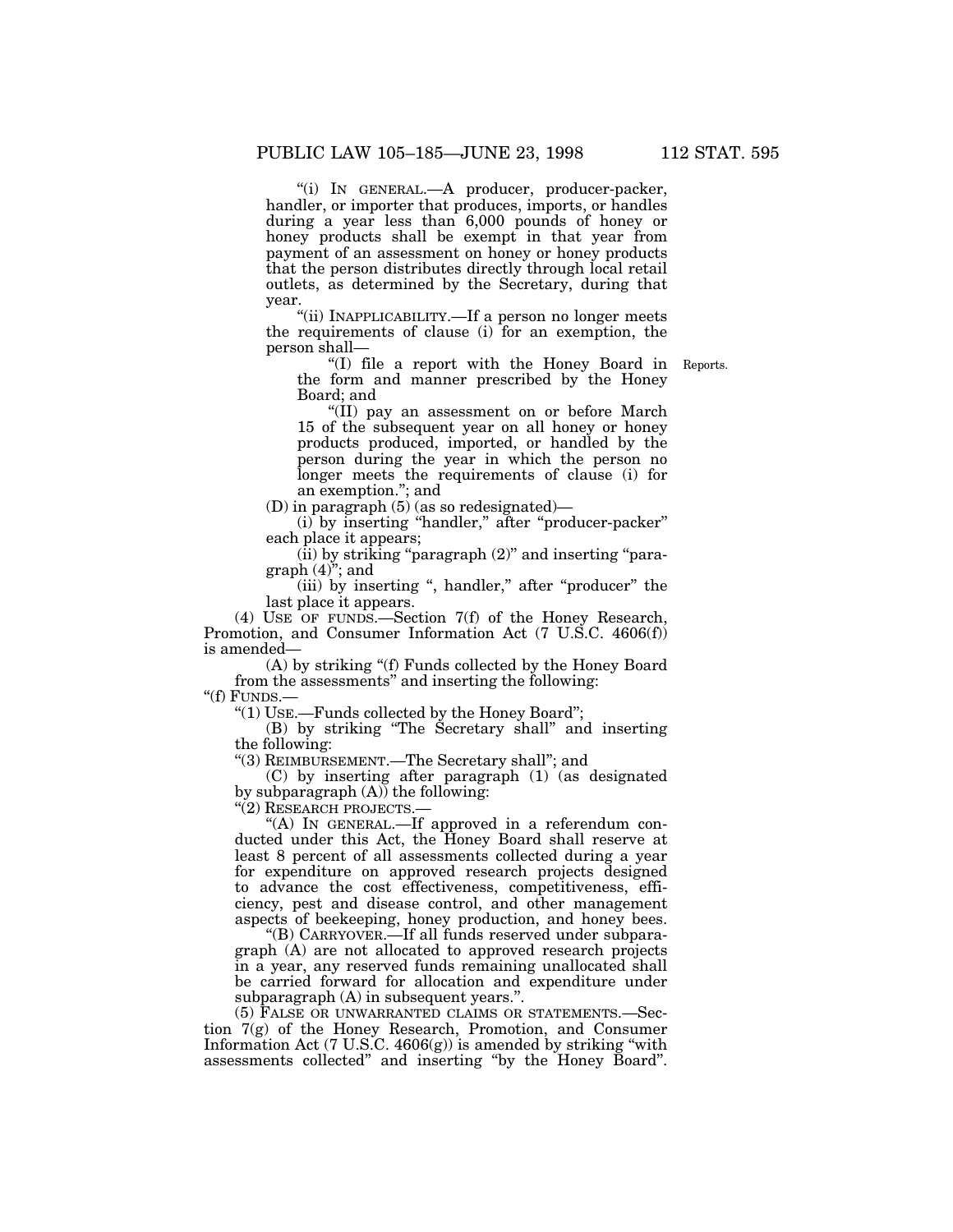"(i) IN GENERAL.—A producer, producer-packer, handler, or importer that produces, imports, or handles during a year less than 6,000 pounds of honey or honey products shall be exempt in that year from payment of an assessment on honey or honey products that the person distributes directly through local retail outlets, as determined by the Secretary, during that year.

"(ii) INAPPLICABILITY.—If a person no longer meets the requirements of clause (i) for an exemption, the person shall—

"(I) file a report with the Honey Board in the form and manner prescribed by the Honey Board; and

Reports.

"(II) pay an assessment on or before March 15 of the subsequent year on all honey or honey products produced, imported, or handled by the person during the year in which the person no longer meets the requirements of clause (i) for an exemption."; and

(D) in paragraph (5) (as so redesignated)—

(i) by inserting "handler," after "producer-packer" each place it appears;

(ii) by striking "paragraph (2)" and inserting "paragraph (4)"; and

(iii) by inserting ", handler," after "producer" the last place it appears.

(4) USE OF FUNDS.—Section 7(f) of the Honey Research, Promotion, and Consumer Information Act (7 U.S.C. 4606(f)) is amended—

(A) by striking "(f) Funds collected by the Honey Board from the assessments" and inserting the following:

"(f) FUNDS.—

"(1) USE.—Funds collected by the Honey Board";

(B) by striking "The Secretary shall" and inserting the following:

"(3) REIMBURSEMENT.—The Secretary shall"; and

(C) by inserting after paragraph (1) (as designated by subparagraph (A)) the following:

"(2) RESEARCH PROJECTS.—

"(A) IN GENERAL.—If approved in a referendum conducted under this Act, the Honey Board shall reserve at least 8 percent of all assessments collected during a year for expenditure on approved research projects designed to advance the cost effectiveness, competitiveness, efficiency, pest and disease control, and other management aspects of beekeeping, honey production, and honey bees.

"(B) CARRYOVER.—If all funds reserved under subparagraph (A) are not allocated to approved research projects in a year, any reserved funds remaining unallocated shall be carried forward for allocation and expenditure under subparagraph (A) in subsequent years.".

(5) FALSE OR UNWARRANTED CLAIMS OR STATEMENTS.—Section 7(g) of the Honey Research, Promotion, and Consumer Information Act (7 U.S.C. 4606(g)) is amended by striking "with assessments collected" and inserting "by the Honey Board".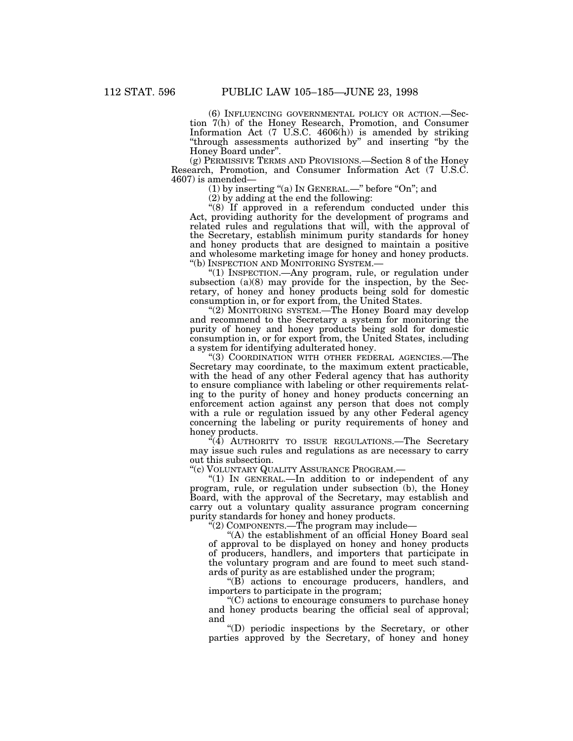(6) INFLUENCING GOVERNMENTAL POLICY OR ACTION.—Section 7(h) of the Honey Research, Promotion, and Consumer Information Act (7 U.S.C. 4606(h)) is amended by striking "through assessments authorized by" and inserting "by the Honey Board under".

(g) PERMISSIVE TERMS AND PROVISIONS.—Section 8 of the Honey Research, Promotion, and Consumer Information Act (7 U.S.C. 4607) is amended—

(1) by inserting "(a) IN GENERAL.—" before "On"; and

(2) by adding at the end the following:

"(8) If approved in a referendum conducted under this Act, providing authority for the development of programs and related rules and regulations that will, with the approval of the Secretary, establish minimum purity standards for honey and honey products that are designed to maintain a positive and wholesome marketing image for honey and honey products.

"(b) INSPECTION AND MONITORING SYSTEM.—

"(1) INSPECTION.—Any program, rule, or regulation under subsection (a)(8) may provide for the inspection, by the Secretary, of honey and honey products being sold for domestic consumption in, or for export from, the United States.

"(2) MONITORING SYSTEM.—The Honey Board may develop and recommend to the Secretary a system for monitoring the purity of honey and honey products being sold for domestic consumption in, or for export from, the United States, including a system for identifying adulterated honey.

"(3) COORDINATION WITH OTHER FEDERAL AGENCIES.—The Secretary may coordinate, to the maximum extent practicable, with the head of any other Federal agency that has authority to ensure compliance with labeling or other requirements relating to the purity of honey and honey products concerning an enforcement action against any person that does not comply with a rule or regulation issued by any other Federal agency concerning the labeling or purity requirements of honey and honey products.

"(4) AUTHORITY TO ISSUE REGULATIONS.—The Secretary may issue such rules and regulations as are necessary to carry out this subsection.

"(c) VOLUNTARY QUALITY ASSURANCE PROGRAM.—

"(1) IN GENERAL.—In addition to or independent of any program, rule, or regulation under subsection (b), the Honey Board, with the approval of the Secretary, may establish and carry out a voluntary quality assurance program concerning purity standards for honey and honey products.

"(2) COMPONENTS.—The program may include—

"(A) the establishment of an official Honey Board seal of approval to be displayed on honey and honey products of producers, handlers, and importers that participate in the voluntary program and are found to meet such standards of purity as are established under the program;

"(B) actions to encourage producers, handlers, and importers to participate in the program;

"(C) actions to encourage consumers to purchase honey and honey products bearing the official seal of approval; and

"(D) periodic inspections by the Secretary, or other parties approved by the Secretary, of honey and honey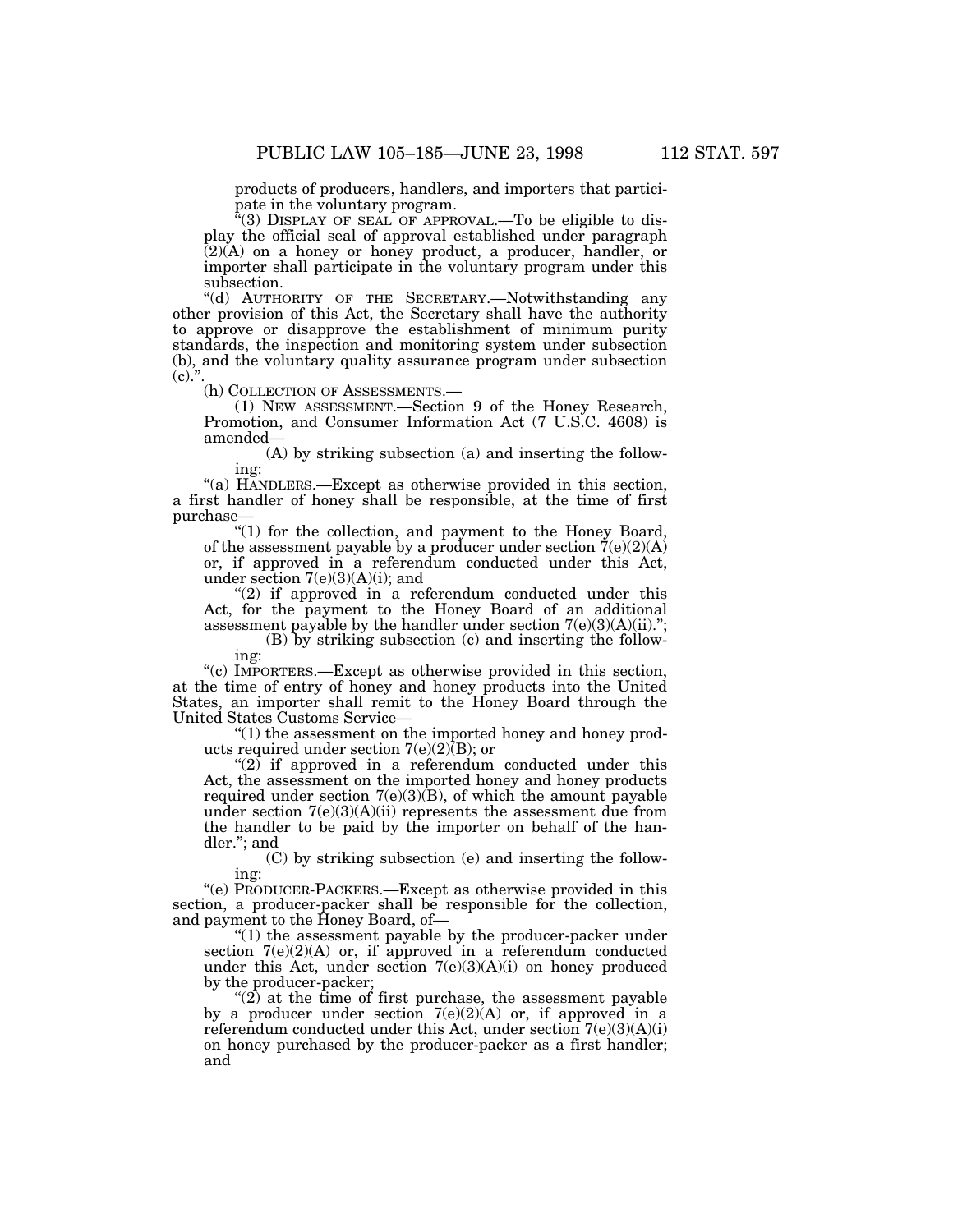products of producers, handlers, and importers that participate in the voluntary program.

"(3) DISPLAY OF SEAL OF APPROVAL.—To be eligible to display the official seal of approval established under paragraph (2)(A) on a honey or honey product, a producer, handler, or importer shall participate in the voluntary program under this subsection.

"(d) AUTHORITY OF THE SECRETARY.—Notwithstanding any other provision of this Act, the Secretary shall have the authority to approve or disapprove the establishment of minimum purity standards, the inspection and monitoring system under subsection (b), and the voluntary quality assurance program under subsection (c).".

(h) COLLECTION OF ASSESSMENTS.—

(1) NEW ASSESSMENT.—Section 9 of the Honey Research, Promotion, and Consumer Information Act (7 U.S.C. 4608) is amended—

(A) by striking subsection (a) and inserting the following:

"(a) HANDLERS.—Except as otherwise provided in this section, a first handler of honey shall be responsible, at the time of first purchase—

"(1) for the collection, and payment to the Honey Board, of the assessment payable by a producer under section 7(e)(2)(A) or, if approved in a referendum conducted under this Act, under section 7(e)(3)(A)(i); and

"(2) if approved in a referendum conducted under this Act, for the payment to the Honey Board of an additional assessment payable by the handler under section 7(e)(3)(A)(ii).";

(B) by striking subsection (c) and inserting the following:

"(c) IMPORTERS.—Except as otherwise provided in this section, at the time of entry of honey and honey products into the United States, an importer shall remit to the Honey Board through the United States Customs Service—

"(1) the assessment on the imported honey and honey products required under section 7(e)(2)(B); or

"(2) if approved in a referendum conducted under this Act, the assessment on the imported honey and honey products required under section 7(e)(3)(B), of which the amount payable under section 7(e)(3)(A)(ii) represents the assessment due from the handler to be paid by the importer on behalf of the handler."; and

(C) by striking subsection (e) and inserting the following:

"(e) PRODUCER-PACKERS.—Except as otherwise provided in this section, a producer-packer shall be responsible for the collection, and payment to the Honey Board, of—

"(1) the assessment payable by the producer-packer under section 7(e)(2)(A) or, if approved in a referendum conducted under this Act, under section 7(e)(3)(A)(i) on honey produced by the producer-packer;

"(2) at the time of first purchase, the assessment payable by a producer under section 7(e)(2)(A) or, if approved in a referendum conducted under this Act, under section 7(e)(3)(A)(i) on honey purchased by the producer-packer as a first handler; and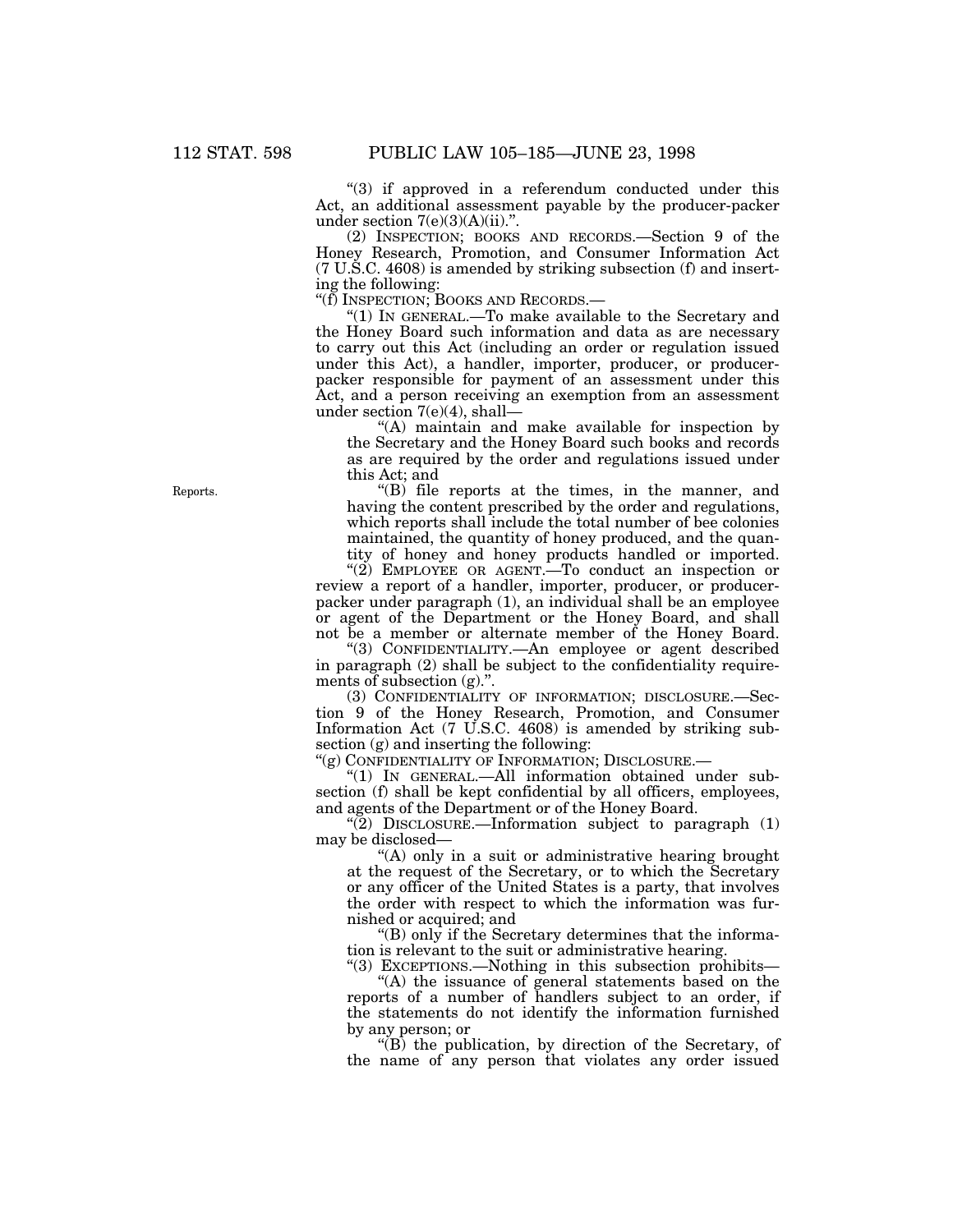“(3) if approved in a referendum conducted under this Act, an additional assessment payable by the producer-packer under section 7(e)(3)(A)(ii).”.

(2) INSPECTION; BOOKS AND RECORDS.—Section 9 of the Honey Research, Promotion, and Consumer Information Act (7 U.S.C. 4608) is amended by striking subsection (f) and inserting the following:

“(f) INSPECTION; BOOKS AND RECORDS.—

“(1) IN GENERAL.—To make available to the Secretary and the Honey Board such information and data as are necessary to carry out this Act (including an order or regulation issued under this Act), a handler, importer, producer, or producer-packer responsible for payment of an assessment under this Act, and a person receiving an exemption from an assessment under section 7(e)(4), shall—

“(A) maintain and make available for inspection by the Secretary and the Honey Board such books and records as are required by the order and regulations issued under this Act; and

Reports.

“(B) file reports at the times, in the manner, and having the content prescribed by the order and regulations, which reports shall include the total number of bee colonies maintained, the quantity of honey produced, and the quantity of honey and honey products handled or imported.

“(2) EMPLOYEE OR AGENT.—To conduct an inspection or review a report of a handler, importer, producer, or producer-packer under paragraph (1), an individual shall be an employee or agent of the Department or the Honey Board, and shall not be a member or alternate member of the Honey Board.

“(3) CONFIDENTIALITY.—An employee or agent described in paragraph (2) shall be subject to the confidentiality requirements of subsection (g).”.

(3) CONFIDENTIALITY OF INFORMATION; DISCLOSURE.—Section 9 of the Honey Research, Promotion, and Consumer Information Act (7 U.S.C. 4608) is amended by striking subsection (g) and inserting the following:

“(g) CONFIDENTIALITY OF INFORMATION; DISCLOSURE.—

“(1) IN GENERAL.—All information obtained under subsection (f) shall be kept confidential by all officers, employees, and agents of the Department or of the Honey Board.

“(2) DISCLOSURE.—Information subject to paragraph (1) may be disclosed—

“(A) only in a suit or administrative hearing brought at the request of the Secretary, or to which the Secretary or any officer of the United States is a party, that involves the order with respect to which the information was furnished or acquired; and

“(B) only if the Secretary determines that the information is relevant to the suit or administrative hearing.

“(3) EXCEPTIONS.—Nothing in this subsection prohibits—

“(A) the issuance of general statements based on the reports of a number of handlers subject to an order, if the statements do not identify the information furnished by any person; or

“(B) the publication, by direction of the Secretary, of the name of any person that violates any order issued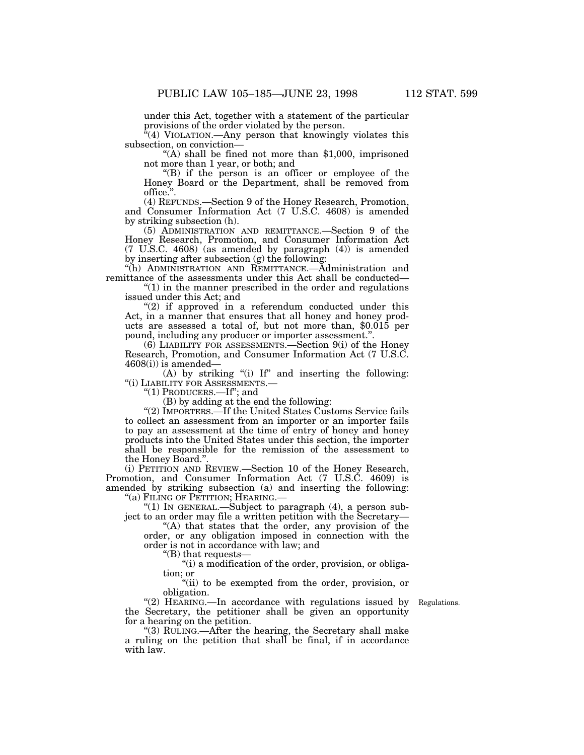under this Act, together with a statement of the particular provisions of the order violated by the person.

"(4) VIOLATION.—Any person that knowingly violates this subsection, on conviction—

"(A) shall be fined not more than $1,000, imprisoned not more than 1 year, or both; and

"(B) if the person is an officer or employee of the Honey Board or the Department, shall be removed from office.".

(4) REFUNDS.—Section 9 of the Honey Research, Promotion, and Consumer Information Act (7 U.S.C. 4608) is amended by striking subsection (h).

(5) ADMINISTRATION AND REMITTANCE.—Section 9 of the Honey Research, Promotion, and Consumer Information Act (7 U.S.C. 4608) (as amended by paragraph (4)) is amended by inserting after subsection (g) the following:

"(h) ADMINISTRATION AND REMITTANCE.—Administration and remittance of the assessments under this Act shall be conducted—

"(1) in the manner prescribed in the order and regulations issued under this Act; and

"(2) if approved in a referendum conducted under this Act, in a manner that ensures that all honey and honey products are assessed a total of, but not more than, $0.015 per pound, including any producer or importer assessment.".

(6) LIABILITY FOR ASSESSMENTS.—Section 9(i) of the Honey Research, Promotion, and Consumer Information Act (7 U.S.C. 4608(i)) is amended—

(A) by striking "(i) If" and inserting the following: "(i) LIABILITY FOR ASSESSMENTS.—

"(1) PRODUCERS.—If"; and

(B) by adding at the end the following:

"(2) IMPORTERS.—If the United States Customs Service fails to collect an assessment from an importer or an importer fails to pay an assessment at the time of entry of honey and honey products into the United States under this section, the importer shall be responsible for the remission of the assessment to the Honey Board.".

(i) PETITION AND REVIEW.—Section 10 of the Honey Research, Promotion, and Consumer Information Act (7 U.S.C. 4609) is amended by striking subsection (a) and inserting the following:

"(a) FILING OF PETITION; HEARING.—

"(1) IN GENERAL.—Subject to paragraph (4), a person subject to an order may file a written petition with the Secretary—

"(A) that states that the order, any provision of the order, or any obligation imposed in connection with the order is not in accordance with law; and

"(B) that requests—

"(i) a modification of the order, provision, or obligation; or

"(ii) to be exempted from the order, provision, or obligation.

"(2) HEARING.—In accordance with regulations issued by the Secretary, the petitioner shall be given an opportunity for a hearing on the petition.

Regulations.

"(3) RULING.—After the hearing, the Secretary shall make a ruling on the petition that shall be final, if in accordance with law.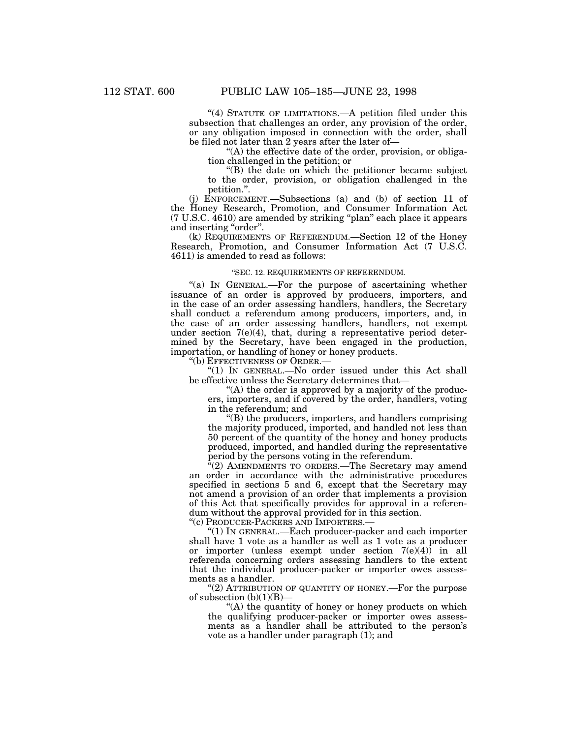"(4) STATUTE OF LIMITATIONS.—A petition filed under this subsection that challenges an order, any provision of the order, or any obligation imposed in connection with the order, shall be filed not later than 2 years after the later of—

"(A) the effective date of the order, provision, or obligation challenged in the petition; or

"(B) the date on which the petitioner became subject to the order, provision, or obligation challenged in the petition.".

(j) ENFORCEMENT.—Subsections (a) and (b) of section 11 of the Honey Research, Promotion, and Consumer Information Act (7 U.S.C. 4610) are amended by striking "plan" each place it appears and inserting "order".

(k) REQUIREMENTS OF REFERENDUM.—Section 12 of the Honey Research, Promotion, and Consumer Information Act (7 U.S.C. 4611) is amended to read as follows:

"SEC. 12. REQUIREMENTS OF REFERENDUM.

"(a) IN GENERAL.—For the purpose of ascertaining whether issuance of an order is approved by producers, importers, and in the case of an order assessing handlers, handlers, the Secretary shall conduct a referendum among producers, importers, and, in the case of an order assessing handlers, handlers, not exempt under section 7(e)(4), that, during a representative period determined by the Secretary, have been engaged in the production, importation, or handling of honey or honey products.

"(b) EFFECTIVENESS OF ORDER.—

"(1) IN GENERAL.—No order issued under this Act shall be effective unless the Secretary determines that—

"(A) the order is approved by a majority of the producers, importers, and if covered by the order, handlers, voting in the referendum; and

"(B) the producers, importers, and handlers comprising the majority produced, imported, and handled not less than 50 percent of the quantity of the honey and honey products produced, imported, and handled during the representative period by the persons voting in the referendum.

"(2) AMENDMENTS TO ORDERS.—The Secretary may amend an order in accordance with the administrative procedures specified in sections 5 and 6, except that the Secretary may not amend a provision of an order that implements a provision of this Act that specifically provides for approval in a referendum without the approval provided for in this section.

"(c) PRODUCER-PACKERS AND IMPORTERS.—

"(1) IN GENERAL.—Each producer-packer and each importer shall have 1 vote as a handler as well as 1 vote as a producer or importer (unless exempt under section 7(e)(4)) in all referenda concerning orders assessing handlers to the extent that the individual producer-packer or importer owes assessments as a handler.

"(2) ATTRIBUTION OF QUANTITY OF HONEY.—For the purpose of subsection (b)(1)(B)—

"(A) the quantity of honey or honey products on which the qualifying producer-packer or importer owes assessments as a handler shall be attributed to the person's vote as a handler under paragraph (1); and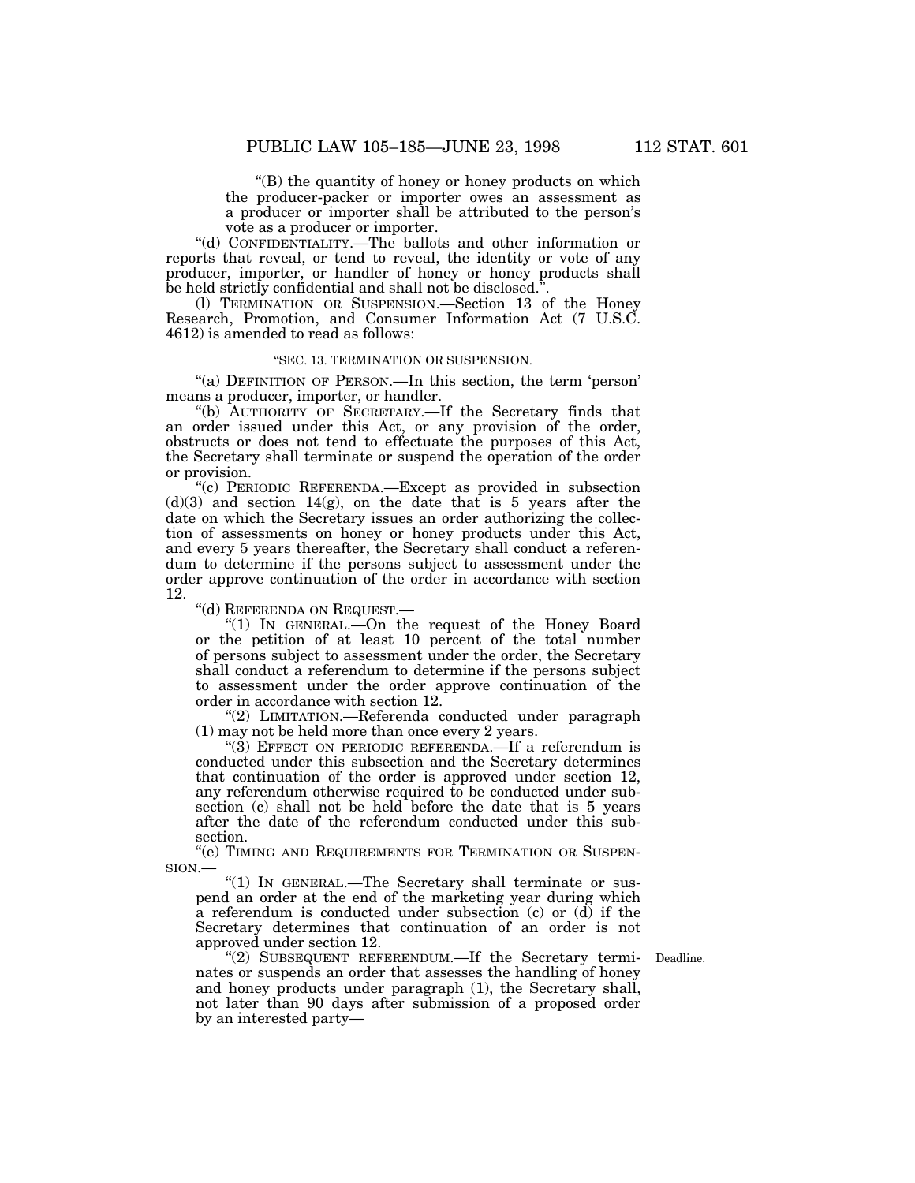"(B) the quantity of honey or honey products on which the producer-packer or importer owes an assessment as a producer or importer shall be attributed to the person's vote as a producer or importer.

"(d) CONFIDENTIALITY.—The ballots and other information or reports that reveal, or tend to reveal, the identity or vote of any producer, importer, or handler of honey or honey products shall be held strictly confidential and shall not be disclosed.".

(l) TERMINATION OR SUSPENSION.—Section 13 of the Honey Research, Promotion, and Consumer Information Act (7 U.S.C. 4612) is amended to read as follows:

"SEC. 13. TERMINATION OR SUSPENSION.

"(a) DEFINITION OF PERSON.—In this section, the term 'person' means a producer, importer, or handler.

"(b) AUTHORITY OF SECRETARY.—If the Secretary finds that an order issued under this Act, or any provision of the order, obstructs or does not tend to effectuate the purposes of this Act, the Secretary shall terminate or suspend the operation of the order or provision.

"(c) PERIODIC REFERENDA.—Except as provided in subsection (d)(3) and section 14(g), on the date that is 5 years after the date on which the Secretary issues an order authorizing the collection of assessments on honey or honey products under this Act, and every 5 years thereafter, the Secretary shall conduct a referendum to determine if the persons subject to assessment under the order approve continuation of the order in accordance with section 12.

"(d) REFERENDA ON REQUEST.—

"(1) IN GENERAL.—On the request of the Honey Board or the petition of at least 10 percent of the total number of persons subject to assessment under the order, the Secretary shall conduct a referendum to determine if the persons subject to assessment under the order approve continuation of the order in accordance with section 12.

"(2) LIMITATION.—Referenda conducted under paragraph (1) may not be held more than once every 2 years.

"(3) EFFECT ON PERIODIC REFERENDA.—If a referendum is conducted under this subsection and the Secretary determines that continuation of the order is approved under section 12, any referendum otherwise required to be conducted under subsection (c) shall not be held before the date that is 5 years after the date of the referendum conducted under this subsection.

"(e) TIMING AND REQUIREMENTS FOR TERMINATION OR SUSPENSION.—

"(1) IN GENERAL.—The Secretary shall terminate or suspend an order at the end of the marketing year during which a referendum is conducted under subsection (c) or (d) if the Secretary determines that continuation of an order is not approved under section 12.

Deadline.

"(2) SUBSEQUENT REFERENDUM.—If the Secretary terminates or suspends an order that assesses the handling of honey and honey products under paragraph (1), the Secretary shall, not later than 90 days after submission of a proposed order by an interested party—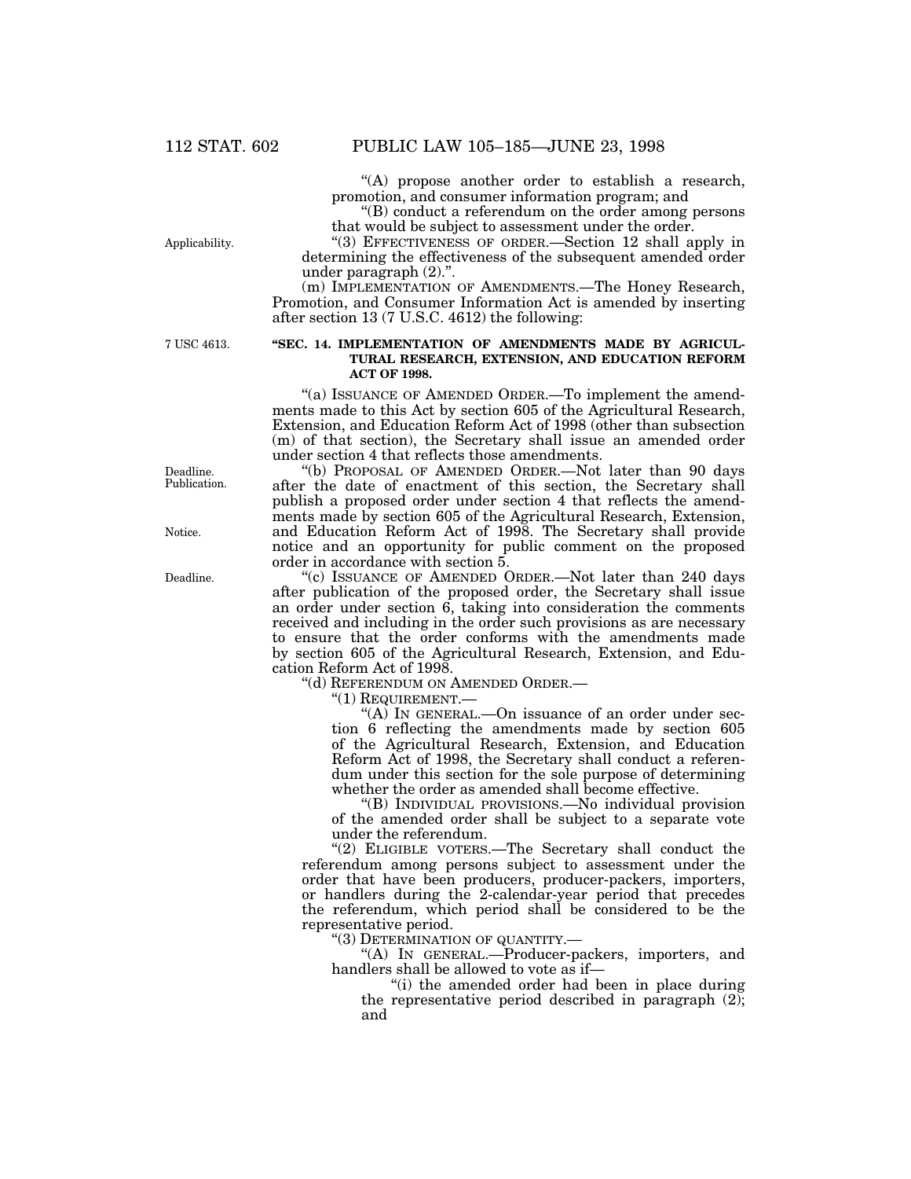"(A) propose another order to establish a research, promotion, and consumer information program; and

"(B) conduct a referendum on the order among persons that would be subject to assessment under the order.

"(3) EFFECTIVENESS OF ORDER.—Section 12 shall apply in determining the effectiveness of the subsequent amended order under paragraph (2).".

(m) IMPLEMENTATION OF AMENDMENTS.—The Honey Research, Promotion, and Consumer Information Act is amended by inserting after section 13 (7 U.S.C. 4612) the following:

**"SEC. 14. IMPLEMENTATION OF AMENDMENTS MADE BY AGRICULTURAL RESEARCH, EXTENSION, AND EDUCATION REFORM ACT OF 1998.**

"(a) ISSUANCE OF AMENDED ORDER.—To implement the amendments made to this Act by section 605 of the Agricultural Research, Extension, and Education Reform Act of 1998 (other than subsection (m) of that section), the Secretary shall issue an amended order under section 4 that reflects those amendments.

"(b) PROPOSAL OF AMENDED ORDER.—Not later than 90 days after the date of enactment of this section, the Secretary shall publish a proposed order under section 4 that reflects the amendments made by section 605 of the Agricultural Research, Extension, and Education Reform Act of 1998. The Secretary shall provide notice and an opportunity for public comment on the proposed order in accordance with section 5.

"(c) ISSUANCE OF AMENDED ORDER.—Not later than 240 days after publication of the proposed order, the Secretary shall issue an order under section 6, taking into consideration the comments received and including in the order such provisions as are necessary to ensure that the order conforms with the amendments made by section 605 of the Agricultural Research, Extension, and Education Reform Act of 1998.

"(d) REFERENDUM ON AMENDED ORDER.—

"(1) REQUIREMENT.—

"(A) IN GENERAL.—On issuance of an order under section 6 reflecting the amendments made by section 605 of the Agricultural Research, Extension, and Education Reform Act of 1998, the Secretary shall conduct a referendum under this section for the sole purpose of determining whether the order as amended shall become effective.

"(B) INDIVIDUAL PROVISIONS.—No individual provision of the amended order shall be subject to a separate vote under the referendum.

"(2) ELIGIBLE VOTERS.—The Secretary shall conduct the referendum among persons subject to assessment under the order that have been producers, producer-packers, importers, or handlers during the 2-calendar-year period that precedes the referendum, which period shall be considered to be the representative period.

"(3) DETERMINATION OF QUANTITY.—

"(A) IN GENERAL.—Producer-packers, importers, and handlers shall be allowed to vote as if—

"(i) the amended order had been in place during the representative period described in paragraph (2); and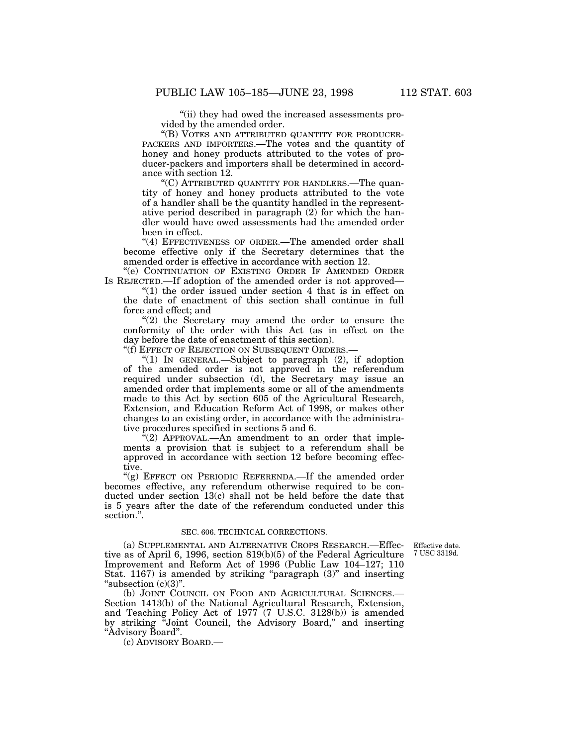"(ii) they had owed the increased assessments provided by the amended order.

"(B) VOTES AND ATTRIBUTED QUANTITY FOR PRODUCER-PACKERS AND IMPORTERS.—The votes and the quantity of honey and honey products attributed to the votes of producer-packers and importers shall be determined in accordance with section 12.

"(C) ATTRIBUTED QUANTITY FOR HANDLERS.—The quantity of honey and honey products attributed to the vote of a handler shall be the quantity handled in the representative period described in paragraph (2) for which the handler would have owed assessments had the amended order been in effect.

"(4) EFFECTIVENESS OF ORDER.—The amended order shall become effective only if the Secretary determines that the amended order is effective in accordance with section 12.

"(e) CONTINUATION OF EXISTING ORDER IF AMENDED ORDER IS REJECTED.—If adoption of the amended order is not approved—

"(1) the order issued under section 4 that is in effect on the date of enactment of this section shall continue in full force and effect; and

"(2) the Secretary may amend the order to ensure the conformity of the order with this Act (as in effect on the day before the date of enactment of this section).

"(f) EFFECT OF REJECTION ON SUBSEQUENT ORDERS.—

"(1) IN GENERAL.—Subject to paragraph (2), if adoption of the amended order is not approved in the referendum required under subsection (d), the Secretary may issue an amended order that implements some or all of the amendments made to this Act by section 605 of the Agricultural Research, Extension, and Education Reform Act of 1998, or makes other changes to an existing order, in accordance with the administrative procedures specified in sections 5 and 6.

"(2) APPROVAL.—An amendment to an order that implements a provision that is subject to a referendum shall be approved in accordance with section 12 before becoming effective.

"(g) EFFECT ON PERIODIC REFERENDA.—If the amended order becomes effective, any referendum otherwise required to be conducted under section 13(c) shall not be held before the date that is 5 years after the date of the referendum conducted under this section.".

SEC. 606. TECHNICAL CORRECTIONS.

Effective date.
7 USC 3319d.

(a) SUPPLEMENTAL AND ALTERNATIVE CROPS RESEARCH.—Effective as of April 6, 1996, section 819(b)(5) of the Federal Agriculture Improvement and Reform Act of 1996 (Public Law 104–127; 110 Stat. 1167) is amended by striking "paragraph (3)" and inserting "subsection (c)(3)".

(b) JOINT COUNCIL ON FOOD AND AGRICULTURAL SCIENCES.—Section 1413(b) of the National Agricultural Research, Extension, and Teaching Policy Act of 1977 (7 U.S.C. 3128(b)) is amended by striking "Joint Council, the Advisory Board," and inserting "Advisory Board".

(c) ADVISORY BOARD.—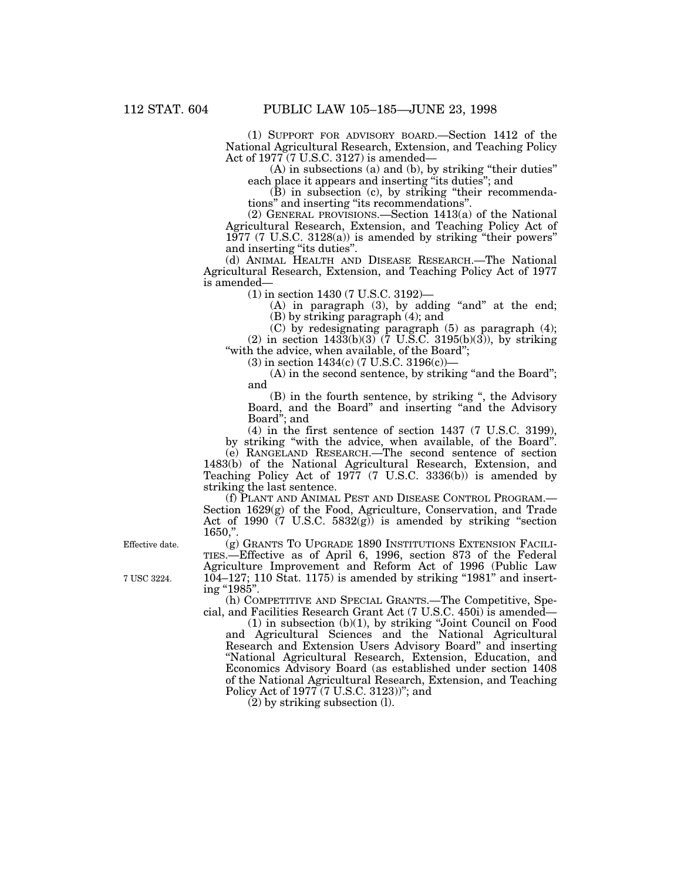(1) SUPPORT FOR ADVISORY BOARD.—Section 1412 of the National Agricultural Research, Extension, and Teaching Policy Act of 1977 (7 U.S.C. 3127) is amended—

(A) in subsections (a) and (b), by striking "their duties" each place it appears and inserting "its duties"; and

(B) in subsection (c), by striking "their recommendations" and inserting "its recommendations".

(2) GENERAL PROVISIONS.—Section 1413(a) of the National Agricultural Research, Extension, and Teaching Policy Act of 1977 (7 U.S.C. 3128(a)) is amended by striking "their powers" and inserting "its duties".

(d) ANIMAL HEALTH AND DISEASE RESEARCH.—The National Agricultural Research, Extension, and Teaching Policy Act of 1977 is amended—

(1) in section 1430 (7 U.S.C. 3192)—

(A) in paragraph (3), by adding "and" at the end;

(B) by striking paragraph (4); and

(C) by redesignating paragraph (5) as paragraph (4);

(2) in section 1433(b)(3) (7 U.S.C. 3195(b)(3)), by striking "with the advice, when available, of the Board";

(3) in section 1434(c) (7 U.S.C. 3196(c))—

(A) in the second sentence, by striking "and the Board"; and

(B) in the fourth sentence, by striking ", the Advisory Board, and the Board" and inserting "and the Advisory Board"; and

(4) in the first sentence of section 1437 (7 U.S.C. 3199), by striking "with the advice, when available, of the Board".

(e) RANGELAND RESEARCH.—The second sentence of section 1483(b) of the National Agricultural Research, Extension, and Teaching Policy Act of 1977 (7 U.S.C. 3336(b)) is amended by striking the last sentence.

(f) PLANT AND ANIMAL PEST AND DISEASE CONTROL PROGRAM.—Section 1629(g) of the Food, Agriculture, Conservation, and Trade Act of 1990 (7 U.S.C. 5832(g)) is amended by striking "section 1650,".

Effective date.

7 USC 3224.

(g) GRANTS TO UPGRADE 1890 INSTITUTIONS EXTENSION FACILITIES.—Effective as of April 6, 1996, section 873 of the Federal Agriculture Improvement and Reform Act of 1996 (Public Law 104–127; 110 Stat. 1175) is amended by striking "1981" and inserting "1985".

(h) COMPETITIVE AND SPECIAL GRANTS.—The Competitive, Special, and Facilities Research Grant Act (7 U.S.C. 450i) is amended—

(1) in subsection (b)(1), by striking "Joint Council on Food and Agricultural Sciences and the National Agricultural Research and Extension Users Advisory Board" and inserting "National Agricultural Research, Extension, Education, and Economics Advisory Board (as established under section 1408 of the National Agricultural Research, Extension, and Teaching Policy Act of 1977 (7 U.S.C. 3123))"; and

(2) by striking subsection (l).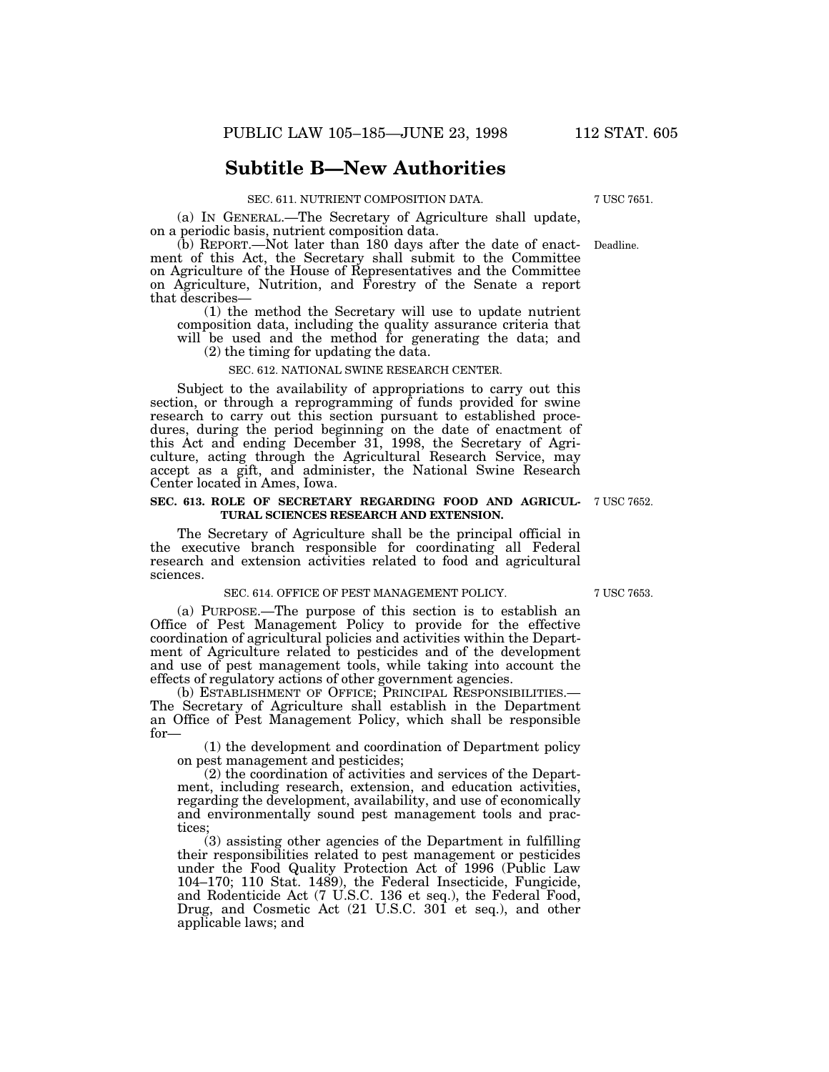## Subtitle B—New Authorities

SEC. 611. NUTRIENT COMPOSITION DATA.

7 USC 7651.

(a) IN GENERAL.—The Secretary of Agriculture shall update, on a periodic basis, nutrient composition data.

(b) REPORT.—Not later than 180 days after the date of enactment of this Act, the Secretary shall submit to the Committee on Agriculture of the House of Representatives and the Committee on Agriculture, Nutrition, and Forestry of the Senate a report that describes—

Deadline.

(1) the method the Secretary will use to update nutrient composition data, including the quality assurance criteria that will be used and the method for generating the data; and

(2) the timing for updating the data.

SEC. 612. NATIONAL SWINE RESEARCH CENTER.

Subject to the availability of appropriations to carry out this section, or through a reprogramming of funds provided for swine research to carry out this section pursuant to established procedures, during the period beginning on the date of enactment of this Act and ending December 31, 1998, the Secretary of Agriculture, acting through the Agricultural Research Service, may accept as a gift, and administer, the National Swine Research Center located in Ames, Iowa.

**SEC. 613. ROLE OF SECRETARY REGARDING FOOD AND AGRICULTURAL SCIENCES RESEARCH AND EXTENSION.**

7 USC 7652.

The Secretary of Agriculture shall be the principal official in the executive branch responsible for coordinating all Federal research and extension activities related to food and agricultural sciences.

SEC. 614. OFFICE OF PEST MANAGEMENT POLICY.

7 USC 7653.

(a) PURPOSE.—The purpose of this section is to establish an Office of Pest Management Policy to provide for the effective coordination of agricultural policies and activities within the Department of Agriculture related to pesticides and of the development and use of pest management tools, while taking into account the effects of regulatory actions of other government agencies.

(b) ESTABLISHMENT OF OFFICE; PRINCIPAL RESPONSIBILITIES.—The Secretary of Agriculture shall establish in the Department an Office of Pest Management Policy, which shall be responsible for—

(1) the development and coordination of Department policy on pest management and pesticides;

(2) the coordination of activities and services of the Department, including research, extension, and education activities, regarding the development, availability, and use of economically and environmentally sound pest management tools and practices;

(3) assisting other agencies of the Department in fulfilling their responsibilities related to pest management or pesticides under the Food Quality Protection Act of 1996 (Public Law 104–170; 110 Stat. 1489), the Federal Insecticide, Fungicide, and Rodenticide Act (7 U.S.C. 136 et seq.), the Federal Food, Drug, and Cosmetic Act (21 U.S.C. 301 et seq.), and other applicable laws; and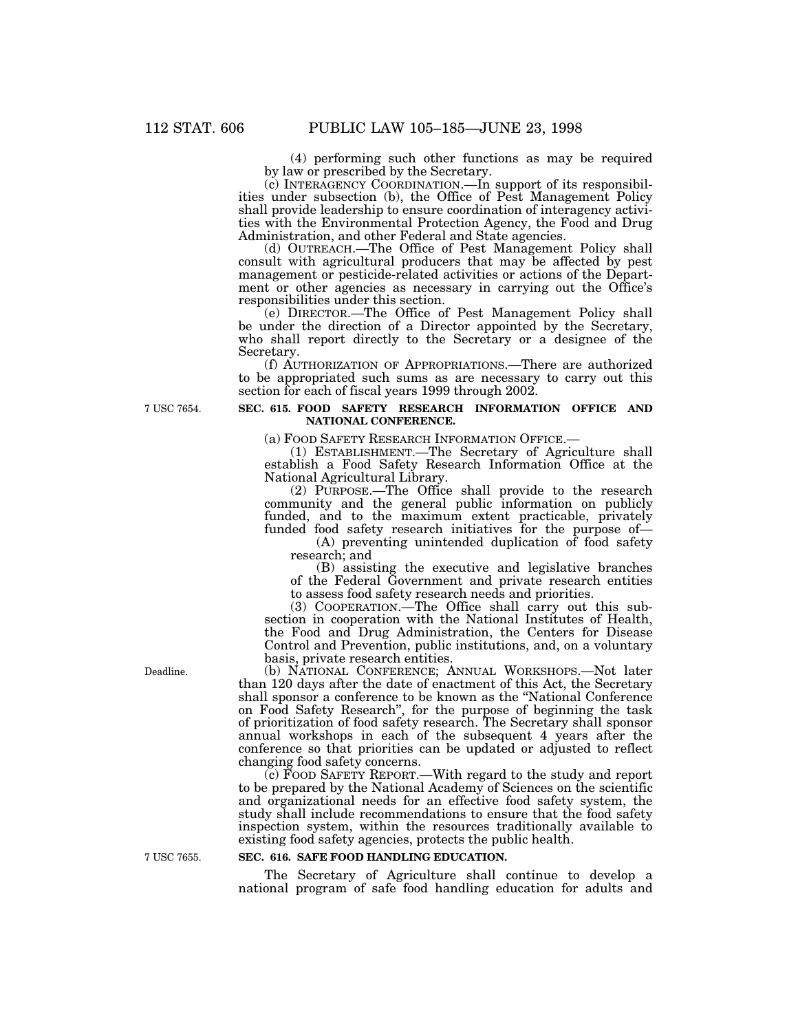(4) performing such other functions as may be required by law or prescribed by the Secretary.

(c) INTERAGENCY COORDINATION.—In support of its responsibilities under subsection (b), the Office of Pest Management Policy shall provide leadership to ensure coordination of interagency activities with the Environmental Protection Agency, the Food and Drug Administration, and other Federal and State agencies.

(d) OUTREACH.—The Office of Pest Management Policy shall consult with agricultural producers that may be affected by pest management or pesticide-related activities or actions of the Department or other agencies as necessary in carrying out the Office's responsibilities under this section.

(e) DIRECTOR.—The Office of Pest Management Policy shall be under the direction of a Director appointed by the Secretary, who shall report directly to the Secretary or a designee of the Secretary.

(f) AUTHORIZATION OF APPROPRIATIONS.—There are authorized to be appropriated such sums as are necessary to carry out this section for each of fiscal years 1999 through 2002.

7 USC 7654.

**SEC. 615. FOOD SAFETY RESEARCH INFORMATION OFFICE AND NATIONAL CONFERENCE.**

(a) FOOD SAFETY RESEARCH INFORMATION OFFICE.—

(1) ESTABLISHMENT.—The Secretary of Agriculture shall establish a Food Safety Research Information Office at the National Agricultural Library.

(2) PURPOSE.—The Office shall provide to the research community and the general public information on publicly funded, and to the maximum extent practicable, privately funded food safety research initiatives for the purpose of—

(A) preventing unintended duplication of food safety research; and

(B) assisting the executive and legislative branches of the Federal Government and private research entities to assess food safety research needs and priorities.

(3) COOPERATION.—The Office shall carry out this subsection in cooperation with the National Institutes of Health, the Food and Drug Administration, the Centers for Disease Control and Prevention, public institutions, and, on a voluntary basis, private research entities.

Deadline.

(b) NATIONAL CONFERENCE; ANNUAL WORKSHOPS.—Not later than 120 days after the date of enactment of this Act, the Secretary shall sponsor a conference to be known as the "National Conference on Food Safety Research", for the purpose of beginning the task of prioritization of food safety research. The Secretary shall sponsor annual workshops in each of the subsequent 4 years after the conference so that priorities can be updated or adjusted to reflect changing food safety concerns.

(c) FOOD SAFETY REPORT.—With regard to the study and report to be prepared by the National Academy of Sciences on the scientific and organizational needs for an effective food safety system, the study shall include recommendations to ensure that the food safety inspection system, within the resources traditionally available to existing food safety agencies, protects the public health.

7 USC 7655.

**SEC. 616. SAFE FOOD HANDLING EDUCATION.**

The Secretary of Agriculture shall continue to develop a national program of safe food handling education for adults and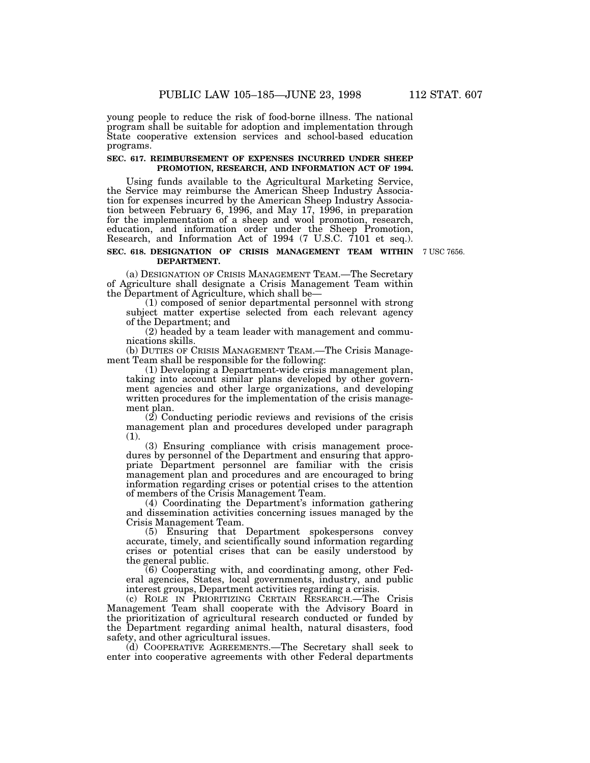young people to reduce the risk of food-borne illness. The national program shall be suitable for adoption and implementation through State cooperative extension services and school-based education programs.

**SEC. 617. REIMBURSEMENT OF EXPENSES INCURRED UNDER SHEEP PROMOTION, RESEARCH, AND INFORMATION ACT OF 1994.**

Using funds available to the Agricultural Marketing Service, the Service may reimburse the American Sheep Industry Association for expenses incurred by the American Sheep Industry Association between February 6, 1996, and May 17, 1996, in preparation for the implementation of a sheep and wool promotion, research, education, and information order under the Sheep Promotion, Research, and Information Act of 1994 (7 U.S.C. 7101 et seq.).

**SEC. 618. DESIGNATION OF CRISIS MANAGEMENT TEAM WITHIN DEPARTMENT.**

7 USC 7656.

(a) DESIGNATION OF CRISIS MANAGEMENT TEAM.—The Secretary of Agriculture shall designate a Crisis Management Team within the Department of Agriculture, which shall be—

(1) composed of senior departmental personnel with strong subject matter expertise selected from each relevant agency of the Department; and

(2) headed by a team leader with management and communications skills.

(b) DUTIES OF CRISIS MANAGEMENT TEAM.—The Crisis Management Team shall be responsible for the following:

(1) Developing a Department-wide crisis management plan, taking into account similar plans developed by other government agencies and other large organizations, and developing written procedures for the implementation of the crisis management plan.

(2) Conducting periodic reviews and revisions of the crisis management plan and procedures developed under paragraph (1).

(3) Ensuring compliance with crisis management procedures by personnel of the Department and ensuring that appropriate Department personnel are familiar with the crisis management plan and procedures and are encouraged to bring information regarding crises or potential crises to the attention of members of the Crisis Management Team.

(4) Coordinating the Department's information gathering and dissemination activities concerning issues managed by the Crisis Management Team.

(5) Ensuring that Department spokespersons convey accurate, timely, and scientifically sound information regarding crises or potential crises that can be easily understood by the general public.

(6) Cooperating with, and coordinating among, other Federal agencies, States, local governments, industry, and public interest groups, Department activities regarding a crisis.

(c) ROLE IN PRIORITIZING CERTAIN RESEARCH.—The Crisis Management Team shall cooperate with the Advisory Board in the prioritization of agricultural research conducted or funded by the Department regarding animal health, natural disasters, food safety, and other agricultural issues.

(d) COOPERATIVE AGREEMENTS.—The Secretary shall seek to enter into cooperative agreements with other Federal departments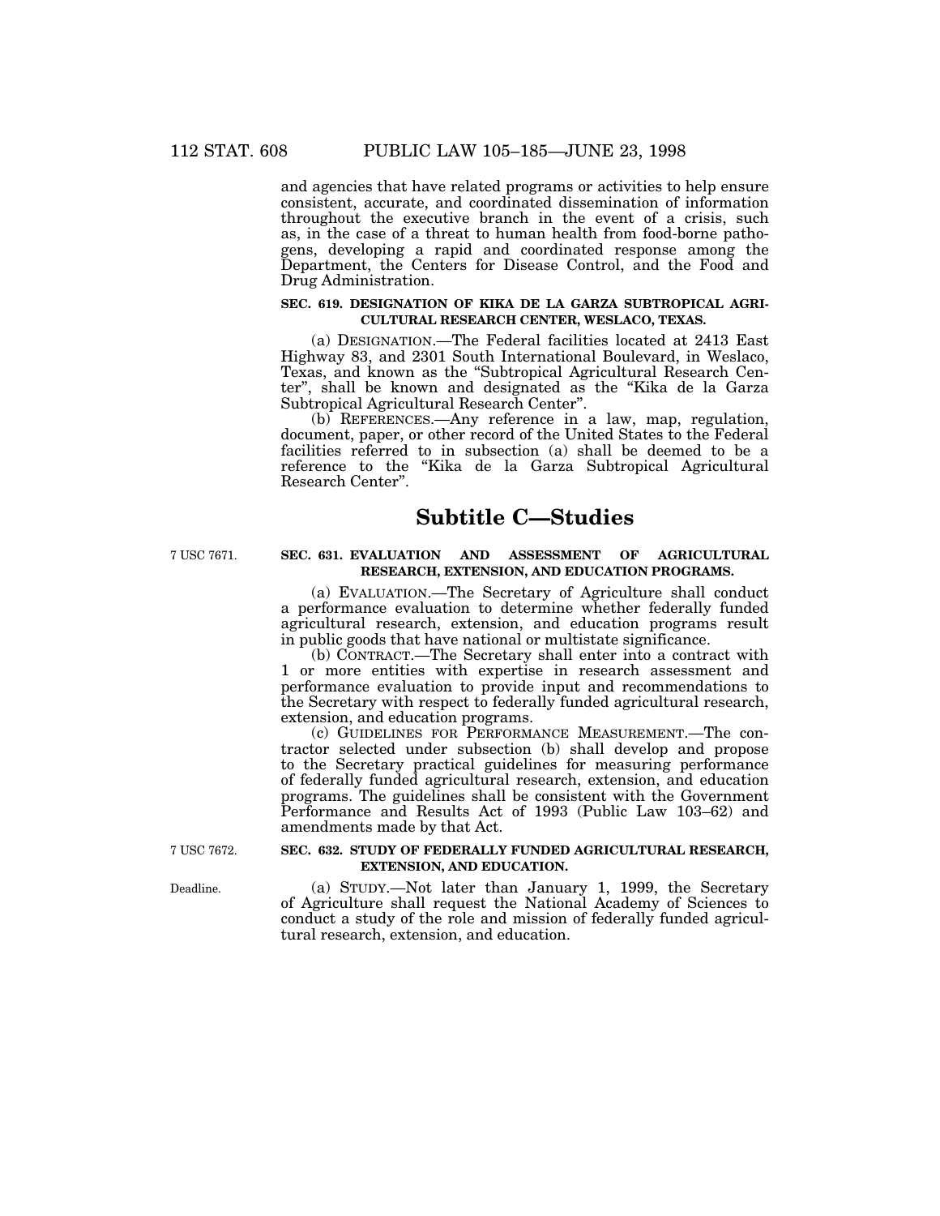and agencies that have related programs or activities to help ensure consistent, accurate, and coordinated dissemination of information throughout the executive branch in the event of a crisis, such as, in the case of a threat to human health from food-borne pathogens, developing a rapid and coordinated response among the Department, the Centers for Disease Control, and the Food and Drug Administration.

**SEC. 619. DESIGNATION OF KIKA DE LA GARZA SUBTROPICAL AGRICULTURAL RESEARCH CENTER, WESLACO, TEXAS.**

(a) DESIGNATION.—The Federal facilities located at 2413 East Highway 83, and 2301 South International Boulevard, in Weslaco, Texas, and known as the "Subtropical Agricultural Research Center", shall be known and designated as the "Kika de la Garza Subtropical Agricultural Research Center".

(b) REFERENCES.—Any reference in a law, map, regulation, document, paper, or other record of the United States to the Federal facilities referred to in subsection (a) shall be deemed to be a reference to the "Kika de la Garza Subtropical Agricultural Research Center".

## Subtitle C—Studies

7 USC 7671.

**SEC. 631. EVALUATION AND ASSESSMENT OF AGRICULTURAL RESEARCH, EXTENSION, AND EDUCATION PROGRAMS.**

(a) EVALUATION.—The Secretary of Agriculture shall conduct a performance evaluation to determine whether federally funded agricultural research, extension, and education programs result in public goods that have national or multistate significance.

(b) CONTRACT.—The Secretary shall enter into a contract with 1 or more entities with expertise in research assessment and performance evaluation to provide input and recommendations to the Secretary with respect to federally funded agricultural research, extension, and education programs.

(c) GUIDELINES FOR PERFORMANCE MEASUREMENT.—The contractor selected under subsection (b) shall develop and propose to the Secretary practical guidelines for measuring performance of federally funded agricultural research, extension, and education programs. The guidelines shall be consistent with the Government Performance and Results Act of 1993 (Public Law 103–62) and amendments made by that Act.

7 USC 7672.

**SEC. 632. STUDY OF FEDERALLY FUNDED AGRICULTURAL RESEARCH, EXTENSION, AND EDUCATION.**

Deadline.

(a) STUDY.—Not later than January 1, 1999, the Secretary of Agriculture shall request the National Academy of Sciences to conduct a study of the role and mission of federally funded agricultural research, extension, and education.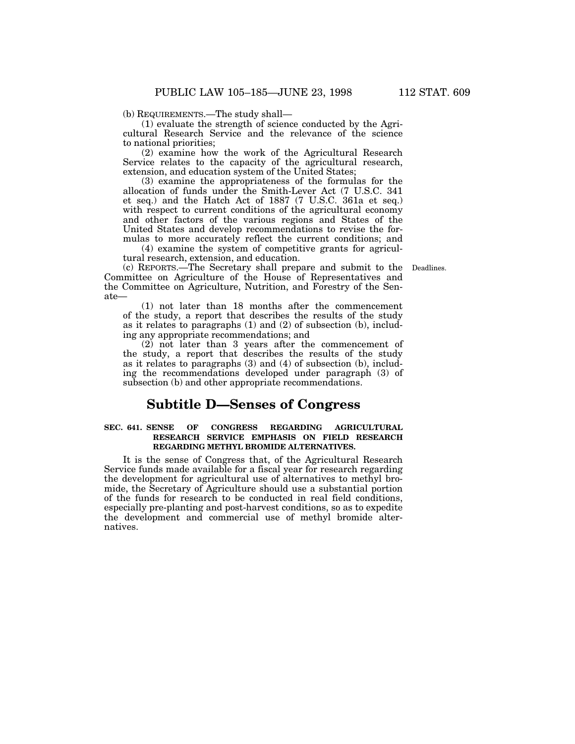(b) REQUIREMENTS.—The study shall—

(1) evaluate the strength of science conducted by the Agricultural Research Service and the relevance of the science to national priorities;

(2) examine how the work of the Agricultural Research Service relates to the capacity of the agricultural research, extension, and education system of the United States;

(3) examine the appropriateness of the formulas for the allocation of funds under the Smith-Lever Act (7 U.S.C. 341 et seq.) and the Hatch Act of 1887 (7 U.S.C. 361a et seq.) with respect to current conditions of the agricultural economy and other factors of the various regions and States of the United States and develop recommendations to revise the formulas to more accurately reflect the current conditions; and

(4) examine the system of competitive grants for agricultural research, extension, and education.

(c) REPORTS.—The Secretary shall prepare and submit to the Committee on Agriculture of the House of Representatives and the Committee on Agriculture, Nutrition, and Forestry of the Senate—

Deadlines.

(1) not later than 18 months after the commencement of the study, a report that describes the results of the study as it relates to paragraphs (1) and (2) of subsection (b), including any appropriate recommendations; and

(2) not later than 3 years after the commencement of the study, a report that describes the results of the study as it relates to paragraphs (3) and (4) of subsection (b), including the recommendations developed under paragraph (3) of subsection (b) and other appropriate recommendations.

## Subtitle D—Senses of Congress

**SEC. 641. SENSE OF CONGRESS REGARDING AGRICULTURAL RESEARCH SERVICE EMPHASIS ON FIELD RESEARCH REGARDING METHYL BROMIDE ALTERNATIVES.**

It is the sense of Congress that, of the Agricultural Research Service funds made available for a fiscal year for research regarding the development for agricultural use of alternatives to methyl bromide, the Secretary of Agriculture should use a substantial portion of the funds for research to be conducted in real field conditions, especially pre-planting and post-harvest conditions, so as to expedite the development and commercial use of methyl bromide alternatives.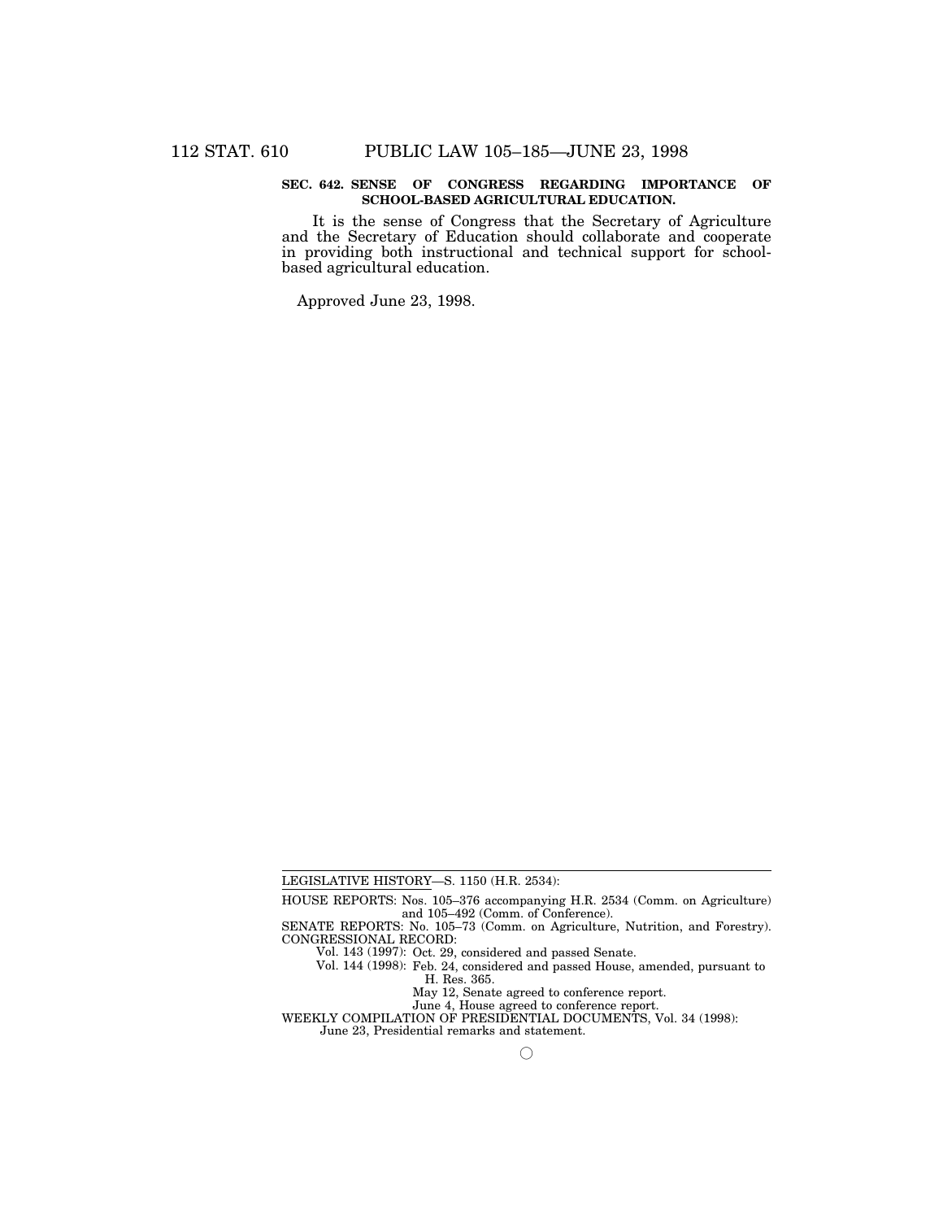**SEC. 642. SENSE OF CONGRESS REGARDING IMPORTANCE OF SCHOOL-BASED AGRICULTURAL EDUCATION.**

It is the sense of Congress that the Secretary of Agriculture and the Secretary of Education should collaborate and cooperate in providing both instructional and technical support for school-based agricultural education.

Approved June 23, 1998.

---

LEGISLATIVE HISTORY—S. 1150 (H.R. 2534):

HOUSE REPORTS: Nos. 105–376 accompanying H.R. 2534 (Comm. on Agriculture) and 105–492 (Comm. of Conference).

SENATE REPORTS: No. 105–73 (Comm. on Agriculture, Nutrition, and Forestry).

CONGRESSIONAL RECORD:

Vol. 143 (1997): Oct. 29, considered and passed Senate.

Vol. 144 (1998): Feb. 24, considered and passed House, amended, pursuant to H. Res. 365.

May 12, Senate agreed to conference report.

June 4, House agreed to conference report.

WEEKLY COMPILATION OF PRESIDENTIAL DOCUMENTS, Vol. 34 (1998):

June 23, Presidential remarks and statement.